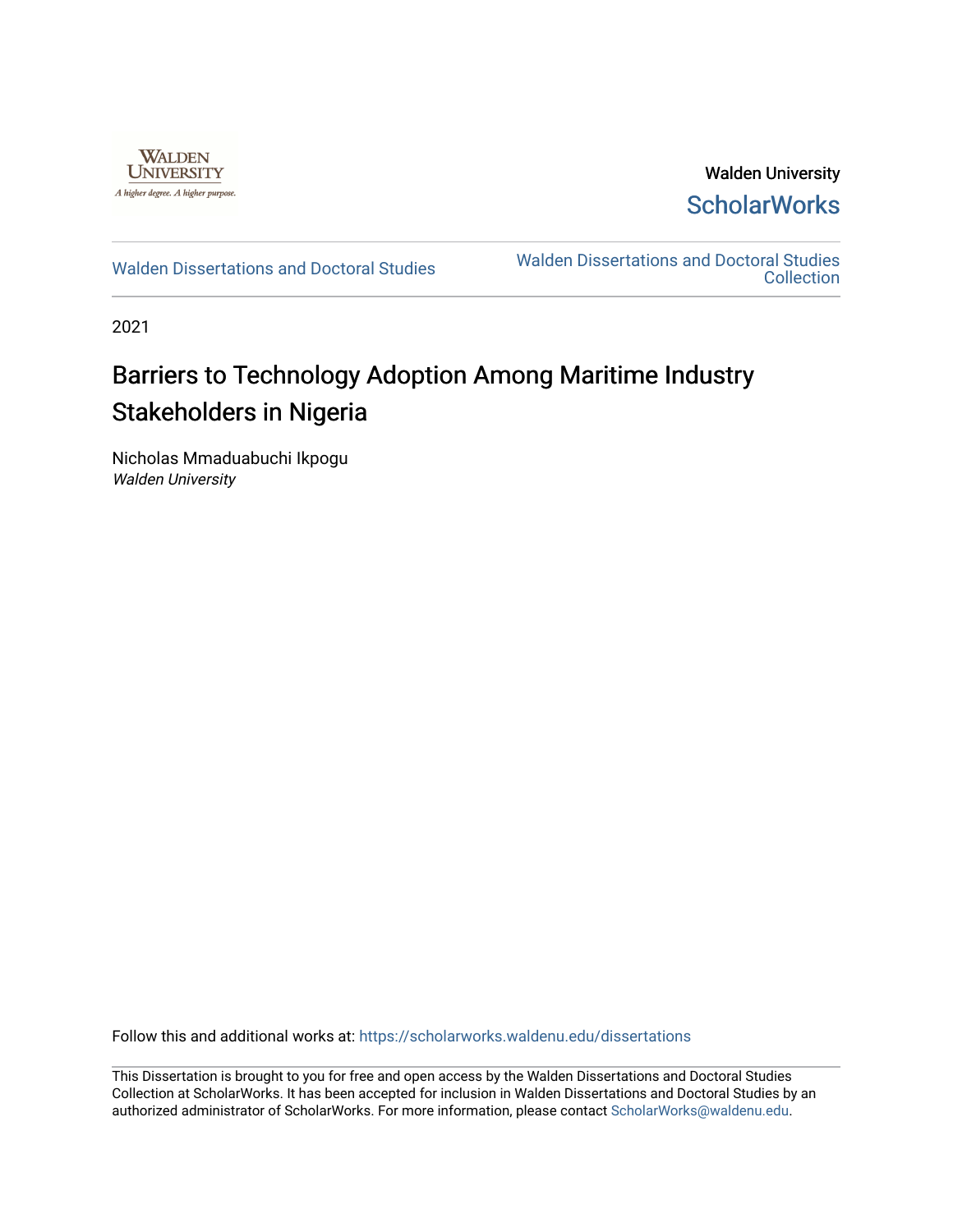Walden University

ScholarWorks

Walden Dissertations and Doctoral Studies

Walden Dissertations and Doctoral Studies Collection

2021

# Barriers to Technology Adoption Among Maritime Industry Stakeholders in Nigeria

Nicholas Mmaduabuchi Ikpogu
*Walden University*

Follow this and additional works at: https://scholarworks.waldenu.edu/dissertations

This Dissertation is brought to you for free and open access by the Walden Dissertations and Doctoral Studies Collection at ScholarWorks. It has been accepted for inclusion in Walden Dissertations and Doctoral Studies by an authorized administrator of ScholarWorks. For more information, please contact ScholarWorks@waldenu.edu.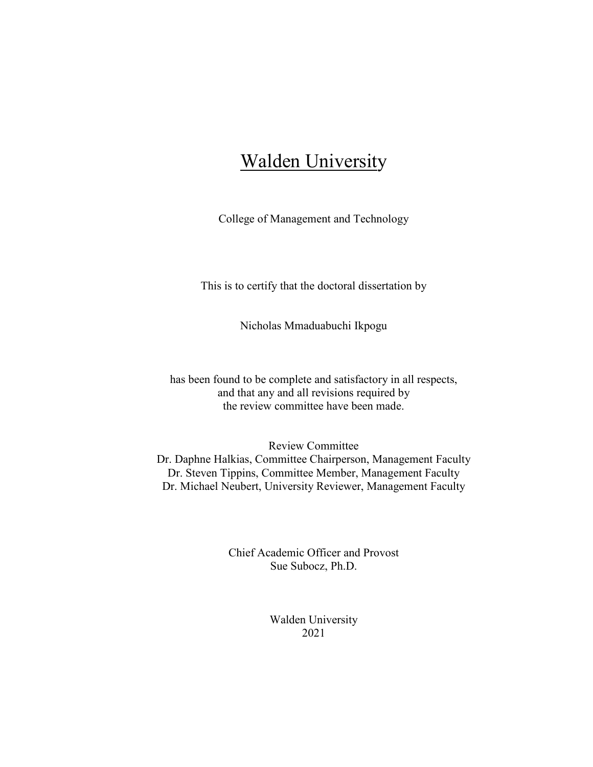# Walden University

College of Management and Technology

This is to certify that the doctoral dissertation by

Nicholas Mmaduabuchi Ikpogu

has been found to be complete and satisfactory in all respects,
and that any and all revisions required by
the review committee have been made.

Review Committee
Dr. Daphne Halkias, Committee Chairperson, Management Faculty
Dr. Steven Tippins, Committee Member, Management Faculty
Dr. Michael Neubert, University Reviewer, Management Faculty

Chief Academic Officer and Provost
Sue Subocz, Ph.D.

Walden University
2021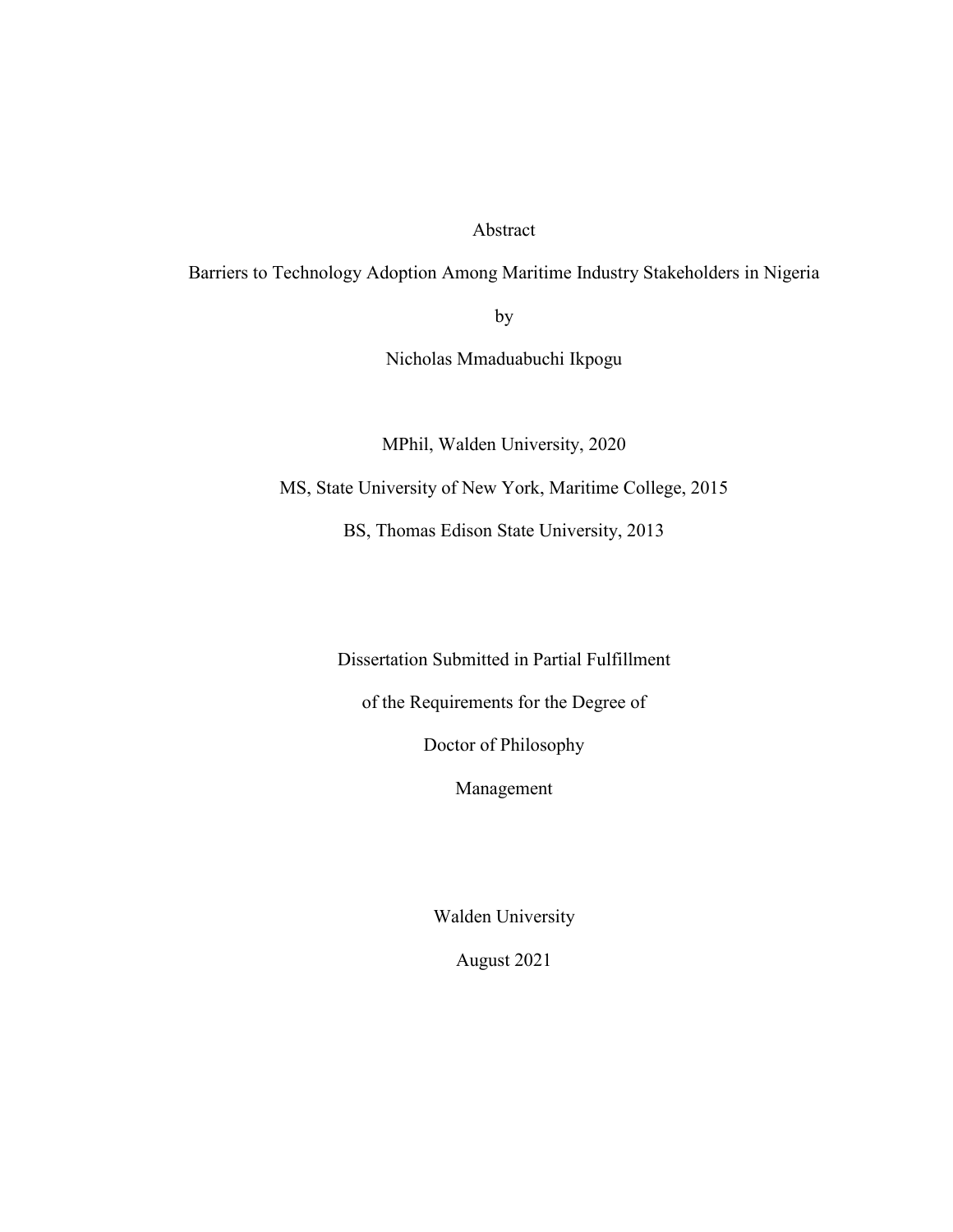Abstract

Barriers to Technology Adoption Among Maritime Industry Stakeholders in Nigeria

by

Nicholas Mmaduabuchi Ikpogu

MPhil, Walden University, 2020

MS, State University of New York, Maritime College, 2015

BS, Thomas Edison State University, 2013

Dissertation Submitted in Partial Fulfillment

of the Requirements for the Degree of

Doctor of Philosophy

Management

Walden University

August 2021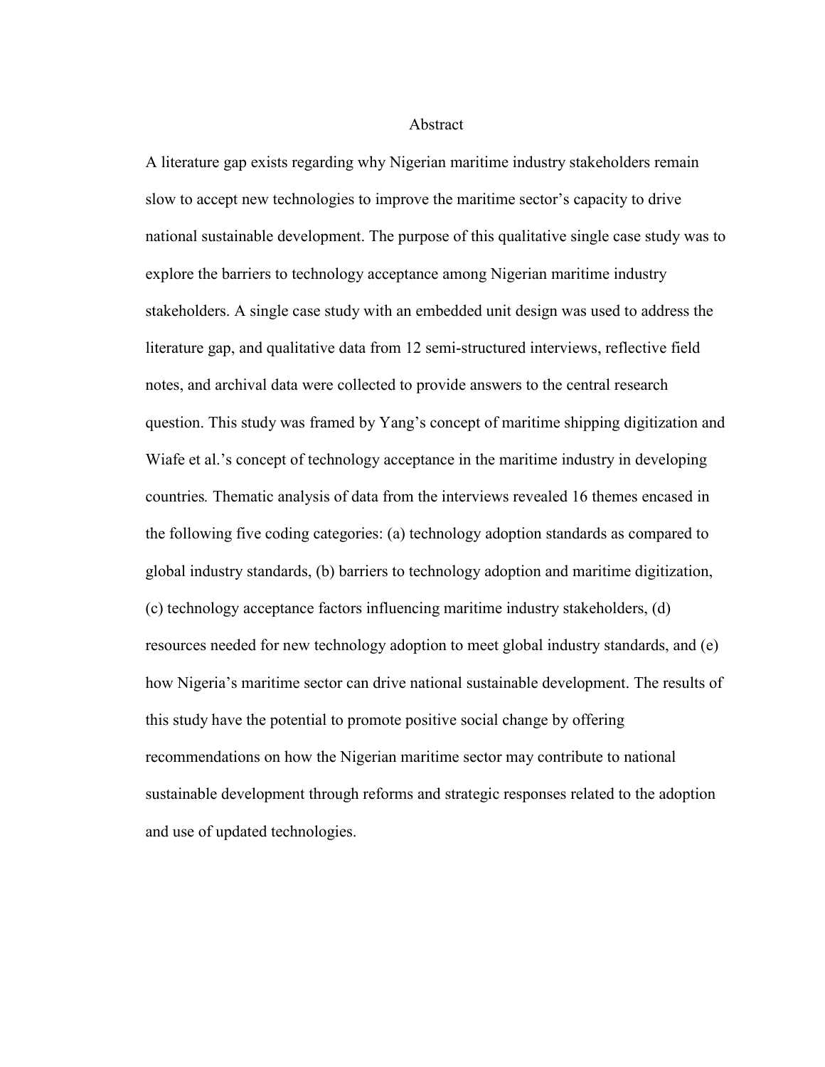# Abstract

A literature gap exists regarding why Nigerian maritime industry stakeholders remain slow to accept new technologies to improve the maritime sector's capacity to drive national sustainable development. The purpose of this qualitative single case study was to explore the barriers to technology acceptance among Nigerian maritime industry stakeholders. A single case study with an embedded unit design was used to address the literature gap, and qualitative data from 12 semi-structured interviews, reflective field notes, and archival data were collected to provide answers to the central research question. This study was framed by Yang's concept of maritime shipping digitization and Wiafe et al.'s concept of technology acceptance in the maritime industry in developing countries. Thematic analysis of data from the interviews revealed 16 themes encased in the following five coding categories: (a) technology adoption standards as compared to global industry standards, (b) barriers to technology adoption and maritime digitization, (c) technology acceptance factors influencing maritime industry stakeholders, (d) resources needed for new technology adoption to meet global industry standards, and (e) how Nigeria's maritime sector can drive national sustainable development. The results of this study have the potential to promote positive social change by offering recommendations on how the Nigerian maritime sector may contribute to national sustainable development through reforms and strategic responses related to the adoption and use of updated technologies.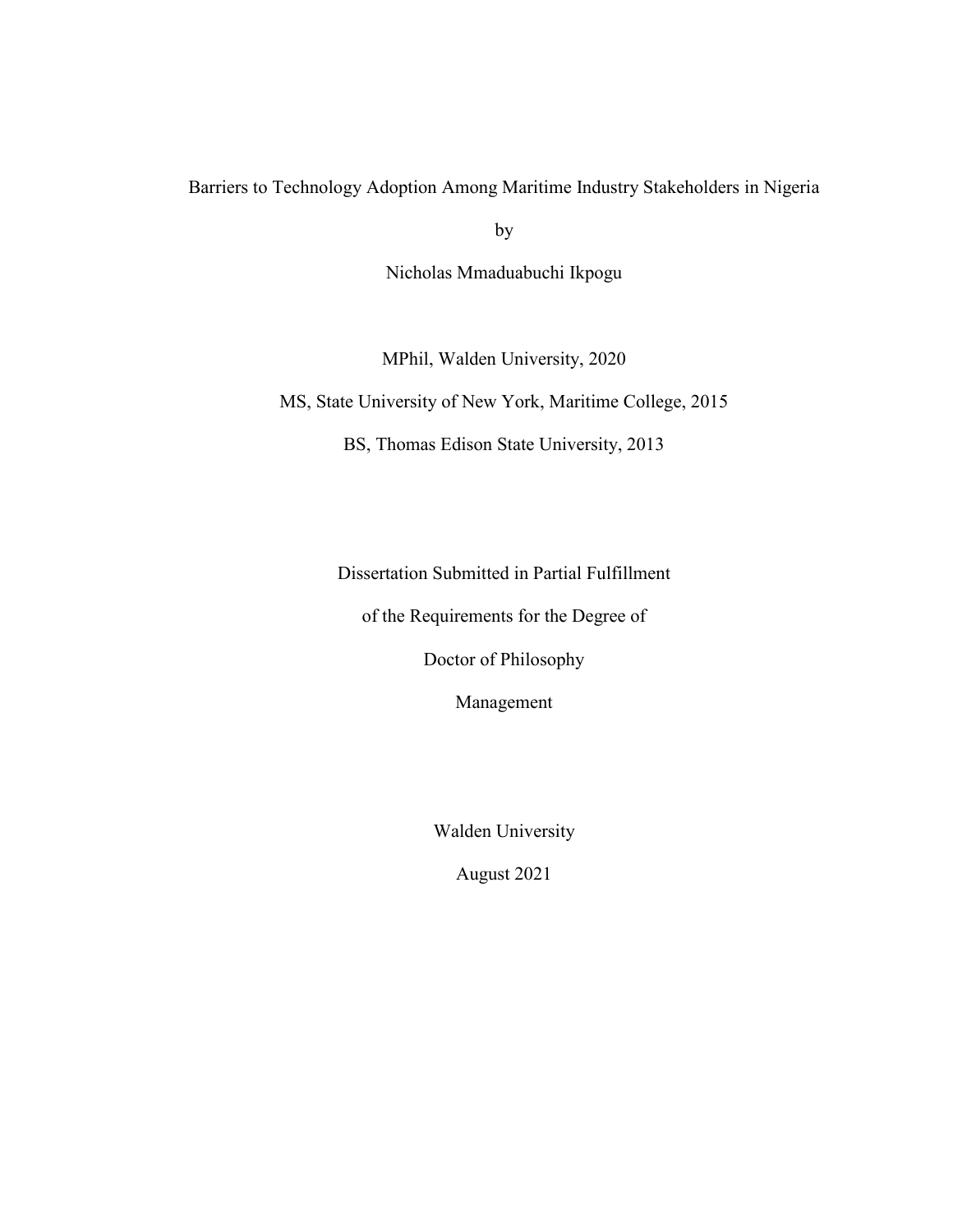# Barriers to Technology Adoption Among Maritime Industry Stakeholders in Nigeria

by

Nicholas Mmaduabuchi Ikpogu

MPhil, Walden University, 2020

MS, State University of New York, Maritime College, 2015

BS, Thomas Edison State University, 2013

Dissertation Submitted in Partial Fulfillment

of the Requirements for the Degree of

Doctor of Philosophy

Management

Walden University

August 2021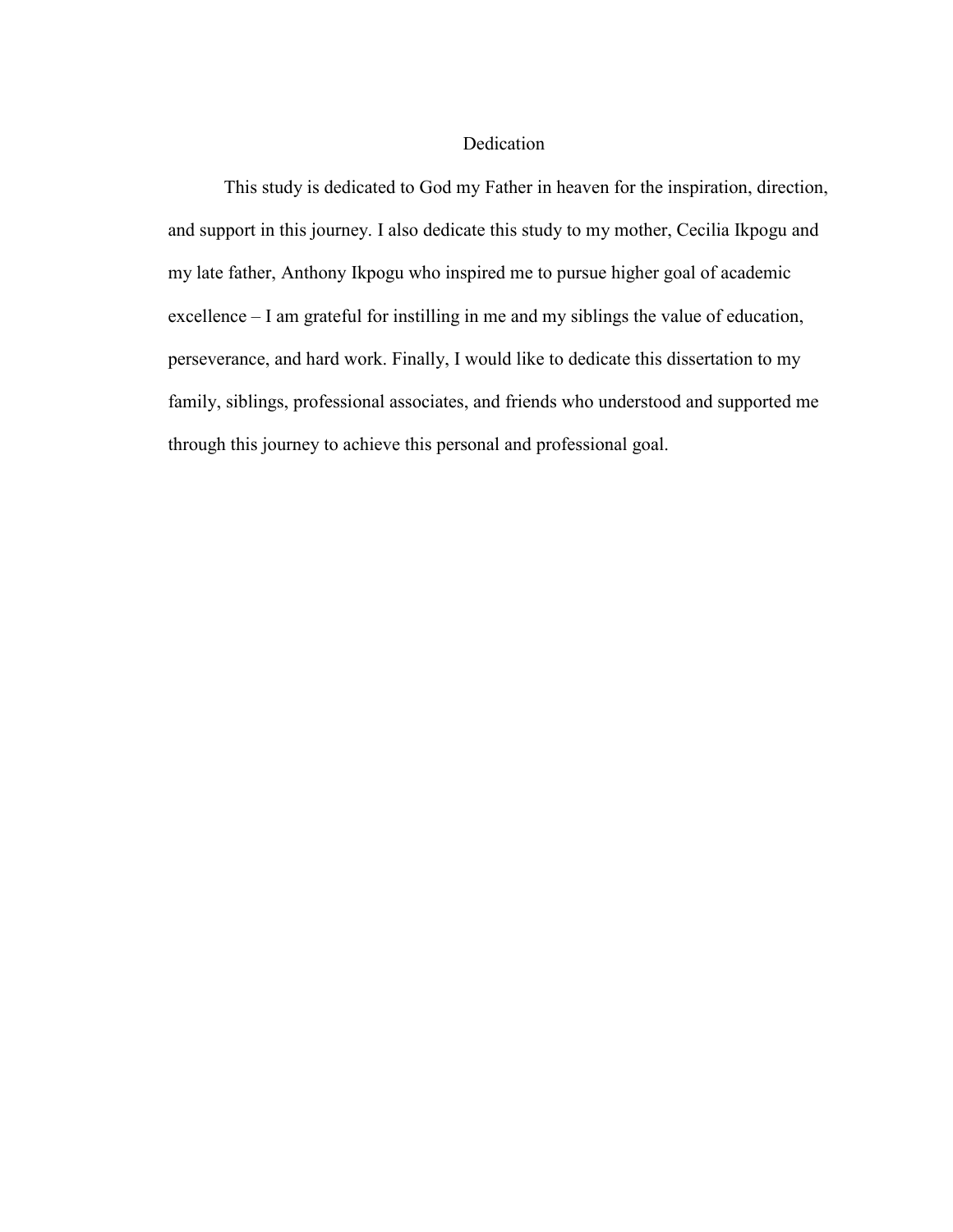# Dedication

This study is dedicated to God my Father in heaven for the inspiration, direction, and support in this journey. I also dedicate this study to my mother, Cecilia Ikpogu and my late father, Anthony Ikpogu who inspired me to pursue higher goal of academic excellence – I am grateful for instilling in me and my siblings the value of education, perseverance, and hard work. Finally, I would like to dedicate this dissertation to my family, siblings, professional associates, and friends who understood and supported me through this journey to achieve this personal and professional goal.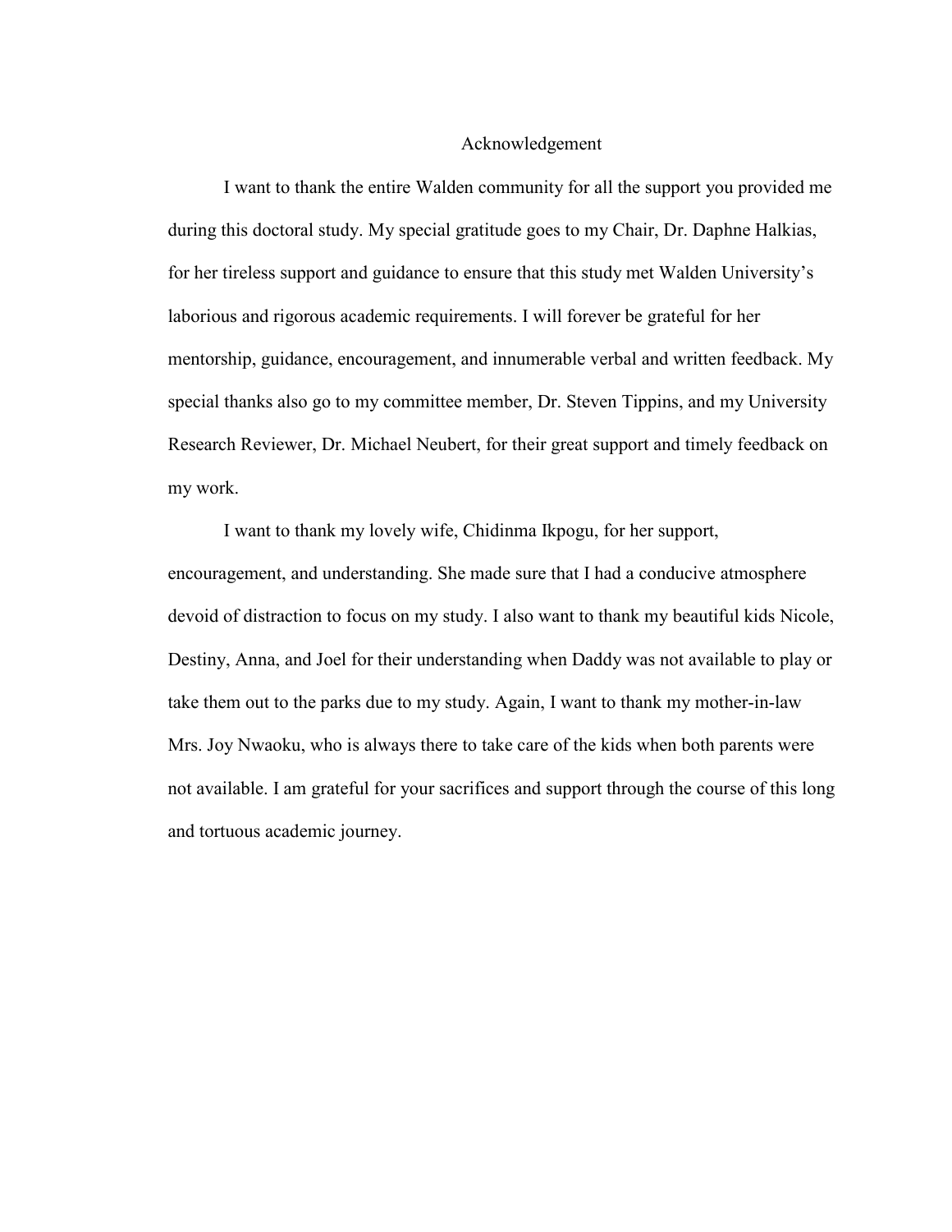# Acknowledgement

I want to thank the entire Walden community for all the support you provided me during this doctoral study. My special gratitude goes to my Chair, Dr. Daphne Halkias, for her tireless support and guidance to ensure that this study met Walden University's laborious and rigorous academic requirements. I will forever be grateful for her mentorship, guidance, encouragement, and innumerable verbal and written feedback. My special thanks also go to my committee member, Dr. Steven Tippins, and my University Research Reviewer, Dr. Michael Neubert, for their great support and timely feedback on my work.

I want to thank my lovely wife, Chidinma Ikpogu, for her support, encouragement, and understanding. She made sure that I had a conducive atmosphere devoid of distraction to focus on my study. I also want to thank my beautiful kids Nicole, Destiny, Anna, and Joel for their understanding when Daddy was not available to play or take them out to the parks due to my study. Again, I want to thank my mother-in-law Mrs. Joy Nwaoku, who is always there to take care of the kids when both parents were not available. I am grateful for your sacrifices and support through the course of this long and tortuous academic journey.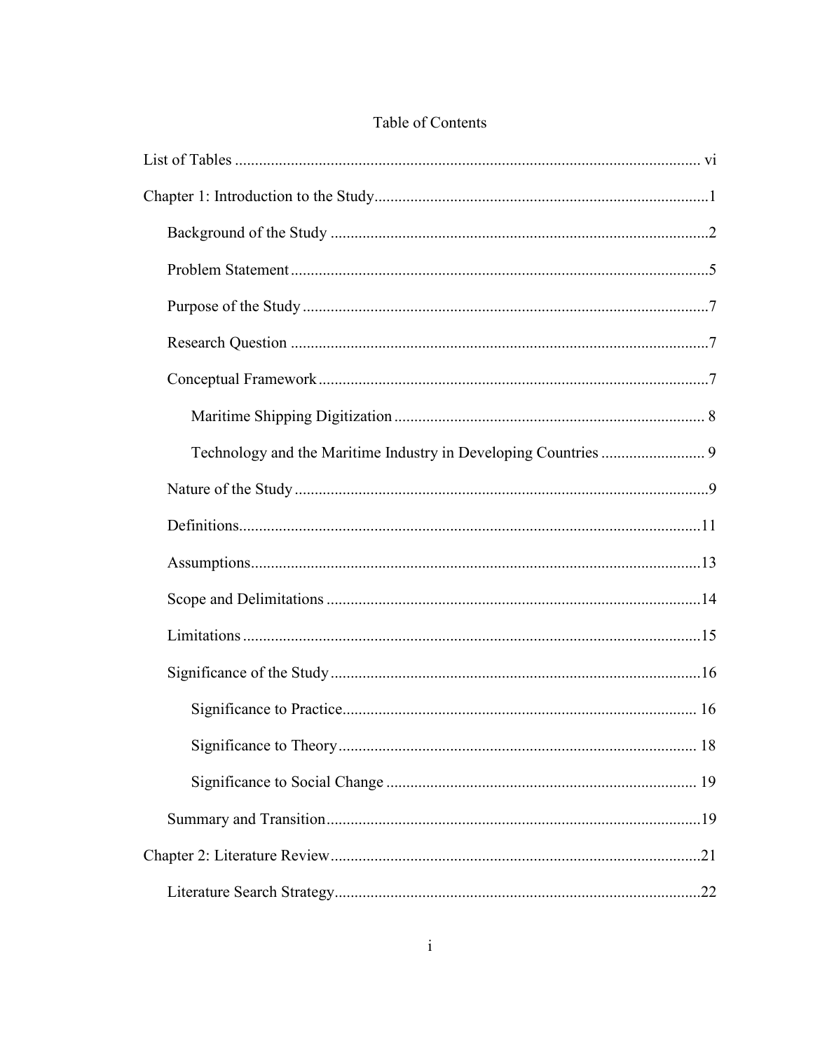# Table of Contents

List of Tables ..................................................................................................................... vi

Chapter 1: Introduction to the Study....................................................................................1

- Background of the Study ...............................................................................................2
- Problem Statement .........................................................................................................5
- Purpose of the Study ......................................................................................................7
- Research Question .........................................................................................................7
- Conceptual Framework ..................................................................................................7
  - Maritime Shipping Digitization ............................................................................. 8
  - Technology and the Maritime Industry in Developing Countries .......................... 9
- Nature of the Study ........................................................................................................9
- Definitions....................................................................................................................11
- Assumptions.................................................................................................................13
- Scope and Delimitations ..............................................................................................14
- Limitations ...................................................................................................................15
- Significance of the Study .............................................................................................16
  - Significance to Practice......................................................................................... 16
  - Significance to Theory .......................................................................................... 18
  - Significance to Social Change ............................................................................. 19
- Summary and Transition..............................................................................................19

Chapter 2: Literature Review.............................................................................................21

- Literature Search Strategy............................................................................................22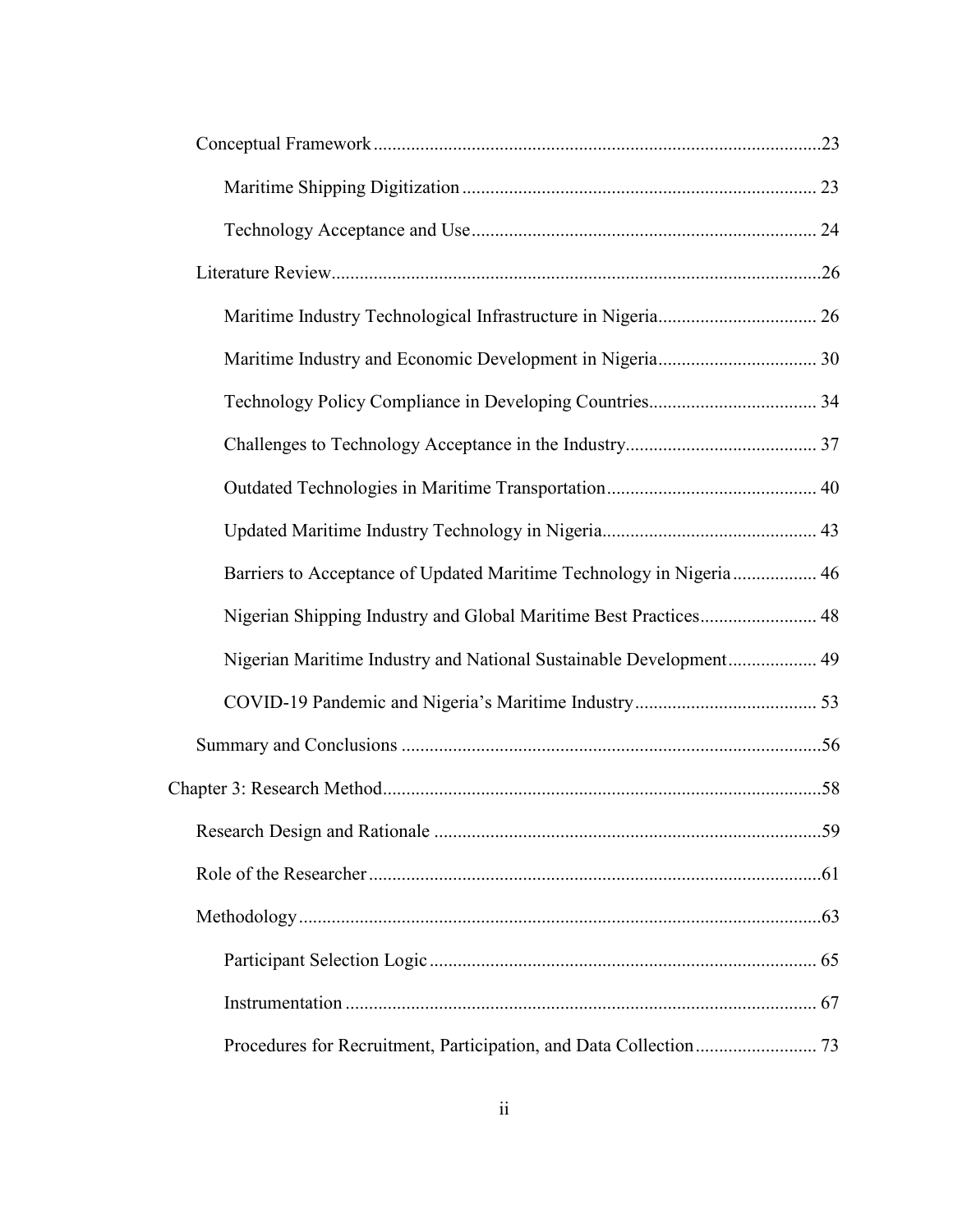Conceptual Framework ..... 23

Maritime Shipping Digitization ..... 23

Technology Acceptance and Use ..... 24

Literature Review ..... 26

Maritime Industry Technological Infrastructure in Nigeria ..... 26

Maritime Industry and Economic Development in Nigeria ..... 30

Technology Policy Compliance in Developing Countries ..... 34

Challenges to Technology Acceptance in the Industry ..... 37

Outdated Technologies in Maritime Transportation ..... 40

Updated Maritime Industry Technology in Nigeria ..... 43

Barriers to Acceptance of Updated Maritime Technology in Nigeria ..... 46

Nigerian Shipping Industry and Global Maritime Best Practices ..... 48

Nigerian Maritime Industry and National Sustainable Development ..... 49

COVID-19 Pandemic and Nigeria's Maritime Industry ..... 53

Summary and Conclusions ..... 56

Chapter 3: Research Method ..... 58

Research Design and Rationale ..... 59

Role of the Researcher ..... 61

Methodology ..... 63

Participant Selection Logic ..... 65

Instrumentation ..... 67

Procedures for Recruitment, Participation, and Data Collection ..... 73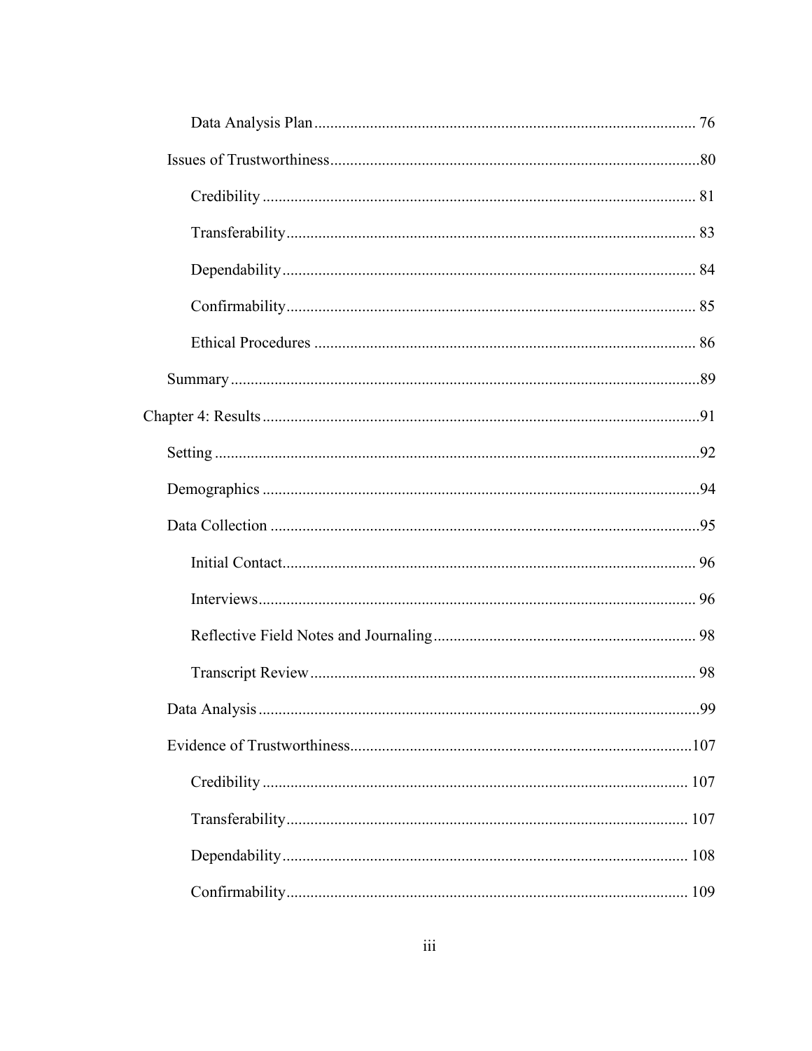Data Analysis Plan ........................................................................................ 76

Issues of Trustworthiness ........................................................................................ 80

Credibility ........................................................................................ 81

Transferability ........................................................................................ 83

Dependability ........................................................................................ 84

Confirmability ........................................................................................ 85

Ethical Procedures ........................................................................................ 86

Summary ........................................................................................ 89

Chapter 4: Results ........................................................................................ 91

Setting ........................................................................................ 92

Demographics ........................................................................................ 94

Data Collection ........................................................................................ 95

Initial Contact ........................................................................................ 96

Interviews ........................................................................................ 96

Reflective Field Notes and Journaling ........................................................................................ 98

Transcript Review ........................................................................................ 98

Data Analysis ........................................................................................ 99

Evidence of Trustworthiness ........................................................................................ 107

Credibility ........................................................................................ 107

Transferability ........................................................................................ 107

Dependability ........................................................................................ 108

Confirmability ........................................................................................ 109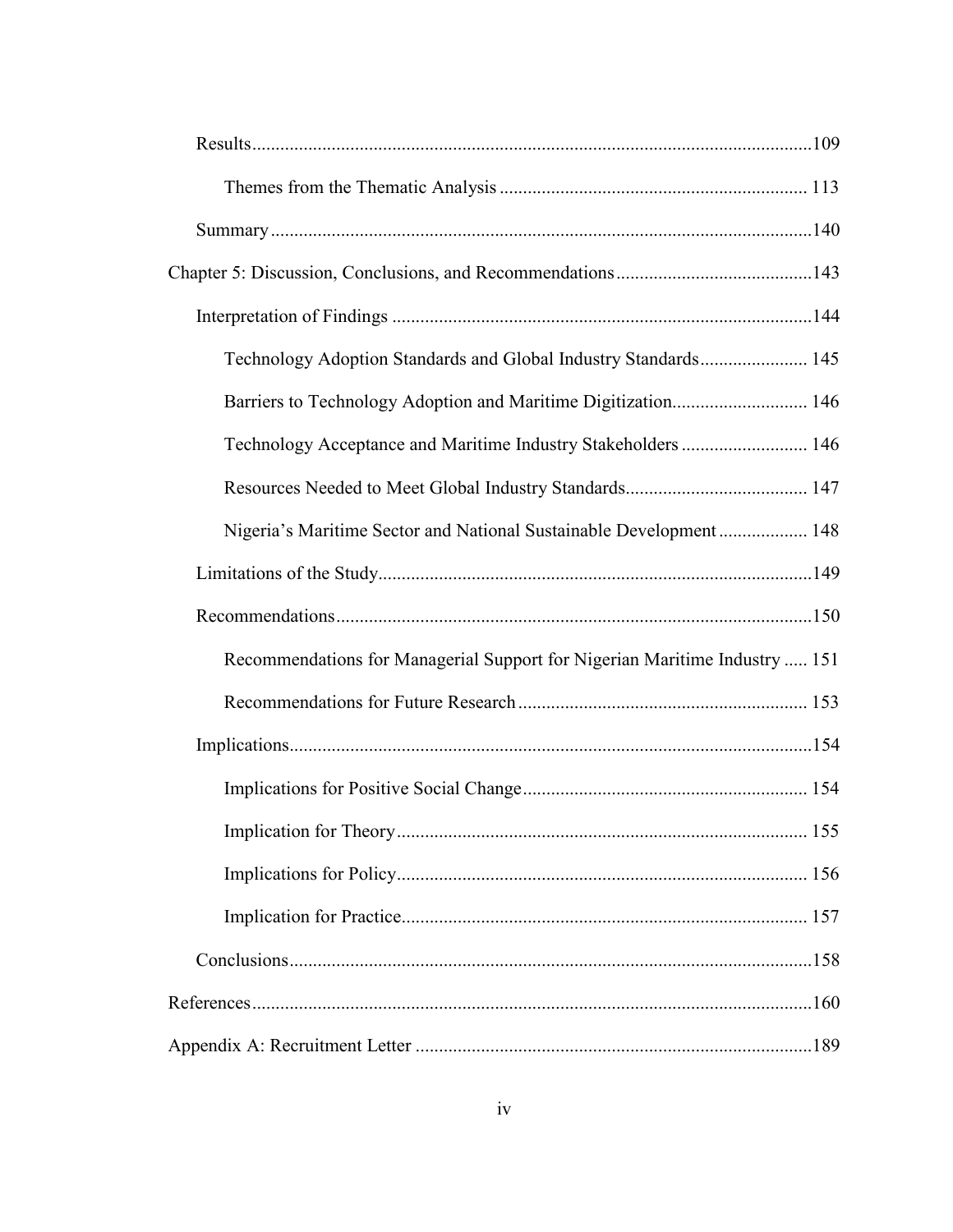Results....................................................................................................................109

Themes from the Thematic Analysis ................................................................. 113

Summary...................................................................................................................140

Chapter 5: Discussion, Conclusions, and Recommendations..........................................143

Interpretation of Findings .........................................................................................144

Technology Adoption Standards and Global Industry Standards....................... 145

Barriers to Technology Adoption and Maritime Digitization............................. 146

Technology Acceptance and Maritime Industry Stakeholders ........................... 146

Resources Needed to Meet Global Industry Standards....................................... 147

Nigeria's Maritime Sector and National Sustainable Development ................... 148

Limitations of the Study............................................................................................149

Recommendations.....................................................................................................150

Recommendations for Managerial Support for Nigerian Maritime Industry ..... 151

Recommendations for Future Research ............................................................. 153

Implications...............................................................................................................154

Implications for Positive Social Change............................................................. 154

Implication for Theory....................................................................................... 155

Implications for Policy....................................................................................... 156

Implication for Practice...................................................................................... 157

Conclusions...............................................................................................................158

References.......................................................................................................................160

Appendix A: Recruitment Letter ....................................................................................189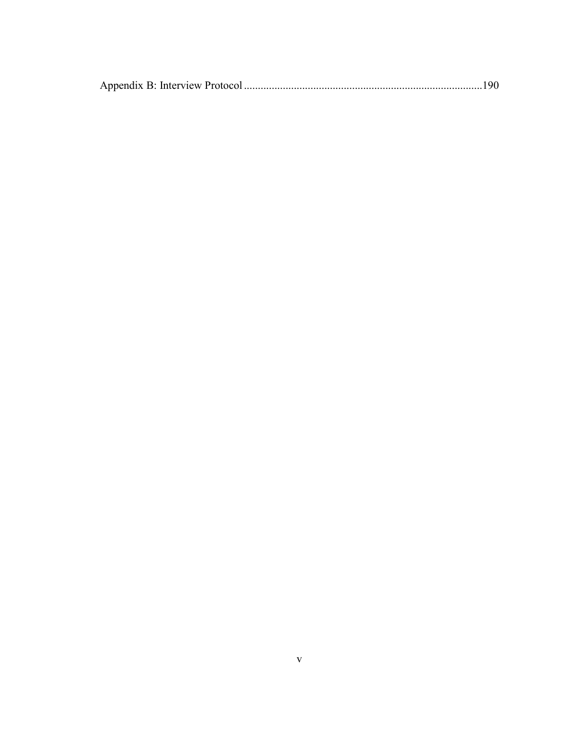Appendix B: Interview Protocol ......................................................................................190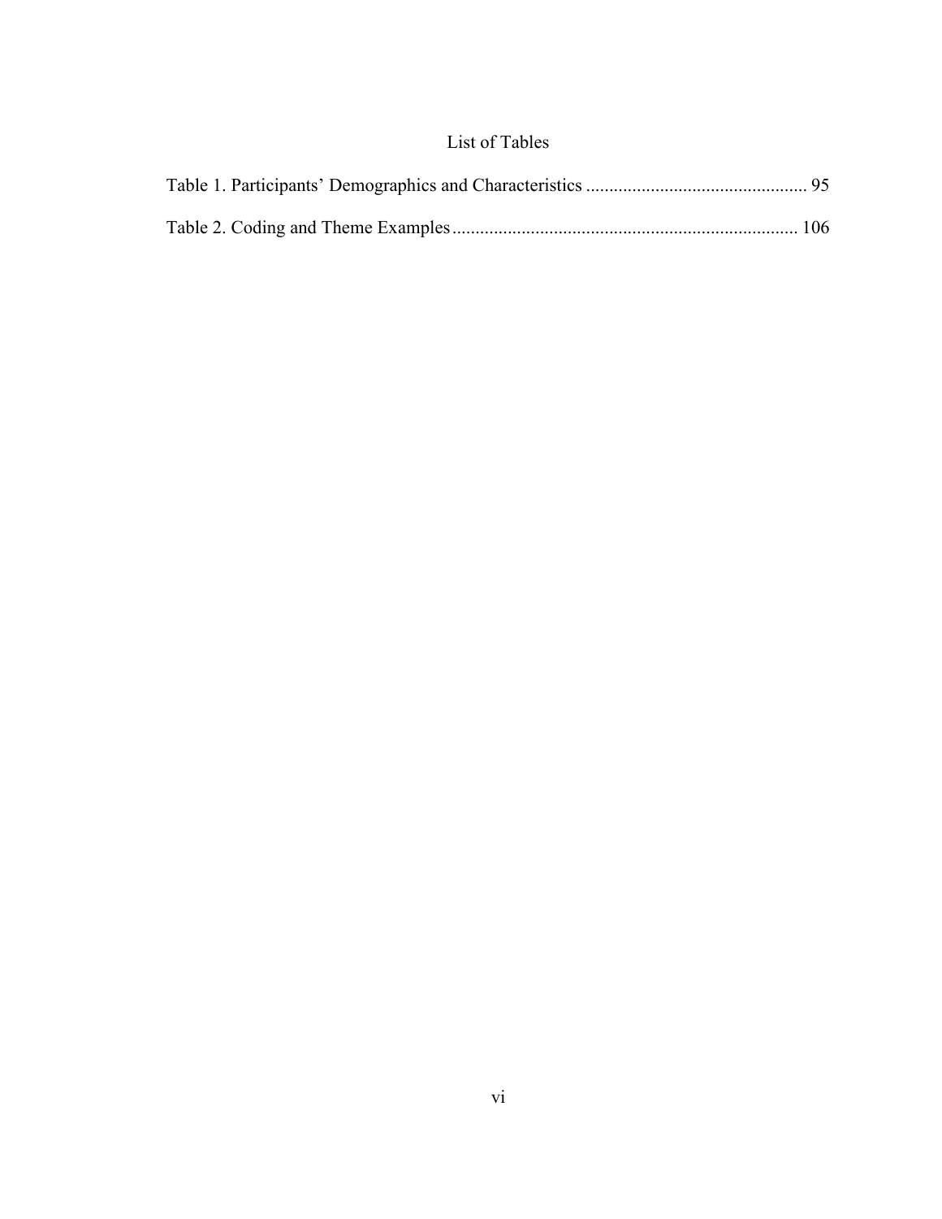# List of Tables

Table 1. Participants' Demographics and Characteristics ................................................ 95

Table 2. Coding and Theme Examples.......................................................................... 106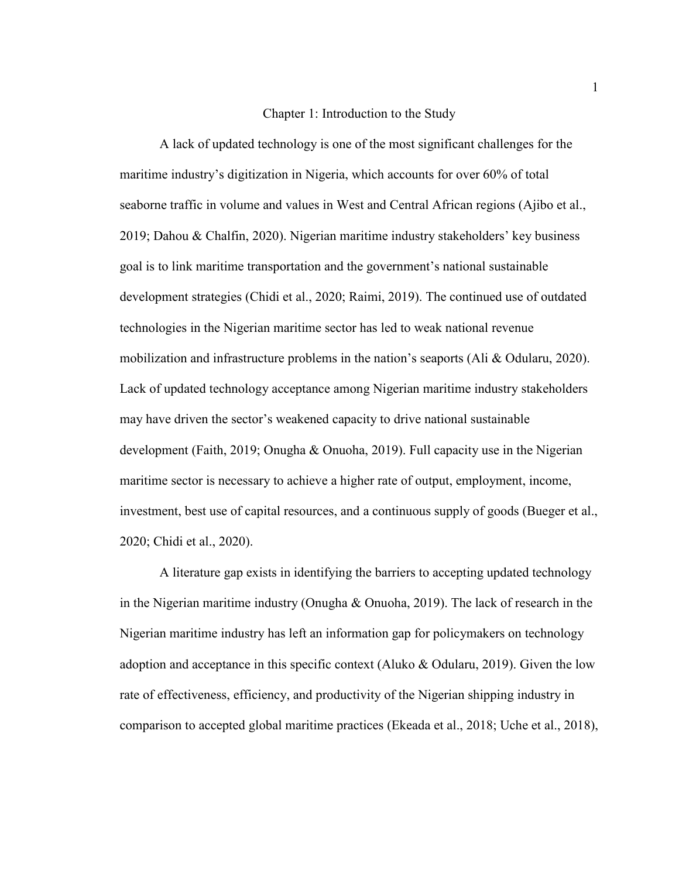# Chapter 1: Introduction to the Study

A lack of updated technology is one of the most significant challenges for the maritime industry's digitization in Nigeria, which accounts for over 60% of total seaborne traffic in volume and values in West and Central African regions (Ajibo et al., 2019; Dahou & Chalfin, 2020). Nigerian maritime industry stakeholders' key business goal is to link maritime transportation and the government's national sustainable development strategies (Chidi et al., 2020; Raimi, 2019). The continued use of outdated technologies in the Nigerian maritime sector has led to weak national revenue mobilization and infrastructure problems in the nation's seaports (Ali & Odularu, 2020). Lack of updated technology acceptance among Nigerian maritime industry stakeholders may have driven the sector's weakened capacity to drive national sustainable development (Faith, 2019; Onugha & Onuoha, 2019). Full capacity use in the Nigerian maritime sector is necessary to achieve a higher rate of output, employment, income, investment, best use of capital resources, and a continuous supply of goods (Bueger et al., 2020; Chidi et al., 2020).

A literature gap exists in identifying the barriers to accepting updated technology in the Nigerian maritime industry (Onugha & Onuoha, 2019). The lack of research in the Nigerian maritime industry has left an information gap for policymakers on technology adoption and acceptance in this specific context (Aluko & Odularu, 2019). Given the low rate of effectiveness, efficiency, and productivity of the Nigerian shipping industry in comparison to accepted global maritime practices (Ekeada et al., 2018; Uche et al., 2018),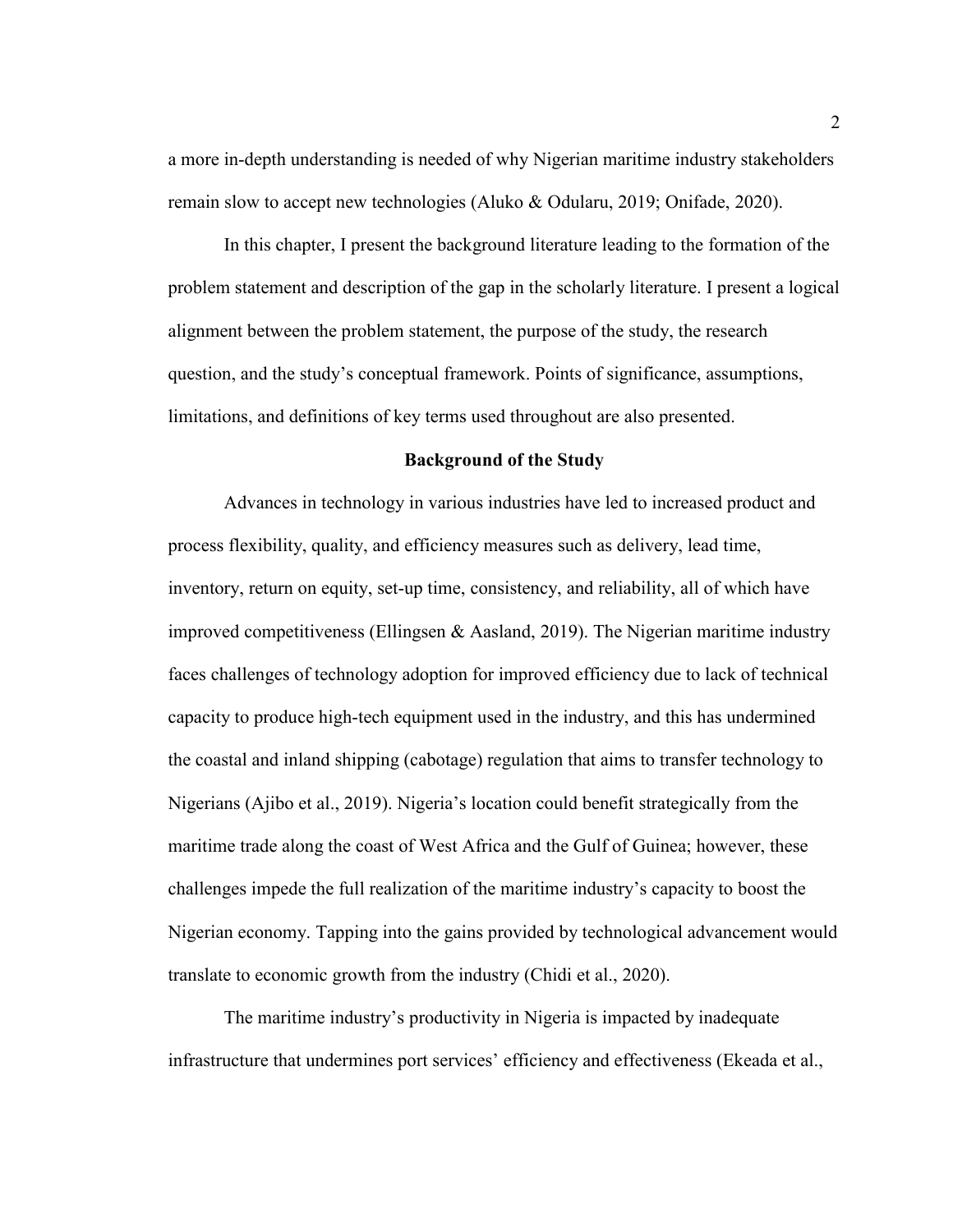a more in-depth understanding is needed of why Nigerian maritime industry stakeholders remain slow to accept new technologies (Aluko & Odularu, 2019; Onifade, 2020).

In this chapter, I present the background literature leading to the formation of the problem statement and description of the gap in the scholarly literature. I present a logical alignment between the problem statement, the purpose of the study, the research question, and the study's conceptual framework. Points of significance, assumptions, limitations, and definitions of key terms used throughout are also presented.

## Background of the Study

Advances in technology in various industries have led to increased product and process flexibility, quality, and efficiency measures such as delivery, lead time, inventory, return on equity, set-up time, consistency, and reliability, all of which have improved competitiveness (Ellingsen & Aasland, 2019). The Nigerian maritime industry faces challenges of technology adoption for improved efficiency due to lack of technical capacity to produce high-tech equipment used in the industry, and this has undermined the coastal and inland shipping (cabotage) regulation that aims to transfer technology to Nigerians (Ajibo et al., 2019). Nigeria's location could benefit strategically from the maritime trade along the coast of West Africa and the Gulf of Guinea; however, these challenges impede the full realization of the maritime industry's capacity to boost the Nigerian economy. Tapping into the gains provided by technological advancement would translate to economic growth from the industry (Chidi et al., 2020).

The maritime industry's productivity in Nigeria is impacted by inadequate infrastructure that undermines port services' efficiency and effectiveness (Ekeada et al.,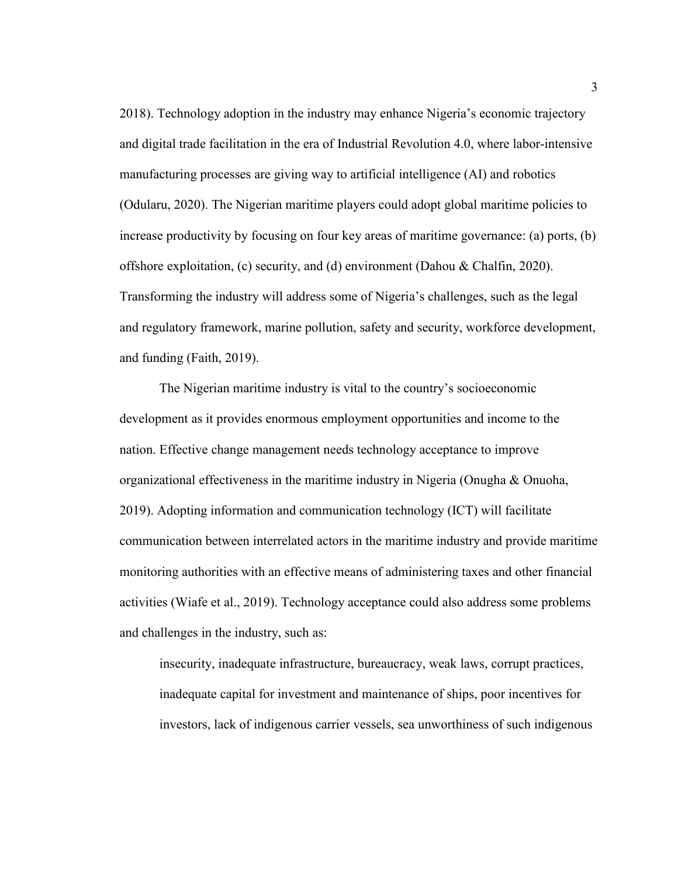2018). Technology adoption in the industry may enhance Nigeria's economic trajectory and digital trade facilitation in the era of Industrial Revolution 4.0, where labor-intensive manufacturing processes are giving way to artificial intelligence (AI) and robotics (Odularu, 2020). The Nigerian maritime players could adopt global maritime policies to increase productivity by focusing on four key areas of maritime governance: (a) ports, (b) offshore exploitation, (c) security, and (d) environment (Dahou & Chalfin, 2020). Transforming the industry will address some of Nigeria's challenges, such as the legal and regulatory framework, marine pollution, safety and security, workforce development, and funding (Faith, 2019).

The Nigerian maritime industry is vital to the country's socioeconomic development as it provides enormous employment opportunities and income to the nation. Effective change management needs technology acceptance to improve organizational effectiveness in the maritime industry in Nigeria (Onugha & Onuoha, 2019). Adopting information and communication technology (ICT) will facilitate communication between interrelated actors in the maritime industry and provide maritime monitoring authorities with an effective means of administering taxes and other financial activities (Wiafe et al., 2019). Technology acceptance could also address some problems and challenges in the industry, such as:

> insecurity, inadequate infrastructure, bureaucracy, weak laws, corrupt practices, inadequate capital for investment and maintenance of ships, poor incentives for investors, lack of indigenous carrier vessels, sea unworthiness of such indigenous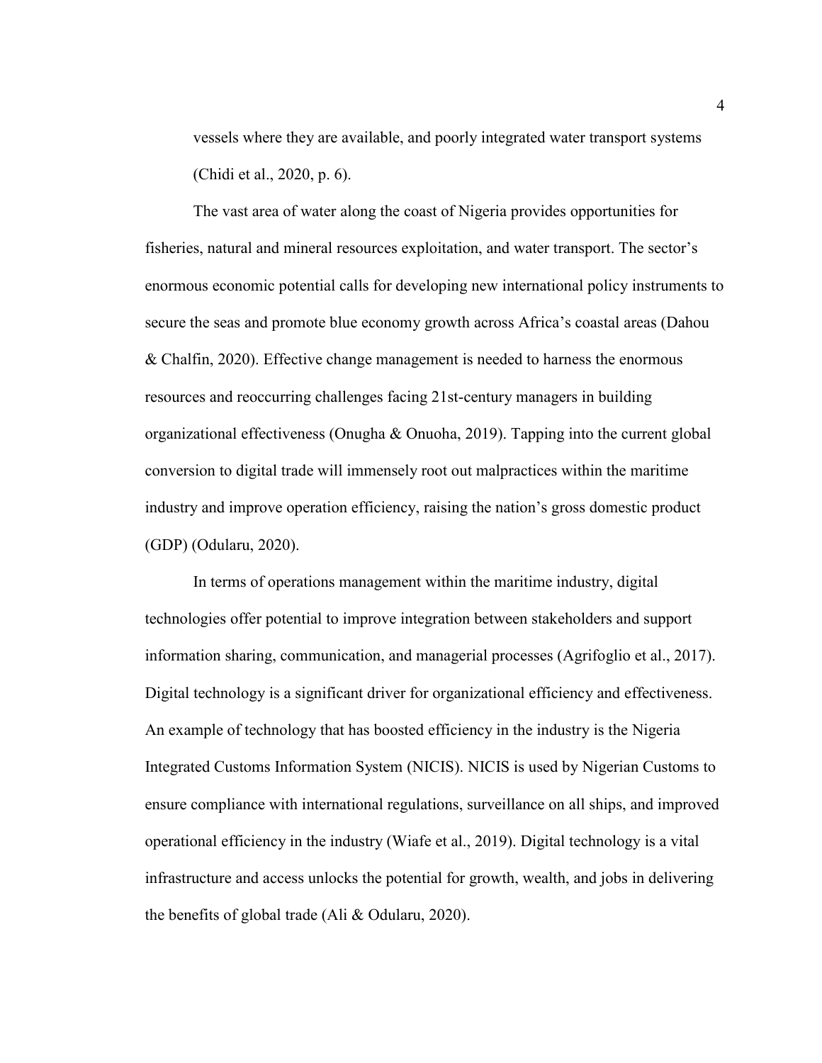vessels where they are available, and poorly integrated water transport systems (Chidi et al., 2020, p. 6).

The vast area of water along the coast of Nigeria provides opportunities for fisheries, natural and mineral resources exploitation, and water transport. The sector's enormous economic potential calls for developing new international policy instruments to secure the seas and promote blue economy growth across Africa's coastal areas (Dahou & Chalfin, 2020). Effective change management is needed to harness the enormous resources and reoccurring challenges facing 21st-century managers in building organizational effectiveness (Onugha & Onuoha, 2019). Tapping into the current global conversion to digital trade will immensely root out malpractices within the maritime industry and improve operation efficiency, raising the nation's gross domestic product (GDP) (Odularu, 2020).

In terms of operations management within the maritime industry, digital technologies offer potential to improve integration between stakeholders and support information sharing, communication, and managerial processes (Agrifoglio et al., 2017). Digital technology is a significant driver for organizational efficiency and effectiveness. An example of technology that has boosted efficiency in the industry is the Nigeria Integrated Customs Information System (NICIS). NICIS is used by Nigerian Customs to ensure compliance with international regulations, surveillance on all ships, and improved operational efficiency in the industry (Wiafe et al., 2019). Digital technology is a vital infrastructure and access unlocks the potential for growth, wealth, and jobs in delivering the benefits of global trade (Ali & Odularu, 2020).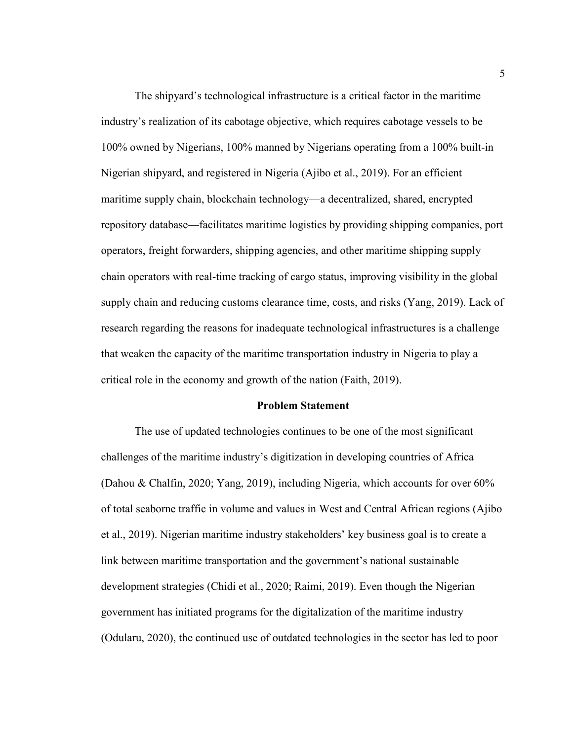The shipyard's technological infrastructure is a critical factor in the maritime industry's realization of its cabotage objective, which requires cabotage vessels to be 100% owned by Nigerians, 100% manned by Nigerians operating from a 100% built-in Nigerian shipyard, and registered in Nigeria (Ajibo et al., 2019). For an efficient maritime supply chain, blockchain technology—a decentralized, shared, encrypted repository database—facilitates maritime logistics by providing shipping companies, port operators, freight forwarders, shipping agencies, and other maritime shipping supply chain operators with real-time tracking of cargo status, improving visibility in the global supply chain and reducing customs clearance time, costs, and risks (Yang, 2019). Lack of research regarding the reasons for inadequate technological infrastructures is a challenge that weaken the capacity of the maritime transportation industry in Nigeria to play a critical role in the economy and growth of the nation (Faith, 2019).

## Problem Statement

The use of updated technologies continues to be one of the most significant challenges of the maritime industry's digitization in developing countries of Africa (Dahou & Chalfin, 2020; Yang, 2019), including Nigeria, which accounts for over 60% of total seaborne traffic in volume and values in West and Central African regions (Ajibo et al., 2019). Nigerian maritime industry stakeholders' key business goal is to create a link between maritime transportation and the government's national sustainable development strategies (Chidi et al., 2020; Raimi, 2019). Even though the Nigerian government has initiated programs for the digitalization of the maritime industry (Odularu, 2020), the continued use of outdated technologies in the sector has led to poor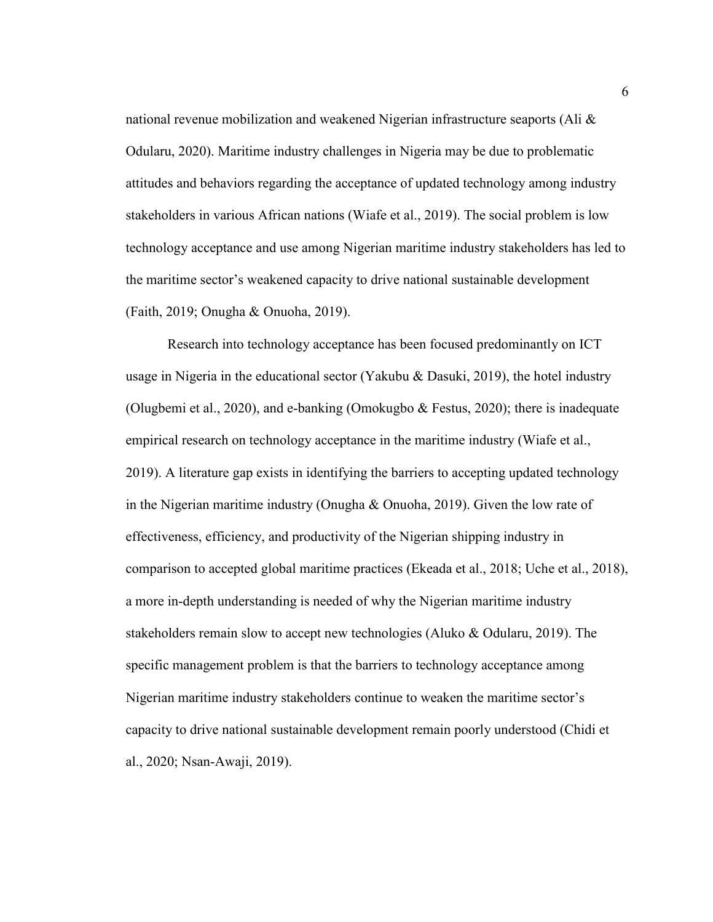national revenue mobilization and weakened Nigerian infrastructure seaports (Ali & Odularu, 2020). Maritime industry challenges in Nigeria may be due to problematic attitudes and behaviors regarding the acceptance of updated technology among industry stakeholders in various African nations (Wiafe et al., 2019). The social problem is low technology acceptance and use among Nigerian maritime industry stakeholders has led to the maritime sector's weakened capacity to drive national sustainable development (Faith, 2019; Onugha & Onuoha, 2019).

Research into technology acceptance has been focused predominantly on ICT usage in Nigeria in the educational sector (Yakubu & Dasuki, 2019), the hotel industry (Olugbemi et al., 2020), and e-banking (Omokugbo & Festus, 2020); there is inadequate empirical research on technology acceptance in the maritime industry (Wiafe et al., 2019). A literature gap exists in identifying the barriers to accepting updated technology in the Nigerian maritime industry (Onugha & Onuoha, 2019). Given the low rate of effectiveness, efficiency, and productivity of the Nigerian shipping industry in comparison to accepted global maritime practices (Ekeada et al., 2018; Uche et al., 2018), a more in-depth understanding is needed of why the Nigerian maritime industry stakeholders remain slow to accept new technologies (Aluko & Odularu, 2019). The specific management problem is that the barriers to technology acceptance among Nigerian maritime industry stakeholders continue to weaken the maritime sector's capacity to drive national sustainable development remain poorly understood (Chidi et al., 2020; Nsan-Awaji, 2019).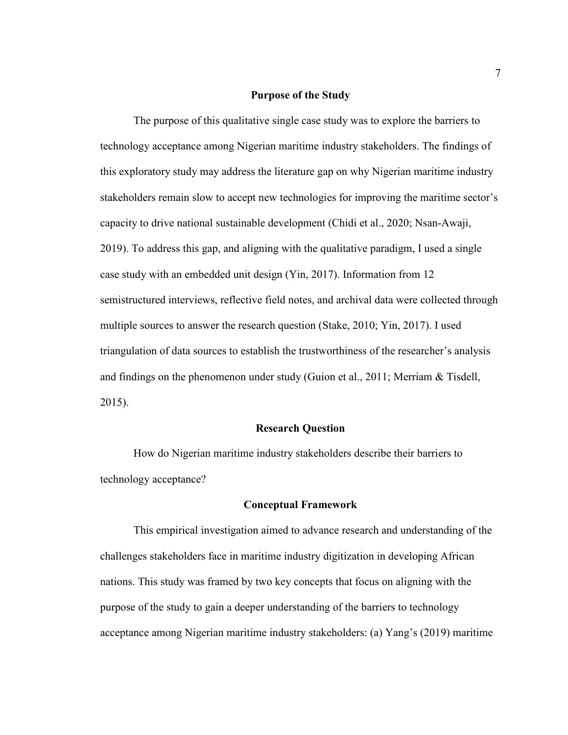## Purpose of the Study

The purpose of this qualitative single case study was to explore the barriers to technology acceptance among Nigerian maritime industry stakeholders. The findings of this exploratory study may address the literature gap on why Nigerian maritime industry stakeholders remain slow to accept new technologies for improving the maritime sector's capacity to drive national sustainable development (Chidi et al., 2020; Nsan-Awaji, 2019). To address this gap, and aligning with the qualitative paradigm, I used a single case study with an embedded unit design (Yin, 2017). Information from 12 semistructured interviews, reflective field notes, and archival data were collected through multiple sources to answer the research question (Stake, 2010; Yin, 2017). I used triangulation of data sources to establish the trustworthiness of the researcher's analysis and findings on the phenomenon under study (Guion et al., 2011; Merriam & Tisdell, 2015).

## Research Question

How do Nigerian maritime industry stakeholders describe their barriers to technology acceptance?

## Conceptual Framework

This empirical investigation aimed to advance research and understanding of the challenges stakeholders face in maritime industry digitization in developing African nations. This study was framed by two key concepts that focus on aligning with the purpose of the study to gain a deeper understanding of the barriers to technology acceptance among Nigerian maritime industry stakeholders: (a) Yang's (2019) maritime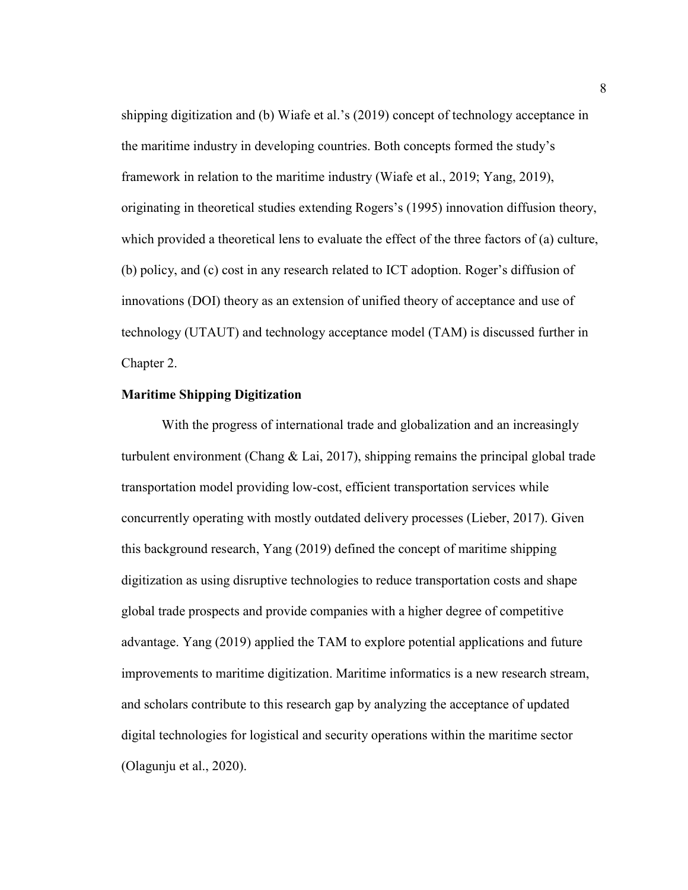shipping digitization and (b) Wiafe et al.'s (2019) concept of technology acceptance in the maritime industry in developing countries. Both concepts formed the study's framework in relation to the maritime industry (Wiafe et al., 2019; Yang, 2019), originating in theoretical studies extending Rogers's (1995) innovation diffusion theory, which provided a theoretical lens to evaluate the effect of the three factors of (a) culture, (b) policy, and (c) cost in any research related to ICT adoption. Roger's diffusion of innovations (DOI) theory as an extension of unified theory of acceptance and use of technology (UTAUT) and technology acceptance model (TAM) is discussed further in Chapter 2.

**Maritime Shipping Digitization**

With the progress of international trade and globalization and an increasingly turbulent environment (Chang & Lai, 2017), shipping remains the principal global trade transportation model providing low-cost, efficient transportation services while concurrently operating with mostly outdated delivery processes (Lieber, 2017). Given this background research, Yang (2019) defined the concept of maritime shipping digitization as using disruptive technologies to reduce transportation costs and shape global trade prospects and provide companies with a higher degree of competitive advantage. Yang (2019) applied the TAM to explore potential applications and future improvements to maritime digitization. Maritime informatics is a new research stream, and scholars contribute to this research gap by analyzing the acceptance of updated digital technologies for logistical and security operations within the maritime sector (Olagunju et al., 2020).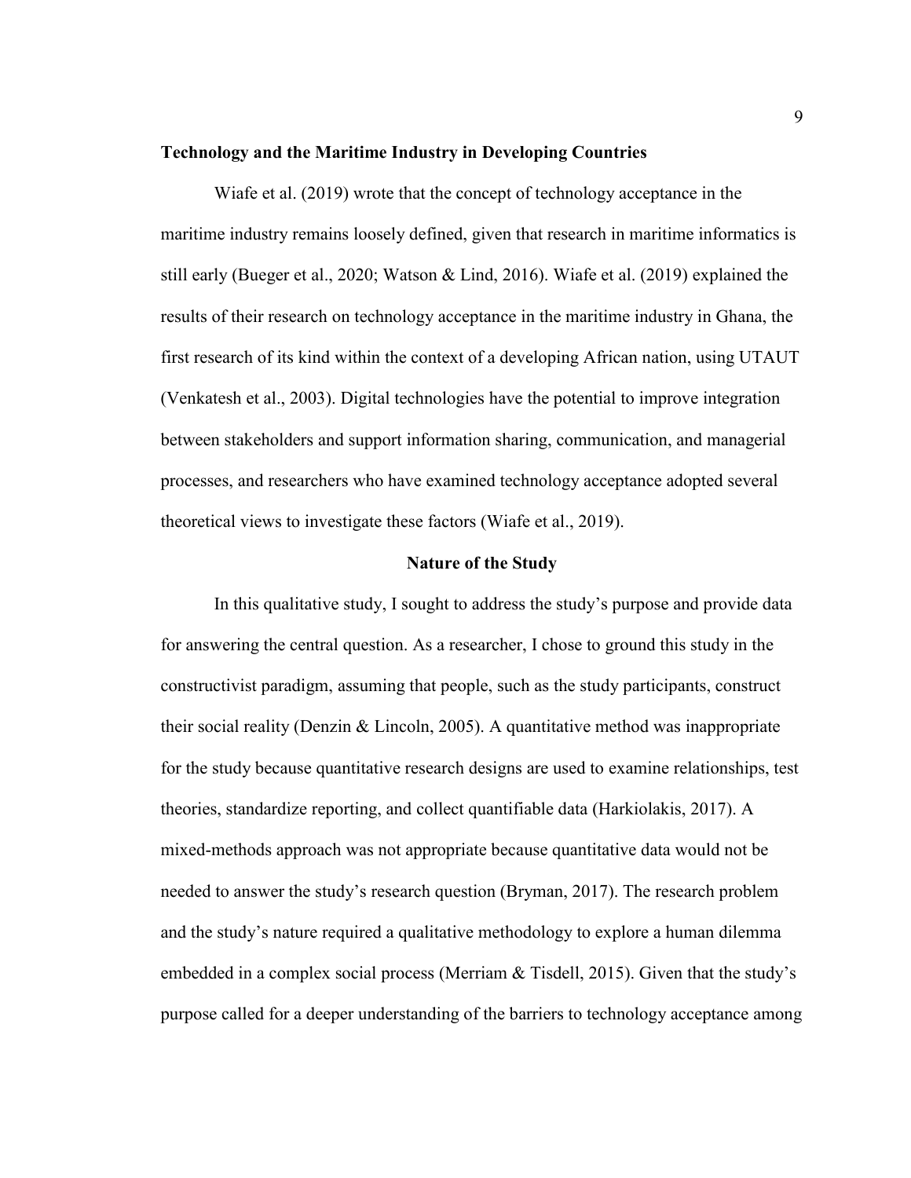### Technology and the Maritime Industry in Developing Countries

Wiafe et al. (2019) wrote that the concept of technology acceptance in the maritime industry remains loosely defined, given that research in maritime informatics is still early (Bueger et al., 2020; Watson & Lind, 2016). Wiafe et al. (2019) explained the results of their research on technology acceptance in the maritime industry in Ghana, the first research of its kind within the context of a developing African nation, using UTAUT (Venkatesh et al., 2003). Digital technologies have the potential to improve integration between stakeholders and support information sharing, communication, and managerial processes, and researchers who have examined technology acceptance adopted several theoretical views to investigate these factors (Wiafe et al., 2019).

## Nature of the Study

In this qualitative study, I sought to address the study's purpose and provide data for answering the central question. As a researcher, I chose to ground this study in the constructivist paradigm, assuming that people, such as the study participants, construct their social reality (Denzin & Lincoln, 2005). A quantitative method was inappropriate for the study because quantitative research designs are used to examine relationships, test theories, standardize reporting, and collect quantifiable data (Harkiolakis, 2017). A mixed-methods approach was not appropriate because quantitative data would not be needed to answer the study's research question (Bryman, 2017). The research problem and the study's nature required a qualitative methodology to explore a human dilemma embedded in a complex social process (Merriam & Tisdell, 2015). Given that the study's purpose called for a deeper understanding of the barriers to technology acceptance among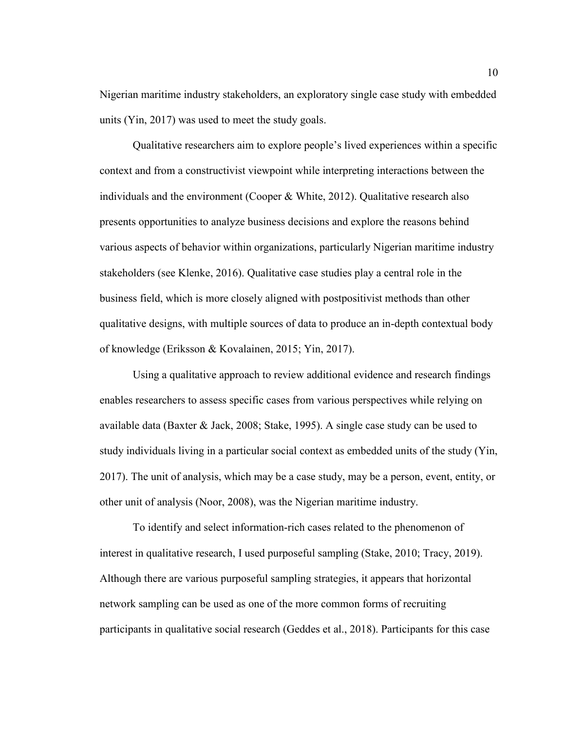Nigerian maritime industry stakeholders, an exploratory single case study with embedded units (Yin, 2017) was used to meet the study goals.

Qualitative researchers aim to explore people's lived experiences within a specific context and from a constructivist viewpoint while interpreting interactions between the individuals and the environment (Cooper & White, 2012). Qualitative research also presents opportunities to analyze business decisions and explore the reasons behind various aspects of behavior within organizations, particularly Nigerian maritime industry stakeholders (see Klenke, 2016). Qualitative case studies play a central role in the business field, which is more closely aligned with postpositivist methods than other qualitative designs, with multiple sources of data to produce an in-depth contextual body of knowledge (Eriksson & Kovalainen, 2015; Yin, 2017).

Using a qualitative approach to review additional evidence and research findings enables researchers to assess specific cases from various perspectives while relying on available data (Baxter & Jack, 2008; Stake, 1995). A single case study can be used to study individuals living in a particular social context as embedded units of the study (Yin, 2017). The unit of analysis, which may be a case study, may be a person, event, entity, or other unit of analysis (Noor, 2008), was the Nigerian maritime industry.

To identify and select information-rich cases related to the phenomenon of interest in qualitative research, I used purposeful sampling (Stake, 2010; Tracy, 2019). Although there are various purposeful sampling strategies, it appears that horizontal network sampling can be used as one of the more common forms of recruiting participants in qualitative social research (Geddes et al., 2018). Participants for this case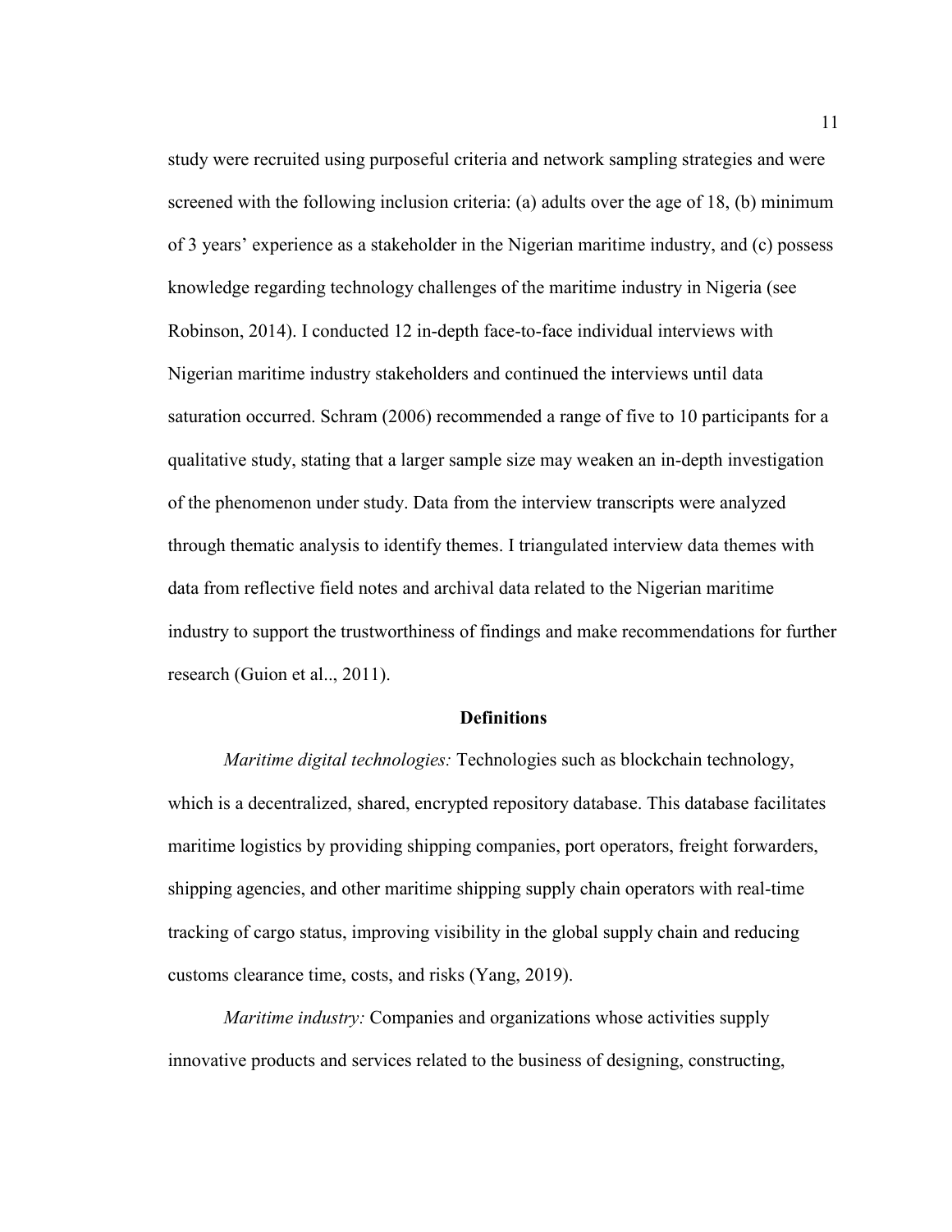study were recruited using purposeful criteria and network sampling strategies and were screened with the following inclusion criteria: (a) adults over the age of 18, (b) minimum of 3 years' experience as a stakeholder in the Nigerian maritime industry, and (c) possess knowledge regarding technology challenges of the maritime industry in Nigeria (see Robinson, 2014). I conducted 12 in-depth face-to-face individual interviews with Nigerian maritime industry stakeholders and continued the interviews until data saturation occurred. Schram (2006) recommended a range of five to 10 participants for a qualitative study, stating that a larger sample size may weaken an in-depth investigation of the phenomenon under study. Data from the interview transcripts were analyzed through thematic analysis to identify themes. I triangulated interview data themes with data from reflective field notes and archival data related to the Nigerian maritime industry to support the trustworthiness of findings and make recommendations for further research (Guion et al.., 2011).

## Definitions

*Maritime digital technologies:* Technologies such as blockchain technology, which is a decentralized, shared, encrypted repository database. This database facilitates maritime logistics by providing shipping companies, port operators, freight forwarders, shipping agencies, and other maritime shipping supply chain operators with real-time tracking of cargo status, improving visibility in the global supply chain and reducing customs clearance time, costs, and risks (Yang, 2019).

*Maritime industry:* Companies and organizations whose activities supply innovative products and services related to the business of designing, constructing,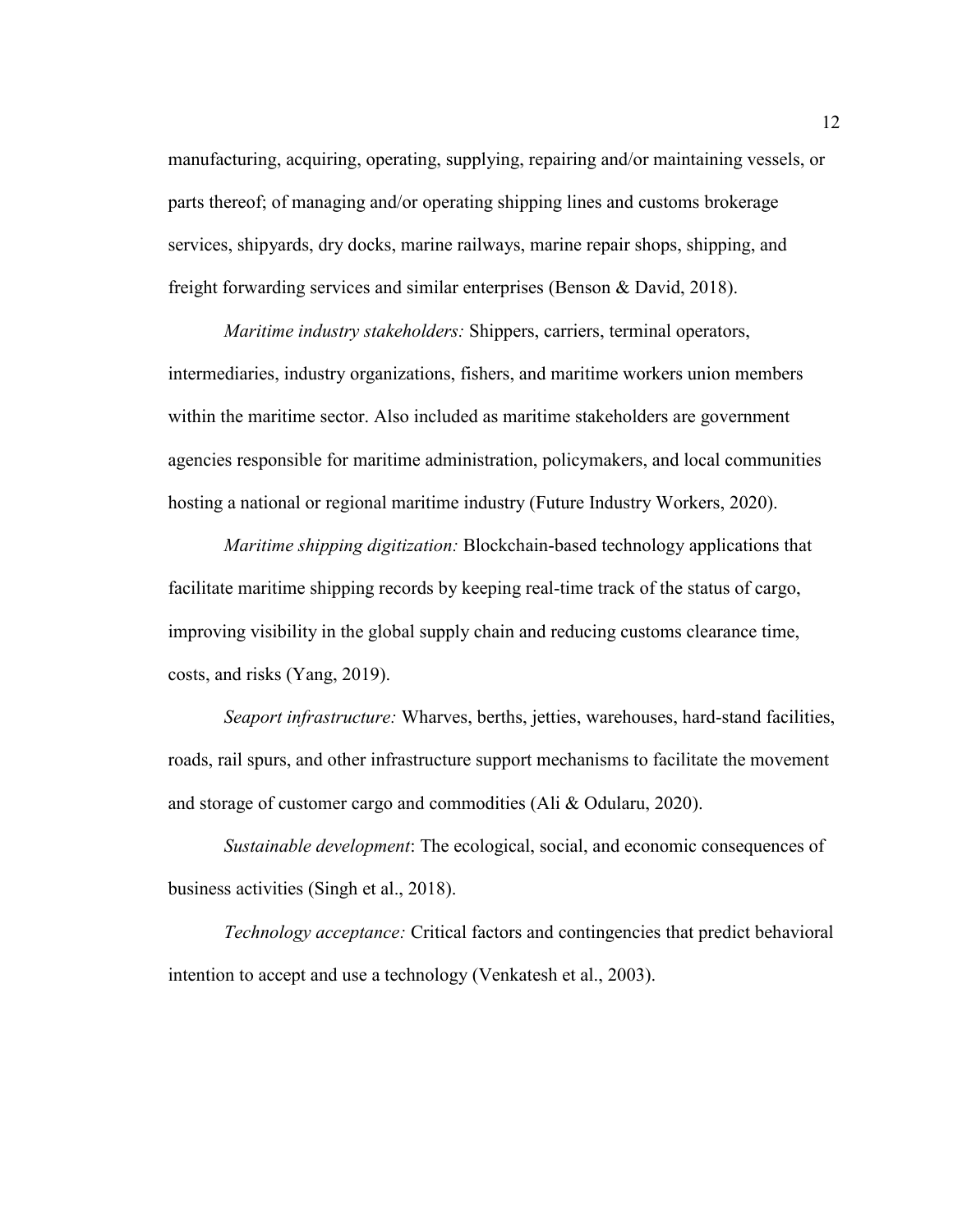manufacturing, acquiring, operating, supplying, repairing and/or maintaining vessels, or parts thereof; of managing and/or operating shipping lines and customs brokerage services, shipyards, dry docks, marine railways, marine repair shops, shipping, and freight forwarding services and similar enterprises (Benson & David, 2018).

*Maritime industry stakeholders:* Shippers, carriers, terminal operators, intermediaries, industry organizations, fishers, and maritime workers union members within the maritime sector. Also included as maritime stakeholders are government agencies responsible for maritime administration, policymakers, and local communities hosting a national or regional maritime industry (Future Industry Workers, 2020).

*Maritime shipping digitization:* Blockchain-based technology applications that facilitate maritime shipping records by keeping real-time track of the status of cargo, improving visibility in the global supply chain and reducing customs clearance time, costs, and risks (Yang, 2019).

*Seaport infrastructure:* Wharves, berths, jetties, warehouses, hard-stand facilities, roads, rail spurs, and other infrastructure support mechanisms to facilitate the movement and storage of customer cargo and commodities (Ali & Odularu, 2020).

*Sustainable development*: The ecological, social, and economic consequences of business activities (Singh et al., 2018).

*Technology acceptance:* Critical factors and contingencies that predict behavioral intention to accept and use a technology (Venkatesh et al., 2003).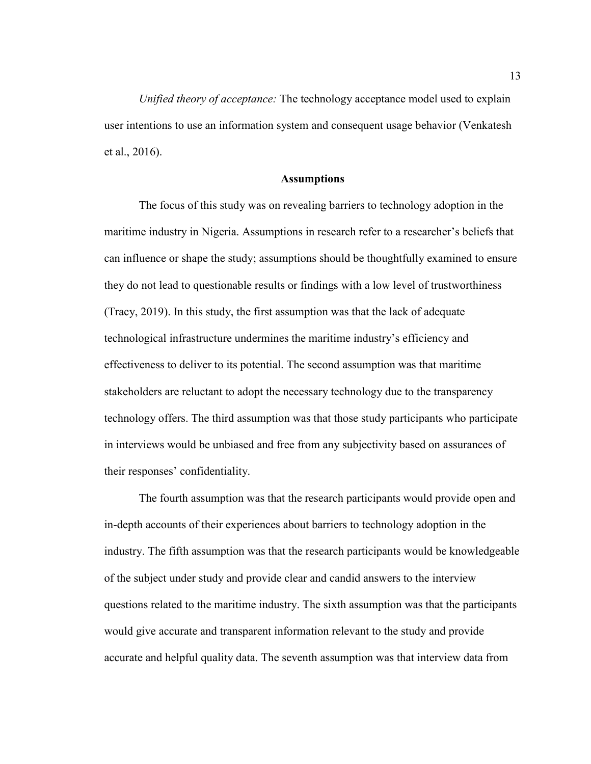*Unified theory of acceptance:* The technology acceptance model used to explain user intentions to use an information system and consequent usage behavior (Venkatesh et al., 2016).

## Assumptions

The focus of this study was on revealing barriers to technology adoption in the maritime industry in Nigeria. Assumptions in research refer to a researcher's beliefs that can influence or shape the study; assumptions should be thoughtfully examined to ensure they do not lead to questionable results or findings with a low level of trustworthiness (Tracy, 2019). In this study, the first assumption was that the lack of adequate technological infrastructure undermines the maritime industry's efficiency and effectiveness to deliver to its potential. The second assumption was that maritime stakeholders are reluctant to adopt the necessary technology due to the transparency technology offers. The third assumption was that those study participants who participate in interviews would be unbiased and free from any subjectivity based on assurances of their responses' confidentiality.

The fourth assumption was that the research participants would provide open and in-depth accounts of their experiences about barriers to technology adoption in the industry. The fifth assumption was that the research participants would be knowledgeable of the subject under study and provide clear and candid answers to the interview questions related to the maritime industry. The sixth assumption was that the participants would give accurate and transparent information relevant to the study and provide accurate and helpful quality data. The seventh assumption was that interview data from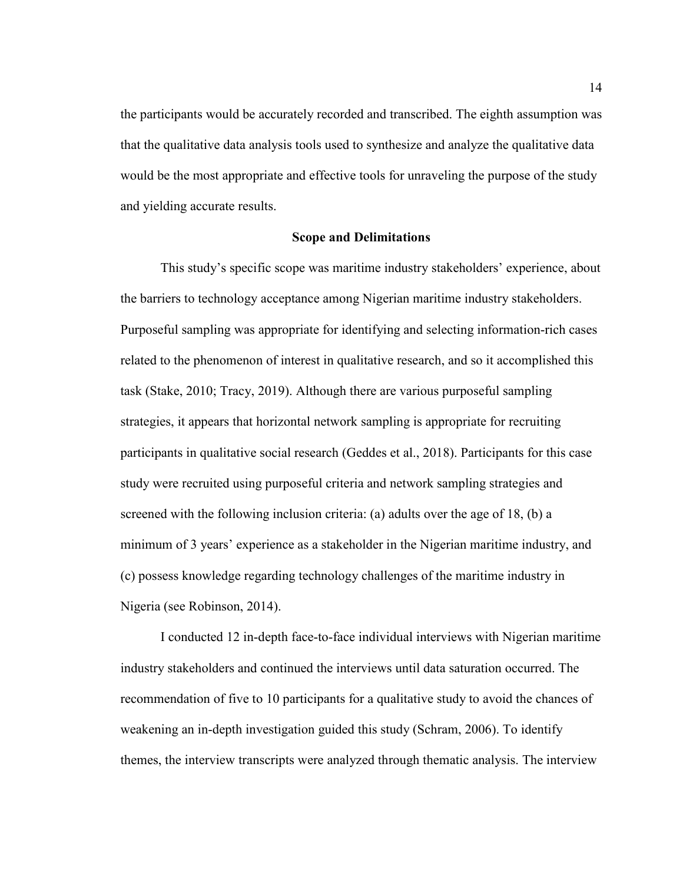the participants would be accurately recorded and transcribed. The eighth assumption was that the qualitative data analysis tools used to synthesize and analyze the qualitative data would be the most appropriate and effective tools for unraveling the purpose of the study and yielding accurate results.

## Scope and Delimitations

This study's specific scope was maritime industry stakeholders' experience, about the barriers to technology acceptance among Nigerian maritime industry stakeholders. Purposeful sampling was appropriate for identifying and selecting information-rich cases related to the phenomenon of interest in qualitative research, and so it accomplished this task (Stake, 2010; Tracy, 2019). Although there are various purposeful sampling strategies, it appears that horizontal network sampling is appropriate for recruiting participants in qualitative social research (Geddes et al., 2018). Participants for this case study were recruited using purposeful criteria and network sampling strategies and screened with the following inclusion criteria: (a) adults over the age of 18, (b) a minimum of 3 years' experience as a stakeholder in the Nigerian maritime industry, and (c) possess knowledge regarding technology challenges of the maritime industry in Nigeria (see Robinson, 2014).

I conducted 12 in-depth face-to-face individual interviews with Nigerian maritime industry stakeholders and continued the interviews until data saturation occurred. The recommendation of five to 10 participants for a qualitative study to avoid the chances of weakening an in-depth investigation guided this study (Schram, 2006). To identify themes, the interview transcripts were analyzed through thematic analysis. The interview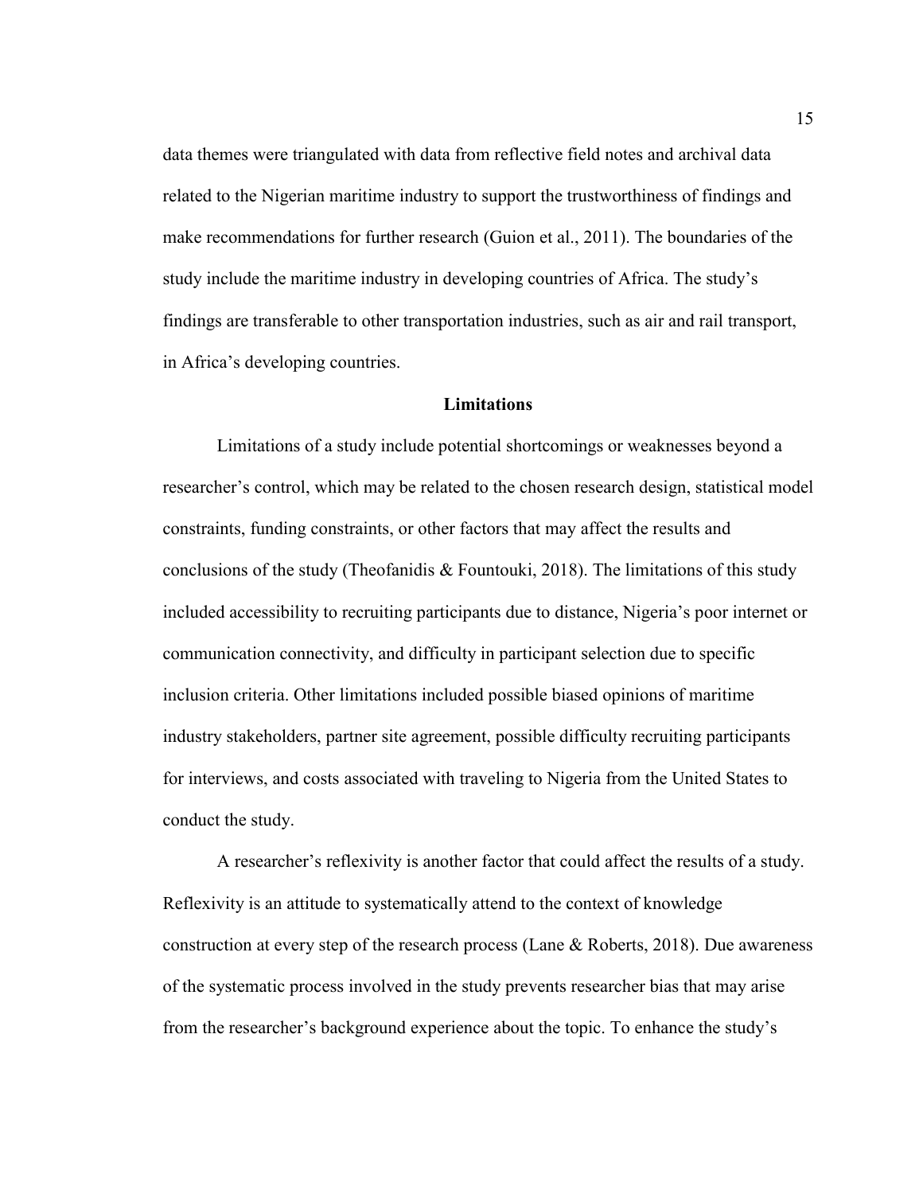data themes were triangulated with data from reflective field notes and archival data related to the Nigerian maritime industry to support the trustworthiness of findings and make recommendations for further research (Guion et al., 2011). The boundaries of the study include the maritime industry in developing countries of Africa. The study's findings are transferable to other transportation industries, such as air and rail transport, in Africa's developing countries.

## Limitations

Limitations of a study include potential shortcomings or weaknesses beyond a researcher's control, which may be related to the chosen research design, statistical model constraints, funding constraints, or other factors that may affect the results and conclusions of the study (Theofanidis & Fountouki, 2018). The limitations of this study included accessibility to recruiting participants due to distance, Nigeria's poor internet or communication connectivity, and difficulty in participant selection due to specific inclusion criteria. Other limitations included possible biased opinions of maritime industry stakeholders, partner site agreement, possible difficulty recruiting participants for interviews, and costs associated with traveling to Nigeria from the United States to conduct the study.

A researcher's reflexivity is another factor that could affect the results of a study. Reflexivity is an attitude to systematically attend to the context of knowledge construction at every step of the research process (Lane & Roberts, 2018). Due awareness of the systematic process involved in the study prevents researcher bias that may arise from the researcher's background experience about the topic. To enhance the study's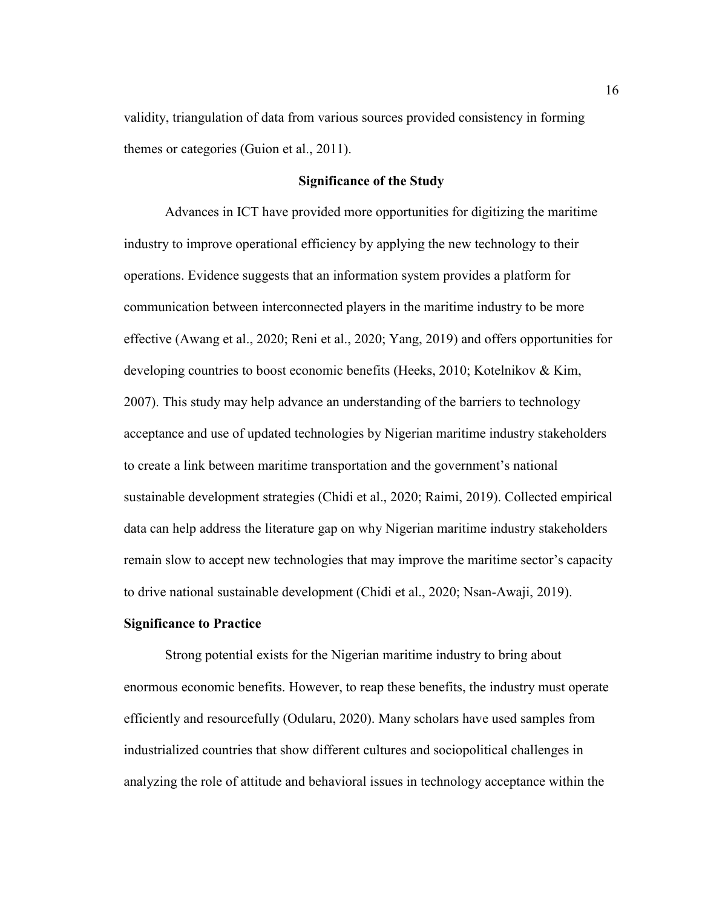validity, triangulation of data from various sources provided consistency in forming themes or categories (Guion et al., 2011).

## Significance of the Study

Advances in ICT have provided more opportunities for digitizing the maritime industry to improve operational efficiency by applying the new technology to their operations. Evidence suggests that an information system provides a platform for communication between interconnected players in the maritime industry to be more effective (Awang et al., 2020; Reni et al., 2020; Yang, 2019) and offers opportunities for developing countries to boost economic benefits (Heeks, 2010; Kotelnikov & Kim, 2007). This study may help advance an understanding of the barriers to technology acceptance and use of updated technologies by Nigerian maritime industry stakeholders to create a link between maritime transportation and the government's national sustainable development strategies (Chidi et al., 2020; Raimi, 2019). Collected empirical data can help address the literature gap on why Nigerian maritime industry stakeholders remain slow to accept new technologies that may improve the maritime sector's capacity to drive national sustainable development (Chidi et al., 2020; Nsan-Awaji, 2019).

### Significance to Practice

Strong potential exists for the Nigerian maritime industry to bring about enormous economic benefits. However, to reap these benefits, the industry must operate efficiently and resourcefully (Odularu, 2020). Many scholars have used samples from industrialized countries that show different cultures and sociopolitical challenges in analyzing the role of attitude and behavioral issues in technology acceptance within the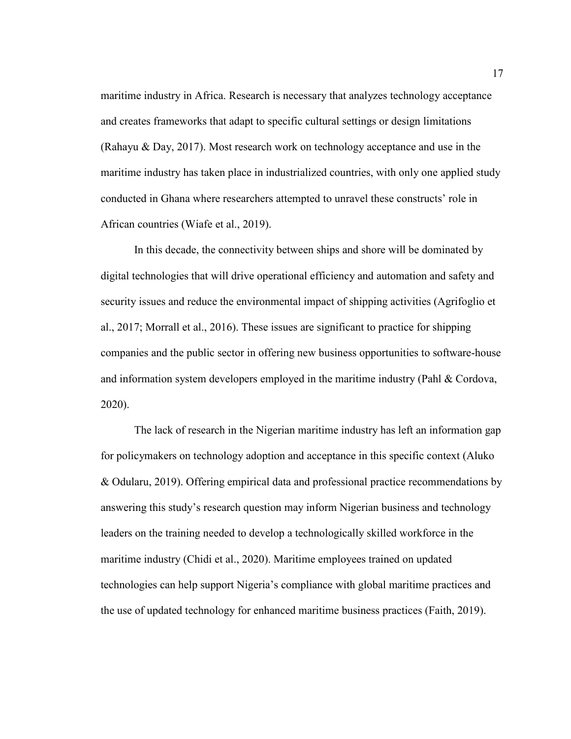maritime industry in Africa. Research is necessary that analyzes technology acceptance and creates frameworks that adapt to specific cultural settings or design limitations (Rahayu & Day, 2017). Most research work on technology acceptance and use in the maritime industry has taken place in industrialized countries, with only one applied study conducted in Ghana where researchers attempted to unravel these constructs' role in African countries (Wiafe et al., 2019).

In this decade, the connectivity between ships and shore will be dominated by digital technologies that will drive operational efficiency and automation and safety and security issues and reduce the environmental impact of shipping activities (Agrifoglio et al., 2017; Morrall et al., 2016). These issues are significant to practice for shipping companies and the public sector in offering new business opportunities to software-house and information system developers employed in the maritime industry (Pahl & Cordova, 2020).

The lack of research in the Nigerian maritime industry has left an information gap for policymakers on technology adoption and acceptance in this specific context (Aluko & Odularu, 2019). Offering empirical data and professional practice recommendations by answering this study's research question may inform Nigerian business and technology leaders on the training needed to develop a technologically skilled workforce in the maritime industry (Chidi et al., 2020). Maritime employees trained on updated technologies can help support Nigeria's compliance with global maritime practices and the use of updated technology for enhanced maritime business practices (Faith, 2019).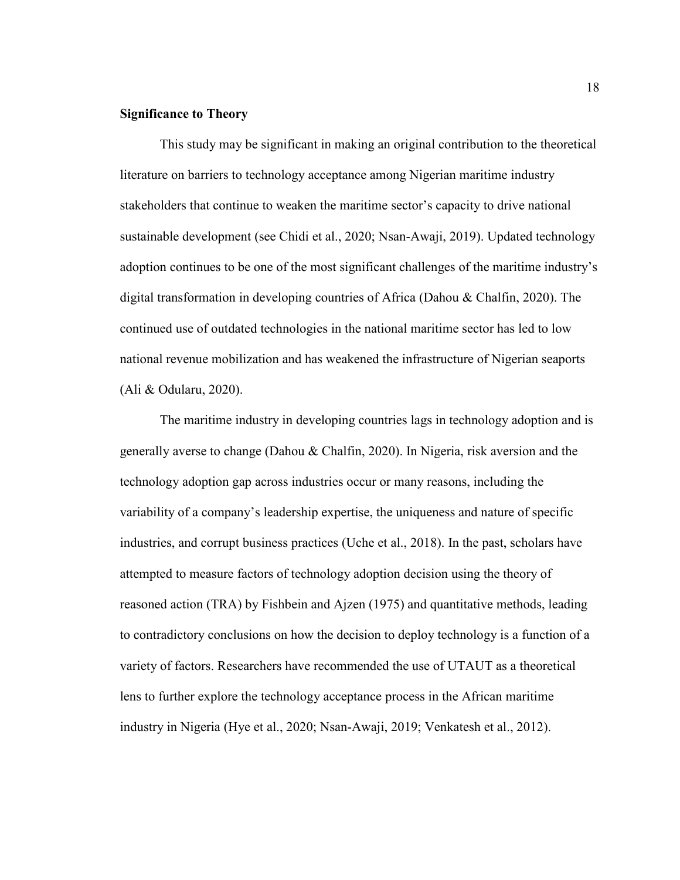**Significance to Theory**

This study may be significant in making an original contribution to the theoretical literature on barriers to technology acceptance among Nigerian maritime industry stakeholders that continue to weaken the maritime sector's capacity to drive national sustainable development (see Chidi et al., 2020; Nsan-Awaji, 2019). Updated technology adoption continues to be one of the most significant challenges of the maritime industry's digital transformation in developing countries of Africa (Dahou & Chalfin, 2020). The continued use of outdated technologies in the national maritime sector has led to low national revenue mobilization and has weakened the infrastructure of Nigerian seaports (Ali & Odularu, 2020).

The maritime industry in developing countries lags in technology adoption and is generally averse to change (Dahou & Chalfin, 2020). In Nigeria, risk aversion and the technology adoption gap across industries occur or many reasons, including the variability of a company's leadership expertise, the uniqueness and nature of specific industries, and corrupt business practices (Uche et al., 2018). In the past, scholars have attempted to measure factors of technology adoption decision using the theory of reasoned action (TRA) by Fishbein and Ajzen (1975) and quantitative methods, leading to contradictory conclusions on how the decision to deploy technology is a function of a variety of factors. Researchers have recommended the use of UTAUT as a theoretical lens to further explore the technology acceptance process in the African maritime industry in Nigeria (Hye et al., 2020; Nsan-Awaji, 2019; Venkatesh et al., 2012).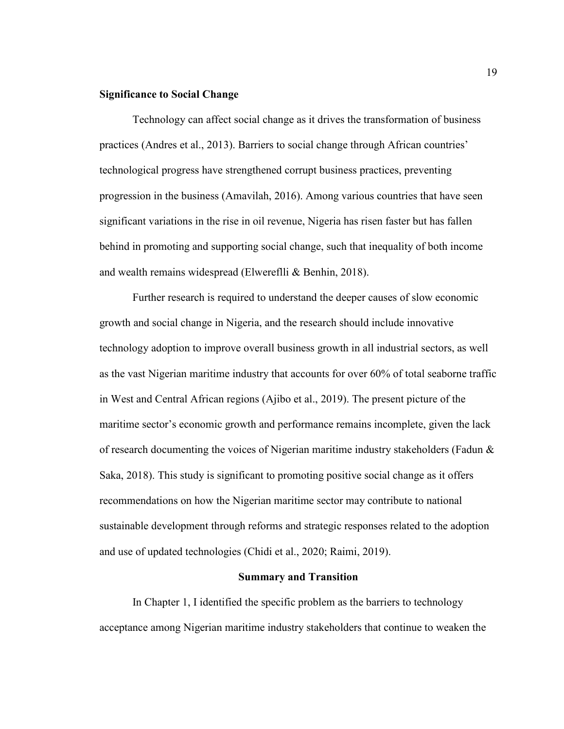## Significance to Social Change

Technology can affect social change as it drives the transformation of business practices (Andres et al., 2013). Barriers to social change through African countries' technological progress have strengthened corrupt business practices, preventing progression in the business (Amavilah, 2016). Among various countries that have seen significant variations in the rise in oil revenue, Nigeria has risen faster but has fallen behind in promoting and supporting social change, such that inequality of both income and wealth remains widespread (Elwereflli & Benhin, 2018).

Further research is required to understand the deeper causes of slow economic growth and social change in Nigeria, and the research should include innovative technology adoption to improve overall business growth in all industrial sectors, as well as the vast Nigerian maritime industry that accounts for over 60% of total seaborne traffic in West and Central African regions (Ajibo et al., 2019). The present picture of the maritime sector's economic growth and performance remains incomplete, given the lack of research documenting the voices of Nigerian maritime industry stakeholders (Fadun & Saka, 2018). This study is significant to promoting positive social change as it offers recommendations on how the Nigerian maritime sector may contribute to national sustainable development through reforms and strategic responses related to the adoption and use of updated technologies (Chidi et al., 2020; Raimi, 2019).

## Summary and Transition

In Chapter 1, I identified the specific problem as the barriers to technology acceptance among Nigerian maritime industry stakeholders that continue to weaken the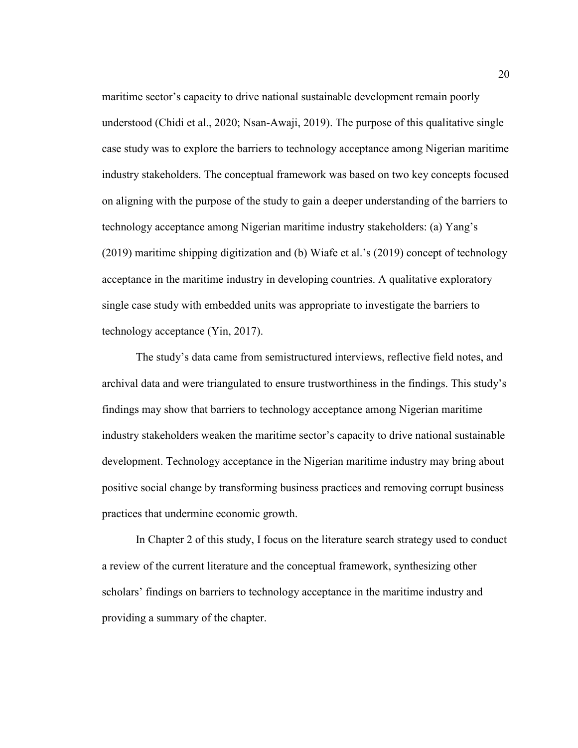maritime sector's capacity to drive national sustainable development remain poorly understood (Chidi et al., 2020; Nsan-Awaji, 2019). The purpose of this qualitative single case study was to explore the barriers to technology acceptance among Nigerian maritime industry stakeholders. The conceptual framework was based on two key concepts focused on aligning with the purpose of the study to gain a deeper understanding of the barriers to technology acceptance among Nigerian maritime industry stakeholders: (a) Yang's (2019) maritime shipping digitization and (b) Wiafe et al.'s (2019) concept of technology acceptance in the maritime industry in developing countries. A qualitative exploratory single case study with embedded units was appropriate to investigate the barriers to technology acceptance (Yin, 2017).

The study's data came from semistructured interviews, reflective field notes, and archival data and were triangulated to ensure trustworthiness in the findings. This study's findings may show that barriers to technology acceptance among Nigerian maritime industry stakeholders weaken the maritime sector's capacity to drive national sustainable development. Technology acceptance in the Nigerian maritime industry may bring about positive social change by transforming business practices and removing corrupt business practices that undermine economic growth.

In Chapter 2 of this study, I focus on the literature search strategy used to conduct a review of the current literature and the conceptual framework, synthesizing other scholars' findings on barriers to technology acceptance in the maritime industry and providing a summary of the chapter.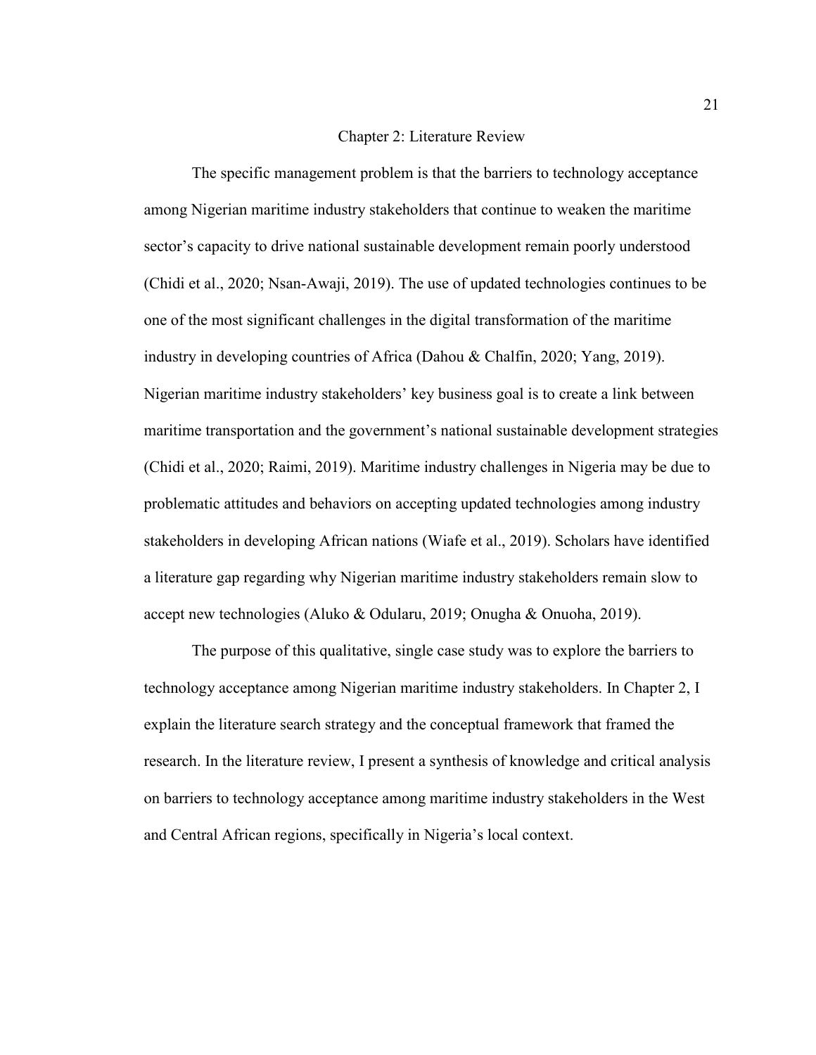# Chapter 2: Literature Review

The specific management problem is that the barriers to technology acceptance among Nigerian maritime industry stakeholders that continue to weaken the maritime sector's capacity to drive national sustainable development remain poorly understood (Chidi et al., 2020; Nsan-Awaji, 2019). The use of updated technologies continues to be one of the most significant challenges in the digital transformation of the maritime industry in developing countries of Africa (Dahou & Chalfin, 2020; Yang, 2019). Nigerian maritime industry stakeholders' key business goal is to create a link between maritime transportation and the government's national sustainable development strategies (Chidi et al., 2020; Raimi, 2019). Maritime industry challenges in Nigeria may be due to problematic attitudes and behaviors on accepting updated technologies among industry stakeholders in developing African nations (Wiafe et al., 2019). Scholars have identified a literature gap regarding why Nigerian maritime industry stakeholders remain slow to accept new technologies (Aluko & Odularu, 2019; Onugha & Onuoha, 2019).

The purpose of this qualitative, single case study was to explore the barriers to technology acceptance among Nigerian maritime industry stakeholders. In Chapter 2, I explain the literature search strategy and the conceptual framework that framed the research. In the literature review, I present a synthesis of knowledge and critical analysis on barriers to technology acceptance among maritime industry stakeholders in the West and Central African regions, specifically in Nigeria's local context.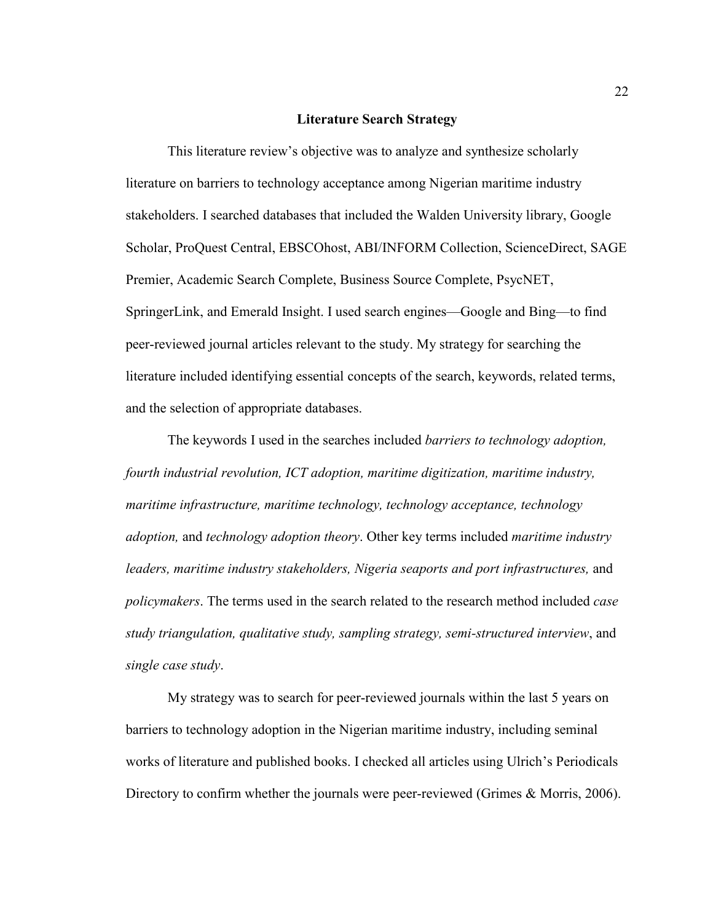## Literature Search Strategy

This literature review's objective was to analyze and synthesize scholarly literature on barriers to technology acceptance among Nigerian maritime industry stakeholders. I searched databases that included the Walden University library, Google Scholar, ProQuest Central, EBSCOhost, ABI/INFORM Collection, ScienceDirect, SAGE Premier, Academic Search Complete, Business Source Complete, PsycNET, SpringerLink, and Emerald Insight. I used search engines—Google and Bing—to find peer-reviewed journal articles relevant to the study. My strategy for searching the literature included identifying essential concepts of the search, keywords, related terms, and the selection of appropriate databases.

The keywords I used in the searches included *barriers to technology adoption, fourth industrial revolution, ICT adoption, maritime digitization, maritime industry, maritime infrastructure, maritime technology, technology acceptance, technology adoption,* and *technology adoption theory*. Other key terms included *maritime industry leaders, maritime industry stakeholders, Nigeria seaports and port infrastructures,* and *policymakers*. The terms used in the search related to the research method included *case study triangulation, qualitative study, sampling strategy, semi-structured interview*, and *single case study*.

My strategy was to search for peer-reviewed journals within the last 5 years on barriers to technology adoption in the Nigerian maritime industry, including seminal works of literature and published books. I checked all articles using Ulrich's Periodicals Directory to confirm whether the journals were peer-reviewed (Grimes & Morris, 2006).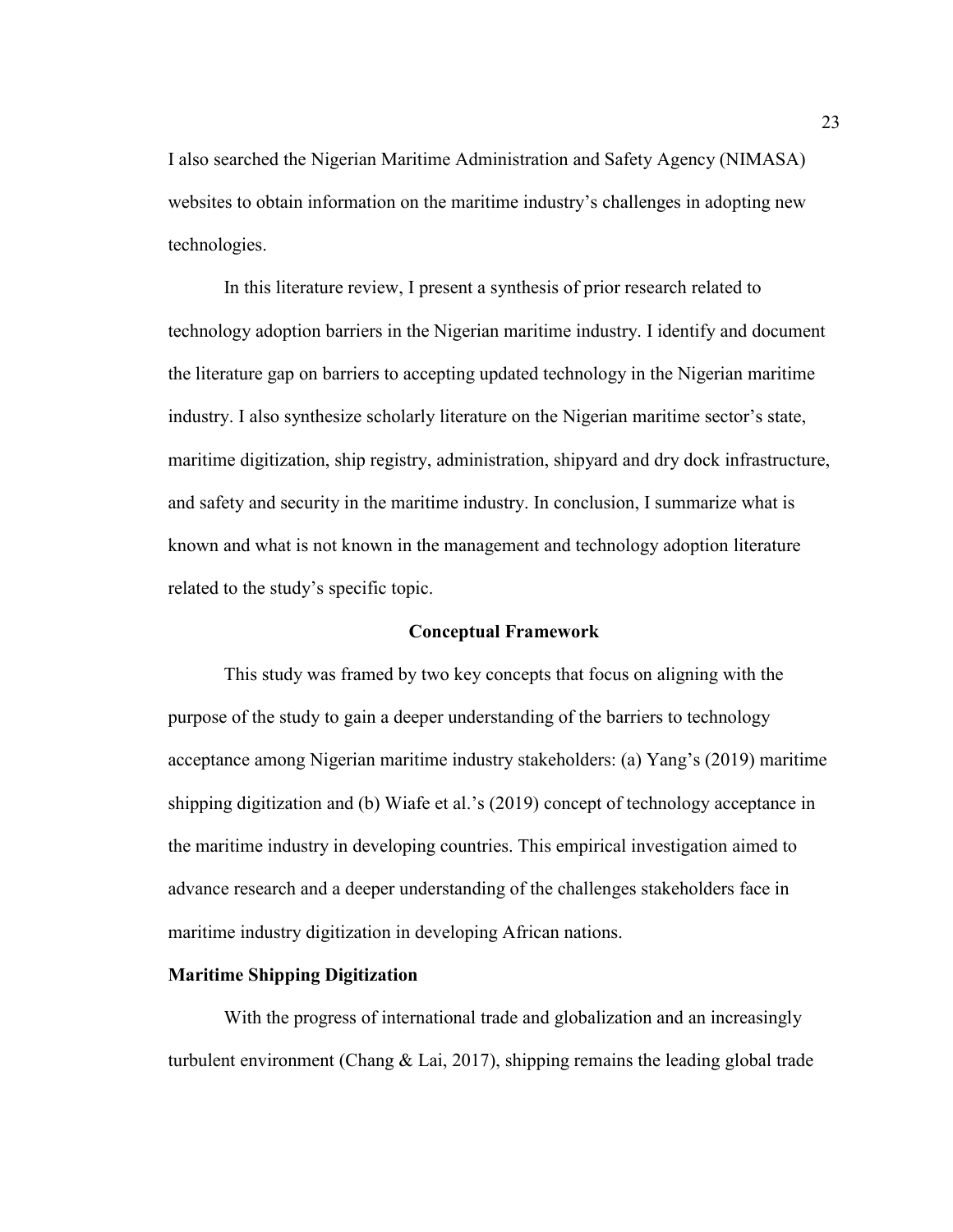I also searched the Nigerian Maritime Administration and Safety Agency (NIMASA) websites to obtain information on the maritime industry's challenges in adopting new technologies.

In this literature review, I present a synthesis of prior research related to technology adoption barriers in the Nigerian maritime industry. I identify and document the literature gap on barriers to accepting updated technology in the Nigerian maritime industry. I also synthesize scholarly literature on the Nigerian maritime sector's state, maritime digitization, ship registry, administration, shipyard and dry dock infrastructure, and safety and security in the maritime industry. In conclusion, I summarize what is known and what is not known in the management and technology adoption literature related to the study's specific topic.

## Conceptual Framework

This study was framed by two key concepts that focus on aligning with the purpose of the study to gain a deeper understanding of the barriers to technology acceptance among Nigerian maritime industry stakeholders: (a) Yang's (2019) maritime shipping digitization and (b) Wiafe et al.'s (2019) concept of technology acceptance in the maritime industry in developing countries. This empirical investigation aimed to advance research and a deeper understanding of the challenges stakeholders face in maritime industry digitization in developing African nations.

### Maritime Shipping Digitization

With the progress of international trade and globalization and an increasingly turbulent environment (Chang & Lai, 2017), shipping remains the leading global trade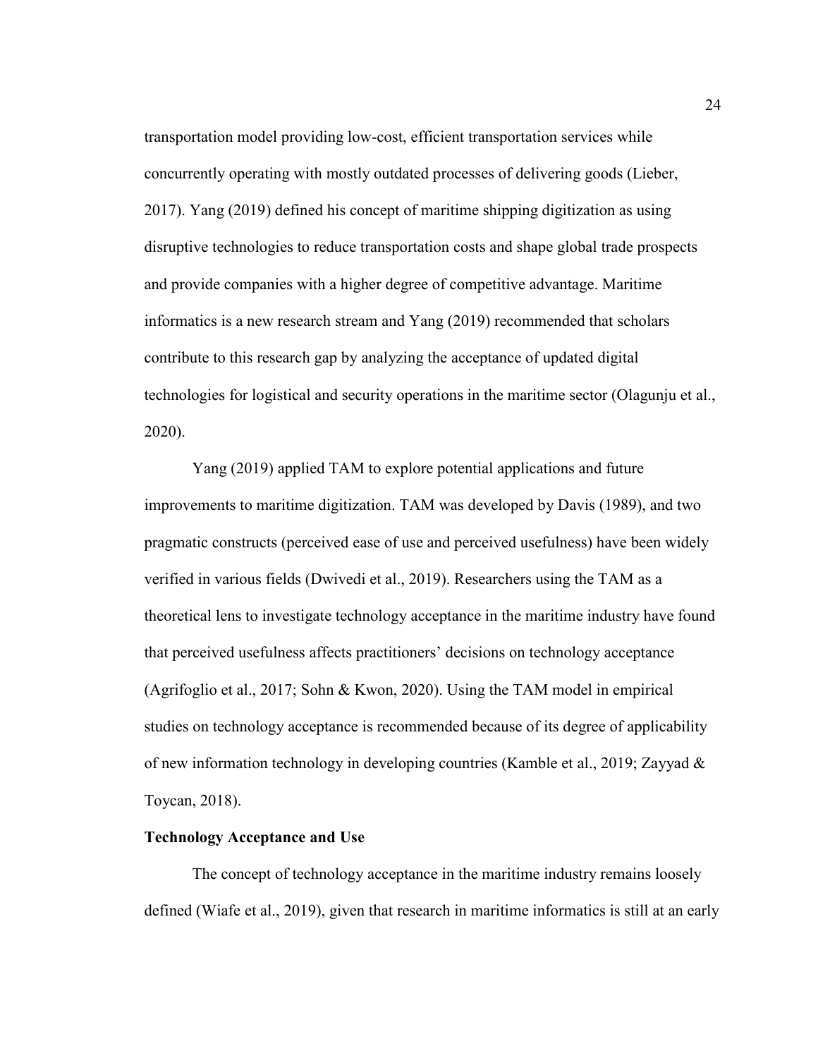transportation model providing low-cost, efficient transportation services while concurrently operating with mostly outdated processes of delivering goods (Lieber, 2017). Yang (2019) defined his concept of maritime shipping digitization as using disruptive technologies to reduce transportation costs and shape global trade prospects and provide companies with a higher degree of competitive advantage. Maritime informatics is a new research stream and Yang (2019) recommended that scholars contribute to this research gap by analyzing the acceptance of updated digital technologies for logistical and security operations in the maritime sector (Olagunju et al., 2020).

Yang (2019) applied TAM to explore potential applications and future improvements to maritime digitization. TAM was developed by Davis (1989), and two pragmatic constructs (perceived ease of use and perceived usefulness) have been widely verified in various fields (Dwivedi et al., 2019). Researchers using the TAM as a theoretical lens to investigate technology acceptance in the maritime industry have found that perceived usefulness affects practitioners' decisions on technology acceptance (Agrifoglio et al., 2017; Sohn & Kwon, 2020). Using the TAM model in empirical studies on technology acceptance is recommended because of its degree of applicability of new information technology in developing countries (Kamble et al., 2019; Zayyad & Toycan, 2018).

**Technology Acceptance and Use**

The concept of technology acceptance in the maritime industry remains loosely defined (Wiafe et al., 2019), given that research in maritime informatics is still at an early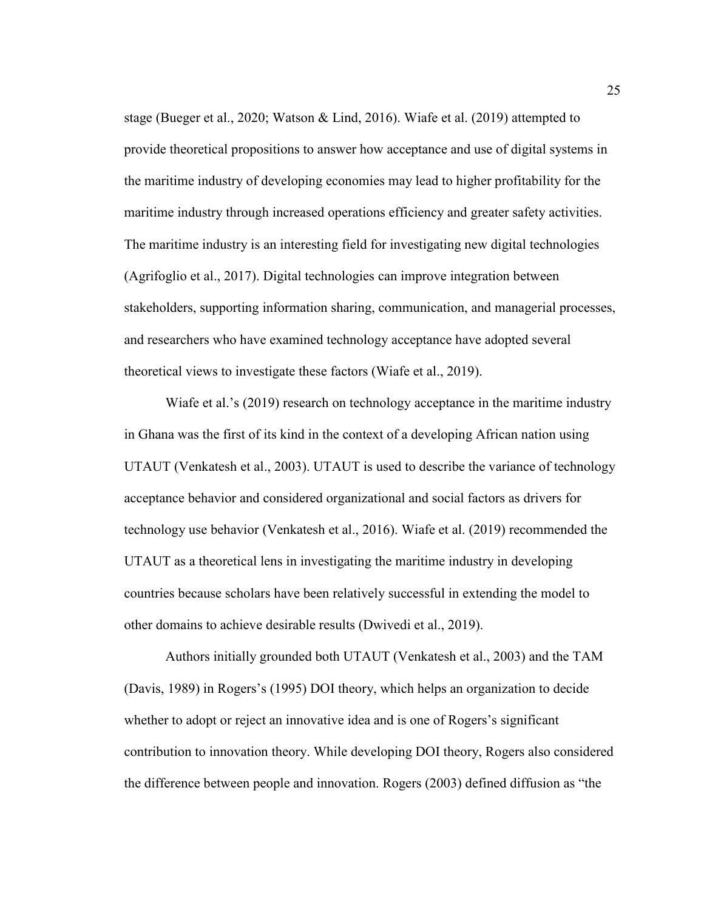stage (Bueger et al., 2020; Watson & Lind, 2016). Wiafe et al. (2019) attempted to provide theoretical propositions to answer how acceptance and use of digital systems in the maritime industry of developing economies may lead to higher profitability for the maritime industry through increased operations efficiency and greater safety activities. The maritime industry is an interesting field for investigating new digital technologies (Agrifoglio et al., 2017). Digital technologies can improve integration between stakeholders, supporting information sharing, communication, and managerial processes, and researchers who have examined technology acceptance have adopted several theoretical views to investigate these factors (Wiafe et al., 2019).

Wiafe et al.'s (2019) research on technology acceptance in the maritime industry in Ghana was the first of its kind in the context of a developing African nation using UTAUT (Venkatesh et al., 2003). UTAUT is used to describe the variance of technology acceptance behavior and considered organizational and social factors as drivers for technology use behavior (Venkatesh et al., 2016). Wiafe et al. (2019) recommended the UTAUT as a theoretical lens in investigating the maritime industry in developing countries because scholars have been relatively successful in extending the model to other domains to achieve desirable results (Dwivedi et al., 2019).

Authors initially grounded both UTAUT (Venkatesh et al., 2003) and the TAM (Davis, 1989) in Rogers's (1995) DOI theory, which helps an organization to decide whether to adopt or reject an innovative idea and is one of Rogers's significant contribution to innovation theory. While developing DOI theory, Rogers also considered the difference between people and innovation. Rogers (2003) defined diffusion as "the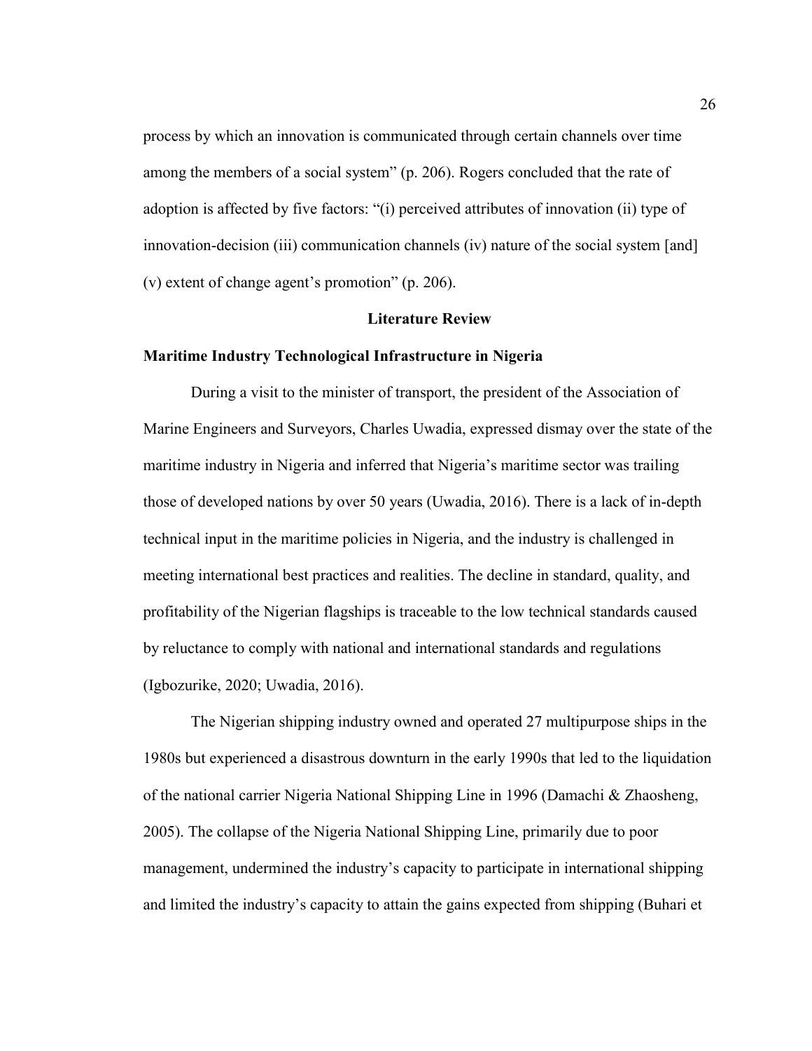process by which an innovation is communicated through certain channels over time among the members of a social system" (p. 206). Rogers concluded that the rate of adoption is affected by five factors: "(i) perceived attributes of innovation (ii) type of innovation-decision (iii) communication channels (iv) nature of the social system [and] (v) extent of change agent's promotion" (p. 206).

## Literature Review

### Maritime Industry Technological Infrastructure in Nigeria

During a visit to the minister of transport, the president of the Association of Marine Engineers and Surveyors, Charles Uwadia, expressed dismay over the state of the maritime industry in Nigeria and inferred that Nigeria's maritime sector was trailing those of developed nations by over 50 years (Uwadia, 2016). There is a lack of in-depth technical input in the maritime policies in Nigeria, and the industry is challenged in meeting international best practices and realities. The decline in standard, quality, and profitability of the Nigerian flagships is traceable to the low technical standards caused by reluctance to comply with national and international standards and regulations (Igbozurike, 2020; Uwadia, 2016).

The Nigerian shipping industry owned and operated 27 multipurpose ships in the 1980s but experienced a disastrous downturn in the early 1990s that led to the liquidation of the national carrier Nigeria National Shipping Line in 1996 (Damachi & Zhaosheng, 2005). The collapse of the Nigeria National Shipping Line, primarily due to poor management, undermined the industry's capacity to participate in international shipping and limited the industry's capacity to attain the gains expected from shipping (Buhari et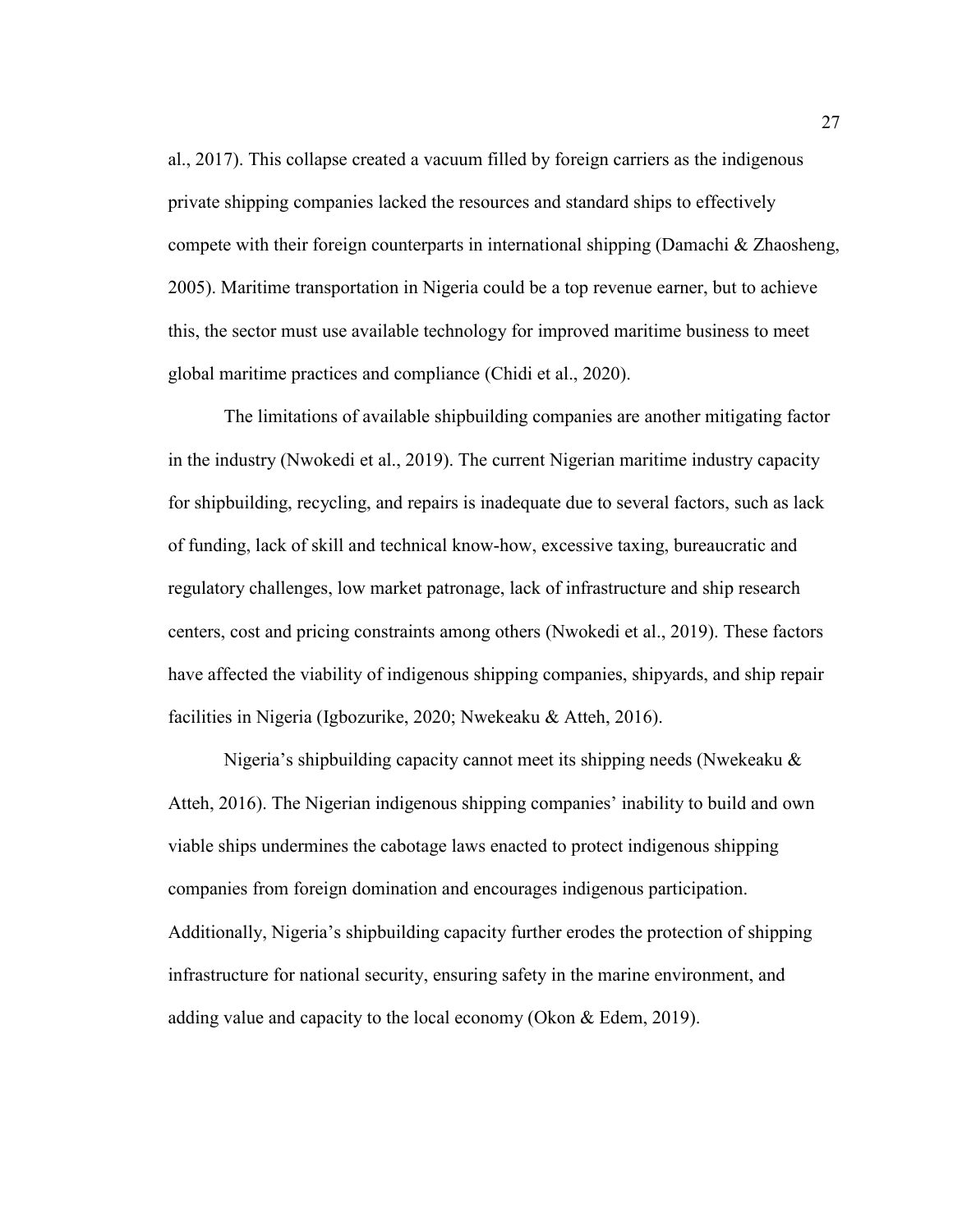al., 2017). This collapse created a vacuum filled by foreign carriers as the indigenous private shipping companies lacked the resources and standard ships to effectively compete with their foreign counterparts in international shipping (Damachi & Zhaosheng, 2005). Maritime transportation in Nigeria could be a top revenue earner, but to achieve this, the sector must use available technology for improved maritime business to meet global maritime practices and compliance (Chidi et al., 2020).

The limitations of available shipbuilding companies are another mitigating factor in the industry (Nwokedi et al., 2019). The current Nigerian maritime industry capacity for shipbuilding, recycling, and repairs is inadequate due to several factors, such as lack of funding, lack of skill and technical know-how, excessive taxing, bureaucratic and regulatory challenges, low market patronage, lack of infrastructure and ship research centers, cost and pricing constraints among others (Nwokedi et al., 2019). These factors have affected the viability of indigenous shipping companies, shipyards, and ship repair facilities in Nigeria (Igbozurike, 2020; Nwekeaku & Atteh, 2016).

Nigeria's shipbuilding capacity cannot meet its shipping needs (Nwekeaku & Atteh, 2016). The Nigerian indigenous shipping companies' inability to build and own viable ships undermines the cabotage laws enacted to protect indigenous shipping companies from foreign domination and encourages indigenous participation. Additionally, Nigeria's shipbuilding capacity further erodes the protection of shipping infrastructure for national security, ensuring safety in the marine environment, and adding value and capacity to the local economy (Okon & Edem, 2019).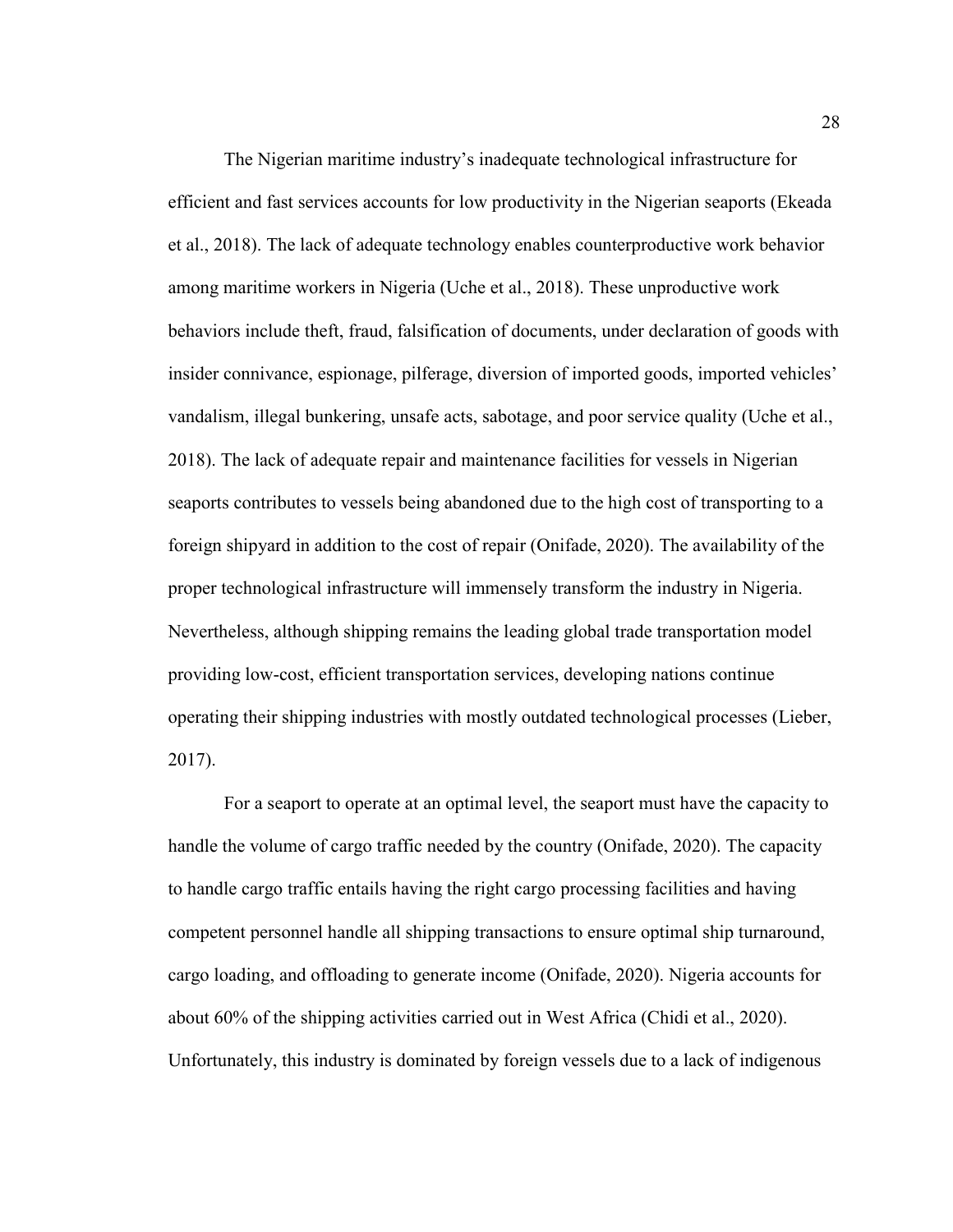The Nigerian maritime industry's inadequate technological infrastructure for efficient and fast services accounts for low productivity in the Nigerian seaports (Ekeada et al., 2018). The lack of adequate technology enables counterproductive work behavior among maritime workers in Nigeria (Uche et al., 2018). These unproductive work behaviors include theft, fraud, falsification of documents, under declaration of goods with insider connivance, espionage, pilferage, diversion of imported goods, imported vehicles' vandalism, illegal bunkering, unsafe acts, sabotage, and poor service quality (Uche et al., 2018). The lack of adequate repair and maintenance facilities for vessels in Nigerian seaports contributes to vessels being abandoned due to the high cost of transporting to a foreign shipyard in addition to the cost of repair (Onifade, 2020). The availability of the proper technological infrastructure will immensely transform the industry in Nigeria. Nevertheless, although shipping remains the leading global trade transportation model providing low-cost, efficient transportation services, developing nations continue operating their shipping industries with mostly outdated technological processes (Lieber, 2017).

For a seaport to operate at an optimal level, the seaport must have the capacity to handle the volume of cargo traffic needed by the country (Onifade, 2020). The capacity to handle cargo traffic entails having the right cargo processing facilities and having competent personnel handle all shipping transactions to ensure optimal ship turnaround, cargo loading, and offloading to generate income (Onifade, 2020). Nigeria accounts for about 60% of the shipping activities carried out in West Africa (Chidi et al., 2020). Unfortunately, this industry is dominated by foreign vessels due to a lack of indigenous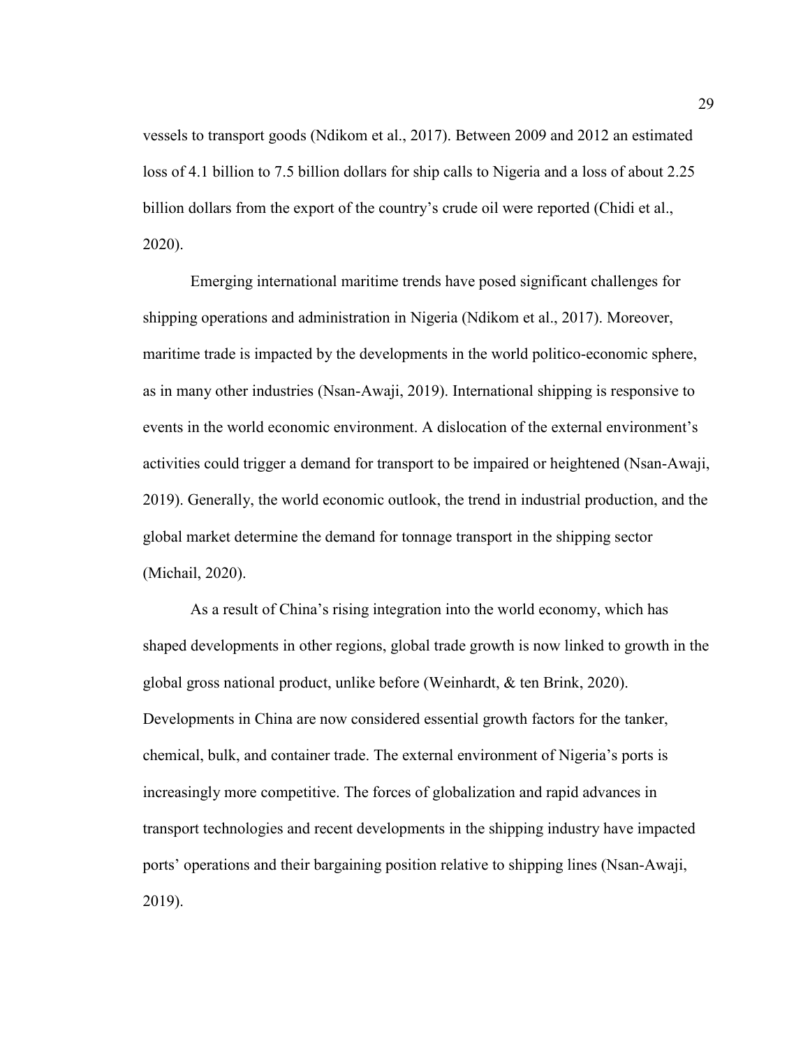vessels to transport goods (Ndikom et al., 2017). Between 2009 and 2012 an estimated loss of 4.1 billion to 7.5 billion dollars for ship calls to Nigeria and a loss of about 2.25 billion dollars from the export of the country's crude oil were reported (Chidi et al., 2020).

Emerging international maritime trends have posed significant challenges for shipping operations and administration in Nigeria (Ndikom et al., 2017). Moreover, maritime trade is impacted by the developments in the world politico-economic sphere, as in many other industries (Nsan-Awaji, 2019). International shipping is responsive to events in the world economic environment. A dislocation of the external environment's activities could trigger a demand for transport to be impaired or heightened (Nsan-Awaji, 2019). Generally, the world economic outlook, the trend in industrial production, and the global market determine the demand for tonnage transport in the shipping sector (Michail, 2020).

As a result of China's rising integration into the world economy, which has shaped developments in other regions, global trade growth is now linked to growth in the global gross national product, unlike before (Weinhardt, & ten Brink, 2020). Developments in China are now considered essential growth factors for the tanker, chemical, bulk, and container trade. The external environment of Nigeria's ports is increasingly more competitive. The forces of globalization and rapid advances in transport technologies and recent developments in the shipping industry have impacted ports' operations and their bargaining position relative to shipping lines (Nsan-Awaji, 2019).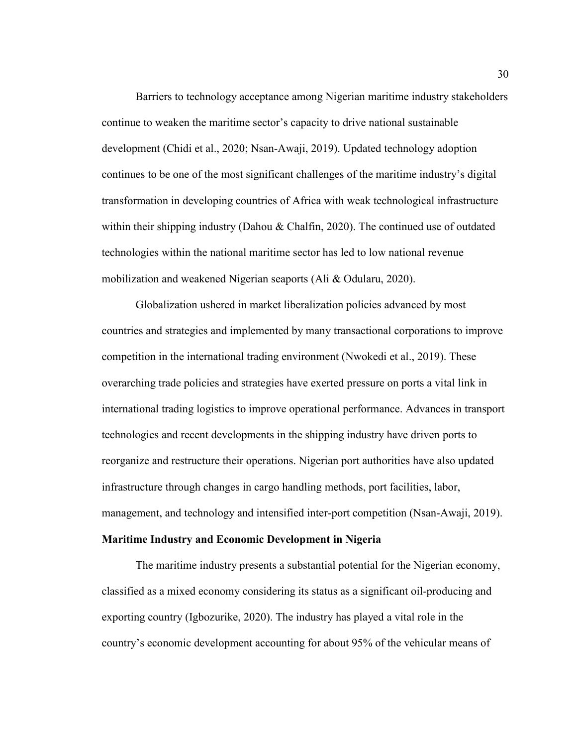Barriers to technology acceptance among Nigerian maritime industry stakeholders continue to weaken the maritime sector's capacity to drive national sustainable development (Chidi et al., 2020; Nsan-Awaji, 2019). Updated technology adoption continues to be one of the most significant challenges of the maritime industry's digital transformation in developing countries of Africa with weak technological infrastructure within their shipping industry (Dahou & Chalfin, 2020). The continued use of outdated technologies within the national maritime sector has led to low national revenue mobilization and weakened Nigerian seaports (Ali & Odularu, 2020).

Globalization ushered in market liberalization policies advanced by most countries and strategies and implemented by many transactional corporations to improve competition in the international trading environment (Nwokedi et al., 2019). These overarching trade policies and strategies have exerted pressure on ports a vital link in international trading logistics to improve operational performance. Advances in transport technologies and recent developments in the shipping industry have driven ports to reorganize and restructure their operations. Nigerian port authorities have also updated infrastructure through changes in cargo handling methods, port facilities, labor, management, and technology and intensified inter-port competition (Nsan-Awaji, 2019).

**Maritime Industry and Economic Development in Nigeria**

The maritime industry presents a substantial potential for the Nigerian economy, classified as a mixed economy considering its status as a significant oil-producing and exporting country (Igbozurike, 2020). The industry has played a vital role in the country's economic development accounting for about 95% of the vehicular means of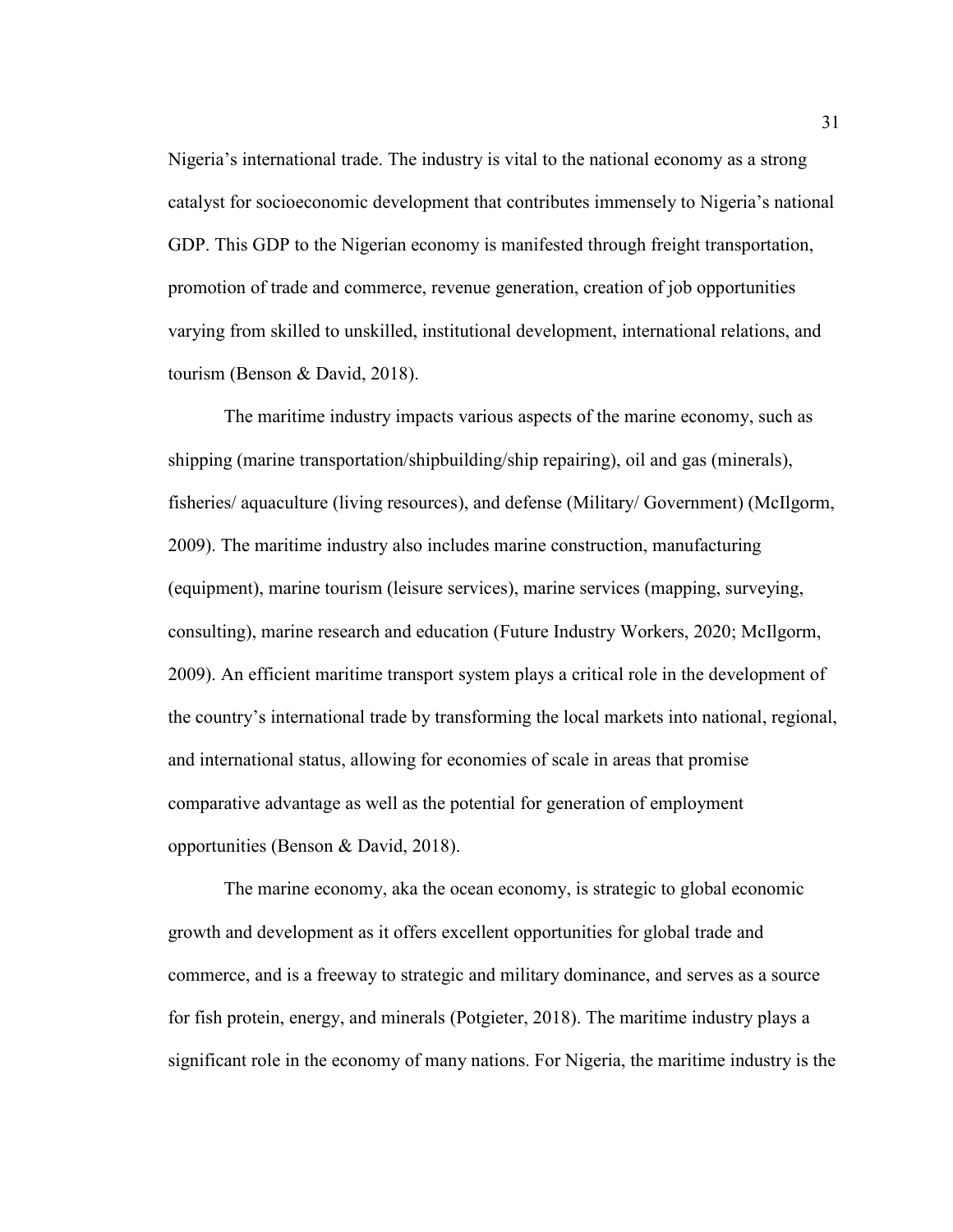Nigeria's international trade. The industry is vital to the national economy as a strong catalyst for socioeconomic development that contributes immensely to Nigeria's national GDP. This GDP to the Nigerian economy is manifested through freight transportation, promotion of trade and commerce, revenue generation, creation of job opportunities varying from skilled to unskilled, institutional development, international relations, and tourism (Benson & David, 2018).

The maritime industry impacts various aspects of the marine economy, such as shipping (marine transportation/shipbuilding/ship repairing), oil and gas (minerals), fisheries/ aquaculture (living resources), and defense (Military/ Government) (McIlgorm, 2009). The maritime industry also includes marine construction, manufacturing (equipment), marine tourism (leisure services), marine services (mapping, surveying, consulting), marine research and education (Future Industry Workers, 2020; McIlgorm, 2009). An efficient maritime transport system plays a critical role in the development of the country's international trade by transforming the local markets into national, regional, and international status, allowing for economies of scale in areas that promise comparative advantage as well as the potential for generation of employment opportunities (Benson & David, 2018).

The marine economy, aka the ocean economy, is strategic to global economic growth and development as it offers excellent opportunities for global trade and commerce, and is a freeway to strategic and military dominance, and serves as a source for fish protein, energy, and minerals (Potgieter, 2018). The maritime industry plays a significant role in the economy of many nations. For Nigeria, the maritime industry is the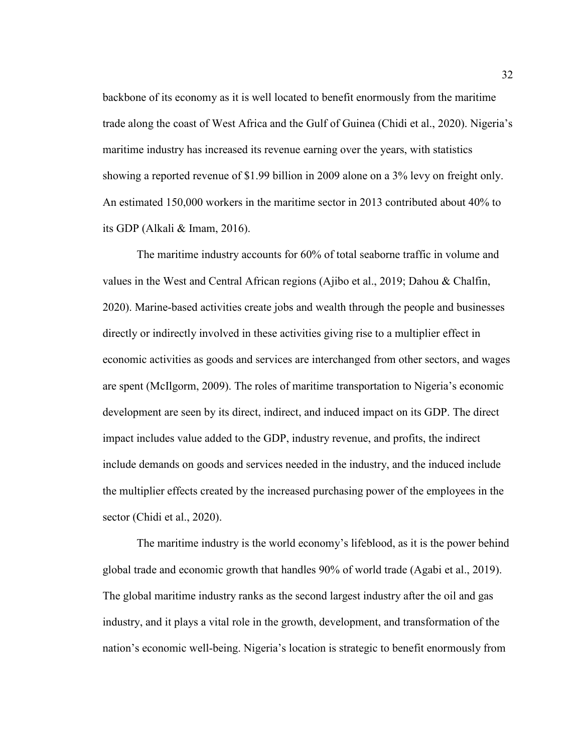backbone of its economy as it is well located to benefit enormously from the maritime trade along the coast of West Africa and the Gulf of Guinea (Chidi et al., 2020). Nigeria's maritime industry has increased its revenue earning over the years, with statistics showing a reported revenue of $1.99 billion in 2009 alone on a 3% levy on freight only. An estimated 150,000 workers in the maritime sector in 2013 contributed about 40% to its GDP (Alkali & Imam, 2016).

The maritime industry accounts for 60% of total seaborne traffic in volume and values in the West and Central African regions (Ajibo et al., 2019; Dahou & Chalfin, 2020). Marine-based activities create jobs and wealth through the people and businesses directly or indirectly involved in these activities giving rise to a multiplier effect in economic activities as goods and services are interchanged from other sectors, and wages are spent (McIlgorm, 2009). The roles of maritime transportation to Nigeria's economic development are seen by its direct, indirect, and induced impact on its GDP. The direct impact includes value added to the GDP, industry revenue, and profits, the indirect include demands on goods and services needed in the industry, and the induced include the multiplier effects created by the increased purchasing power of the employees in the sector (Chidi et al., 2020).

The maritime industry is the world economy's lifeblood, as it is the power behind global trade and economic growth that handles 90% of world trade (Agabi et al., 2019). The global maritime industry ranks as the second largest industry after the oil and gas industry, and it plays a vital role in the growth, development, and transformation of the nation's economic well-being. Nigeria's location is strategic to benefit enormously from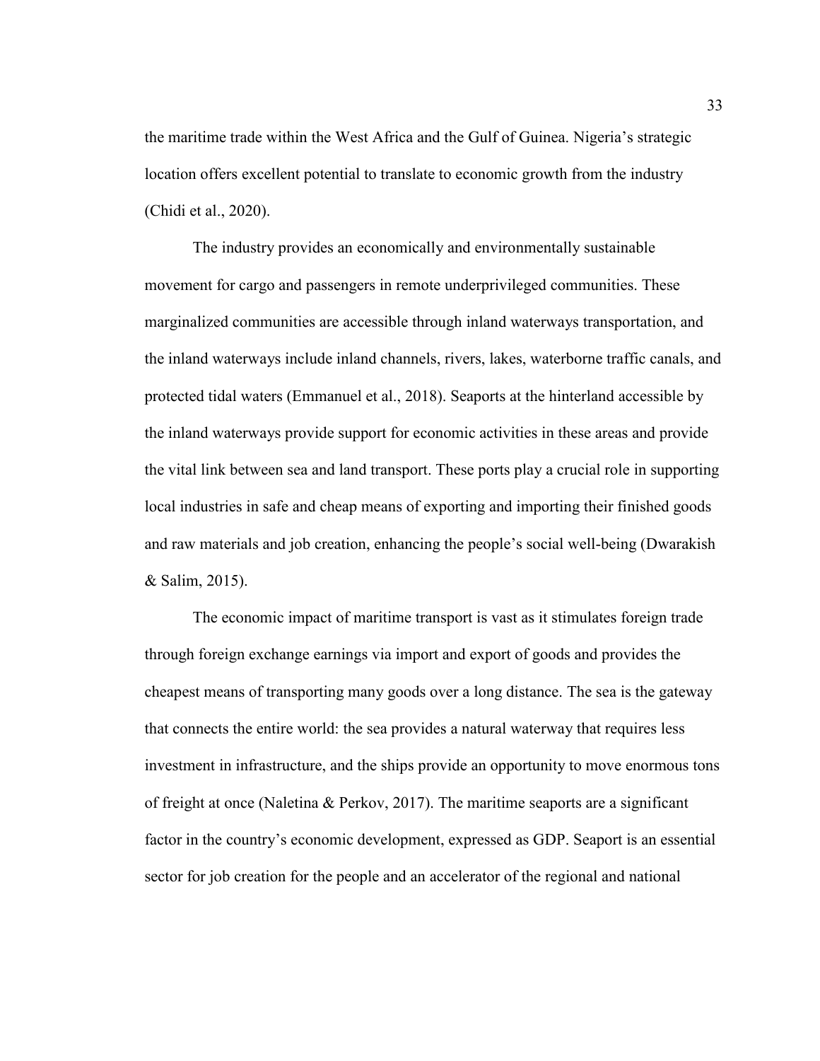the maritime trade within the West Africa and the Gulf of Guinea. Nigeria's strategic location offers excellent potential to translate to economic growth from the industry (Chidi et al., 2020).

The industry provides an economically and environmentally sustainable movement for cargo and passengers in remote underprivileged communities. These marginalized communities are accessible through inland waterways transportation, and the inland waterways include inland channels, rivers, lakes, waterborne traffic canals, and protected tidal waters (Emmanuel et al., 2018). Seaports at the hinterland accessible by the inland waterways provide support for economic activities in these areas and provide the vital link between sea and land transport. These ports play a crucial role in supporting local industries in safe and cheap means of exporting and importing their finished goods and raw materials and job creation, enhancing the people's social well-being (Dwarakish & Salim, 2015).

The economic impact of maritime transport is vast as it stimulates foreign trade through foreign exchange earnings via import and export of goods and provides the cheapest means of transporting many goods over a long distance. The sea is the gateway that connects the entire world: the sea provides a natural waterway that requires less investment in infrastructure, and the ships provide an opportunity to move enormous tons of freight at once (Naletina & Perkov, 2017). The maritime seaports are a significant factor in the country's economic development, expressed as GDP. Seaport is an essential sector for job creation for the people and an accelerator of the regional and national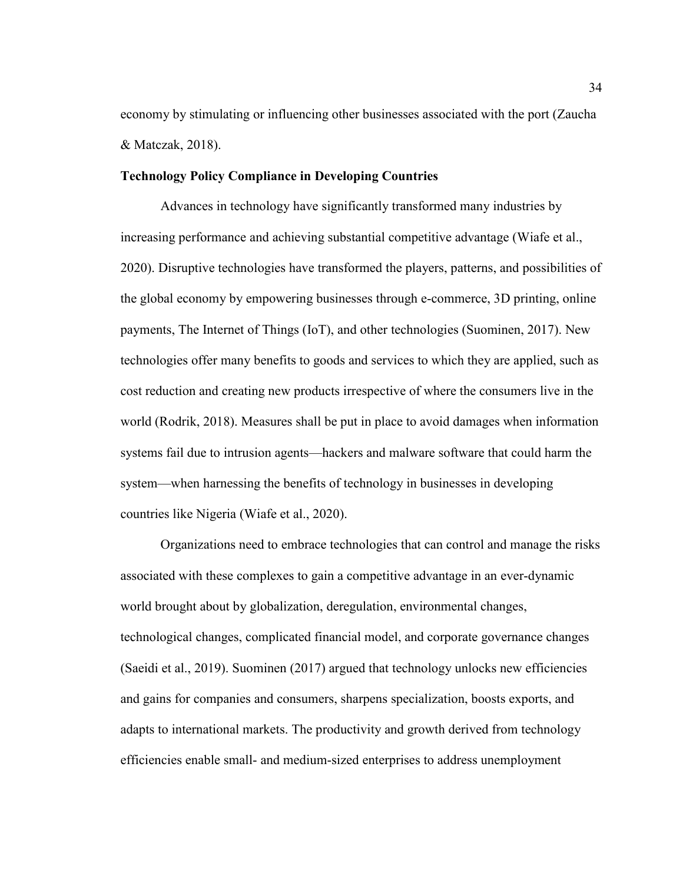economy by stimulating or influencing other businesses associated with the port (Zaucha & Matczak, 2018).

## Technology Policy Compliance in Developing Countries

Advances in technology have significantly transformed many industries by increasing performance and achieving substantial competitive advantage (Wiafe et al., 2020). Disruptive technologies have transformed the players, patterns, and possibilities of the global economy by empowering businesses through e-commerce, 3D printing, online payments, The Internet of Things (IoT), and other technologies (Suominen, 2017). New technologies offer many benefits to goods and services to which they are applied, such as cost reduction and creating new products irrespective of where the consumers live in the world (Rodrik, 2018). Measures shall be put in place to avoid damages when information systems fail due to intrusion agents—hackers and malware software that could harm the system—when harnessing the benefits of technology in businesses in developing countries like Nigeria (Wiafe et al., 2020).

Organizations need to embrace technologies that can control and manage the risks associated with these complexes to gain a competitive advantage in an ever-dynamic world brought about by globalization, deregulation, environmental changes, technological changes, complicated financial model, and corporate governance changes (Saeidi et al., 2019). Suominen (2017) argued that technology unlocks new efficiencies and gains for companies and consumers, sharpens specialization, boosts exports, and adapts to international markets. The productivity and growth derived from technology efficiencies enable small- and medium-sized enterprises to address unemployment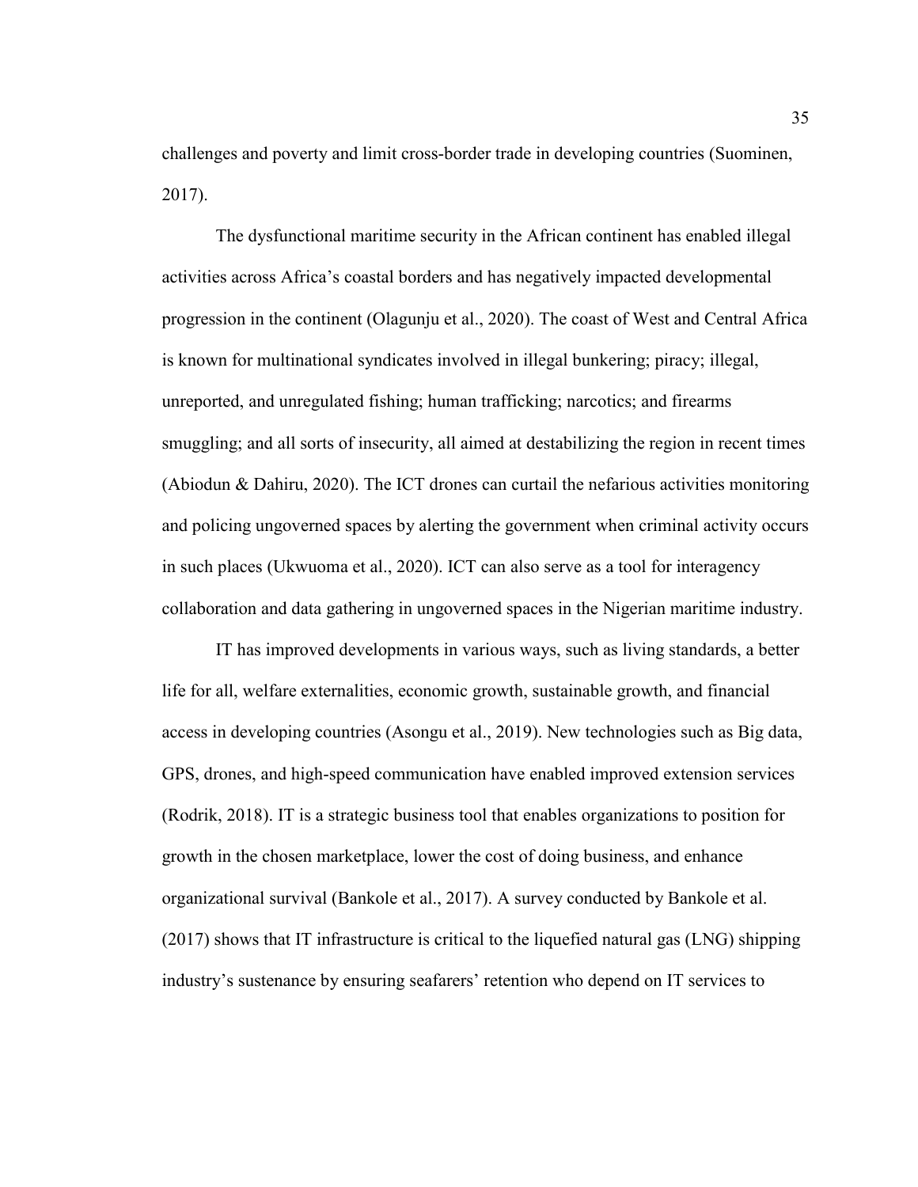challenges and poverty and limit cross-border trade in developing countries (Suominen, 2017).

The dysfunctional maritime security in the African continent has enabled illegal activities across Africa's coastal borders and has negatively impacted developmental progression in the continent (Olagunju et al., 2020). The coast of West and Central Africa is known for multinational syndicates involved in illegal bunkering; piracy; illegal, unreported, and unregulated fishing; human trafficking; narcotics; and firearms smuggling; and all sorts of insecurity, all aimed at destabilizing the region in recent times (Abiodun & Dahiru, 2020). The ICT drones can curtail the nefarious activities monitoring and policing ungoverned spaces by alerting the government when criminal activity occurs in such places (Ukwuoma et al., 2020). ICT can also serve as a tool for interagency collaboration and data gathering in ungoverned spaces in the Nigerian maritime industry.

IT has improved developments in various ways, such as living standards, a better life for all, welfare externalities, economic growth, sustainable growth, and financial access in developing countries (Asongu et al., 2019). New technologies such as Big data, GPS, drones, and high-speed communication have enabled improved extension services (Rodrik, 2018). IT is a strategic business tool that enables organizations to position for growth in the chosen marketplace, lower the cost of doing business, and enhance organizational survival (Bankole et al., 2017). A survey conducted by Bankole et al. (2017) shows that IT infrastructure is critical to the liquefied natural gas (LNG) shipping industry's sustenance by ensuring seafarers' retention who depend on IT services to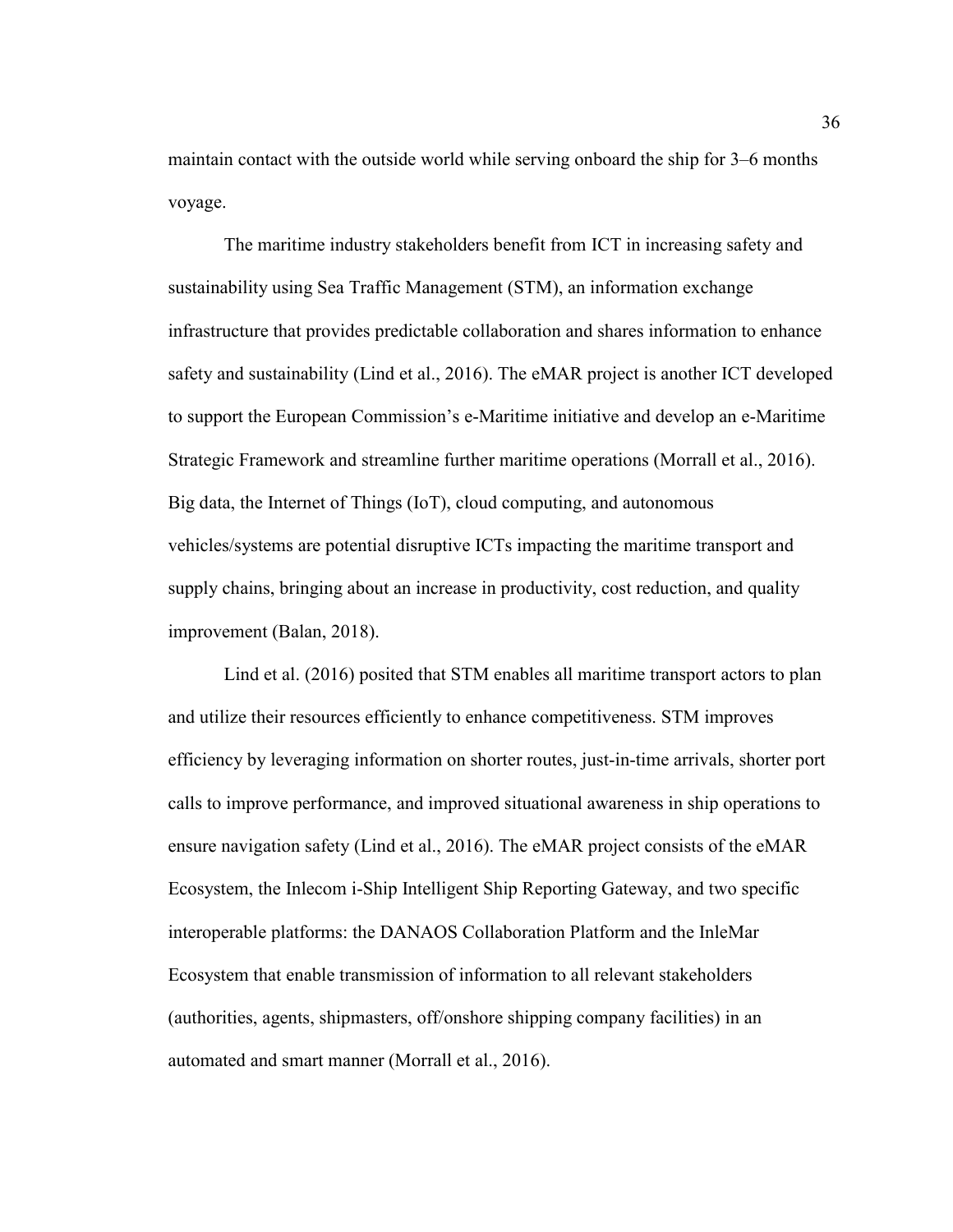maintain contact with the outside world while serving onboard the ship for 3–6 months voyage.

The maritime industry stakeholders benefit from ICT in increasing safety and sustainability using Sea Traffic Management (STM), an information exchange infrastructure that provides predictable collaboration and shares information to enhance safety and sustainability (Lind et al., 2016). The eMAR project is another ICT developed to support the European Commission's e-Maritime initiative and develop an e-Maritime Strategic Framework and streamline further maritime operations (Morrall et al., 2016). Big data, the Internet of Things (IoT), cloud computing, and autonomous vehicles/systems are potential disruptive ICTs impacting the maritime transport and supply chains, bringing about an increase in productivity, cost reduction, and quality improvement (Balan, 2018).

Lind et al. (2016) posited that STM enables all maritime transport actors to plan and utilize their resources efficiently to enhance competitiveness. STM improves efficiency by leveraging information on shorter routes, just-in-time arrivals, shorter port calls to improve performance, and improved situational awareness in ship operations to ensure navigation safety (Lind et al., 2016). The eMAR project consists of the eMAR Ecosystem, the Inlecom i-Ship Intelligent Ship Reporting Gateway, and two specific interoperable platforms: the DANAOS Collaboration Platform and the InleMar Ecosystem that enable transmission of information to all relevant stakeholders (authorities, agents, shipmasters, off/onshore shipping company facilities) in an automated and smart manner (Morrall et al., 2016).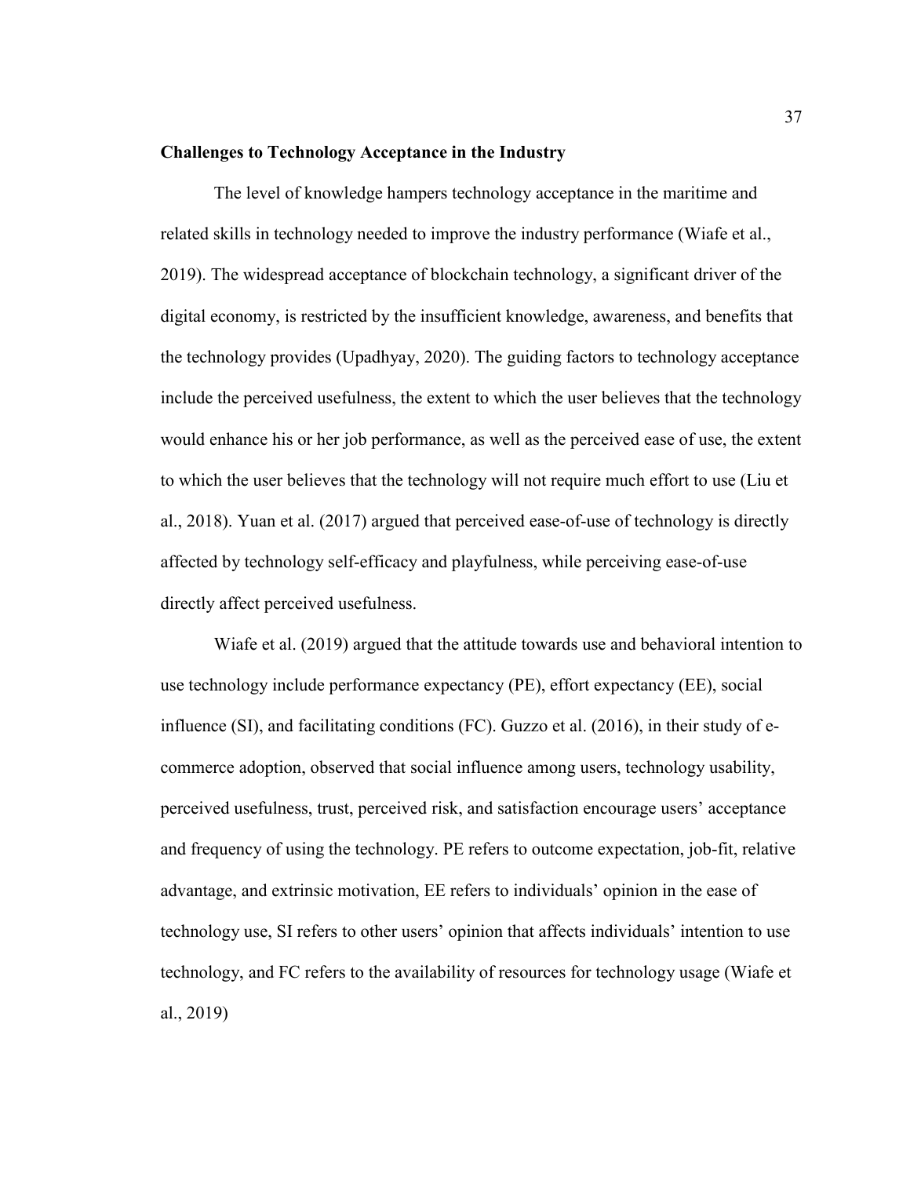**Challenges to Technology Acceptance in the Industry**

The level of knowledge hampers technology acceptance in the maritime and related skills in technology needed to improve the industry performance (Wiafe et al., 2019). The widespread acceptance of blockchain technology, a significant driver of the digital economy, is restricted by the insufficient knowledge, awareness, and benefits that the technology provides (Upadhyay, 2020). The guiding factors to technology acceptance include the perceived usefulness, the extent to which the user believes that the technology would enhance his or her job performance, as well as the perceived ease of use, the extent to which the user believes that the technology will not require much effort to use (Liu et al., 2018). Yuan et al. (2017) argued that perceived ease-of-use of technology is directly affected by technology self-efficacy and playfulness, while perceiving ease-of-use directly affect perceived usefulness.

Wiafe et al. (2019) argued that the attitude towards use and behavioral intention to use technology include performance expectancy (PE), effort expectancy (EE), social influence (SI), and facilitating conditions (FC). Guzzo et al. (2016), in their study of e-commerce adoption, observed that social influence among users, technology usability, perceived usefulness, trust, perceived risk, and satisfaction encourage users' acceptance and frequency of using the technology. PE refers to outcome expectation, job-fit, relative advantage, and extrinsic motivation, EE refers to individuals' opinion in the ease of technology use, SI refers to other users' opinion that affects individuals' intention to use technology, and FC refers to the availability of resources for technology usage (Wiafe et al., 2019)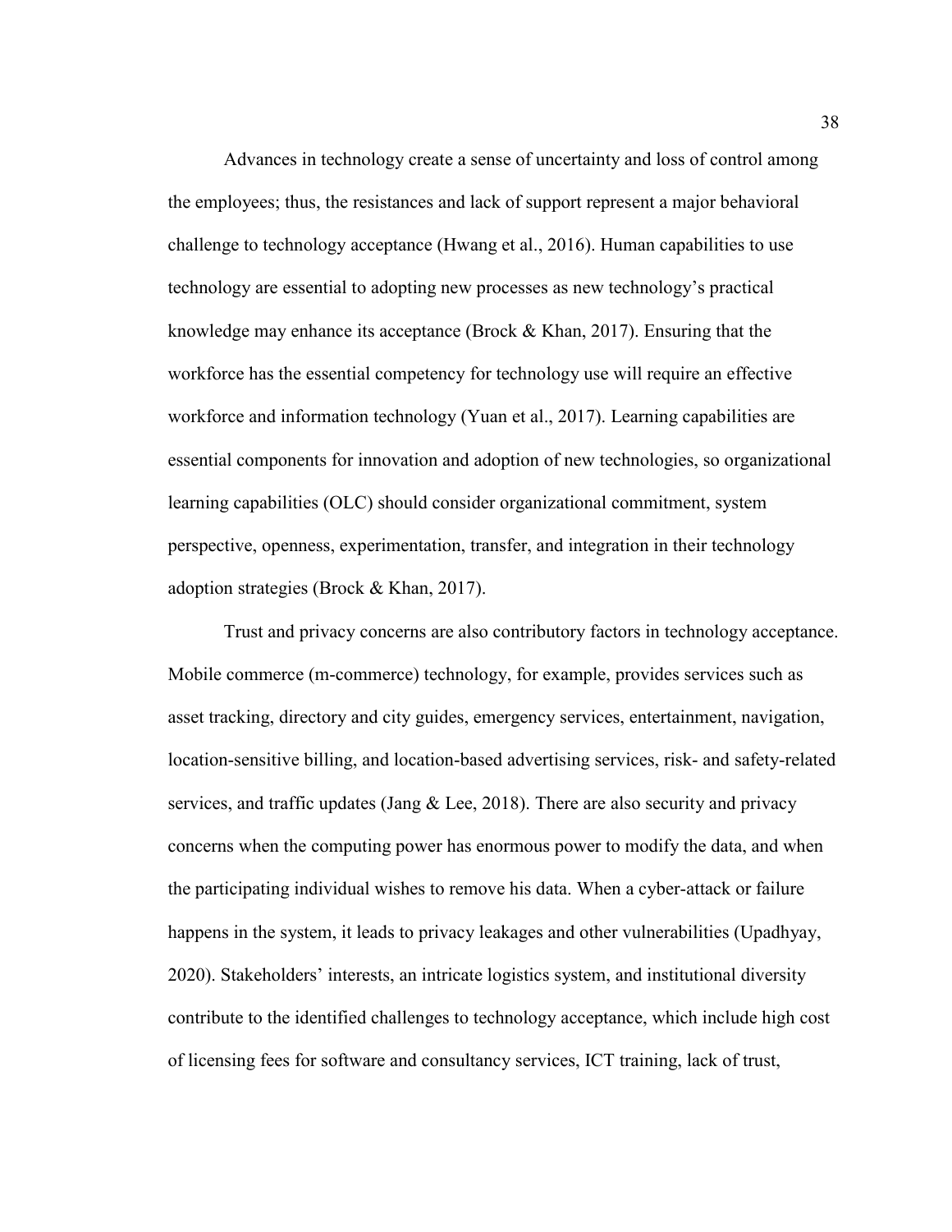Advances in technology create a sense of uncertainty and loss of control among the employees; thus, the resistances and lack of support represent a major behavioral challenge to technology acceptance (Hwang et al., 2016). Human capabilities to use technology are essential to adopting new processes as new technology's practical knowledge may enhance its acceptance (Brock & Khan, 2017). Ensuring that the workforce has the essential competency for technology use will require an effective workforce and information technology (Yuan et al., 2017). Learning capabilities are essential components for innovation and adoption of new technologies, so organizational learning capabilities (OLC) should consider organizational commitment, system perspective, openness, experimentation, transfer, and integration in their technology adoption strategies (Brock & Khan, 2017).

Trust and privacy concerns are also contributory factors in technology acceptance. Mobile commerce (m-commerce) technology, for example, provides services such as asset tracking, directory and city guides, emergency services, entertainment, navigation, location-sensitive billing, and location-based advertising services, risk- and safety-related services, and traffic updates (Jang & Lee, 2018). There are also security and privacy concerns when the computing power has enormous power to modify the data, and when the participating individual wishes to remove his data. When a cyber-attack or failure happens in the system, it leads to privacy leakages and other vulnerabilities (Upadhyay, 2020). Stakeholders' interests, an intricate logistics system, and institutional diversity contribute to the identified challenges to technology acceptance, which include high cost of licensing fees for software and consultancy services, ICT training, lack of trust,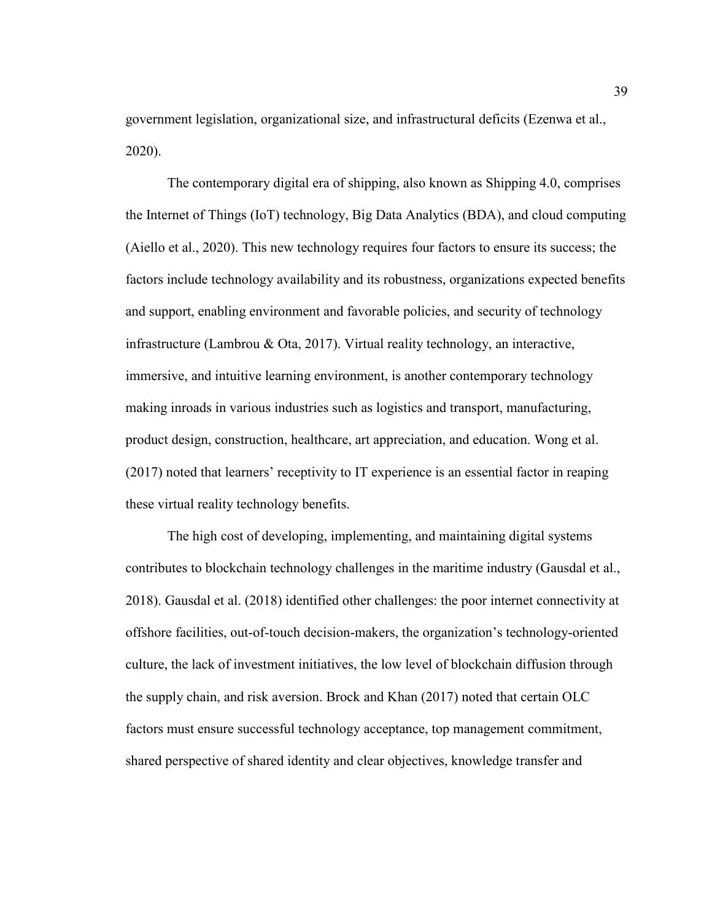government legislation, organizational size, and infrastructural deficits (Ezenwa et al., 2020).

The contemporary digital era of shipping, also known as Shipping 4.0, comprises the Internet of Things (IoT) technology, Big Data Analytics (BDA), and cloud computing (Aiello et al., 2020). This new technology requires four factors to ensure its success; the factors include technology availability and its robustness, organizations expected benefits and support, enabling environment and favorable policies, and security of technology infrastructure (Lambrou & Ota, 2017). Virtual reality technology, an interactive, immersive, and intuitive learning environment, is another contemporary technology making inroads in various industries such as logistics and transport, manufacturing, product design, construction, healthcare, art appreciation, and education. Wong et al. (2017) noted that learners' receptivity to IT experience is an essential factor in reaping these virtual reality technology benefits.

The high cost of developing, implementing, and maintaining digital systems contributes to blockchain technology challenges in the maritime industry (Gausdal et al., 2018). Gausdal et al. (2018) identified other challenges: the poor internet connectivity at offshore facilities, out-of-touch decision-makers, the organization's technology-oriented culture, the lack of investment initiatives, the low level of blockchain diffusion through the supply chain, and risk aversion. Brock and Khan (2017) noted that certain OLC factors must ensure successful technology acceptance, top management commitment, shared perspective of shared identity and clear objectives, knowledge transfer and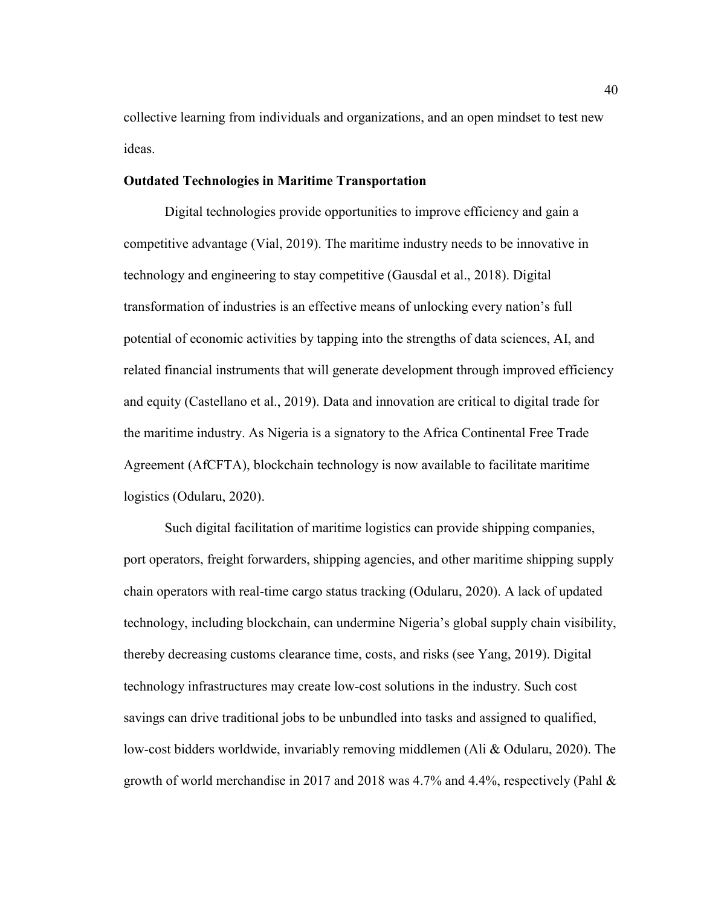collective learning from individuals and organizations, and an open mindset to test new ideas.

### Outdated Technologies in Maritime Transportation

Digital technologies provide opportunities to improve efficiency and gain a competitive advantage (Vial, 2019). The maritime industry needs to be innovative in technology and engineering to stay competitive (Gausdal et al., 2018). Digital transformation of industries is an effective means of unlocking every nation's full potential of economic activities by tapping into the strengths of data sciences, AI, and related financial instruments that will generate development through improved efficiency and equity (Castellano et al., 2019). Data and innovation are critical to digital trade for the maritime industry. As Nigeria is a signatory to the Africa Continental Free Trade Agreement (AfCFTA), blockchain technology is now available to facilitate maritime logistics (Odularu, 2020).

Such digital facilitation of maritime logistics can provide shipping companies, port operators, freight forwarders, shipping agencies, and other maritime shipping supply chain operators with real-time cargo status tracking (Odularu, 2020). A lack of updated technology, including blockchain, can undermine Nigeria's global supply chain visibility, thereby decreasing customs clearance time, costs, and risks (see Yang, 2019). Digital technology infrastructures may create low-cost solutions in the industry. Such cost savings can drive traditional jobs to be unbundled into tasks and assigned to qualified, low-cost bidders worldwide, invariably removing middlemen (Ali & Odularu, 2020). The growth of world merchandise in 2017 and 2018 was 4.7% and 4.4%, respectively (Pahl &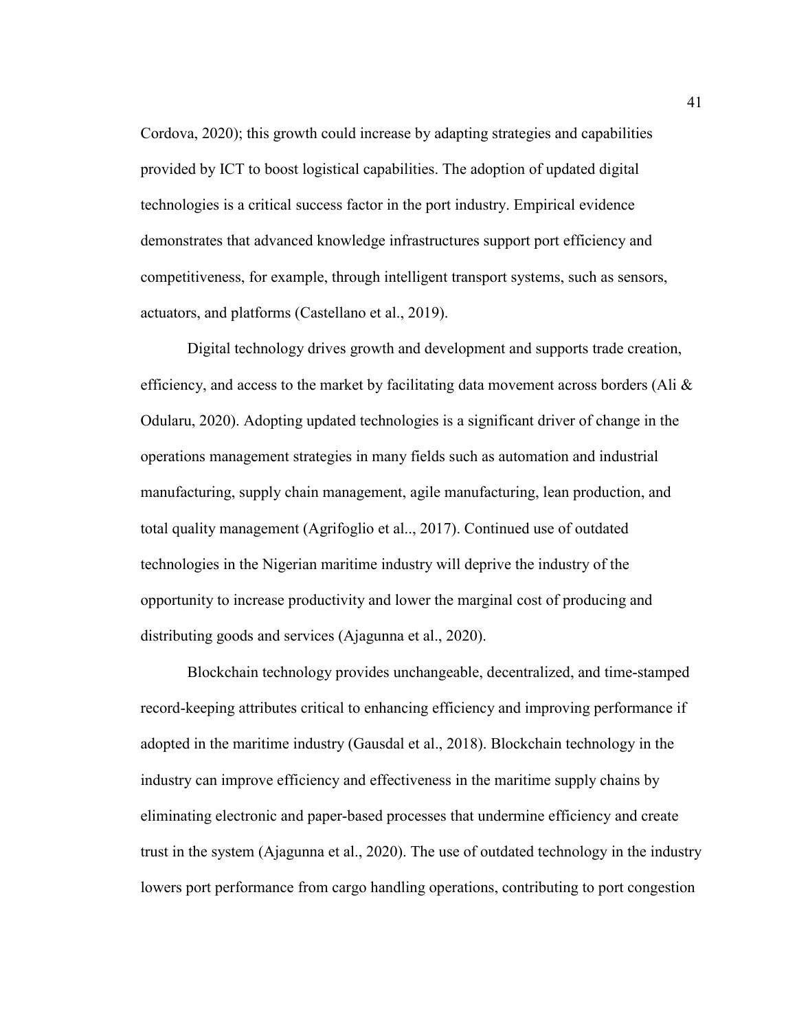Cordova, 2020); this growth could increase by adapting strategies and capabilities provided by ICT to boost logistical capabilities. The adoption of updated digital technologies is a critical success factor in the port industry. Empirical evidence demonstrates that advanced knowledge infrastructures support port efficiency and competitiveness, for example, through intelligent transport systems, such as sensors, actuators, and platforms (Castellano et al., 2019).

Digital technology drives growth and development and supports trade creation, efficiency, and access to the market by facilitating data movement across borders (Ali & Odularu, 2020). Adopting updated technologies is a significant driver of change in the operations management strategies in many fields such as automation and industrial manufacturing, supply chain management, agile manufacturing, lean production, and total quality management (Agrifoglio et al.., 2017). Continued use of outdated technologies in the Nigerian maritime industry will deprive the industry of the opportunity to increase productivity and lower the marginal cost of producing and distributing goods and services (Ajagunna et al., 2020).

Blockchain technology provides unchangeable, decentralized, and time-stamped record-keeping attributes critical to enhancing efficiency and improving performance if adopted in the maritime industry (Gausdal et al., 2018). Blockchain technology in the industry can improve efficiency and effectiveness in the maritime supply chains by eliminating electronic and paper-based processes that undermine efficiency and create trust in the system (Ajagunna et al., 2020). The use of outdated technology in the industry lowers port performance from cargo handling operations, contributing to port congestion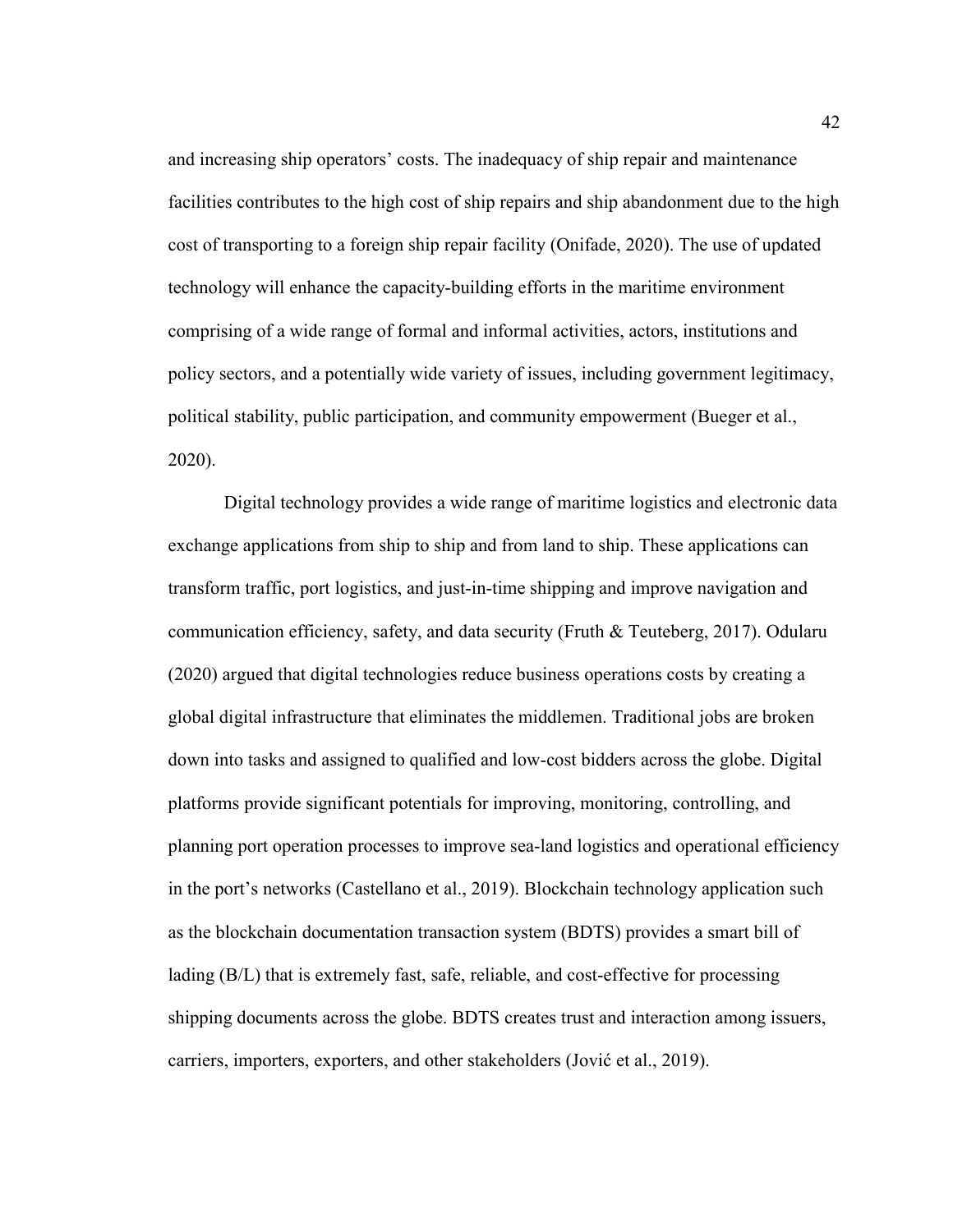and increasing ship operators' costs. The inadequacy of ship repair and maintenance facilities contributes to the high cost of ship repairs and ship abandonment due to the high cost of transporting to a foreign ship repair facility (Onifade, 2020). The use of updated technology will enhance the capacity-building efforts in the maritime environment comprising of a wide range of formal and informal activities, actors, institutions and policy sectors, and a potentially wide variety of issues, including government legitimacy, political stability, public participation, and community empowerment (Bueger et al., 2020).

Digital technology provides a wide range of maritime logistics and electronic data exchange applications from ship to ship and from land to ship. These applications can transform traffic, port logistics, and just-in-time shipping and improve navigation and communication efficiency, safety, and data security (Fruth & Teuteberg, 2017). Odularu (2020) argued that digital technologies reduce business operations costs by creating a global digital infrastructure that eliminates the middlemen. Traditional jobs are broken down into tasks and assigned to qualified and low-cost bidders across the globe. Digital platforms provide significant potentials for improving, monitoring, controlling, and planning port operation processes to improve sea-land logistics and operational efficiency in the port's networks (Castellano et al., 2019). Blockchain technology application such as the blockchain documentation transaction system (BDTS) provides a smart bill of lading (B/L) that is extremely fast, safe, reliable, and cost-effective for processing shipping documents across the globe. BDTS creates trust and interaction among issuers, carriers, importers, exporters, and other stakeholders (Jović et al., 2019).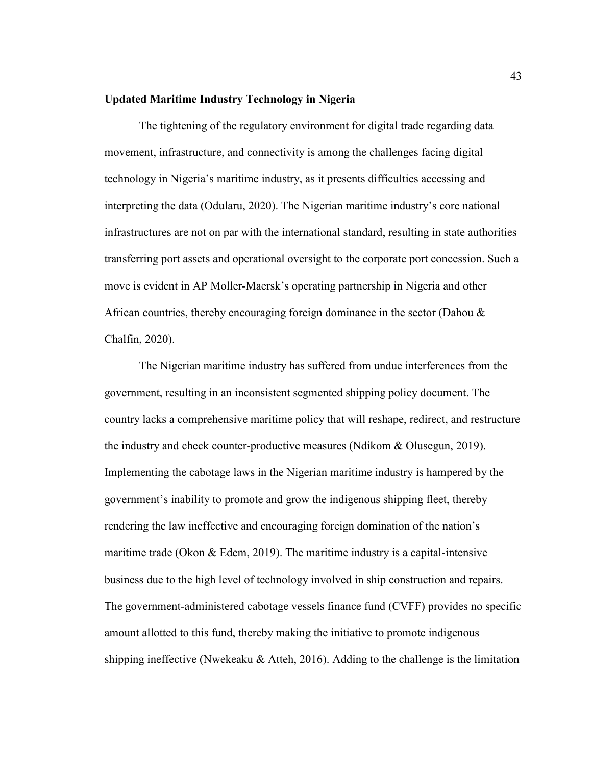**Updated Maritime Industry Technology in Nigeria**

The tightening of the regulatory environment for digital trade regarding data movement, infrastructure, and connectivity is among the challenges facing digital technology in Nigeria's maritime industry, as it presents difficulties accessing and interpreting the data (Odularu, 2020). The Nigerian maritime industry's core national infrastructures are not on par with the international standard, resulting in state authorities transferring port assets and operational oversight to the corporate port concession. Such a move is evident in AP Moller-Maersk's operating partnership in Nigeria and other African countries, thereby encouraging foreign dominance in the sector (Dahou & Chalfin, 2020).

The Nigerian maritime industry has suffered from undue interferences from the government, resulting in an inconsistent segmented shipping policy document. The country lacks a comprehensive maritime policy that will reshape, redirect, and restructure the industry and check counter-productive measures (Ndikom & Olusegun, 2019). Implementing the cabotage laws in the Nigerian maritime industry is hampered by the government's inability to promote and grow the indigenous shipping fleet, thereby rendering the law ineffective and encouraging foreign domination of the nation's maritime trade (Okon & Edem, 2019). The maritime industry is a capital-intensive business due to the high level of technology involved in ship construction and repairs. The government-administered cabotage vessels finance fund (CVFF) provides no specific amount allotted to this fund, thereby making the initiative to promote indigenous shipping ineffective (Nwekeaku & Atteh, 2016). Adding to the challenge is the limitation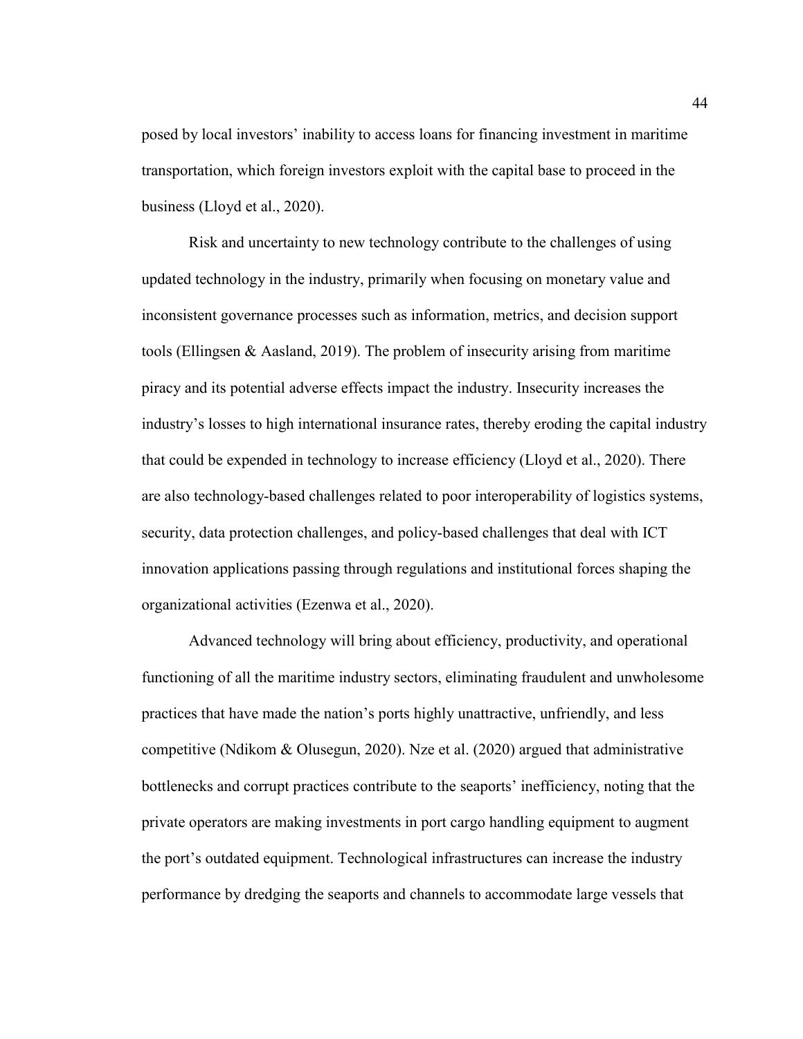posed by local investors' inability to access loans for financing investment in maritime transportation, which foreign investors exploit with the capital base to proceed in the business (Lloyd et al., 2020).

Risk and uncertainty to new technology contribute to the challenges of using updated technology in the industry, primarily when focusing on monetary value and inconsistent governance processes such as information, metrics, and decision support tools (Ellingsen & Aasland, 2019). The problem of insecurity arising from maritime piracy and its potential adverse effects impact the industry. Insecurity increases the industry's losses to high international insurance rates, thereby eroding the capital industry that could be expended in technology to increase efficiency (Lloyd et al., 2020). There are also technology-based challenges related to poor interoperability of logistics systems, security, data protection challenges, and policy-based challenges that deal with ICT innovation applications passing through regulations and institutional forces shaping the organizational activities (Ezenwa et al., 2020).

Advanced technology will bring about efficiency, productivity, and operational functioning of all the maritime industry sectors, eliminating fraudulent and unwholesome practices that have made the nation's ports highly unattractive, unfriendly, and less competitive (Ndikom & Olusegun, 2020). Nze et al. (2020) argued that administrative bottlenecks and corrupt practices contribute to the seaports' inefficiency, noting that the private operators are making investments in port cargo handling equipment to augment the port's outdated equipment. Technological infrastructures can increase the industry performance by dredging the seaports and channels to accommodate large vessels that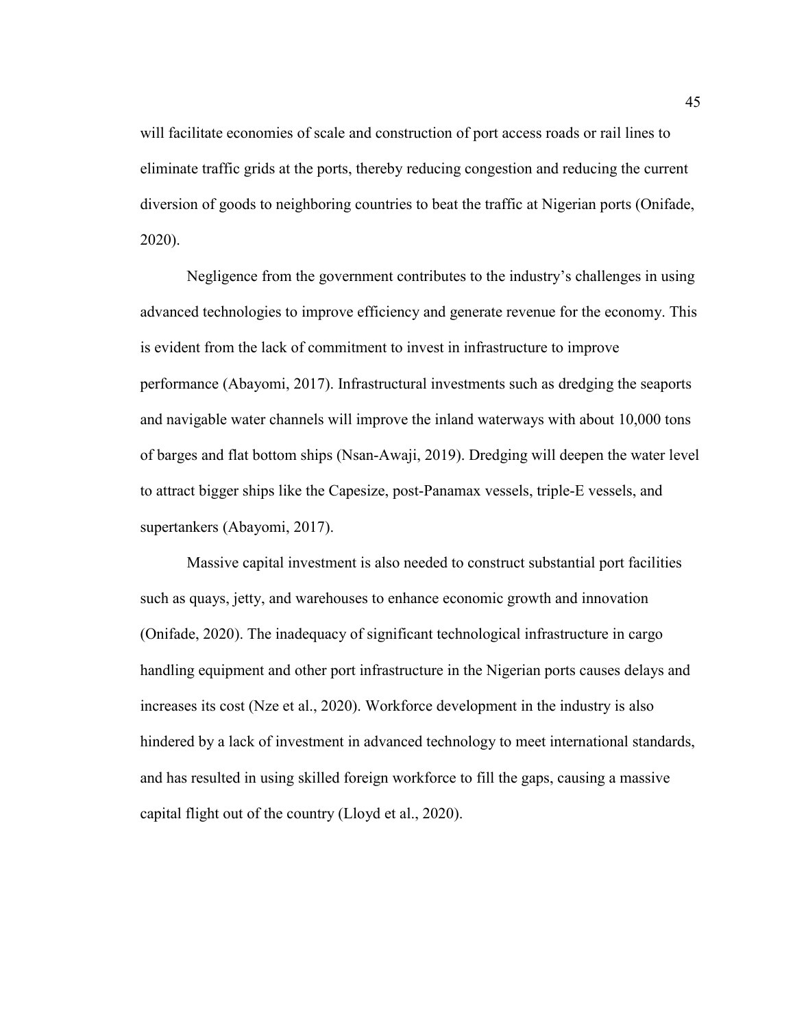will facilitate economies of scale and construction of port access roads or rail lines to eliminate traffic grids at the ports, thereby reducing congestion and reducing the current diversion of goods to neighboring countries to beat the traffic at Nigerian ports (Onifade, 2020).

Negligence from the government contributes to the industry's challenges in using advanced technologies to improve efficiency and generate revenue for the economy. This is evident from the lack of commitment to invest in infrastructure to improve performance (Abayomi, 2017). Infrastructural investments such as dredging the seaports and navigable water channels will improve the inland waterways with about 10,000 tons of barges and flat bottom ships (Nsan-Awaji, 2019). Dredging will deepen the water level to attract bigger ships like the Capesize, post-Panamax vessels, triple-E vessels, and supertankers (Abayomi, 2017).

Massive capital investment is also needed to construct substantial port facilities such as quays, jetty, and warehouses to enhance economic growth and innovation (Onifade, 2020). The inadequacy of significant technological infrastructure in cargo handling equipment and other port infrastructure in the Nigerian ports causes delays and increases its cost (Nze et al., 2020). Workforce development in the industry is also hindered by a lack of investment in advanced technology to meet international standards, and has resulted in using skilled foreign workforce to fill the gaps, causing a massive capital flight out of the country (Lloyd et al., 2020).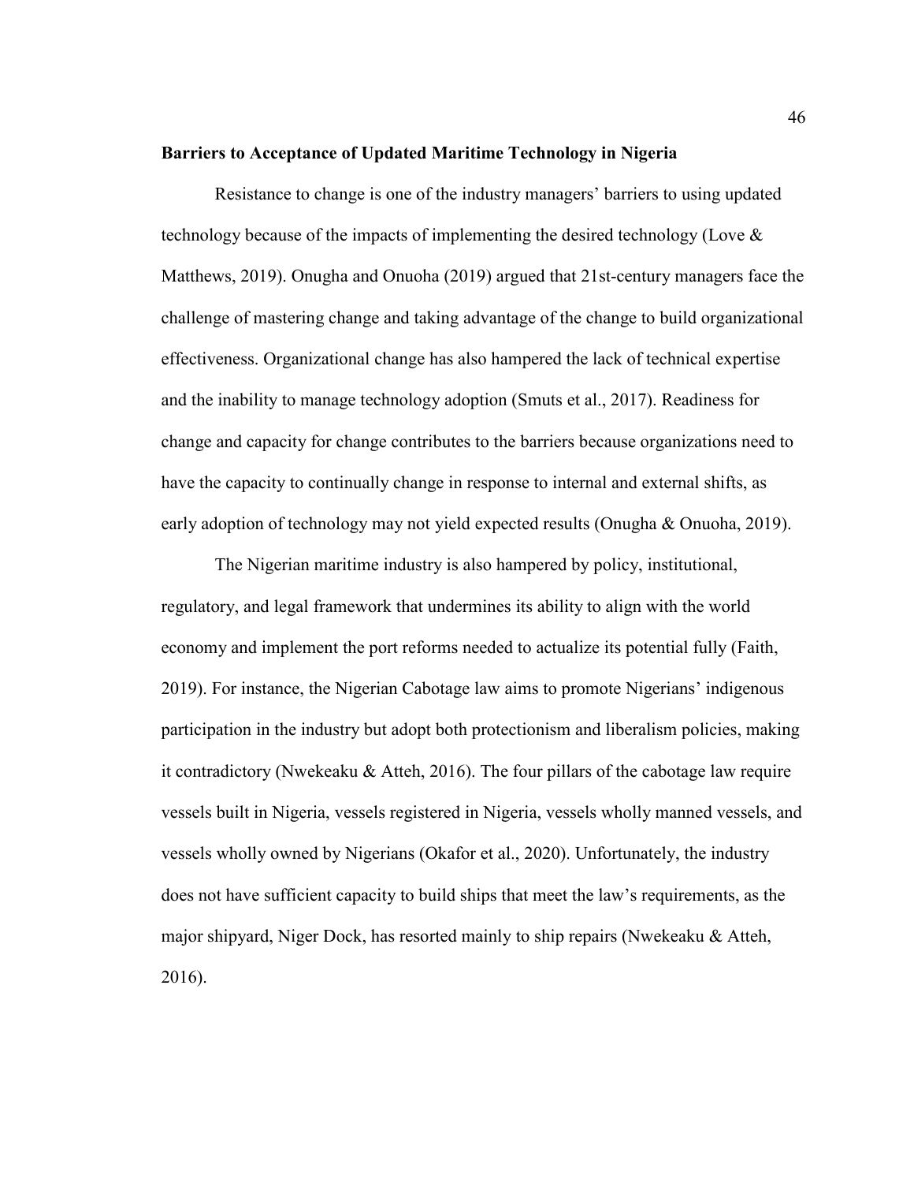**Barriers to Acceptance of Updated Maritime Technology in Nigeria**

Resistance to change is one of the industry managers' barriers to using updated technology because of the impacts of implementing the desired technology (Love & Matthews, 2019). Onugha and Onuoha (2019) argued that 21st-century managers face the challenge of mastering change and taking advantage of the change to build organizational effectiveness. Organizational change has also hampered the lack of technical expertise and the inability to manage technology adoption (Smuts et al., 2017). Readiness for change and capacity for change contributes to the barriers because organizations need to have the capacity to continually change in response to internal and external shifts, as early adoption of technology may not yield expected results (Onugha & Onuoha, 2019).

The Nigerian maritime industry is also hampered by policy, institutional, regulatory, and legal framework that undermines its ability to align with the world economy and implement the port reforms needed to actualize its potential fully (Faith, 2019). For instance, the Nigerian Cabotage law aims to promote Nigerians' indigenous participation in the industry but adopt both protectionism and liberalism policies, making it contradictory (Nwekeaku & Atteh, 2016). The four pillars of the cabotage law require vessels built in Nigeria, vessels registered in Nigeria, vessels wholly manned vessels, and vessels wholly owned by Nigerians (Okafor et al., 2020). Unfortunately, the industry does not have sufficient capacity to build ships that meet the law's requirements, as the major shipyard, Niger Dock, has resorted mainly to ship repairs (Nwekeaku & Atteh, 2016).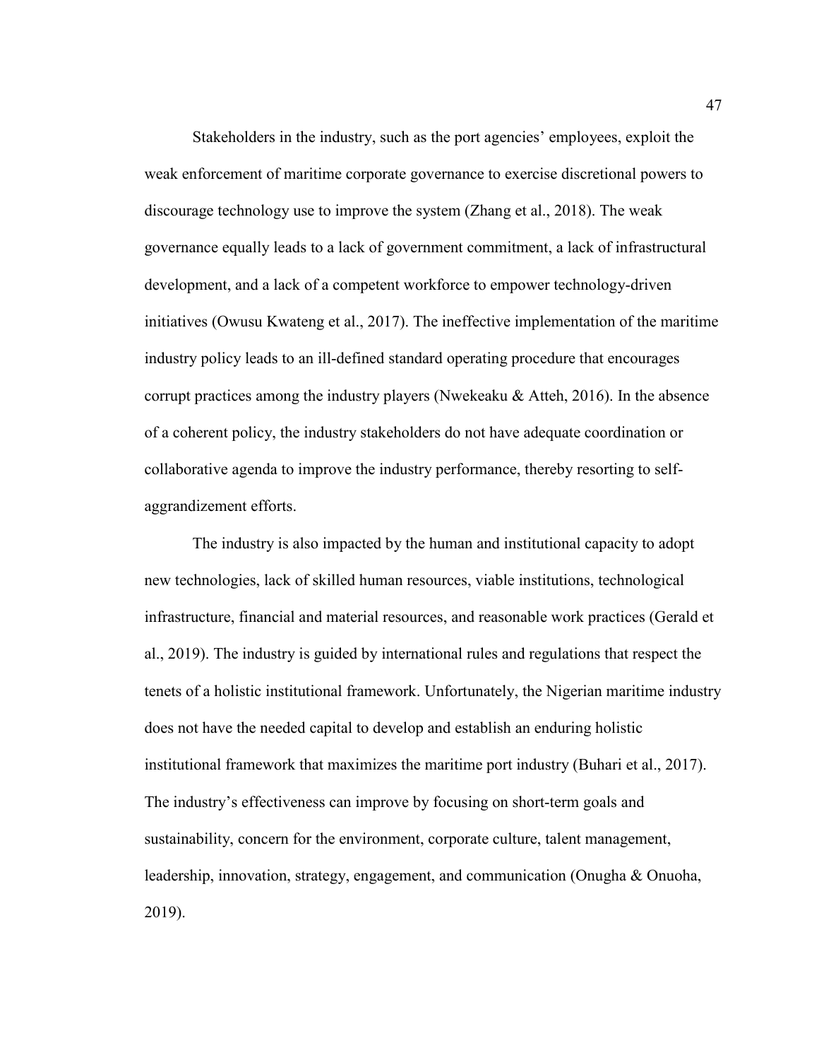Stakeholders in the industry, such as the port agencies' employees, exploit the weak enforcement of maritime corporate governance to exercise discretional powers to discourage technology use to improve the system (Zhang et al., 2018). The weak governance equally leads to a lack of government commitment, a lack of infrastructural development, and a lack of a competent workforce to empower technology-driven initiatives (Owusu Kwateng et al., 2017). The ineffective implementation of the maritime industry policy leads to an ill-defined standard operating procedure that encourages corrupt practices among the industry players (Nwekeaku & Atteh, 2016). In the absence of a coherent policy, the industry stakeholders do not have adequate coordination or collaborative agenda to improve the industry performance, thereby resorting to self-aggrandizement efforts.

The industry is also impacted by the human and institutional capacity to adopt new technologies, lack of skilled human resources, viable institutions, technological infrastructure, financial and material resources, and reasonable work practices (Gerald et al., 2019). The industry is guided by international rules and regulations that respect the tenets of a holistic institutional framework. Unfortunately, the Nigerian maritime industry does not have the needed capital to develop and establish an enduring holistic institutional framework that maximizes the maritime port industry (Buhari et al., 2017). The industry's effectiveness can improve by focusing on short-term goals and sustainability, concern for the environment, corporate culture, talent management, leadership, innovation, strategy, engagement, and communication (Onugha & Onuoha, 2019).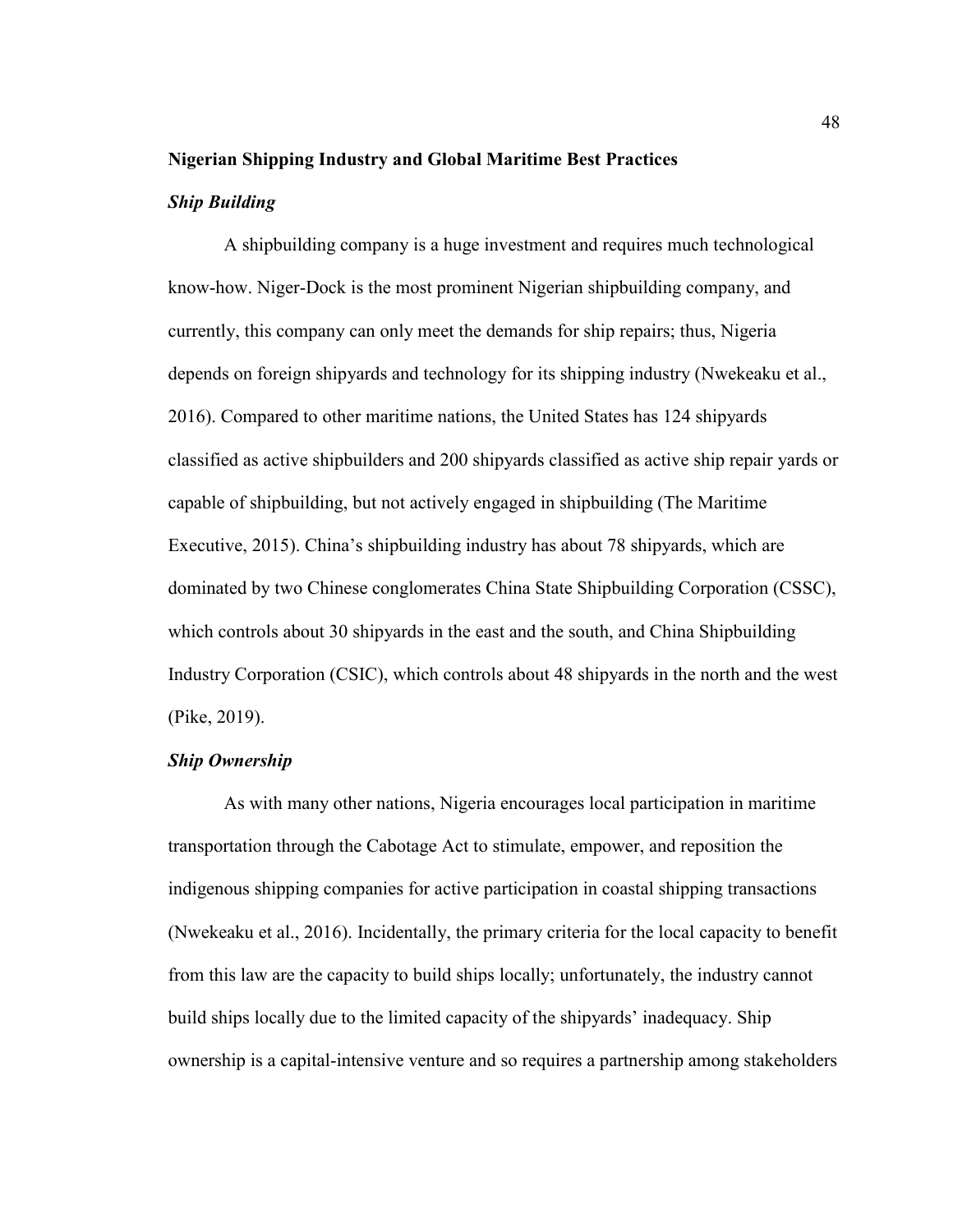## Nigerian Shipping Industry and Global Maritime Best Practices

### *Ship Building*

A shipbuilding company is a huge investment and requires much technological know-how. Niger-Dock is the most prominent Nigerian shipbuilding company, and currently, this company can only meet the demands for ship repairs; thus, Nigeria depends on foreign shipyards and technology for its shipping industry (Nwekeaku et al., 2016). Compared to other maritime nations, the United States has 124 shipyards classified as active shipbuilders and 200 shipyards classified as active ship repair yards or capable of shipbuilding, but not actively engaged in shipbuilding (The Maritime Executive, 2015). China's shipbuilding industry has about 78 shipyards, which are dominated by two Chinese conglomerates China State Shipbuilding Corporation (CSSC), which controls about 30 shipyards in the east and the south, and China Shipbuilding Industry Corporation (CSIC), which controls about 48 shipyards in the north and the west (Pike, 2019).

### *Ship Ownership*

As with many other nations, Nigeria encourages local participation in maritime transportation through the Cabotage Act to stimulate, empower, and reposition the indigenous shipping companies for active participation in coastal shipping transactions (Nwekeaku et al., 2016). Incidentally, the primary criteria for the local capacity to benefit from this law are the capacity to build ships locally; unfortunately, the industry cannot build ships locally due to the limited capacity of the shipyards' inadequacy. Ship ownership is a capital-intensive venture and so requires a partnership among stakeholders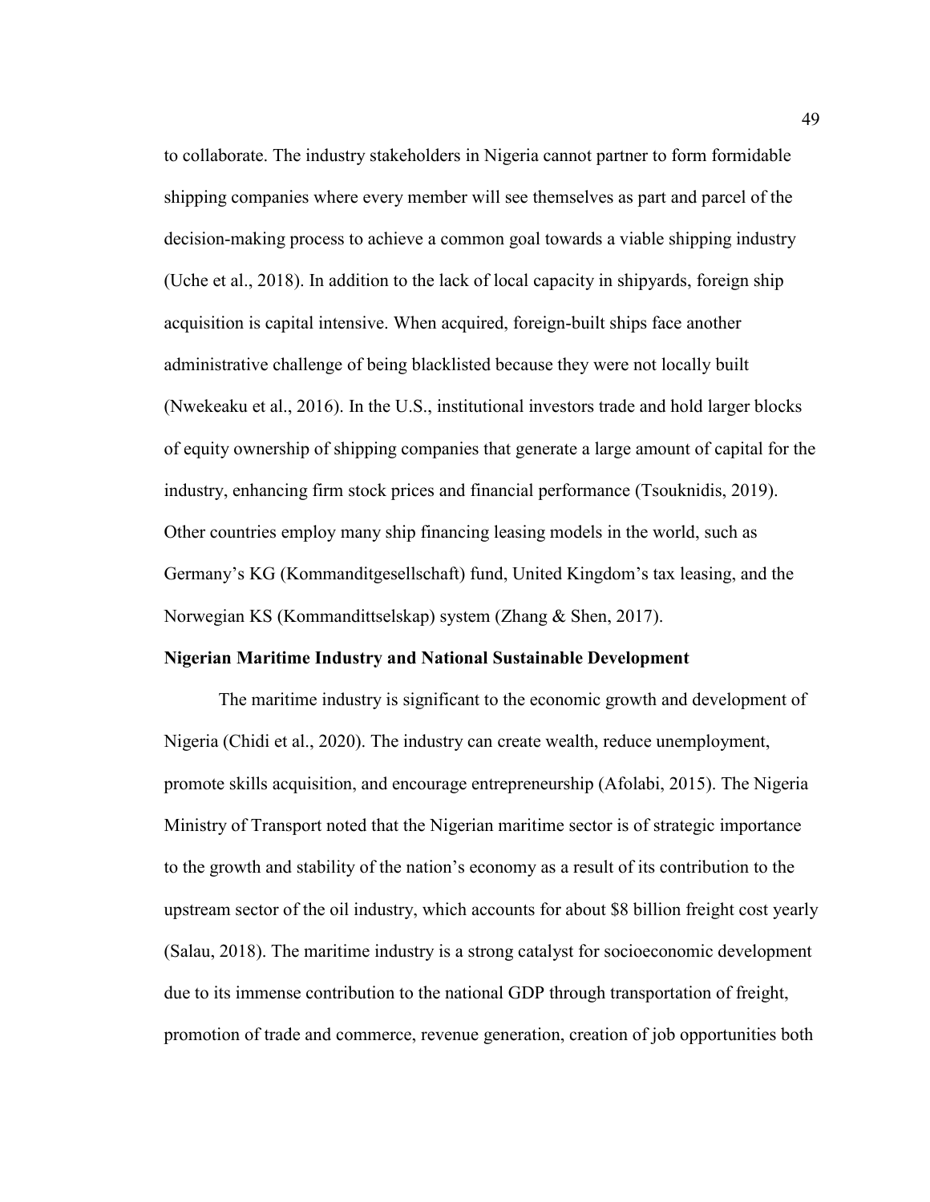to collaborate. The industry stakeholders in Nigeria cannot partner to form formidable shipping companies where every member will see themselves as part and parcel of the decision-making process to achieve a common goal towards a viable shipping industry (Uche et al., 2018). In addition to the lack of local capacity in shipyards, foreign ship acquisition is capital intensive. When acquired, foreign-built ships face another administrative challenge of being blacklisted because they were not locally built (Nwekeaku et al., 2016). In the U.S., institutional investors trade and hold larger blocks of equity ownership of shipping companies that generate a large amount of capital for the industry, enhancing firm stock prices and financial performance (Tsouknidis, 2019). Other countries employ many ship financing leasing models in the world, such as Germany's KG (Kommanditgesellschaft) fund, United Kingdom's tax leasing, and the Norwegian KS (Kommandittselskap) system (Zhang & Shen, 2017).

**Nigerian Maritime Industry and National Sustainable Development**

The maritime industry is significant to the economic growth and development of Nigeria (Chidi et al., 2020). The industry can create wealth, reduce unemployment, promote skills acquisition, and encourage entrepreneurship (Afolabi, 2015). The Nigeria Ministry of Transport noted that the Nigerian maritime sector is of strategic importance to the growth and stability of the nation's economy as a result of its contribution to the upstream sector of the oil industry, which accounts for about $8 billion freight cost yearly (Salau, 2018). The maritime industry is a strong catalyst for socioeconomic development due to its immense contribution to the national GDP through transportation of freight, promotion of trade and commerce, revenue generation, creation of job opportunities both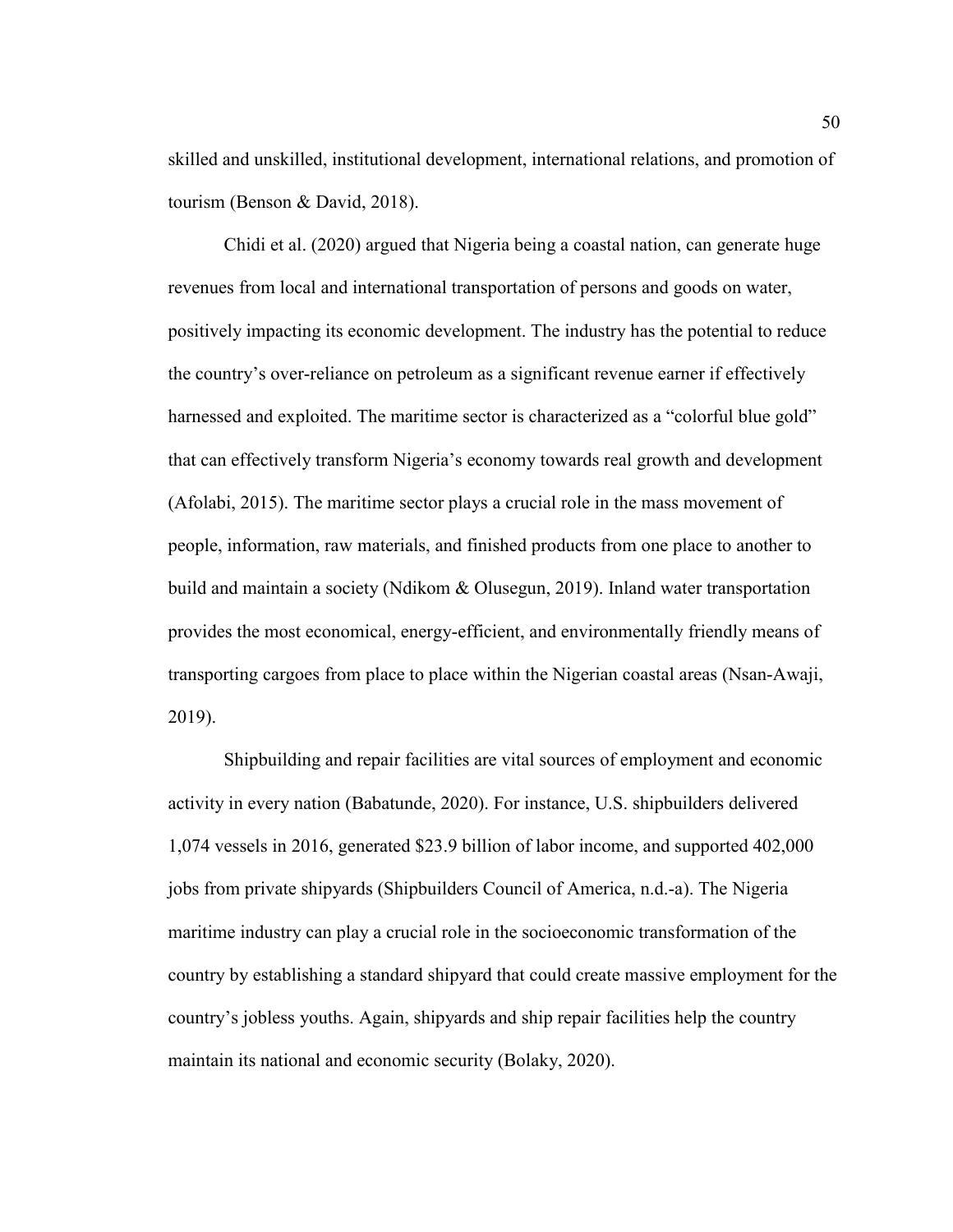skilled and unskilled, institutional development, international relations, and promotion of tourism (Benson & David, 2018).

Chidi et al. (2020) argued that Nigeria being a coastal nation, can generate huge revenues from local and international transportation of persons and goods on water, positively impacting its economic development. The industry has the potential to reduce the country's over-reliance on petroleum as a significant revenue earner if effectively harnessed and exploited. The maritime sector is characterized as a "colorful blue gold" that can effectively transform Nigeria's economy towards real growth and development (Afolabi, 2015). The maritime sector plays a crucial role in the mass movement of people, information, raw materials, and finished products from one place to another to build and maintain a society (Ndikom & Olusegun, 2019). Inland water transportation provides the most economical, energy-efficient, and environmentally friendly means of transporting cargoes from place to place within the Nigerian coastal areas (Nsan-Awaji, 2019).

Shipbuilding and repair facilities are vital sources of employment and economic activity in every nation (Babatunde, 2020). For instance, U.S. shipbuilders delivered 1,074 vessels in 2016, generated $23.9 billion of labor income, and supported 402,000 jobs from private shipyards (Shipbuilders Council of America, n.d.-a). The Nigeria maritime industry can play a crucial role in the socioeconomic transformation of the country by establishing a standard shipyard that could create massive employment for the country's jobless youths. Again, shipyards and ship repair facilities help the country maintain its national and economic security (Bolaky, 2020).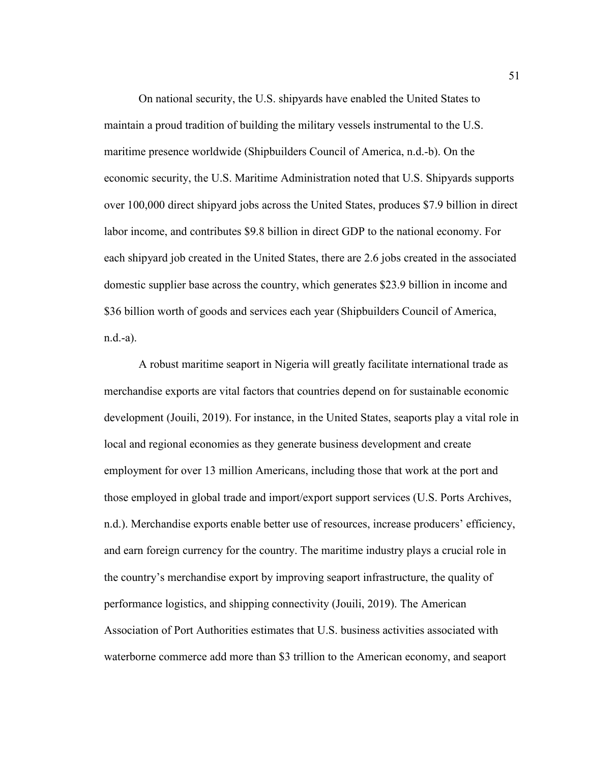On national security, the U.S. shipyards have enabled the United States to maintain a proud tradition of building the military vessels instrumental to the U.S. maritime presence worldwide (Shipbuilders Council of America, n.d.-b). On the economic security, the U.S. Maritime Administration noted that U.S. Shipyards supports over 100,000 direct shipyard jobs across the United States, produces $7.9 billion in direct labor income, and contributes $9.8 billion in direct GDP to the national economy. For each shipyard job created in the United States, there are 2.6 jobs created in the associated domestic supplier base across the country, which generates $23.9 billion in income and $36 billion worth of goods and services each year (Shipbuilders Council of America, n.d.-a).

A robust maritime seaport in Nigeria will greatly facilitate international trade as merchandise exports are vital factors that countries depend on for sustainable economic development (Jouili, 2019). For instance, in the United States, seaports play a vital role in local and regional economies as they generate business development and create employment for over 13 million Americans, including those that work at the port and those employed in global trade and import/export support services (U.S. Ports Archives, n.d.). Merchandise exports enable better use of resources, increase producers' efficiency, and earn foreign currency for the country. The maritime industry plays a crucial role in the country's merchandise export by improving seaport infrastructure, the quality of performance logistics, and shipping connectivity (Jouili, 2019). The American Association of Port Authorities estimates that U.S. business activities associated with waterborne commerce add more than $3 trillion to the American economy, and seaport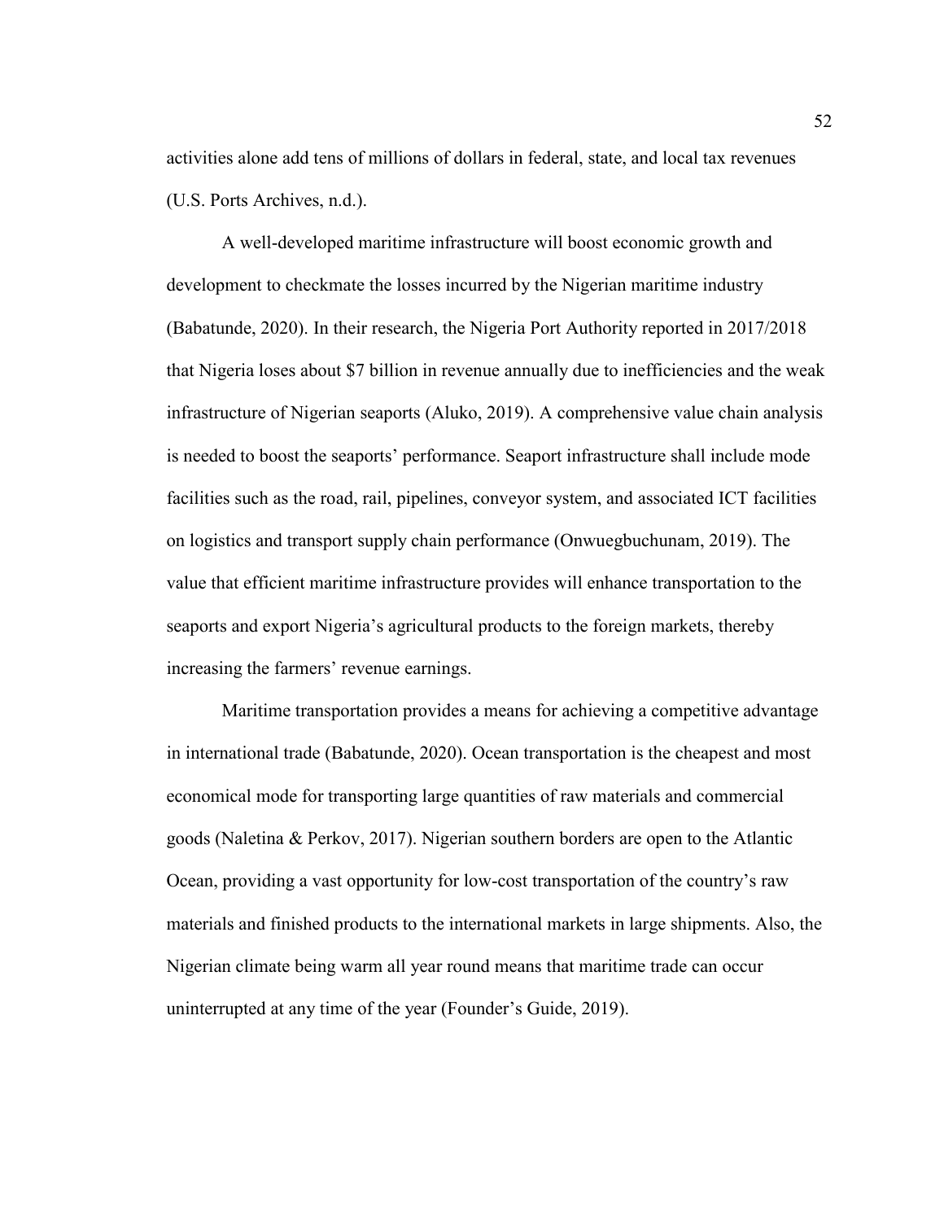activities alone add tens of millions of dollars in federal, state, and local tax revenues (U.S. Ports Archives, n.d.).

A well-developed maritime infrastructure will boost economic growth and development to checkmate the losses incurred by the Nigerian maritime industry (Babatunde, 2020). In their research, the Nigeria Port Authority reported in 2017/2018 that Nigeria loses about $7 billion in revenue annually due to inefficiencies and the weak infrastructure of Nigerian seaports (Aluko, 2019). A comprehensive value chain analysis is needed to boost the seaports' performance. Seaport infrastructure shall include mode facilities such as the road, rail, pipelines, conveyor system, and associated ICT facilities on logistics and transport supply chain performance (Onwuegbuchunam, 2019). The value that efficient maritime infrastructure provides will enhance transportation to the seaports and export Nigeria's agricultural products to the foreign markets, thereby increasing the farmers' revenue earnings.

Maritime transportation provides a means for achieving a competitive advantage in international trade (Babatunde, 2020). Ocean transportation is the cheapest and most economical mode for transporting large quantities of raw materials and commercial goods (Naletina & Perkov, 2017). Nigerian southern borders are open to the Atlantic Ocean, providing a vast opportunity for low-cost transportation of the country's raw materials and finished products to the international markets in large shipments. Also, the Nigerian climate being warm all year round means that maritime trade can occur uninterrupted at any time of the year (Founder's Guide, 2019).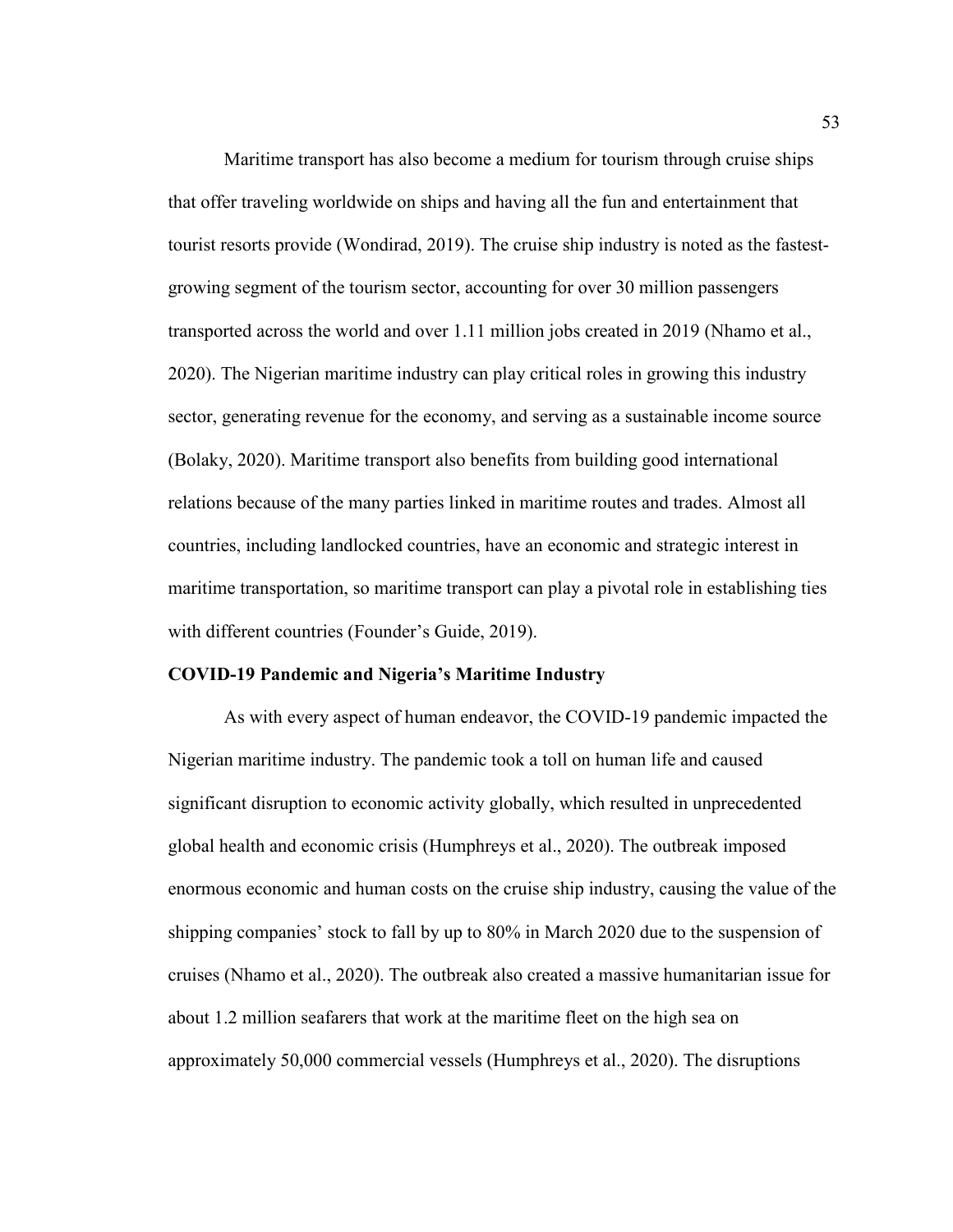Maritime transport has also become a medium for tourism through cruise ships that offer traveling worldwide on ships and having all the fun and entertainment that tourist resorts provide (Wondirad, 2019). The cruise ship industry is noted as the fastest-growing segment of the tourism sector, accounting for over 30 million passengers transported across the world and over 1.11 million jobs created in 2019 (Nhamo et al., 2020). The Nigerian maritime industry can play critical roles in growing this industry sector, generating revenue for the economy, and serving as a sustainable income source (Bolaky, 2020). Maritime transport also benefits from building good international relations because of the many parties linked in maritime routes and trades. Almost all countries, including landlocked countries, have an economic and strategic interest in maritime transportation, so maritime transport can play a pivotal role in establishing ties with different countries (Founder's Guide, 2019).

## COVID-19 Pandemic and Nigeria's Maritime Industry

As with every aspect of human endeavor, the COVID-19 pandemic impacted the Nigerian maritime industry. The pandemic took a toll on human life and caused significant disruption to economic activity globally, which resulted in unprecedented global health and economic crisis (Humphreys et al., 2020). The outbreak imposed enormous economic and human costs on the cruise ship industry, causing the value of the shipping companies' stock to fall by up to 80% in March 2020 due to the suspension of cruises (Nhamo et al., 2020). The outbreak also created a massive humanitarian issue for about 1.2 million seafarers that work at the maritime fleet on the high sea on approximately 50,000 commercial vessels (Humphreys et al., 2020). The disruptions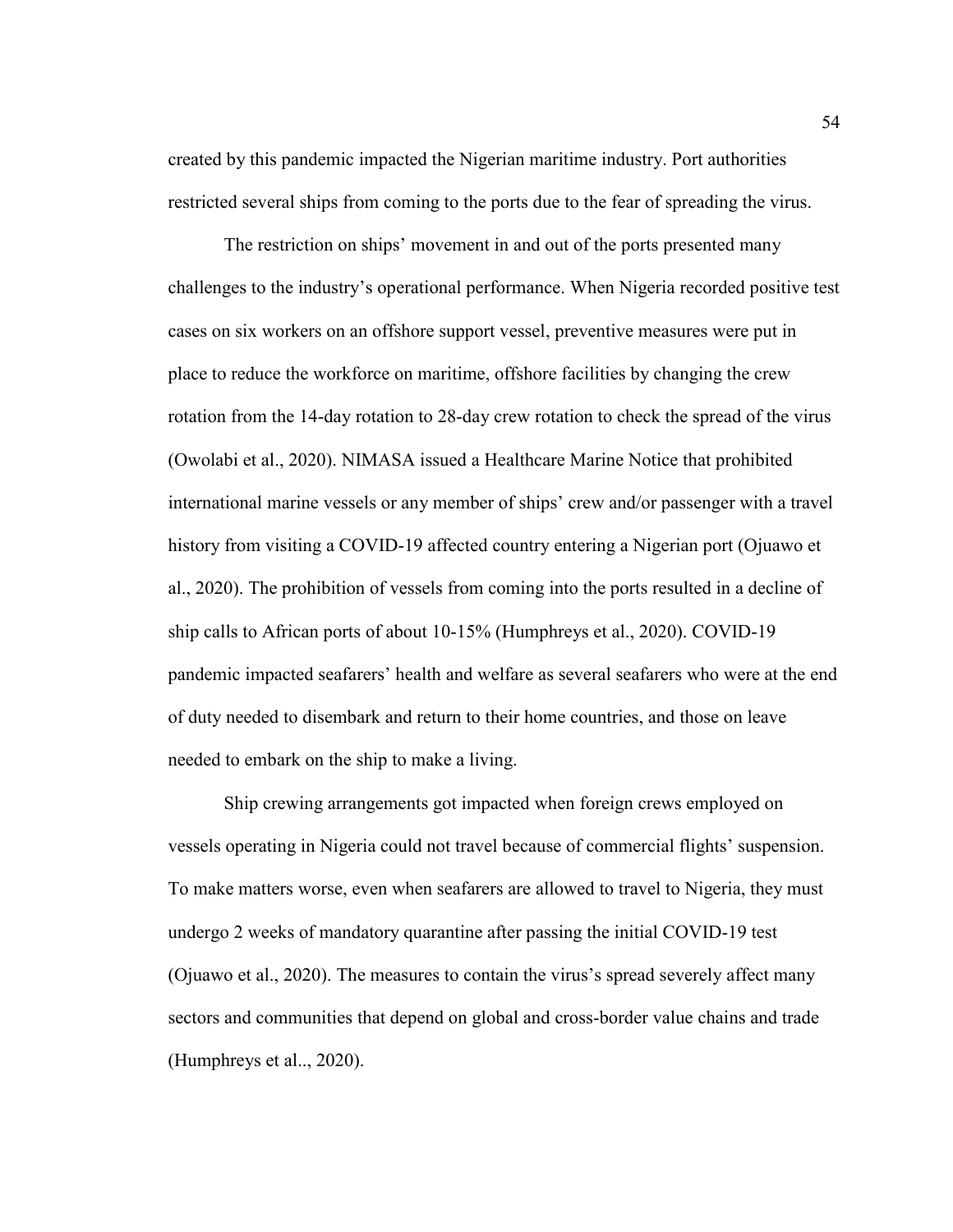created by this pandemic impacted the Nigerian maritime industry. Port authorities restricted several ships from coming to the ports due to the fear of spreading the virus.

The restriction on ships' movement in and out of the ports presented many challenges to the industry's operational performance. When Nigeria recorded positive test cases on six workers on an offshore support vessel, preventive measures were put in place to reduce the workforce on maritime, offshore facilities by changing the crew rotation from the 14-day rotation to 28-day crew rotation to check the spread of the virus (Owolabi et al., 2020). NIMASA issued a Healthcare Marine Notice that prohibited international marine vessels or any member of ships' crew and/or passenger with a travel history from visiting a COVID-19 affected country entering a Nigerian port (Ojuawo et al., 2020). The prohibition of vessels from coming into the ports resulted in a decline of ship calls to African ports of about 10-15% (Humphreys et al., 2020). COVID-19 pandemic impacted seafarers' health and welfare as several seafarers who were at the end of duty needed to disembark and return to their home countries, and those on leave needed to embark on the ship to make a living.

Ship crewing arrangements got impacted when foreign crews employed on vessels operating in Nigeria could not travel because of commercial flights' suspension. To make matters worse, even when seafarers are allowed to travel to Nigeria, they must undergo 2 weeks of mandatory quarantine after passing the initial COVID-19 test (Ojuawo et al., 2020). The measures to contain the virus's spread severely affect many sectors and communities that depend on global and cross-border value chains and trade (Humphreys et al.., 2020).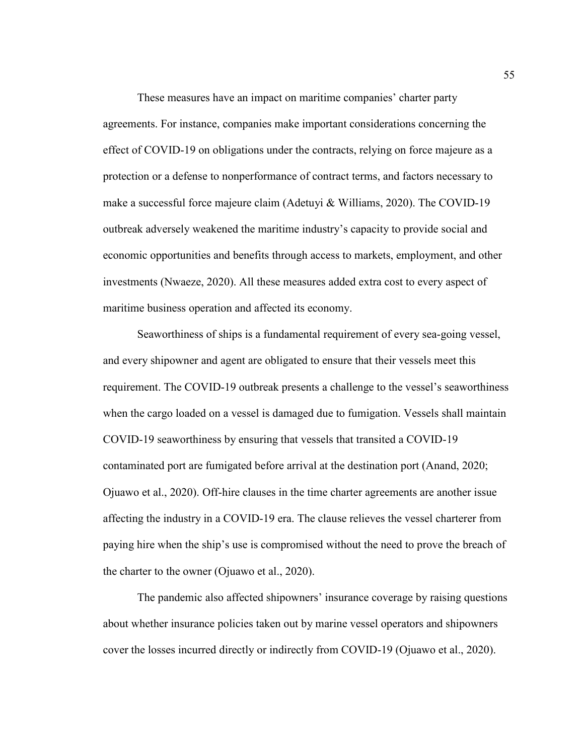These measures have an impact on maritime companies' charter party agreements. For instance, companies make important considerations concerning the effect of COVID-19 on obligations under the contracts, relying on force majeure as a protection or a defense to nonperformance of contract terms, and factors necessary to make a successful force majeure claim (Adetuyi & Williams, 2020). The COVID-19 outbreak adversely weakened the maritime industry's capacity to provide social and economic opportunities and benefits through access to markets, employment, and other investments (Nwaeze, 2020). All these measures added extra cost to every aspect of maritime business operation and affected its economy.

Seaworthiness of ships is a fundamental requirement of every sea-going vessel, and every shipowner and agent are obligated to ensure that their vessels meet this requirement. The COVID-19 outbreak presents a challenge to the vessel's seaworthiness when the cargo loaded on a vessel is damaged due to fumigation. Vessels shall maintain COVID-19 seaworthiness by ensuring that vessels that transited a COVID-19 contaminated port are fumigated before arrival at the destination port (Anand, 2020; Ojuawo et al., 2020). Off-hire clauses in the time charter agreements are another issue affecting the industry in a COVID-19 era. The clause relieves the vessel charterer from paying hire when the ship's use is compromised without the need to prove the breach of the charter to the owner (Ojuawo et al., 2020).

The pandemic also affected shipowners' insurance coverage by raising questions about whether insurance policies taken out by marine vessel operators and shipowners cover the losses incurred directly or indirectly from COVID-19 (Ojuawo et al., 2020).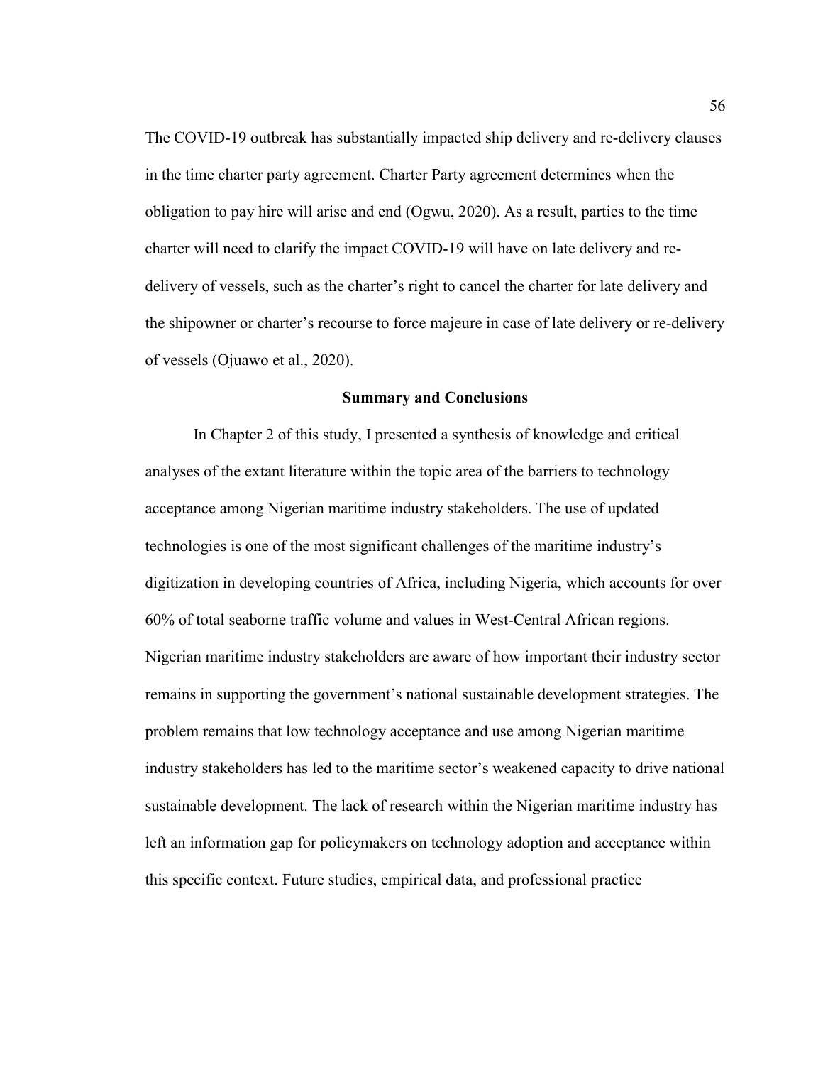The COVID-19 outbreak has substantially impacted ship delivery and re-delivery clauses in the time charter party agreement. Charter Party agreement determines when the obligation to pay hire will arise and end (Ogwu, 2020). As a result, parties to the time charter will need to clarify the impact COVID-19 will have on late delivery and re-delivery of vessels, such as the charter's right to cancel the charter for late delivery and the shipowner or charter's recourse to force majeure in case of late delivery or re-delivery of vessels (Ojuawo et al., 2020).

## Summary and Conclusions

In Chapter 2 of this study, I presented a synthesis of knowledge and critical analyses of the extant literature within the topic area of the barriers to technology acceptance among Nigerian maritime industry stakeholders. The use of updated technologies is one of the most significant challenges of the maritime industry's digitization in developing countries of Africa, including Nigeria, which accounts for over 60% of total seaborne traffic volume and values in West-Central African regions. Nigerian maritime industry stakeholders are aware of how important their industry sector remains in supporting the government's national sustainable development strategies. The problem remains that low technology acceptance and use among Nigerian maritime industry stakeholders has led to the maritime sector's weakened capacity to drive national sustainable development. The lack of research within the Nigerian maritime industry has left an information gap for policymakers on technology adoption and acceptance within this specific context. Future studies, empirical data, and professional practice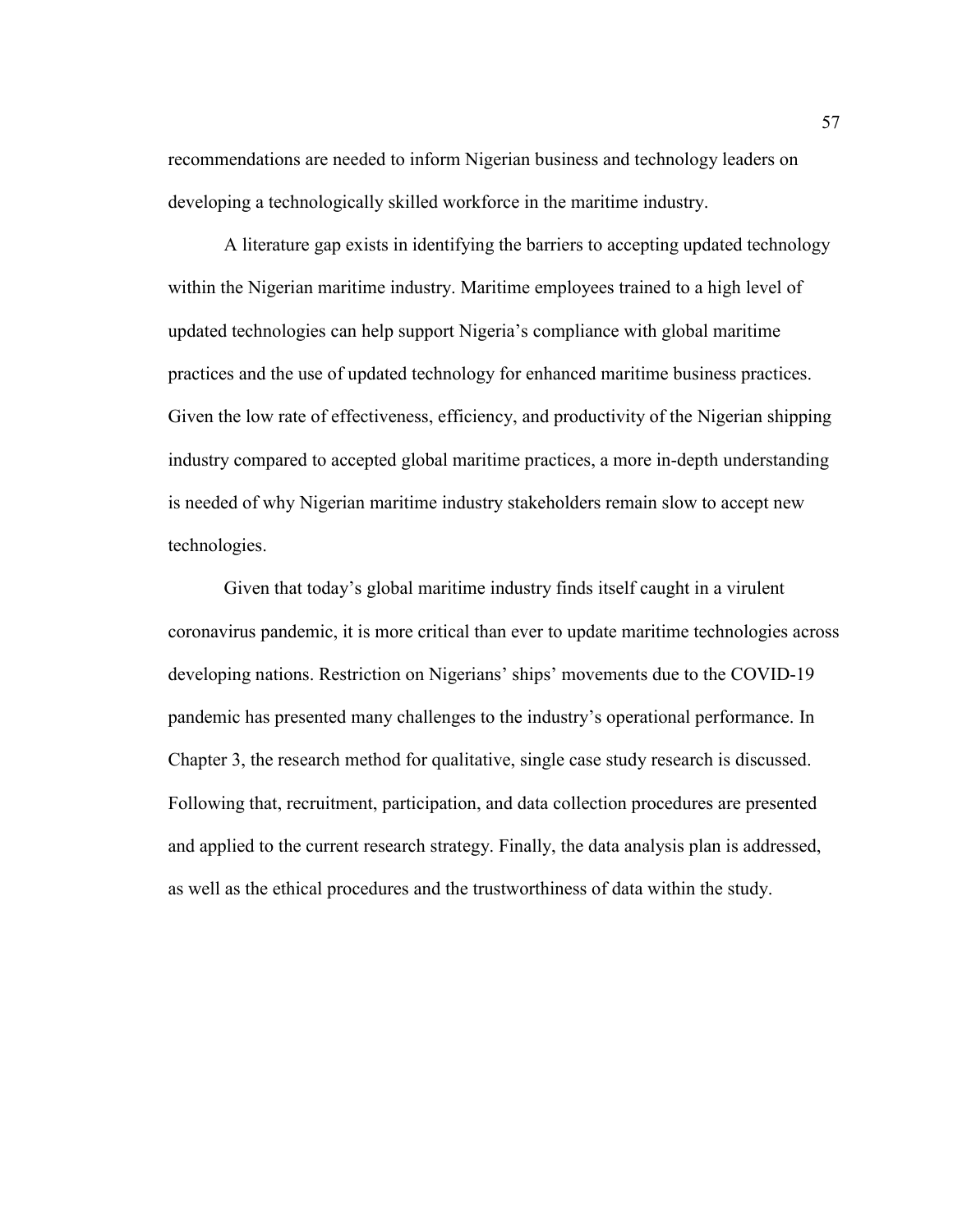recommendations are needed to inform Nigerian business and technology leaders on developing a technologically skilled workforce in the maritime industry.

A literature gap exists in identifying the barriers to accepting updated technology within the Nigerian maritime industry. Maritime employees trained to a high level of updated technologies can help support Nigeria's compliance with global maritime practices and the use of updated technology for enhanced maritime business practices. Given the low rate of effectiveness, efficiency, and productivity of the Nigerian shipping industry compared to accepted global maritime practices, a more in-depth understanding is needed of why Nigerian maritime industry stakeholders remain slow to accept new technologies.

Given that today's global maritime industry finds itself caught in a virulent coronavirus pandemic, it is more critical than ever to update maritime technologies across developing nations. Restriction on Nigerians' ships' movements due to the COVID-19 pandemic has presented many challenges to the industry's operational performance. In Chapter 3, the research method for qualitative, single case study research is discussed. Following that, recruitment, participation, and data collection procedures are presented and applied to the current research strategy. Finally, the data analysis plan is addressed, as well as the ethical procedures and the trustworthiness of data within the study.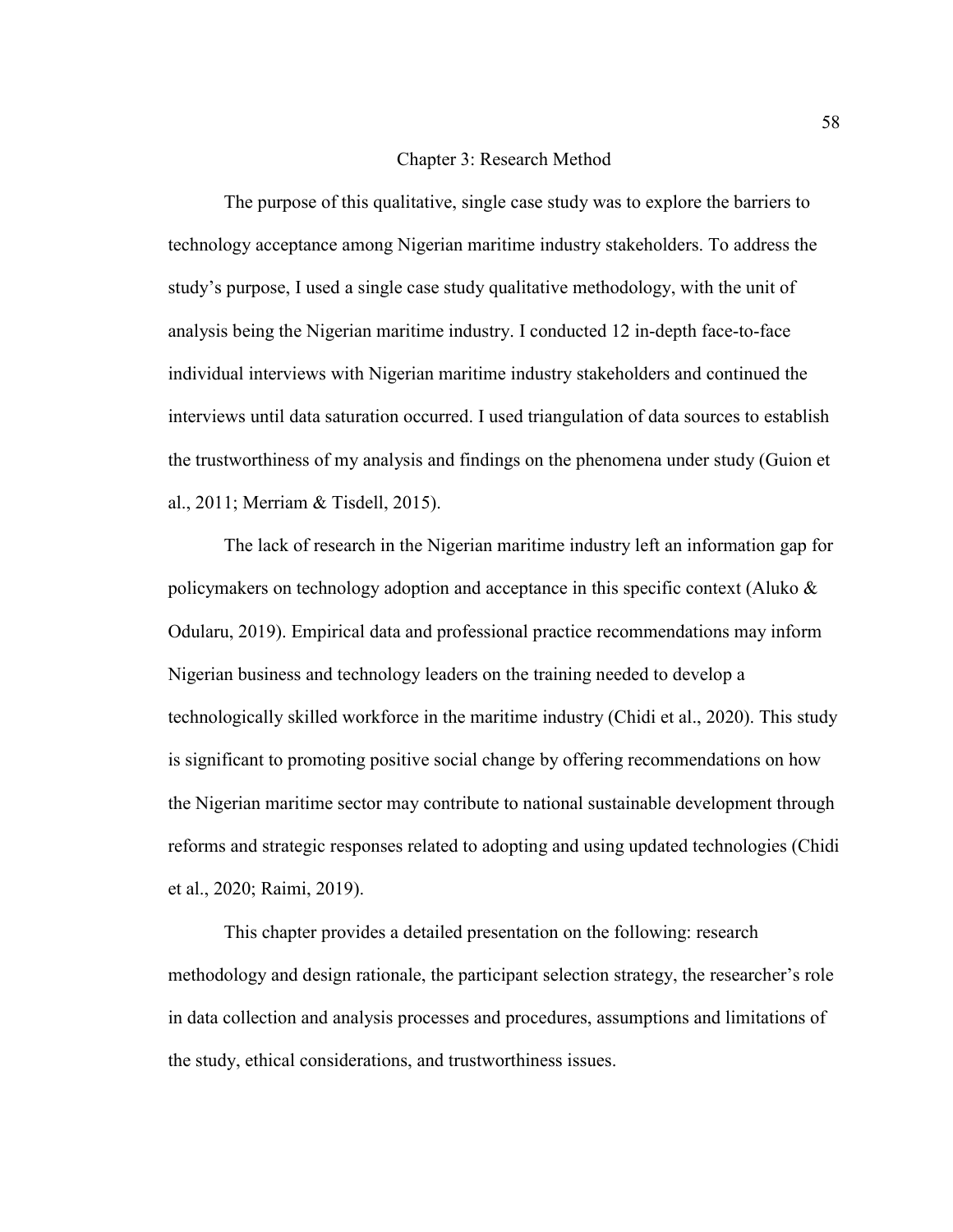# Chapter 3: Research Method

The purpose of this qualitative, single case study was to explore the barriers to technology acceptance among Nigerian maritime industry stakeholders. To address the study's purpose, I used a single case study qualitative methodology, with the unit of analysis being the Nigerian maritime industry. I conducted 12 in-depth face-to-face individual interviews with Nigerian maritime industry stakeholders and continued the interviews until data saturation occurred. I used triangulation of data sources to establish the trustworthiness of my analysis and findings on the phenomena under study (Guion et al., 2011; Merriam & Tisdell, 2015).

The lack of research in the Nigerian maritime industry left an information gap for policymakers on technology adoption and acceptance in this specific context (Aluko & Odularu, 2019). Empirical data and professional practice recommendations may inform Nigerian business and technology leaders on the training needed to develop a technologically skilled workforce in the maritime industry (Chidi et al., 2020). This study is significant to promoting positive social change by offering recommendations on how the Nigerian maritime sector may contribute to national sustainable development through reforms and strategic responses related to adopting and using updated technologies (Chidi et al., 2020; Raimi, 2019).

This chapter provides a detailed presentation on the following: research methodology and design rationale, the participant selection strategy, the researcher's role in data collection and analysis processes and procedures, assumptions and limitations of the study, ethical considerations, and trustworthiness issues.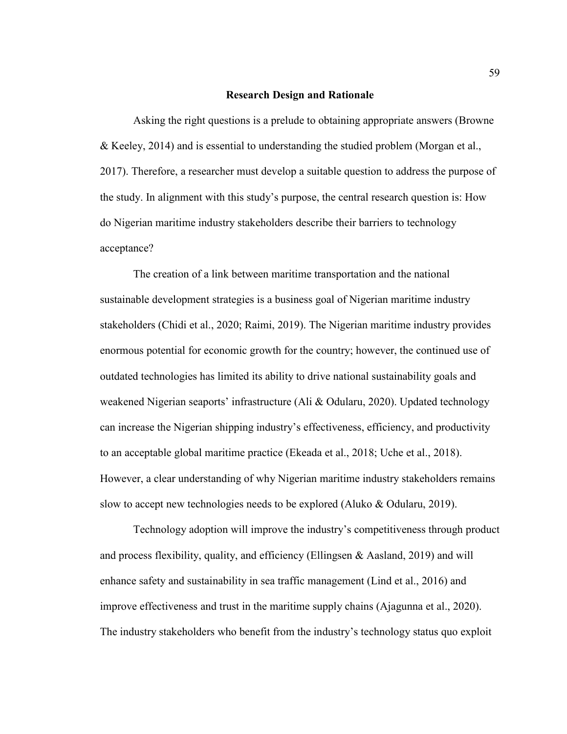## Research Design and Rationale

Asking the right questions is a prelude to obtaining appropriate answers (Browne & Keeley, 2014) and is essential to understanding the studied problem (Morgan et al., 2017). Therefore, a researcher must develop a suitable question to address the purpose of the study. In alignment with this study's purpose, the central research question is: How do Nigerian maritime industry stakeholders describe their barriers to technology acceptance?

The creation of a link between maritime transportation and the national sustainable development strategies is a business goal of Nigerian maritime industry stakeholders (Chidi et al., 2020; Raimi, 2019). The Nigerian maritime industry provides enormous potential for economic growth for the country; however, the continued use of outdated technologies has limited its ability to drive national sustainability goals and weakened Nigerian seaports' infrastructure (Ali & Odularu, 2020). Updated technology can increase the Nigerian shipping industry's effectiveness, efficiency, and productivity to an acceptable global maritime practice (Ekeada et al., 2018; Uche et al., 2018). However, a clear understanding of why Nigerian maritime industry stakeholders remains slow to accept new technologies needs to be explored (Aluko & Odularu, 2019).

Technology adoption will improve the industry's competitiveness through product and process flexibility, quality, and efficiency (Ellingsen & Aasland, 2019) and will enhance safety and sustainability in sea traffic management (Lind et al., 2016) and improve effectiveness and trust in the maritime supply chains (Ajagunna et al., 2020). The industry stakeholders who benefit from the industry's technology status quo exploit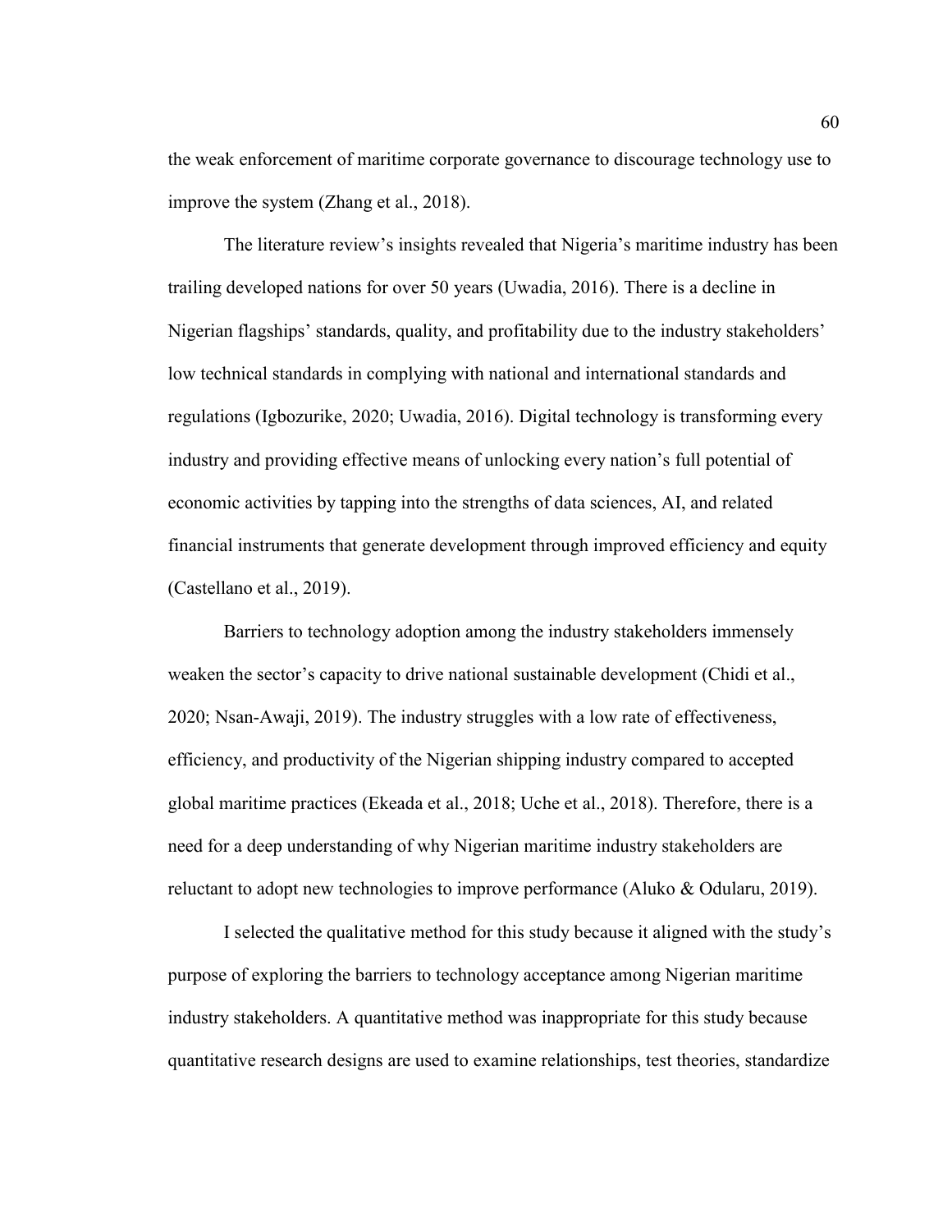the weak enforcement of maritime corporate governance to discourage technology use to improve the system (Zhang et al., 2018).

The literature review's insights revealed that Nigeria's maritime industry has been trailing developed nations for over 50 years (Uwadia, 2016). There is a decline in Nigerian flagships' standards, quality, and profitability due to the industry stakeholders' low technical standards in complying with national and international standards and regulations (Igbozurike, 2020; Uwadia, 2016). Digital technology is transforming every industry and providing effective means of unlocking every nation's full potential of economic activities by tapping into the strengths of data sciences, AI, and related financial instruments that generate development through improved efficiency and equity (Castellano et al., 2019).

Barriers to technology adoption among the industry stakeholders immensely weaken the sector's capacity to drive national sustainable development (Chidi et al., 2020; Nsan-Awaji, 2019). The industry struggles with a low rate of effectiveness, efficiency, and productivity of the Nigerian shipping industry compared to accepted global maritime practices (Ekeada et al., 2018; Uche et al., 2018). Therefore, there is a need for a deep understanding of why Nigerian maritime industry stakeholders are reluctant to adopt new technologies to improve performance (Aluko & Odularu, 2019).

I selected the qualitative method for this study because it aligned with the study's purpose of exploring the barriers to technology acceptance among Nigerian maritime industry stakeholders. A quantitative method was inappropriate for this study because quantitative research designs are used to examine relationships, test theories, standardize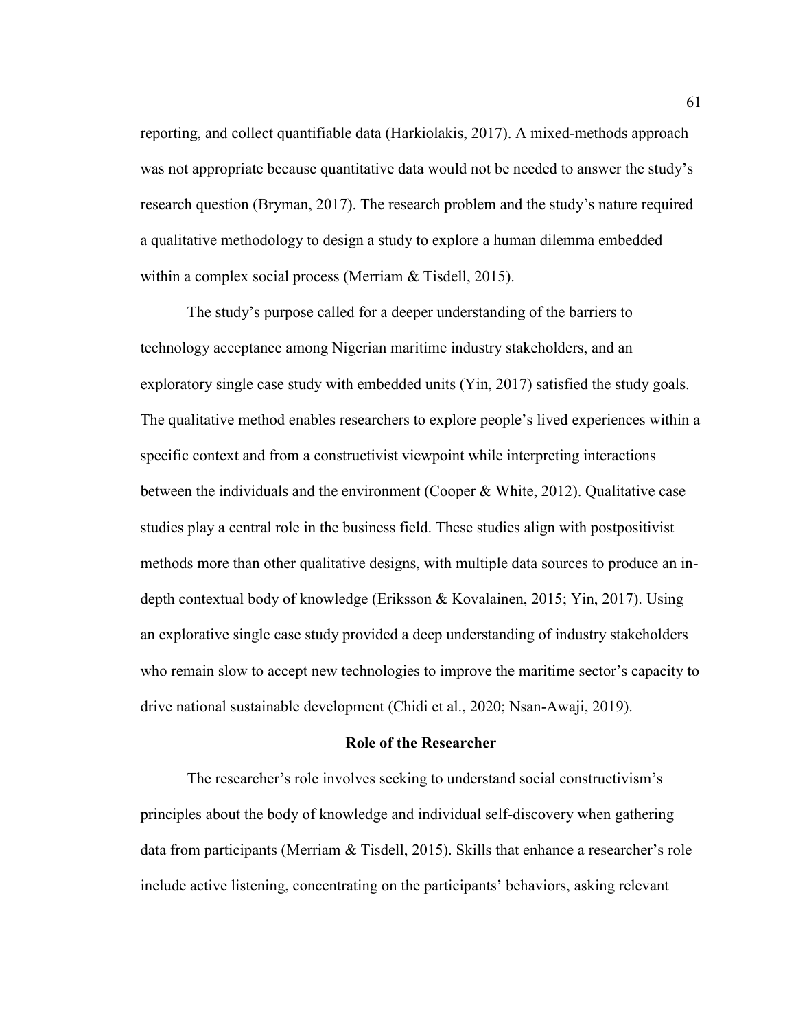reporting, and collect quantifiable data (Harkiolakis, 2017). A mixed-methods approach was not appropriate because quantitative data would not be needed to answer the study's research question (Bryman, 2017). The research problem and the study's nature required a qualitative methodology to design a study to explore a human dilemma embedded within a complex social process (Merriam & Tisdell, 2015).

The study's purpose called for a deeper understanding of the barriers to technology acceptance among Nigerian maritime industry stakeholders, and an exploratory single case study with embedded units (Yin, 2017) satisfied the study goals. The qualitative method enables researchers to explore people's lived experiences within a specific context and from a constructivist viewpoint while interpreting interactions between the individuals and the environment (Cooper & White, 2012). Qualitative case studies play a central role in the business field. These studies align with postpositivist methods more than other qualitative designs, with multiple data sources to produce an in-depth contextual body of knowledge (Eriksson & Kovalainen, 2015; Yin, 2017). Using an explorative single case study provided a deep understanding of industry stakeholders who remain slow to accept new technologies to improve the maritime sector's capacity to drive national sustainable development (Chidi et al., 2020; Nsan-Awaji, 2019).

## Role of the Researcher

The researcher's role involves seeking to understand social constructivism's principles about the body of knowledge and individual self-discovery when gathering data from participants (Merriam & Tisdell, 2015). Skills that enhance a researcher's role include active listening, concentrating on the participants' behaviors, asking relevant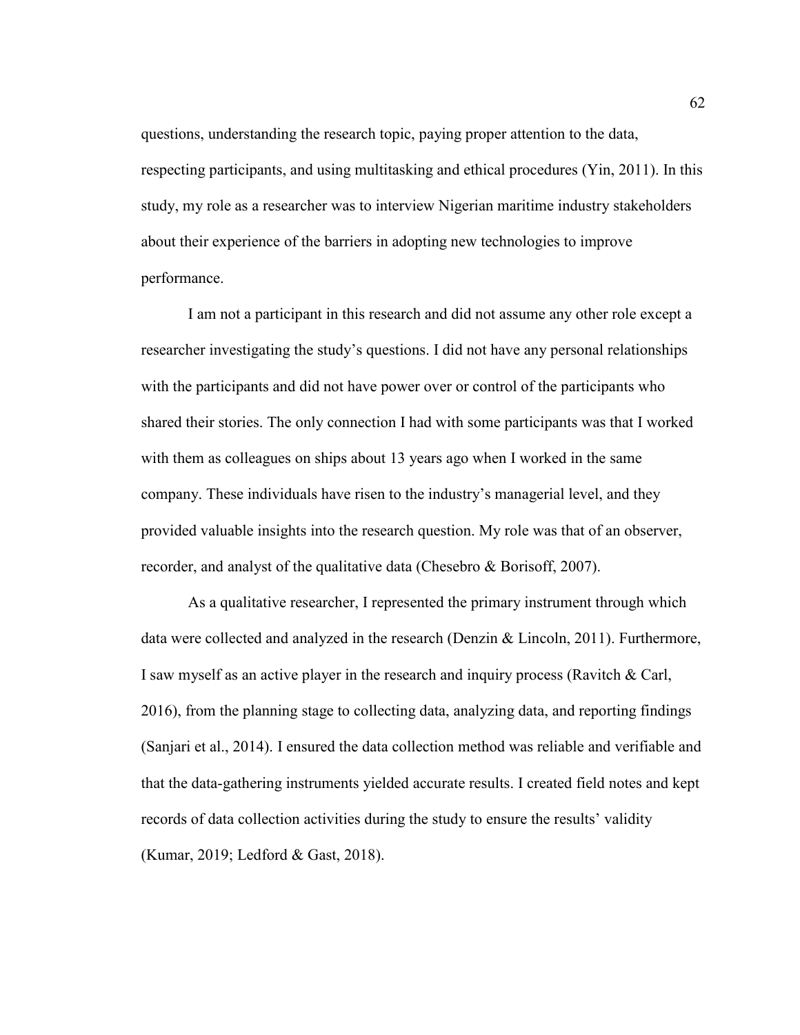questions, understanding the research topic, paying proper attention to the data, respecting participants, and using multitasking and ethical procedures (Yin, 2011). In this study, my role as a researcher was to interview Nigerian maritime industry stakeholders about their experience of the barriers in adopting new technologies to improve performance.

I am not a participant in this research and did not assume any other role except a researcher investigating the study's questions. I did not have any personal relationships with the participants and did not have power over or control of the participants who shared their stories. The only connection I had with some participants was that I worked with them as colleagues on ships about 13 years ago when I worked in the same company. These individuals have risen to the industry's managerial level, and they provided valuable insights into the research question. My role was that of an observer, recorder, and analyst of the qualitative data (Chesebro & Borisoff, 2007).

As a qualitative researcher, I represented the primary instrument through which data were collected and analyzed in the research (Denzin & Lincoln, 2011). Furthermore, I saw myself as an active player in the research and inquiry process (Ravitch & Carl, 2016), from the planning stage to collecting data, analyzing data, and reporting findings (Sanjari et al., 2014). I ensured the data collection method was reliable and verifiable and that the data-gathering instruments yielded accurate results. I created field notes and kept records of data collection activities during the study to ensure the results' validity (Kumar, 2019; Ledford & Gast, 2018).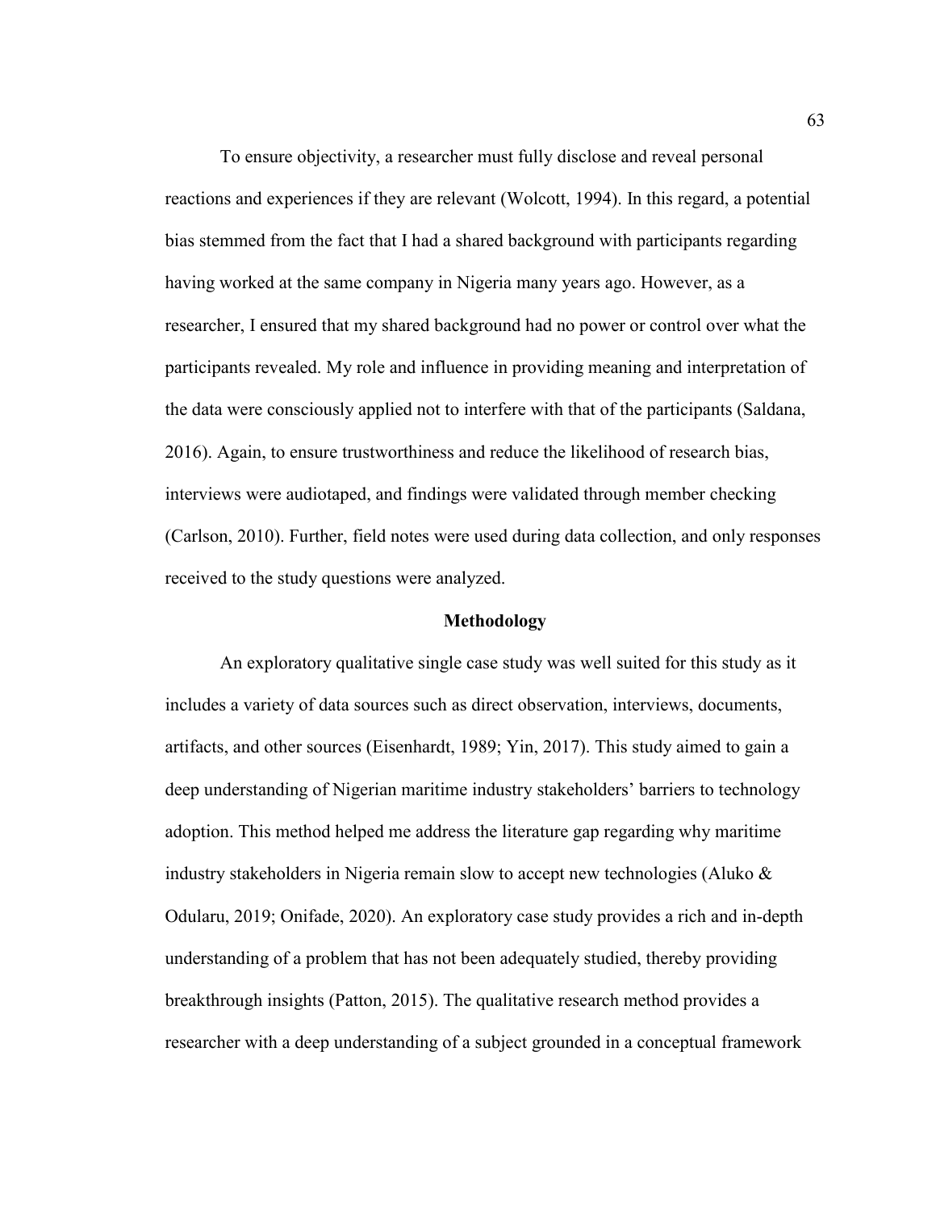To ensure objectivity, a researcher must fully disclose and reveal personal reactions and experiences if they are relevant (Wolcott, 1994). In this regard, a potential bias stemmed from the fact that I had a shared background with participants regarding having worked at the same company in Nigeria many years ago. However, as a researcher, I ensured that my shared background had no power or control over what the participants revealed. My role and influence in providing meaning and interpretation of the data were consciously applied not to interfere with that of the participants (Saldana, 2016). Again, to ensure trustworthiness and reduce the likelihood of research bias, interviews were audiotaped, and findings were validated through member checking (Carlson, 2010). Further, field notes were used during data collection, and only responses received to the study questions were analyzed.

## Methodology

An exploratory qualitative single case study was well suited for this study as it includes a variety of data sources such as direct observation, interviews, documents, artifacts, and other sources (Eisenhardt, 1989; Yin, 2017). This study aimed to gain a deep understanding of Nigerian maritime industry stakeholders' barriers to technology adoption. This method helped me address the literature gap regarding why maritime industry stakeholders in Nigeria remain slow to accept new technologies (Aluko & Odularu, 2019; Onifade, 2020). An exploratory case study provides a rich and in-depth understanding of a problem that has not been adequately studied, thereby providing breakthrough insights (Patton, 2015). The qualitative research method provides a researcher with a deep understanding of a subject grounded in a conceptual framework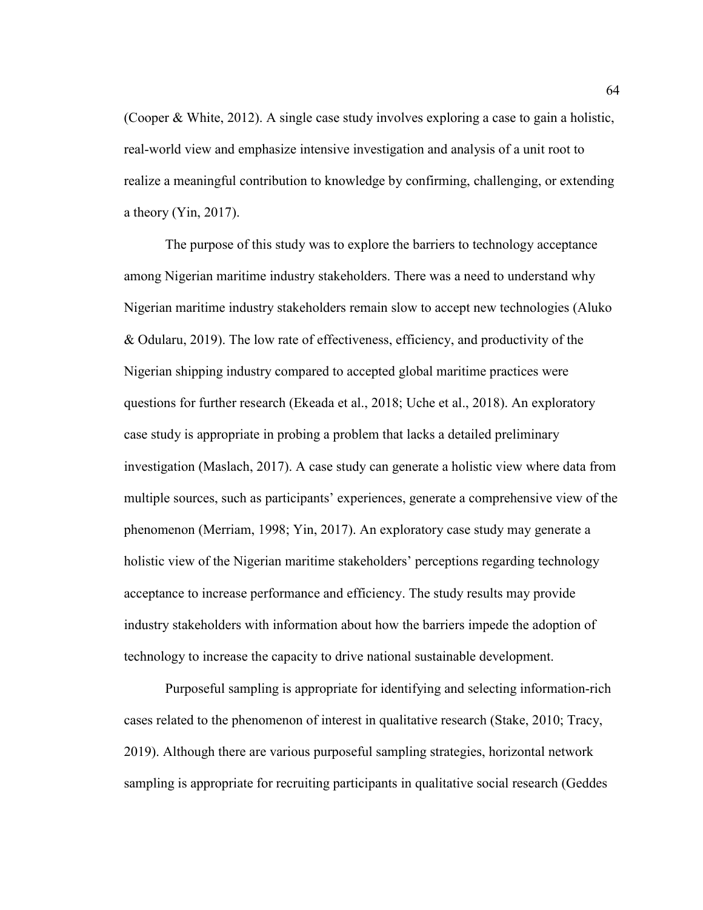(Cooper & White, 2012). A single case study involves exploring a case to gain a holistic, real-world view and emphasize intensive investigation and analysis of a unit root to realize a meaningful contribution to knowledge by confirming, challenging, or extending a theory (Yin, 2017).

The purpose of this study was to explore the barriers to technology acceptance among Nigerian maritime industry stakeholders. There was a need to understand why Nigerian maritime industry stakeholders remain slow to accept new technologies (Aluko & Odularu, 2019). The low rate of effectiveness, efficiency, and productivity of the Nigerian shipping industry compared to accepted global maritime practices were questions for further research (Ekeada et al., 2018; Uche et al., 2018). An exploratory case study is appropriate in probing a problem that lacks a detailed preliminary investigation (Maslach, 2017). A case study can generate a holistic view where data from multiple sources, such as participants' experiences, generate a comprehensive view of the phenomenon (Merriam, 1998; Yin, 2017). An exploratory case study may generate a holistic view of the Nigerian maritime stakeholders' perceptions regarding technology acceptance to increase performance and efficiency. The study results may provide industry stakeholders with information about how the barriers impede the adoption of technology to increase the capacity to drive national sustainable development.

Purposeful sampling is appropriate for identifying and selecting information-rich cases related to the phenomenon of interest in qualitative research (Stake, 2010; Tracy, 2019). Although there are various purposeful sampling strategies, horizontal network sampling is appropriate for recruiting participants in qualitative social research (Geddes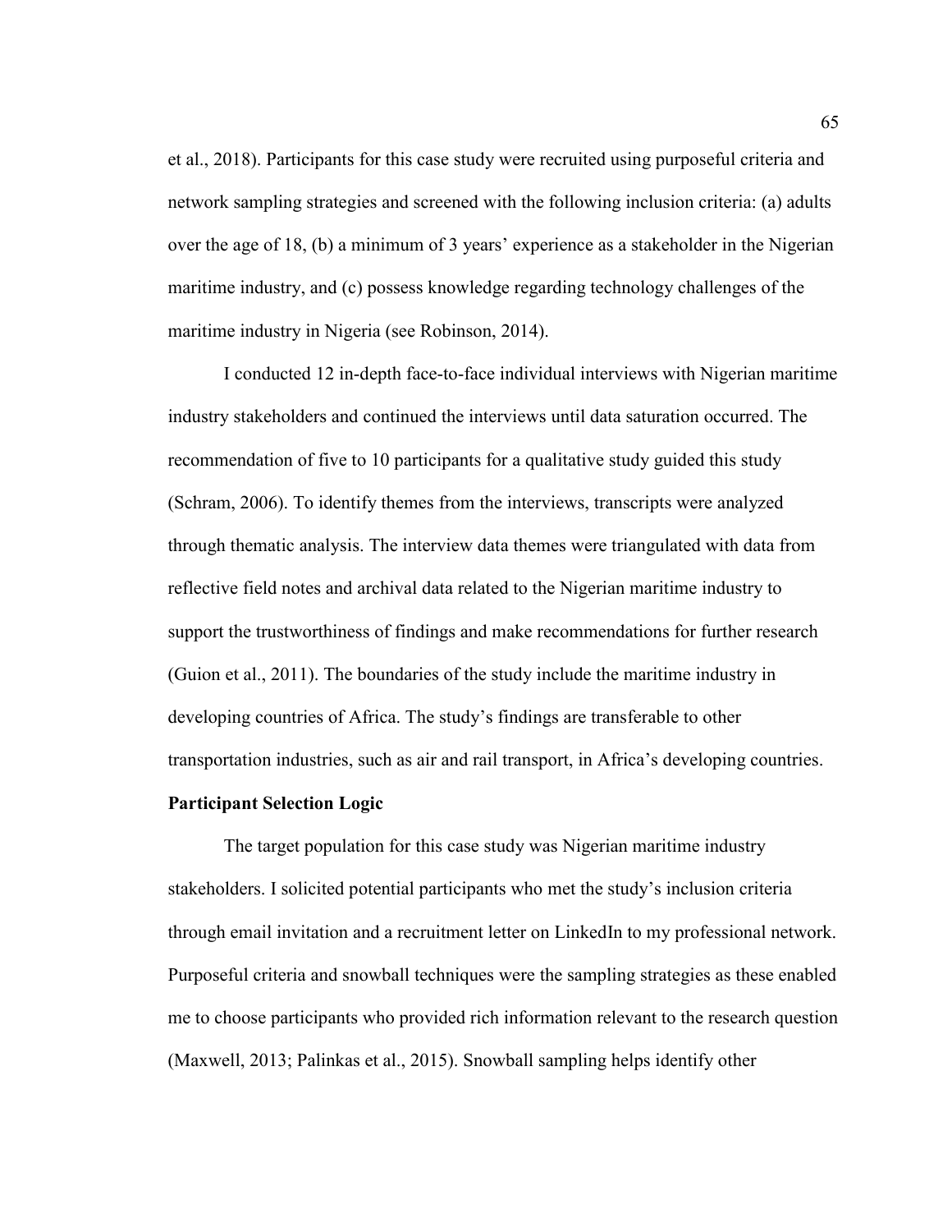et al., 2018). Participants for this case study were recruited using purposeful criteria and network sampling strategies and screened with the following inclusion criteria: (a) adults over the age of 18, (b) a minimum of 3 years' experience as a stakeholder in the Nigerian maritime industry, and (c) possess knowledge regarding technology challenges of the maritime industry in Nigeria (see Robinson, 2014).

I conducted 12 in-depth face-to-face individual interviews with Nigerian maritime industry stakeholders and continued the interviews until data saturation occurred. The recommendation of five to 10 participants for a qualitative study guided this study (Schram, 2006). To identify themes from the interviews, transcripts were analyzed through thematic analysis. The interview data themes were triangulated with data from reflective field notes and archival data related to the Nigerian maritime industry to support the trustworthiness of findings and make recommendations for further research (Guion et al., 2011). The boundaries of the study include the maritime industry in developing countries of Africa. The study's findings are transferable to other transportation industries, such as air and rail transport, in Africa's developing countries.

### Participant Selection Logic

The target population for this case study was Nigerian maritime industry stakeholders. I solicited potential participants who met the study's inclusion criteria through email invitation and a recruitment letter on LinkedIn to my professional network. Purposeful criteria and snowball techniques were the sampling strategies as these enabled me to choose participants who provided rich information relevant to the research question (Maxwell, 2013; Palinkas et al., 2015). Snowball sampling helps identify other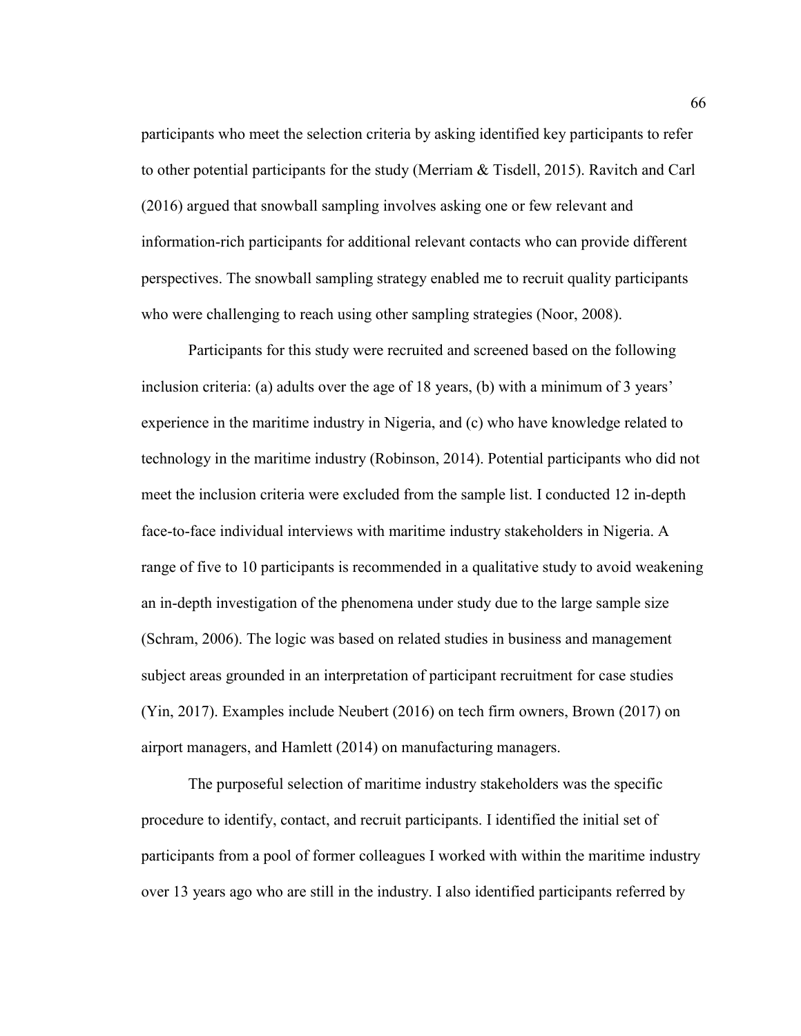participants who meet the selection criteria by asking identified key participants to refer to other potential participants for the study (Merriam & Tisdell, 2015). Ravitch and Carl (2016) argued that snowball sampling involves asking one or few relevant and information-rich participants for additional relevant contacts who can provide different perspectives. The snowball sampling strategy enabled me to recruit quality participants who were challenging to reach using other sampling strategies (Noor, 2008).

Participants for this study were recruited and screened based on the following inclusion criteria: (a) adults over the age of 18 years, (b) with a minimum of 3 years' experience in the maritime industry in Nigeria, and (c) who have knowledge related to technology in the maritime industry (Robinson, 2014). Potential participants who did not meet the inclusion criteria were excluded from the sample list. I conducted 12 in-depth face-to-face individual interviews with maritime industry stakeholders in Nigeria. A range of five to 10 participants is recommended in a qualitative study to avoid weakening an in-depth investigation of the phenomena under study due to the large sample size (Schram, 2006). The logic was based on related studies in business and management subject areas grounded in an interpretation of participant recruitment for case studies (Yin, 2017). Examples include Neubert (2016) on tech firm owners, Brown (2017) on airport managers, and Hamlett (2014) on manufacturing managers.

The purposeful selection of maritime industry stakeholders was the specific procedure to identify, contact, and recruit participants. I identified the initial set of participants from a pool of former colleagues I worked with within the maritime industry over 13 years ago who are still in the industry. I also identified participants referred by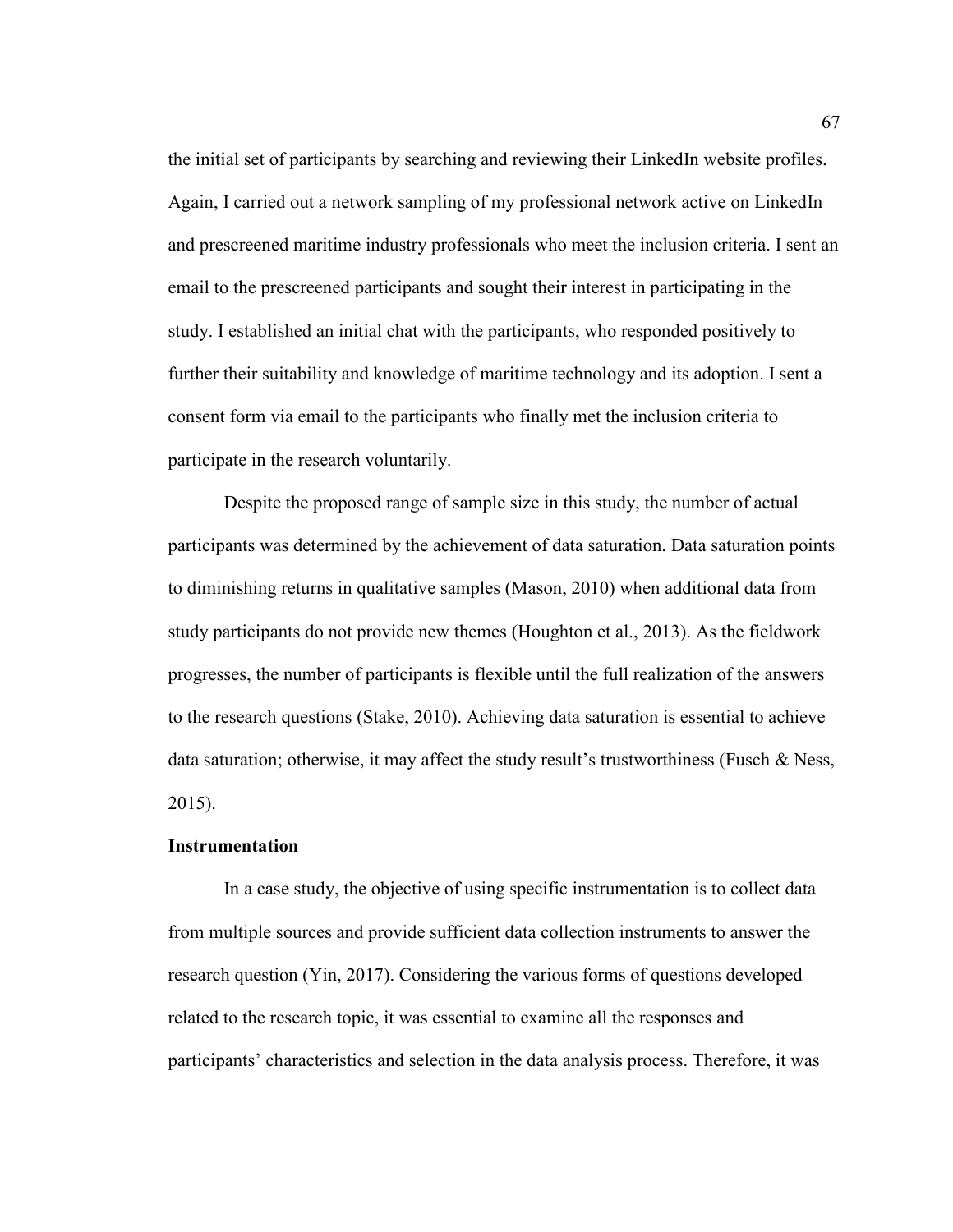the initial set of participants by searching and reviewing their LinkedIn website profiles. Again, I carried out a network sampling of my professional network active on LinkedIn and prescreened maritime industry professionals who meet the inclusion criteria. I sent an email to the prescreened participants and sought their interest in participating in the study. I established an initial chat with the participants, who responded positively to further their suitability and knowledge of maritime technology and its adoption. I sent a consent form via email to the participants who finally met the inclusion criteria to participate in the research voluntarily.

Despite the proposed range of sample size in this study, the number of actual participants was determined by the achievement of data saturation. Data saturation points to diminishing returns in qualitative samples (Mason, 2010) when additional data from study participants do not provide new themes (Houghton et al., 2013). As the fieldwork progresses, the number of participants is flexible until the full realization of the answers to the research questions (Stake, 2010). Achieving data saturation is essential to achieve data saturation; otherwise, it may affect the study result's trustworthiness (Fusch & Ness, 2015).

**Instrumentation**

In a case study, the objective of using specific instrumentation is to collect data from multiple sources and provide sufficient data collection instruments to answer the research question (Yin, 2017). Considering the various forms of questions developed related to the research topic, it was essential to examine all the responses and participants' characteristics and selection in the data analysis process. Therefore, it was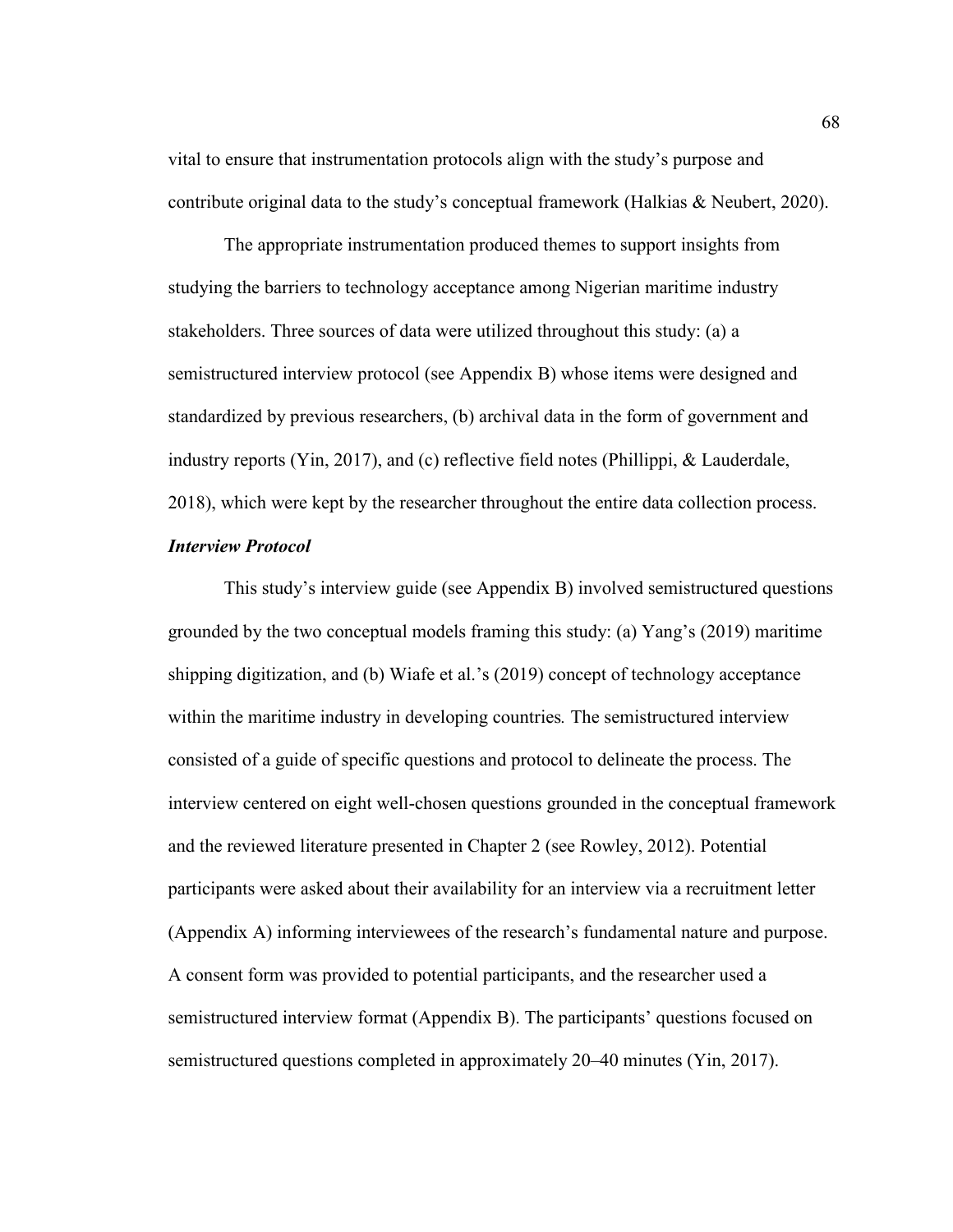vital to ensure that instrumentation protocols align with the study's purpose and contribute original data to the study's conceptual framework (Halkias & Neubert, 2020).

The appropriate instrumentation produced themes to support insights from studying the barriers to technology acceptance among Nigerian maritime industry stakeholders. Three sources of data were utilized throughout this study: (a) a semistructured interview protocol (see Appendix B) whose items were designed and standardized by previous researchers, (b) archival data in the form of government and industry reports (Yin, 2017), and (c) reflective field notes (Phillippi, & Lauderdale, 2018), which were kept by the researcher throughout the entire data collection process.

### *Interview Protocol*

This study's interview guide (see Appendix B) involved semistructured questions grounded by the two conceptual models framing this study: (a) Yang's (2019) maritime shipping digitization, and (b) Wiafe et al.'s (2019) concept of technology acceptance within the maritime industry in developing countries*.* The semistructured interview consisted of a guide of specific questions and protocol to delineate the process. The interview centered on eight well-chosen questions grounded in the conceptual framework and the reviewed literature presented in Chapter 2 (see Rowley, 2012). Potential participants were asked about their availability for an interview via a recruitment letter (Appendix A) informing interviewees of the research's fundamental nature and purpose. A consent form was provided to potential participants, and the researcher used a semistructured interview format (Appendix B). The participants' questions focused on semistructured questions completed in approximately 20–40 minutes (Yin, 2017).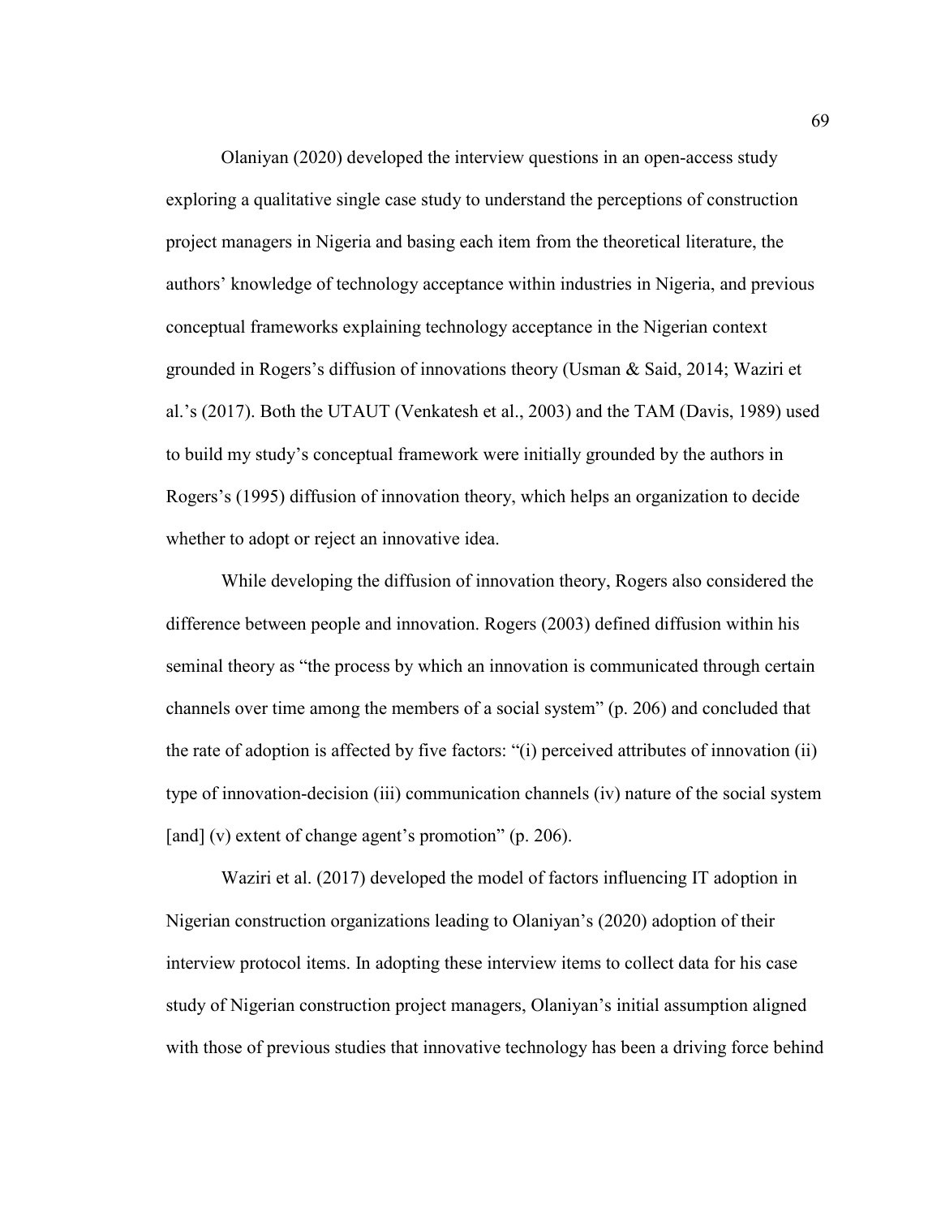Olaniyan (2020) developed the interview questions in an open-access study exploring a qualitative single case study to understand the perceptions of construction project managers in Nigeria and basing each item from the theoretical literature, the authors' knowledge of technology acceptance within industries in Nigeria, and previous conceptual frameworks explaining technology acceptance in the Nigerian context grounded in Rogers's diffusion of innovations theory (Usman & Said, 2014; Waziri et al.'s (2017). Both the UTAUT (Venkatesh et al., 2003) and the TAM (Davis, 1989) used to build my study's conceptual framework were initially grounded by the authors in Rogers's (1995) diffusion of innovation theory, which helps an organization to decide whether to adopt or reject an innovative idea.

While developing the diffusion of innovation theory, Rogers also considered the difference between people and innovation. Rogers (2003) defined diffusion within his seminal theory as "the process by which an innovation is communicated through certain channels over time among the members of a social system" (p. 206) and concluded that the rate of adoption is affected by five factors: "(i) perceived attributes of innovation (ii) type of innovation-decision (iii) communication channels (iv) nature of the social system [and] (v) extent of change agent's promotion" (p. 206).

Waziri et al. (2017) developed the model of factors influencing IT adoption in Nigerian construction organizations leading to Olaniyan's (2020) adoption of their interview protocol items. In adopting these interview items to collect data for his case study of Nigerian construction project managers, Olaniyan's initial assumption aligned with those of previous studies that innovative technology has been a driving force behind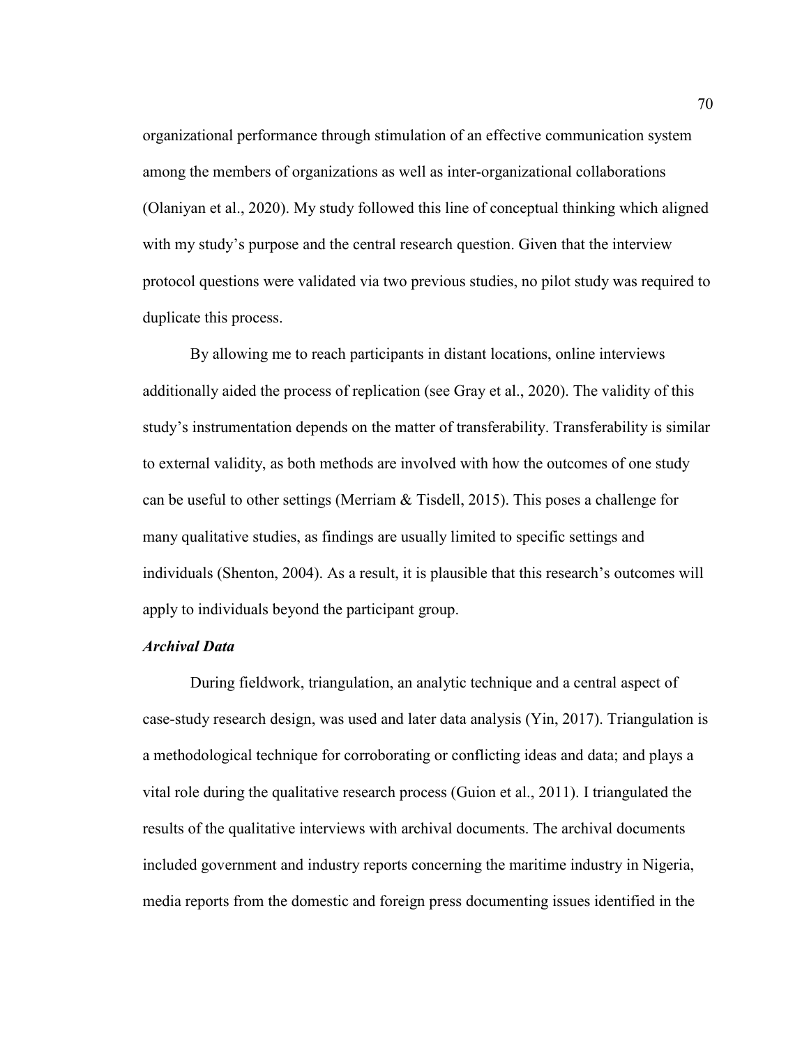organizational performance through stimulation of an effective communication system among the members of organizations as well as inter-organizational collaborations (Olaniyan et al., 2020). My study followed this line of conceptual thinking which aligned with my study's purpose and the central research question. Given that the interview protocol questions were validated via two previous studies, no pilot study was required to duplicate this process.

By allowing me to reach participants in distant locations, online interviews additionally aided the process of replication (see Gray et al., 2020). The validity of this study's instrumentation depends on the matter of transferability. Transferability is similar to external validity, as both methods are involved with how the outcomes of one study can be useful to other settings (Merriam & Tisdell, 2015). This poses a challenge for many qualitative studies, as findings are usually limited to specific settings and individuals (Shenton, 2004). As a result, it is plausible that this research's outcomes will apply to individuals beyond the participant group.

### *Archival Data*

During fieldwork, triangulation, an analytic technique and a central aspect of case-study research design, was used and later data analysis (Yin, 2017). Triangulation is a methodological technique for corroborating or conflicting ideas and data; and plays a vital role during the qualitative research process (Guion et al., 2011). I triangulated the results of the qualitative interviews with archival documents. The archival documents included government and industry reports concerning the maritime industry in Nigeria, media reports from the domestic and foreign press documenting issues identified in the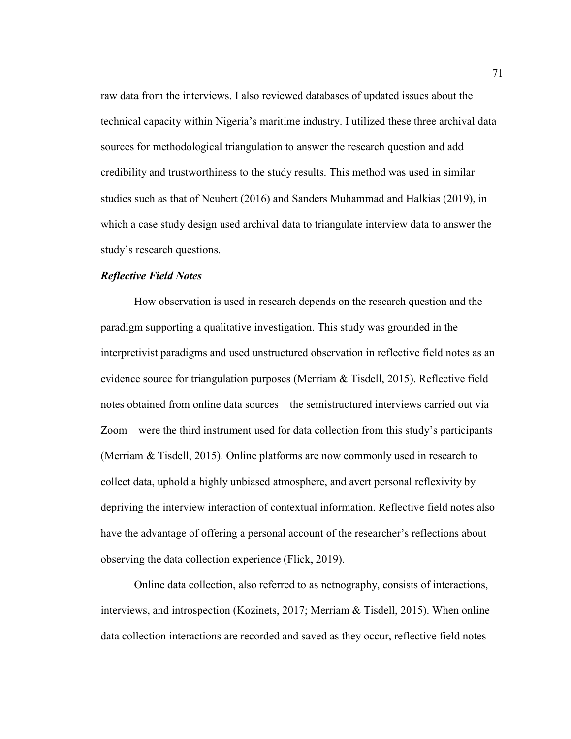raw data from the interviews. I also reviewed databases of updated issues about the technical capacity within Nigeria's maritime industry. I utilized these three archival data sources for methodological triangulation to answer the research question and add credibility and trustworthiness to the study results. This method was used in similar studies such as that of Neubert (2016) and Sanders Muhammad and Halkias (2019), in which a case study design used archival data to triangulate interview data to answer the study's research questions.

### *Reflective Field Notes*

How observation is used in research depends on the research question and the paradigm supporting a qualitative investigation. This study was grounded in the interpretivist paradigms and used unstructured observation in reflective field notes as an evidence source for triangulation purposes (Merriam & Tisdell, 2015). Reflective field notes obtained from online data sources—the semistructured interviews carried out via Zoom—were the third instrument used for data collection from this study's participants (Merriam & Tisdell, 2015). Online platforms are now commonly used in research to collect data, uphold a highly unbiased atmosphere, and avert personal reflexivity by depriving the interview interaction of contextual information. Reflective field notes also have the advantage of offering a personal account of the researcher's reflections about observing the data collection experience (Flick, 2019).

Online data collection, also referred to as netnography, consists of interactions, interviews, and introspection (Kozinets, 2017; Merriam & Tisdell, 2015). When online data collection interactions are recorded and saved as they occur, reflective field notes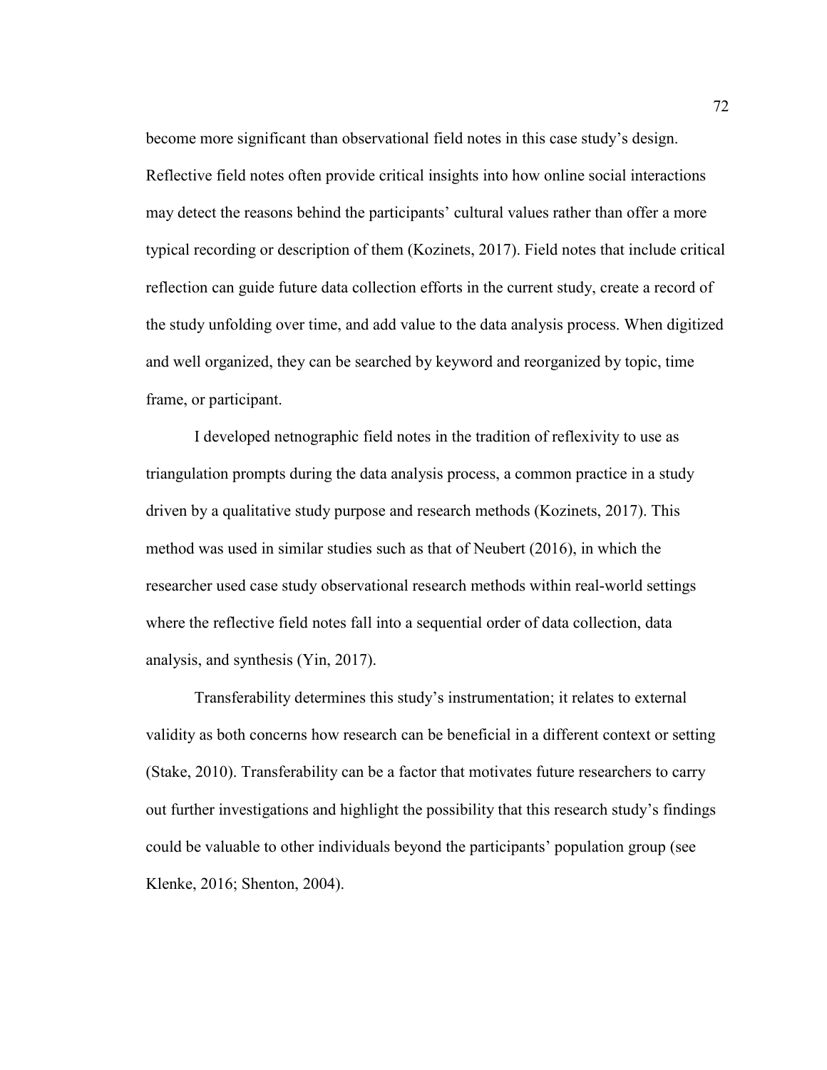become more significant than observational field notes in this case study's design. Reflective field notes often provide critical insights into how online social interactions may detect the reasons behind the participants' cultural values rather than offer a more typical recording or description of them (Kozinets, 2017). Field notes that include critical reflection can guide future data collection efforts in the current study, create a record of the study unfolding over time, and add value to the data analysis process. When digitized and well organized, they can be searched by keyword and reorganized by topic, time frame, or participant.

I developed netnographic field notes in the tradition of reflexivity to use as triangulation prompts during the data analysis process, a common practice in a study driven by a qualitative study purpose and research methods (Kozinets, 2017). This method was used in similar studies such as that of Neubert (2016), in which the researcher used case study observational research methods within real-world settings where the reflective field notes fall into a sequential order of data collection, data analysis, and synthesis (Yin, 2017).

Transferability determines this study's instrumentation; it relates to external validity as both concerns how research can be beneficial in a different context or setting (Stake, 2010). Transferability can be a factor that motivates future researchers to carry out further investigations and highlight the possibility that this research study's findings could be valuable to other individuals beyond the participants' population group (see Klenke, 2016; Shenton, 2004).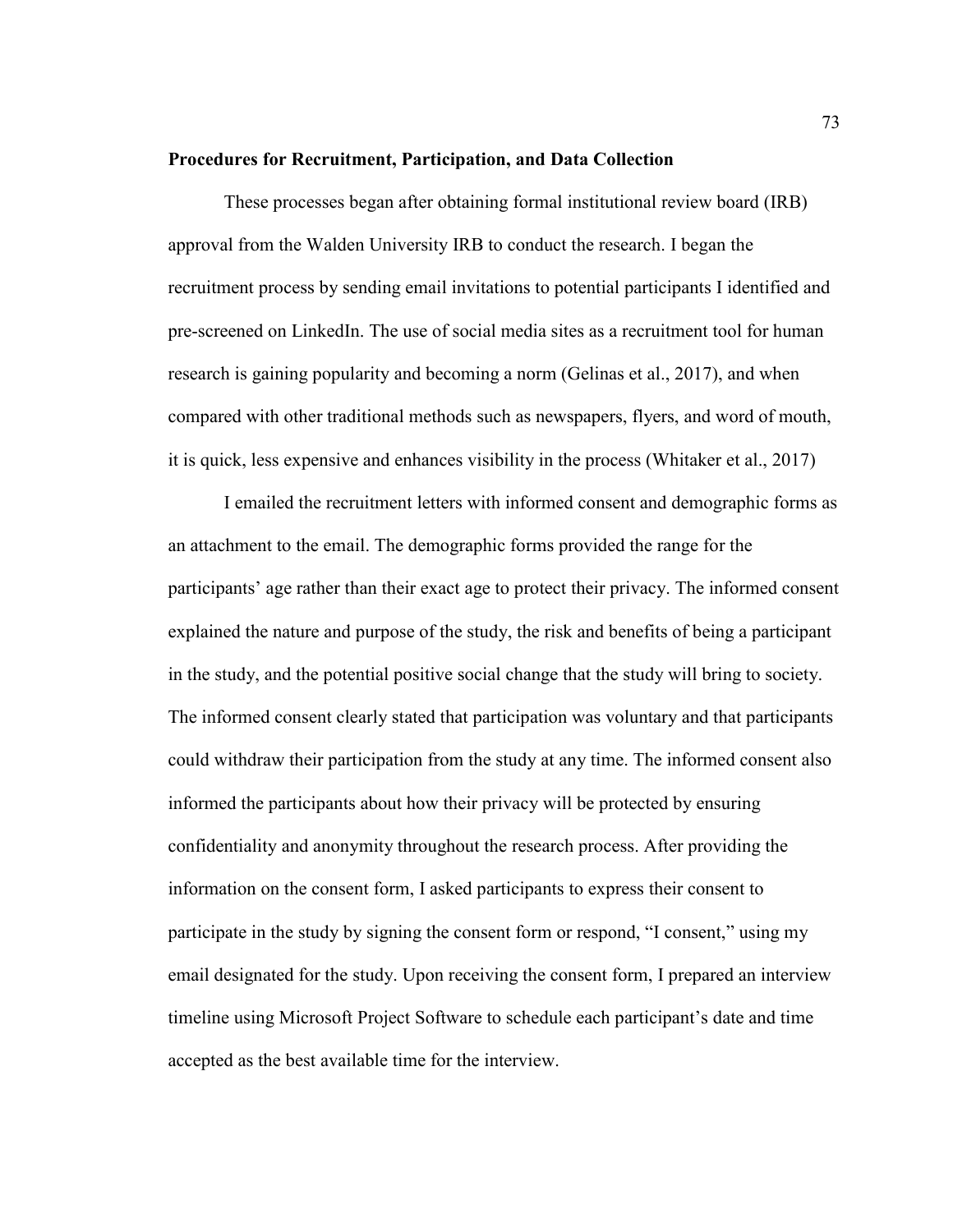**Procedures for Recruitment, Participation, and Data Collection**

These processes began after obtaining formal institutional review board (IRB) approval from the Walden University IRB to conduct the research. I began the recruitment process by sending email invitations to potential participants I identified and pre-screened on LinkedIn. The use of social media sites as a recruitment tool for human research is gaining popularity and becoming a norm (Gelinas et al., 2017), and when compared with other traditional methods such as newspapers, flyers, and word of mouth, it is quick, less expensive and enhances visibility in the process (Whitaker et al., 2017)

I emailed the recruitment letters with informed consent and demographic forms as an attachment to the email. The demographic forms provided the range for the participants' age rather than their exact age to protect their privacy. The informed consent explained the nature and purpose of the study, the risk and benefits of being a participant in the study, and the potential positive social change that the study will bring to society. The informed consent clearly stated that participation was voluntary and that participants could withdraw their participation from the study at any time. The informed consent also informed the participants about how their privacy will be protected by ensuring confidentiality and anonymity throughout the research process. After providing the information on the consent form, I asked participants to express their consent to participate in the study by signing the consent form or respond, "I consent," using my email designated for the study. Upon receiving the consent form, I prepared an interview timeline using Microsoft Project Software to schedule each participant's date and time accepted as the best available time for the interview.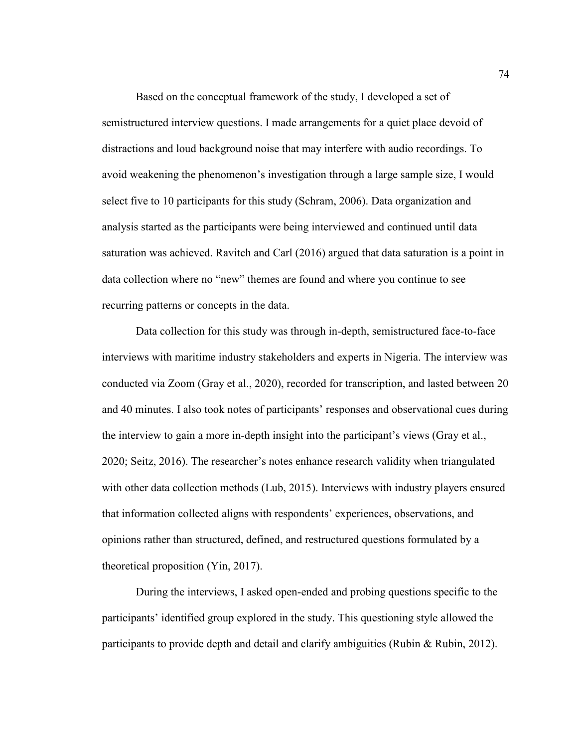Based on the conceptual framework of the study, I developed a set of semistructured interview questions. I made arrangements for a quiet place devoid of distractions and loud background noise that may interfere with audio recordings. To avoid weakening the phenomenon's investigation through a large sample size, I would select five to 10 participants for this study (Schram, 2006). Data organization and analysis started as the participants were being interviewed and continued until data saturation was achieved. Ravitch and Carl (2016) argued that data saturation is a point in data collection where no "new" themes are found and where you continue to see recurring patterns or concepts in the data.

Data collection for this study was through in-depth, semistructured face-to-face interviews with maritime industry stakeholders and experts in Nigeria. The interview was conducted via Zoom (Gray et al., 2020), recorded for transcription, and lasted between 20 and 40 minutes. I also took notes of participants' responses and observational cues during the interview to gain a more in-depth insight into the participant's views (Gray et al., 2020; Seitz, 2016). The researcher's notes enhance research validity when triangulated with other data collection methods (Lub, 2015). Interviews with industry players ensured that information collected aligns with respondents' experiences, observations, and opinions rather than structured, defined, and restructured questions formulated by a theoretical proposition (Yin, 2017).

During the interviews, I asked open-ended and probing questions specific to the participants' identified group explored in the study. This questioning style allowed the participants to provide depth and detail and clarify ambiguities (Rubin & Rubin, 2012).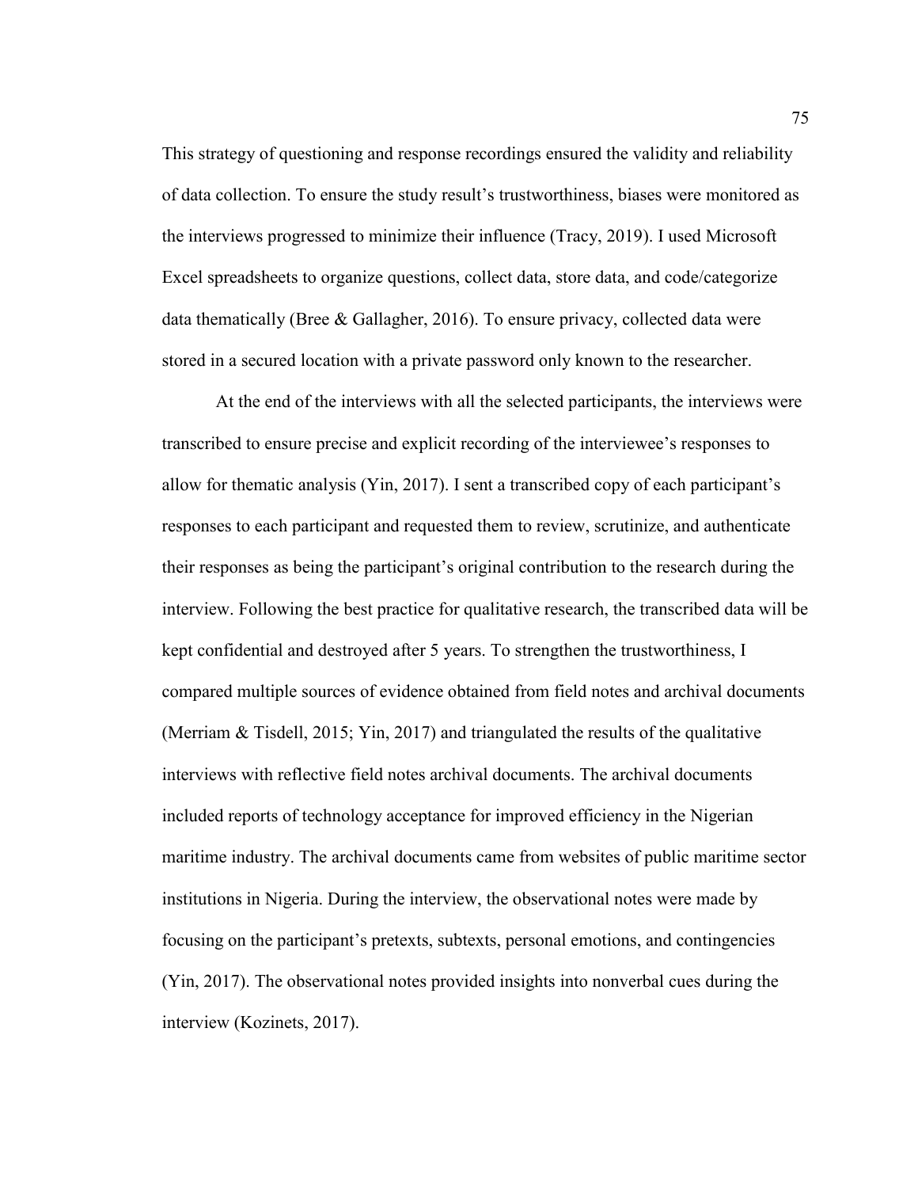This strategy of questioning and response recordings ensured the validity and reliability of data collection. To ensure the study result's trustworthiness, biases were monitored as the interviews progressed to minimize their influence (Tracy, 2019). I used Microsoft Excel spreadsheets to organize questions, collect data, store data, and code/categorize data thematically (Bree & Gallagher, 2016). To ensure privacy, collected data were stored in a secured location with a private password only known to the researcher.

At the end of the interviews with all the selected participants, the interviews were transcribed to ensure precise and explicit recording of the interviewee's responses to allow for thematic analysis (Yin, 2017). I sent a transcribed copy of each participant's responses to each participant and requested them to review, scrutinize, and authenticate their responses as being the participant's original contribution to the research during the interview. Following the best practice for qualitative research, the transcribed data will be kept confidential and destroyed after 5 years. To strengthen the trustworthiness, I compared multiple sources of evidence obtained from field notes and archival documents (Merriam & Tisdell, 2015; Yin, 2017) and triangulated the results of the qualitative interviews with reflective field notes archival documents. The archival documents included reports of technology acceptance for improved efficiency in the Nigerian maritime industry. The archival documents came from websites of public maritime sector institutions in Nigeria. During the interview, the observational notes were made by focusing on the participant's pretexts, subtexts, personal emotions, and contingencies (Yin, 2017). The observational notes provided insights into nonverbal cues during the interview (Kozinets, 2017).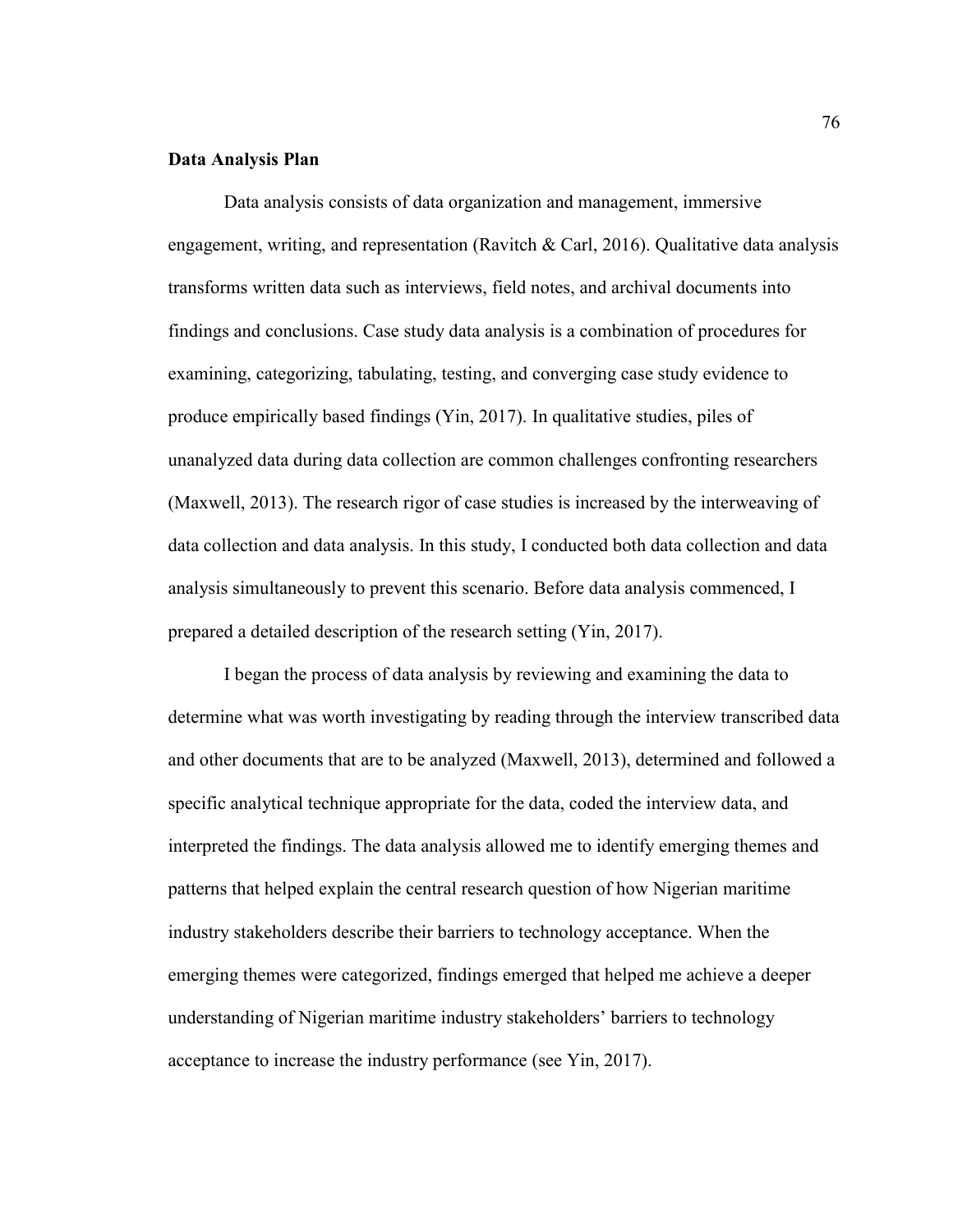**Data Analysis Plan**

Data analysis consists of data organization and management, immersive engagement, writing, and representation (Ravitch & Carl, 2016). Qualitative data analysis transforms written data such as interviews, field notes, and archival documents into findings and conclusions. Case study data analysis is a combination of procedures for examining, categorizing, tabulating, testing, and converging case study evidence to produce empirically based findings (Yin, 2017). In qualitative studies, piles of unanalyzed data during data collection are common challenges confronting researchers (Maxwell, 2013). The research rigor of case studies is increased by the interweaving of data collection and data analysis. In this study, I conducted both data collection and data analysis simultaneously to prevent this scenario. Before data analysis commenced, I prepared a detailed description of the research setting (Yin, 2017).

I began the process of data analysis by reviewing and examining the data to determine what was worth investigating by reading through the interview transcribed data and other documents that are to be analyzed (Maxwell, 2013), determined and followed a specific analytical technique appropriate for the data, coded the interview data, and interpreted the findings. The data analysis allowed me to identify emerging themes and patterns that helped explain the central research question of how Nigerian maritime industry stakeholders describe their barriers to technology acceptance. When the emerging themes were categorized, findings emerged that helped me achieve a deeper understanding of Nigerian maritime industry stakeholders' barriers to technology acceptance to increase the industry performance (see Yin, 2017).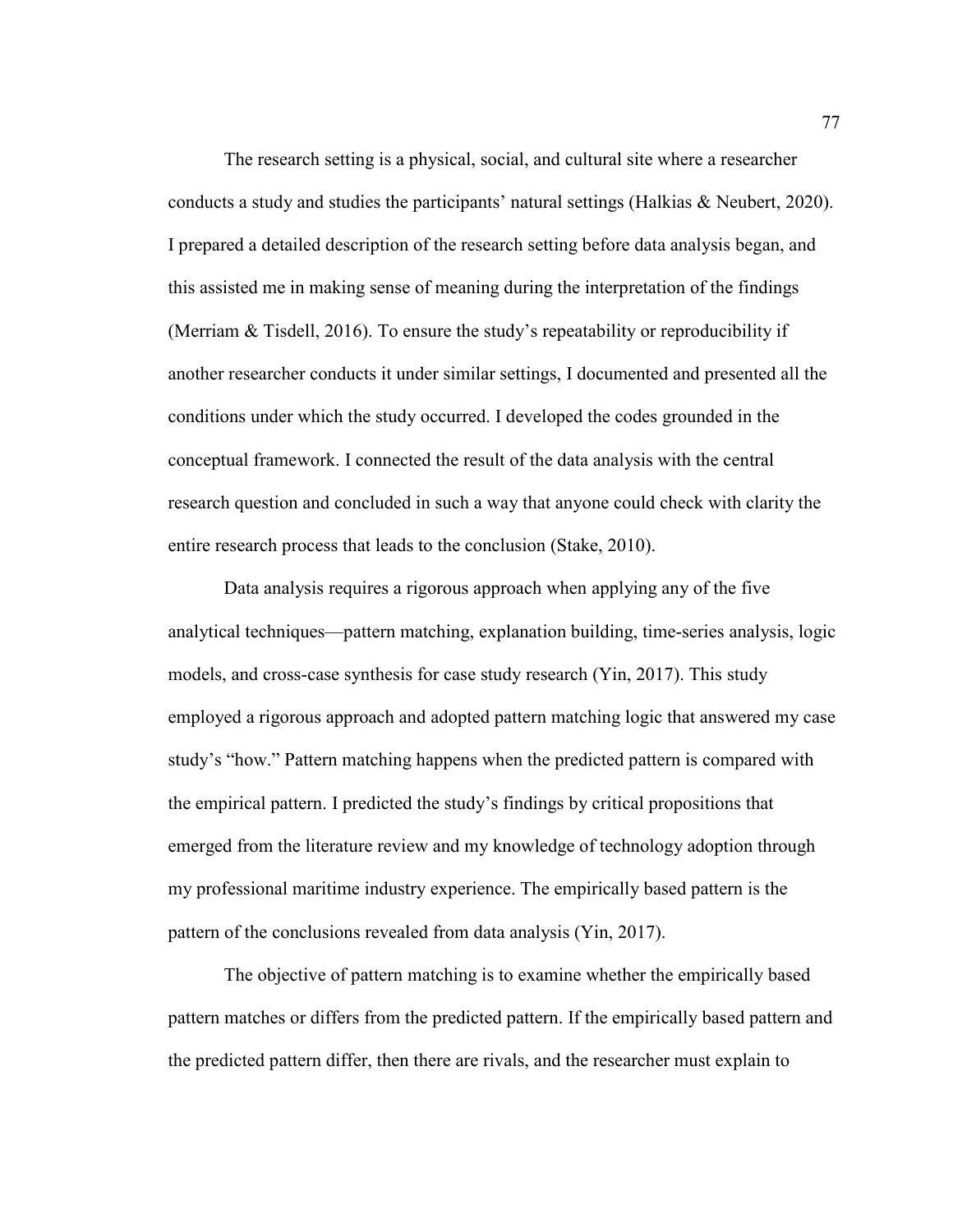The research setting is a physical, social, and cultural site where a researcher conducts a study and studies the participants' natural settings (Halkias & Neubert, 2020). I prepared a detailed description of the research setting before data analysis began, and this assisted me in making sense of meaning during the interpretation of the findings (Merriam & Tisdell, 2016). To ensure the study's repeatability or reproducibility if another researcher conducts it under similar settings, I documented and presented all the conditions under which the study occurred. I developed the codes grounded in the conceptual framework. I connected the result of the data analysis with the central research question and concluded in such a way that anyone could check with clarity the entire research process that leads to the conclusion (Stake, 2010).

Data analysis requires a rigorous approach when applying any of the five analytical techniques—pattern matching, explanation building, time-series analysis, logic models, and cross-case synthesis for case study research (Yin, 2017). This study employed a rigorous approach and adopted pattern matching logic that answered my case study's "how." Pattern matching happens when the predicted pattern is compared with the empirical pattern. I predicted the study's findings by critical propositions that emerged from the literature review and my knowledge of technology adoption through my professional maritime industry experience. The empirically based pattern is the pattern of the conclusions revealed from data analysis (Yin, 2017).

The objective of pattern matching is to examine whether the empirically based pattern matches or differs from the predicted pattern. If the empirically based pattern and the predicted pattern differ, then there are rivals, and the researcher must explain to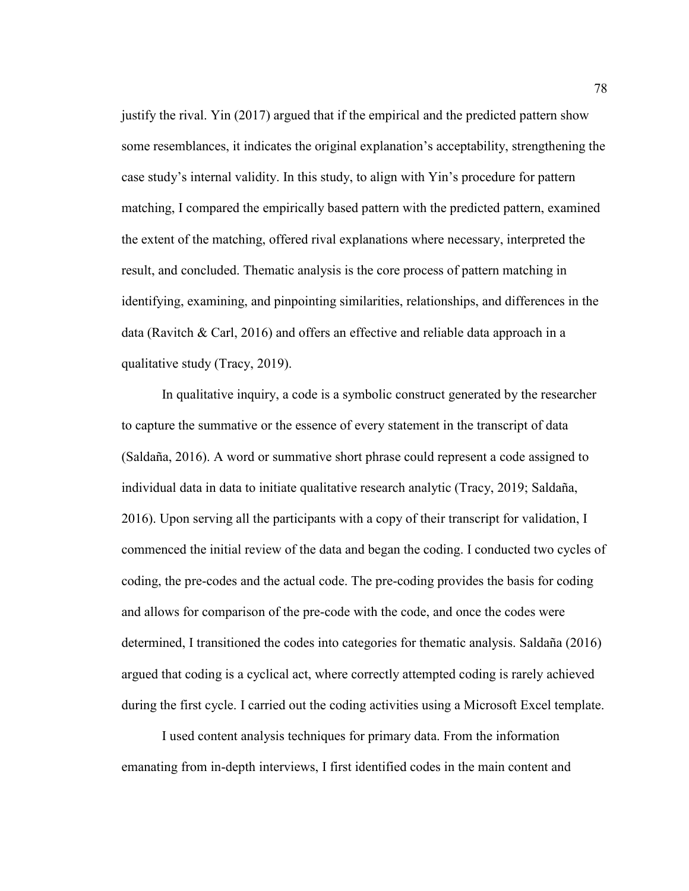justify the rival. Yin (2017) argued that if the empirical and the predicted pattern show some resemblances, it indicates the original explanation's acceptability, strengthening the case study's internal validity. In this study, to align with Yin's procedure for pattern matching, I compared the empirically based pattern with the predicted pattern, examined the extent of the matching, offered rival explanations where necessary, interpreted the result, and concluded. Thematic analysis is the core process of pattern matching in identifying, examining, and pinpointing similarities, relationships, and differences in the data (Ravitch & Carl, 2016) and offers an effective and reliable data approach in a qualitative study (Tracy, 2019).

In qualitative inquiry, a code is a symbolic construct generated by the researcher to capture the summative or the essence of every statement in the transcript of data (Saldaña, 2016). A word or summative short phrase could represent a code assigned to individual data in data to initiate qualitative research analytic (Tracy, 2019; Saldaña, 2016). Upon serving all the participants with a copy of their transcript for validation, I commenced the initial review of the data and began the coding. I conducted two cycles of coding, the pre-codes and the actual code. The pre-coding provides the basis for coding and allows for comparison of the pre-code with the code, and once the codes were determined, I transitioned the codes into categories for thematic analysis. Saldaña (2016) argued that coding is a cyclical act, where correctly attempted coding is rarely achieved during the first cycle. I carried out the coding activities using a Microsoft Excel template.

I used content analysis techniques for primary data. From the information emanating from in-depth interviews, I first identified codes in the main content and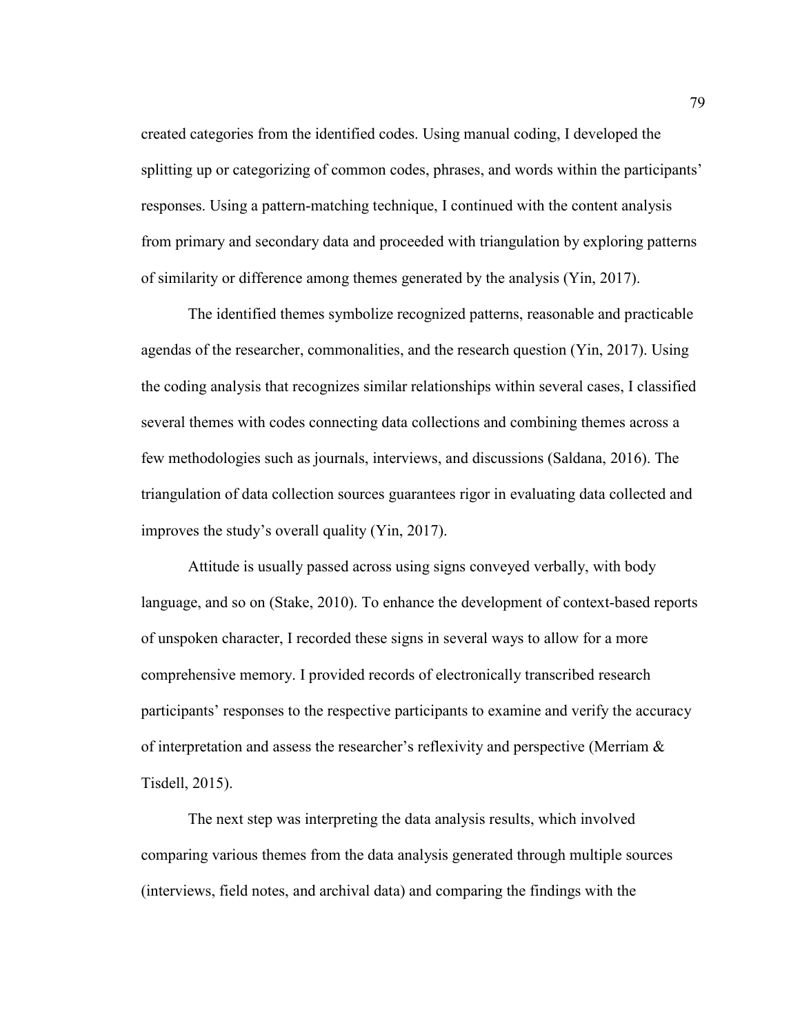created categories from the identified codes. Using manual coding, I developed the splitting up or categorizing of common codes, phrases, and words within the participants' responses. Using a pattern-matching technique, I continued with the content analysis from primary and secondary data and proceeded with triangulation by exploring patterns of similarity or difference among themes generated by the analysis (Yin, 2017).

The identified themes symbolize recognized patterns, reasonable and practicable agendas of the researcher, commonalities, and the research question (Yin, 2017). Using the coding analysis that recognizes similar relationships within several cases, I classified several themes with codes connecting data collections and combining themes across a few methodologies such as journals, interviews, and discussions (Saldana, 2016). The triangulation of data collection sources guarantees rigor in evaluating data collected and improves the study's overall quality (Yin, 2017).

Attitude is usually passed across using signs conveyed verbally, with body language, and so on (Stake, 2010). To enhance the development of context-based reports of unspoken character, I recorded these signs in several ways to allow for a more comprehensive memory. I provided records of electronically transcribed research participants' responses to the respective participants to examine and verify the accuracy of interpretation and assess the researcher's reflexivity and perspective (Merriam & Tisdell, 2015).

The next step was interpreting the data analysis results, which involved comparing various themes from the data analysis generated through multiple sources (interviews, field notes, and archival data) and comparing the findings with the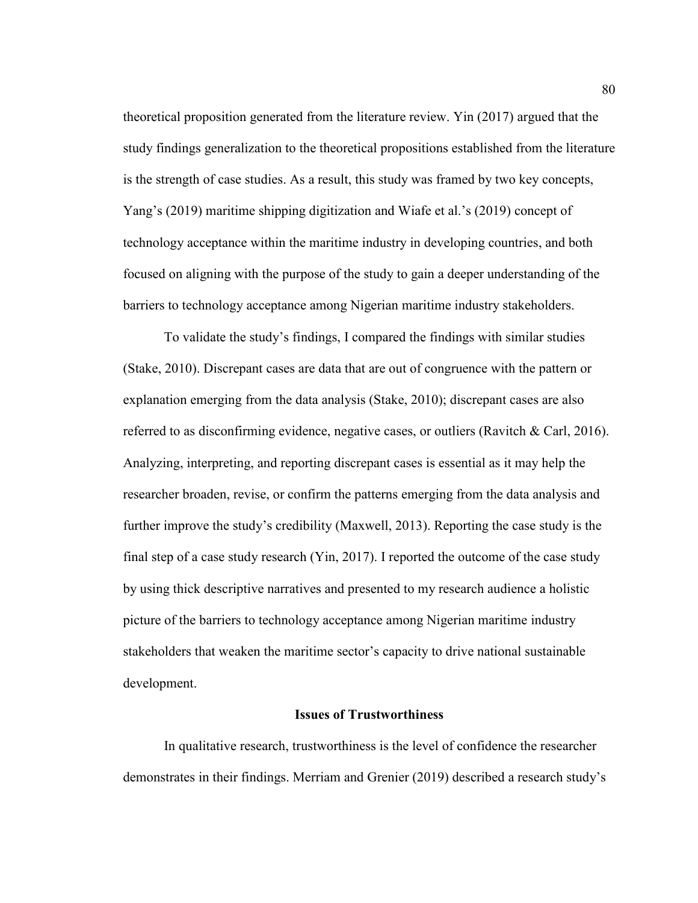theoretical proposition generated from the literature review. Yin (2017) argued that the study findings generalization to the theoretical propositions established from the literature is the strength of case studies. As a result, this study was framed by two key concepts, Yang's (2019) maritime shipping digitization and Wiafe et al.'s (2019) concept of technology acceptance within the maritime industry in developing countries, and both focused on aligning with the purpose of the study to gain a deeper understanding of the barriers to technology acceptance among Nigerian maritime industry stakeholders.

To validate the study's findings, I compared the findings with similar studies (Stake, 2010). Discrepant cases are data that are out of congruence with the pattern or explanation emerging from the data analysis (Stake, 2010); discrepant cases are also referred to as disconfirming evidence, negative cases, or outliers (Ravitch & Carl, 2016). Analyzing, interpreting, and reporting discrepant cases is essential as it may help the researcher broaden, revise, or confirm the patterns emerging from the data analysis and further improve the study's credibility (Maxwell, 2013). Reporting the case study is the final step of a case study research (Yin, 2017). I reported the outcome of the case study by using thick descriptive narratives and presented to my research audience a holistic picture of the barriers to technology acceptance among Nigerian maritime industry stakeholders that weaken the maritime sector's capacity to drive national sustainable development.

## Issues of Trustworthiness

In qualitative research, trustworthiness is the level of confidence the researcher demonstrates in their findings. Merriam and Grenier (2019) described a research study's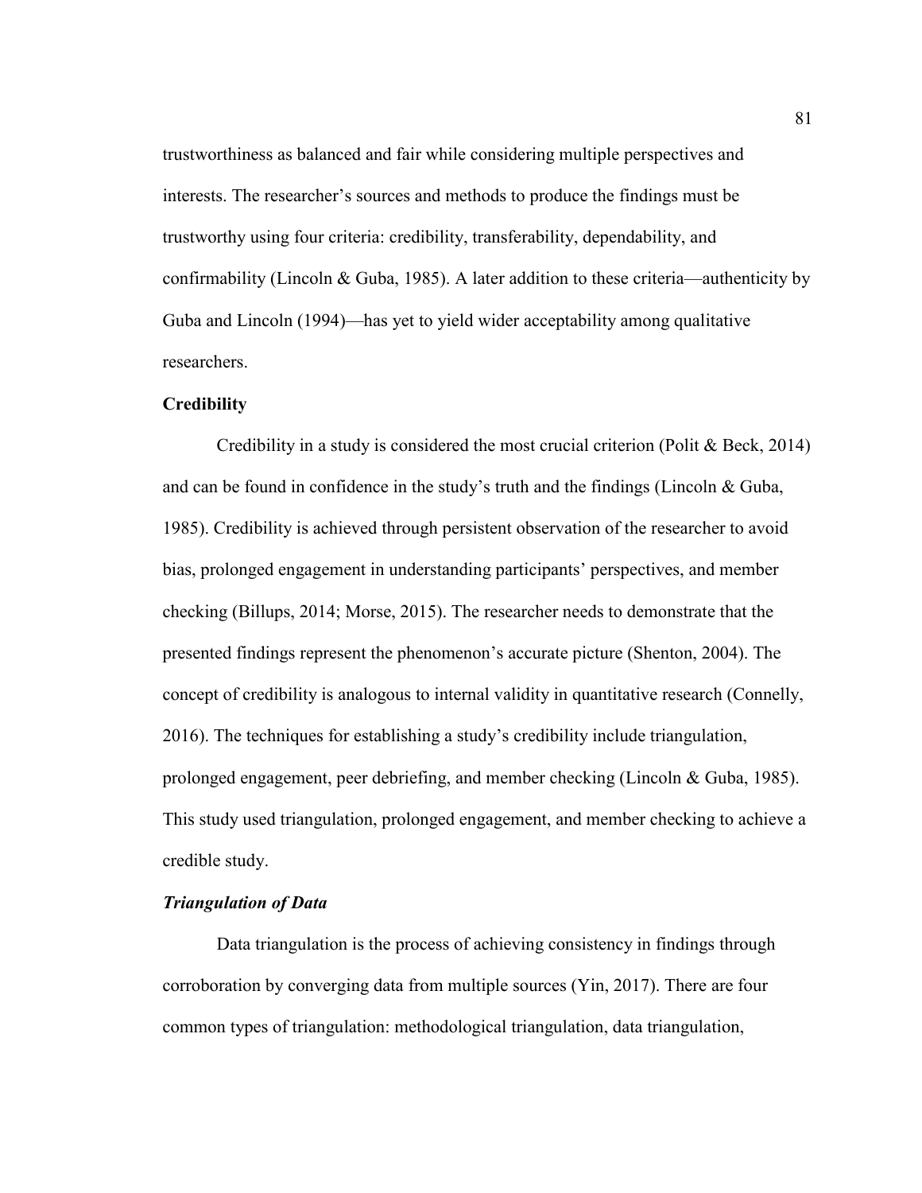trustworthiness as balanced and fair while considering multiple perspectives and interests. The researcher's sources and methods to produce the findings must be trustworthy using four criteria: credibility, transferability, dependability, and confirmability (Lincoln & Guba, 1985). A later addition to these criteria—authenticity by Guba and Lincoln (1994)—has yet to yield wider acceptability among qualitative researchers.

### Credibility

Credibility in a study is considered the most crucial criterion (Polit & Beck, 2014) and can be found in confidence in the study's truth and the findings (Lincoln & Guba, 1985). Credibility is achieved through persistent observation of the researcher to avoid bias, prolonged engagement in understanding participants' perspectives, and member checking (Billups, 2014; Morse, 2015). The researcher needs to demonstrate that the presented findings represent the phenomenon's accurate picture (Shenton, 2004). The concept of credibility is analogous to internal validity in quantitative research (Connelly, 2016). The techniques for establishing a study's credibility include triangulation, prolonged engagement, peer debriefing, and member checking (Lincoln & Guba, 1985). This study used triangulation, prolonged engagement, and member checking to achieve a credible study.

#### *Triangulation of Data*

Data triangulation is the process of achieving consistency in findings through corroboration by converging data from multiple sources (Yin, 2017). There are four common types of triangulation: methodological triangulation, data triangulation,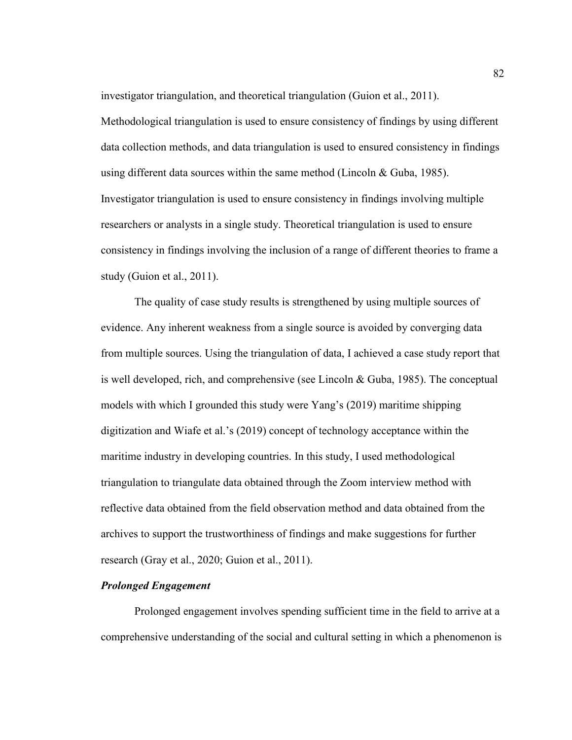investigator triangulation, and theoretical triangulation (Guion et al., 2011). Methodological triangulation is used to ensure consistency of findings by using different data collection methods, and data triangulation is used to ensured consistency in findings using different data sources within the same method (Lincoln & Guba, 1985). Investigator triangulation is used to ensure consistency in findings involving multiple researchers or analysts in a single study. Theoretical triangulation is used to ensure consistency in findings involving the inclusion of a range of different theories to frame a study (Guion et al., 2011).

The quality of case study results is strengthened by using multiple sources of evidence. Any inherent weakness from a single source is avoided by converging data from multiple sources. Using the triangulation of data, I achieved a case study report that is well developed, rich, and comprehensive (see Lincoln & Guba, 1985). The conceptual models with which I grounded this study were Yang's (2019) maritime shipping digitization and Wiafe et al.'s (2019) concept of technology acceptance within the maritime industry in developing countries. In this study, I used methodological triangulation to triangulate data obtained through the Zoom interview method with reflective data obtained from the field observation method and data obtained from the archives to support the trustworthiness of findings and make suggestions for further research (Gray et al., 2020; Guion et al., 2011).

### *Prolonged Engagement*

Prolonged engagement involves spending sufficient time in the field to arrive at a comprehensive understanding of the social and cultural setting in which a phenomenon is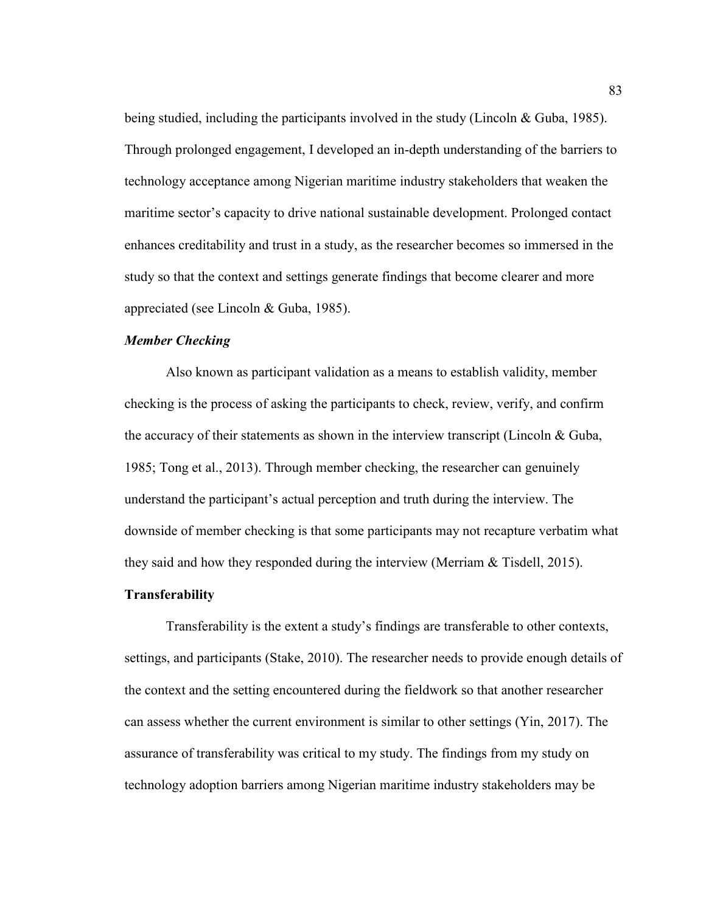being studied, including the participants involved in the study (Lincoln & Guba, 1985). Through prolonged engagement, I developed an in-depth understanding of the barriers to technology acceptance among Nigerian maritime industry stakeholders that weaken the maritime sector's capacity to drive national sustainable development. Prolonged contact enhances creditability and trust in a study, as the researcher becomes so immersed in the study so that the context and settings generate findings that become clearer and more appreciated (see Lincoln & Guba, 1985).

#### *Member Checking*

Also known as participant validation as a means to establish validity, member checking is the process of asking the participants to check, review, verify, and confirm the accuracy of their statements as shown in the interview transcript (Lincoln & Guba, 1985; Tong et al., 2013). Through member checking, the researcher can genuinely understand the participant's actual perception and truth during the interview. The downside of member checking is that some participants may not recapture verbatim what they said and how they responded during the interview (Merriam & Tisdell, 2015).

### Transferability

Transferability is the extent a study's findings are transferable to other contexts, settings, and participants (Stake, 2010). The researcher needs to provide enough details of the context and the setting encountered during the fieldwork so that another researcher can assess whether the current environment is similar to other settings (Yin, 2017). The assurance of transferability was critical to my study. The findings from my study on technology adoption barriers among Nigerian maritime industry stakeholders may be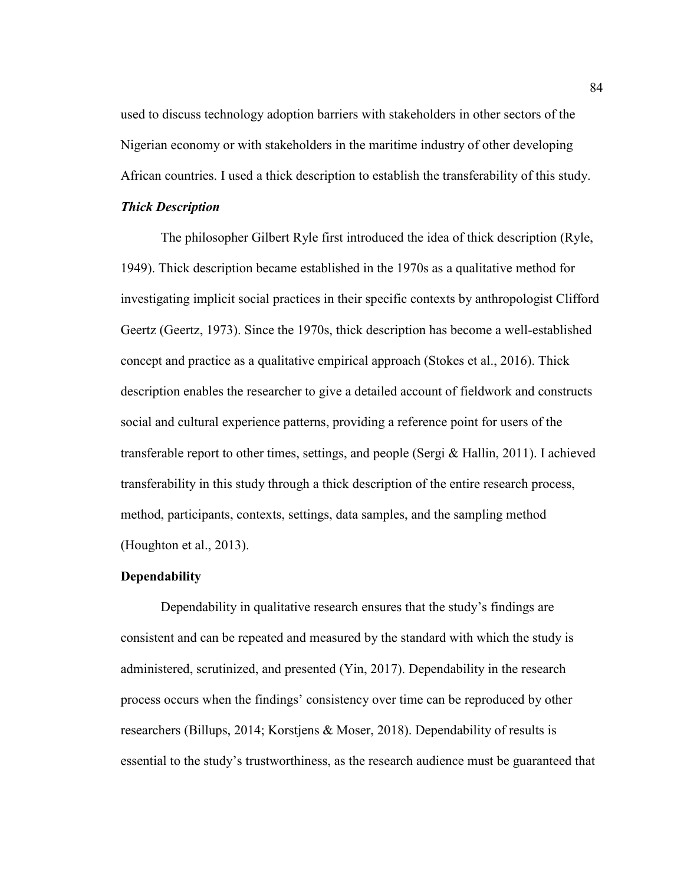used to discuss technology adoption barriers with stakeholders in other sectors of the Nigerian economy or with stakeholders in the maritime industry of other developing African countries. I used a thick description to establish the transferability of this study.

#### *Thick Description*

The philosopher Gilbert Ryle first introduced the idea of thick description (Ryle, 1949). Thick description became established in the 1970s as a qualitative method for investigating implicit social practices in their specific contexts by anthropologist Clifford Geertz (Geertz, 1973). Since the 1970s, thick description has become a well-established concept and practice as a qualitative empirical approach (Stokes et al., 2016). Thick description enables the researcher to give a detailed account of fieldwork and constructs social and cultural experience patterns, providing a reference point for users of the transferable report to other times, settings, and people (Sergi & Hallin, 2011). I achieved transferability in this study through a thick description of the entire research process, method, participants, contexts, settings, data samples, and the sampling method (Houghton et al., 2013).

### **Dependability**

Dependability in qualitative research ensures that the study's findings are consistent and can be repeated and measured by the standard with which the study is administered, scrutinized, and presented (Yin, 2017). Dependability in the research process occurs when the findings' consistency over time can be reproduced by other researchers (Billups, 2014; Korstjens & Moser, 2018). Dependability of results is essential to the study's trustworthiness, as the research audience must be guaranteed that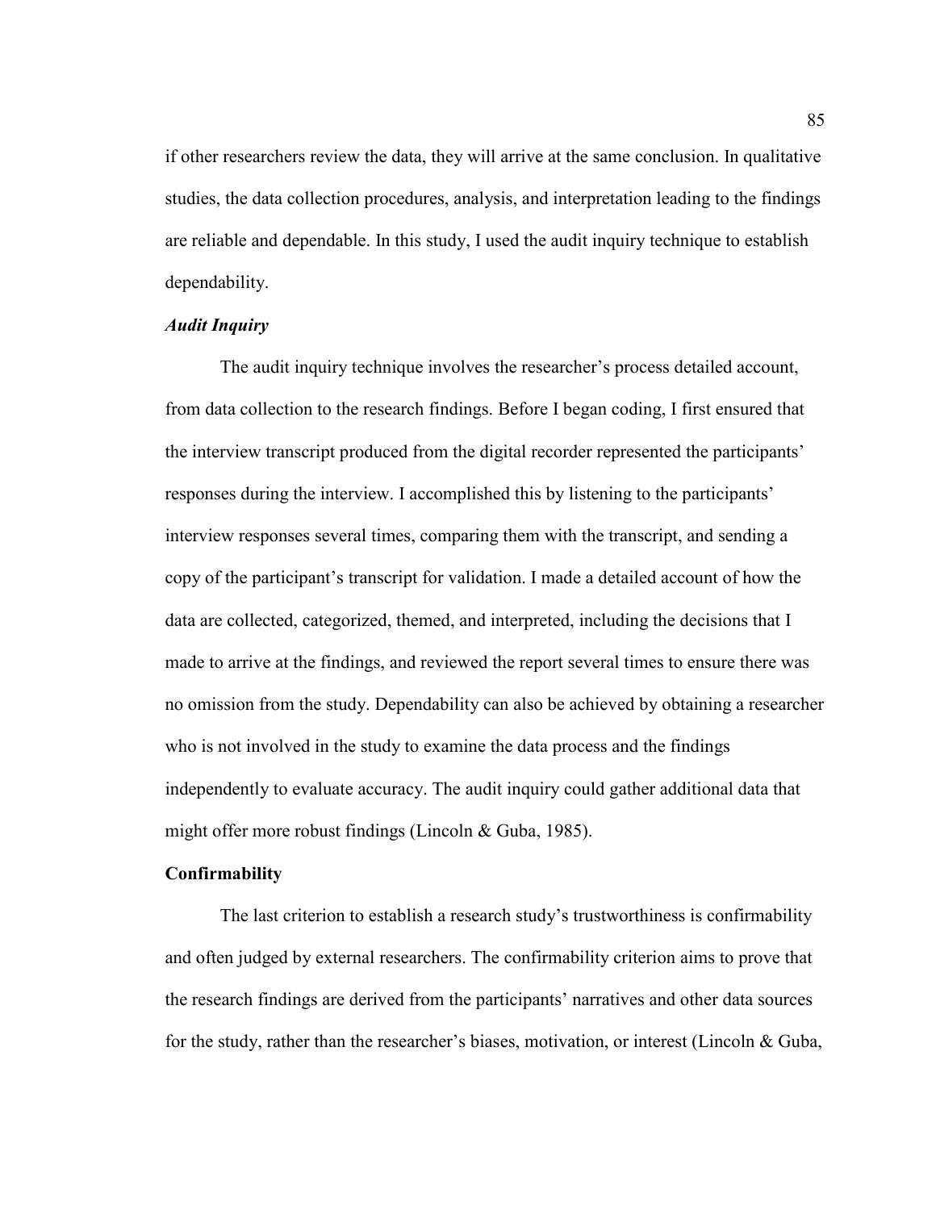if other researchers review the data, they will arrive at the same conclusion. In qualitative studies, the data collection procedures, analysis, and interpretation leading to the findings are reliable and dependable. In this study, I used the audit inquiry technique to establish dependability.

***Audit Inquiry***

The audit inquiry technique involves the researcher's process detailed account, from data collection to the research findings. Before I began coding, I first ensured that the interview transcript produced from the digital recorder represented the participants' responses during the interview. I accomplished this by listening to the participants' interview responses several times, comparing them with the transcript, and sending a copy of the participant's transcript for validation. I made a detailed account of how the data are collected, categorized, themed, and interpreted, including the decisions that I made to arrive at the findings, and reviewed the report several times to ensure there was no omission from the study. Dependability can also be achieved by obtaining a researcher who is not involved in the study to examine the data process and the findings independently to evaluate accuracy. The audit inquiry could gather additional data that might offer more robust findings (Lincoln & Guba, 1985).

**Confirmability**

The last criterion to establish a research study's trustworthiness is confirmability and often judged by external researchers. The confirmability criterion aims to prove that the research findings are derived from the participants' narratives and other data sources for the study, rather than the researcher's biases, motivation, or interest (Lincoln & Guba,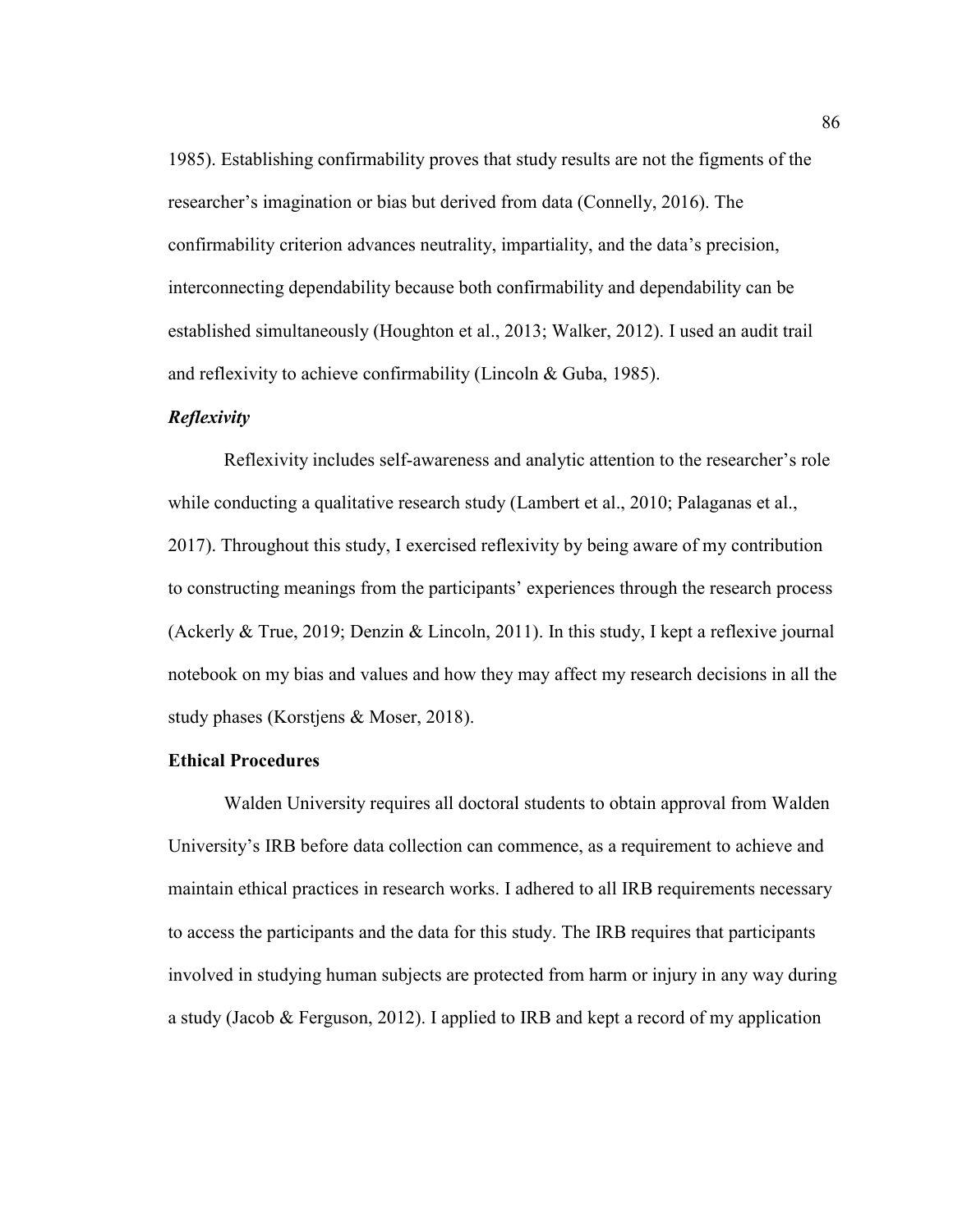1985). Establishing confirmability proves that study results are not the figments of the researcher's imagination or bias but derived from data (Connelly, 2016). The confirmability criterion advances neutrality, impartiality, and the data's precision, interconnecting dependability because both confirmability and dependability can be established simultaneously (Houghton et al., 2013; Walker, 2012). I used an audit trail and reflexivity to achieve confirmability (Lincoln & Guba, 1985).

### *Reflexivity*

Reflexivity includes self-awareness and analytic attention to the researcher's role while conducting a qualitative research study (Lambert et al., 2010; Palaganas et al., 2017). Throughout this study, I exercised reflexivity by being aware of my contribution to constructing meanings from the participants' experiences through the research process (Ackerly & True, 2019; Denzin & Lincoln, 2011). In this study, I kept a reflexive journal notebook on my bias and values and how they may affect my research decisions in all the study phases (Korstjens & Moser, 2018).

## Ethical Procedures

Walden University requires all doctoral students to obtain approval from Walden University's IRB before data collection can commence, as a requirement to achieve and maintain ethical practices in research works. I adhered to all IRB requirements necessary to access the participants and the data for this study. The IRB requires that participants involved in studying human subjects are protected from harm or injury in any way during a study (Jacob & Ferguson, 2012). I applied to IRB and kept a record of my application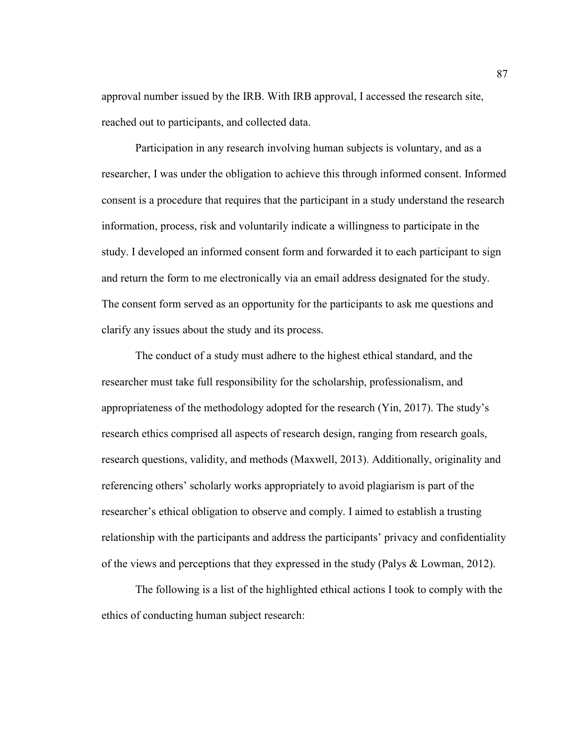approval number issued by the IRB. With IRB approval, I accessed the research site, reached out to participants, and collected data.

Participation in any research involving human subjects is voluntary, and as a researcher, I was under the obligation to achieve this through informed consent. Informed consent is a procedure that requires that the participant in a study understand the research information, process, risk and voluntarily indicate a willingness to participate in the study. I developed an informed consent form and forwarded it to each participant to sign and return the form to me electronically via an email address designated for the study. The consent form served as an opportunity for the participants to ask me questions and clarify any issues about the study and its process.

The conduct of a study must adhere to the highest ethical standard, and the researcher must take full responsibility for the scholarship, professionalism, and appropriateness of the methodology adopted for the research (Yin, 2017). The study's research ethics comprised all aspects of research design, ranging from research goals, research questions, validity, and methods (Maxwell, 2013). Additionally, originality and referencing others' scholarly works appropriately to avoid plagiarism is part of the researcher's ethical obligation to observe and comply. I aimed to establish a trusting relationship with the participants and address the participants' privacy and confidentiality of the views and perceptions that they expressed in the study (Palys & Lowman, 2012).

The following is a list of the highlighted ethical actions I took to comply with the ethics of conducting human subject research: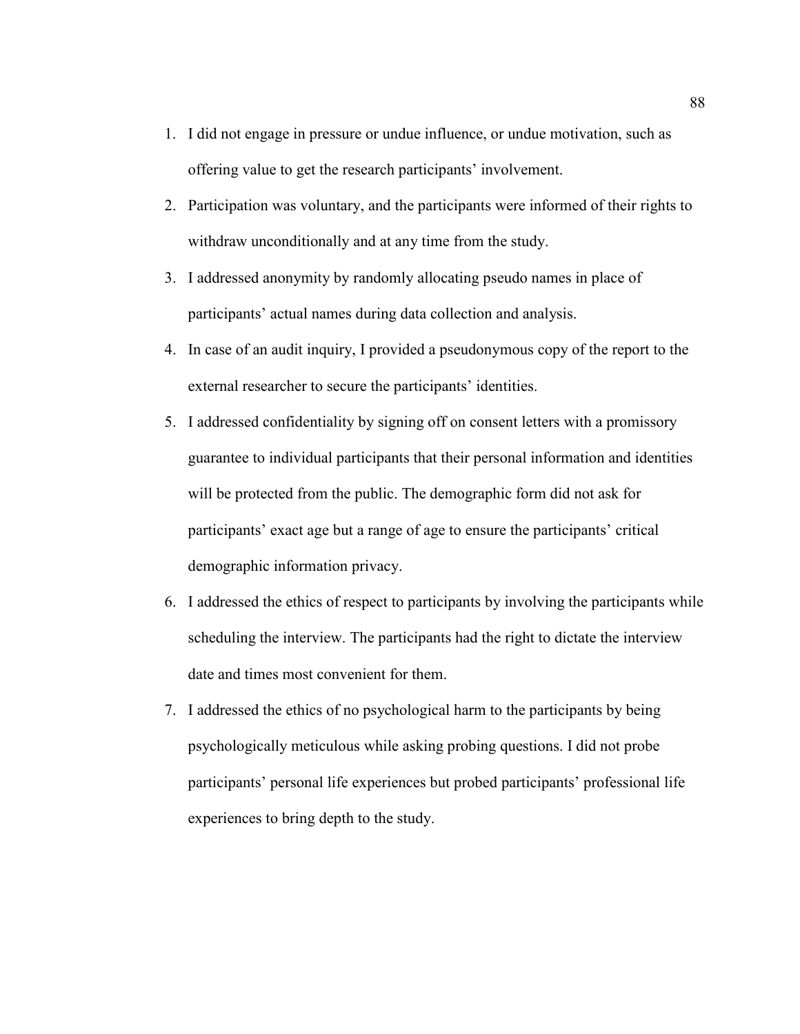1. I did not engage in pressure or undue influence, or undue motivation, such as offering value to get the research participants' involvement.
2. Participation was voluntary, and the participants were informed of their rights to withdraw unconditionally and at any time from the study.
3. I addressed anonymity by randomly allocating pseudo names in place of participants' actual names during data collection and analysis.
4. In case of an audit inquiry, I provided a pseudonymous copy of the report to the external researcher to secure the participants' identities.
5. I addressed confidentiality by signing off on consent letters with a promissory guarantee to individual participants that their personal information and identities will be protected from the public. The demographic form did not ask for participants' exact age but a range of age to ensure the participants' critical demographic information privacy.
6. I addressed the ethics of respect to participants by involving the participants while scheduling the interview. The participants had the right to dictate the interview date and times most convenient for them.
7. I addressed the ethics of no psychological harm to the participants by being psychologically meticulous while asking probing questions. I did not probe participants' personal life experiences but probed participants' professional life experiences to bring depth to the study.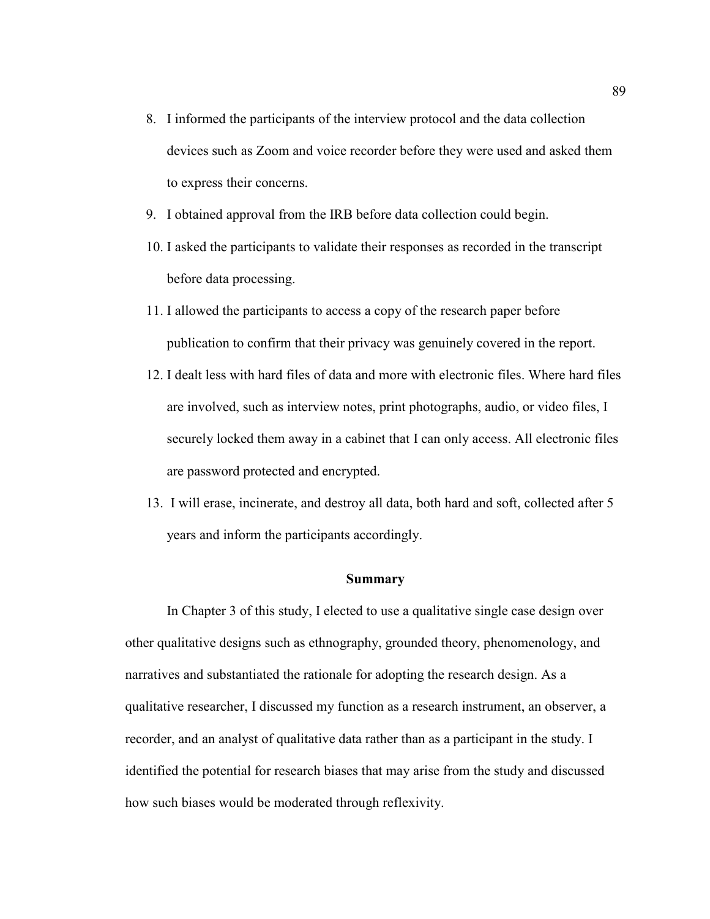8. I informed the participants of the interview protocol and the data collection devices such as Zoom and voice recorder before they were used and asked them to express their concerns.
9. I obtained approval from the IRB before data collection could begin.
10. I asked the participants to validate their responses as recorded in the transcript before data processing.
11. I allowed the participants to access a copy of the research paper before publication to confirm that their privacy was genuinely covered in the report.
12. I dealt less with hard files of data and more with electronic files. Where hard files are involved, such as interview notes, print photographs, audio, or video files, I securely locked them away in a cabinet that I can only access. All electronic files are password protected and encrypted.
13. I will erase, incinerate, and destroy all data, both hard and soft, collected after 5 years and inform the participants accordingly.

## Summary

In Chapter 3 of this study, I elected to use a qualitative single case design over other qualitative designs such as ethnography, grounded theory, phenomenology, and narratives and substantiated the rationale for adopting the research design. As a qualitative researcher, I discussed my function as a research instrument, an observer, a recorder, and an analyst of qualitative data rather than as a participant in the study. I identified the potential for research biases that may arise from the study and discussed how such biases would be moderated through reflexivity.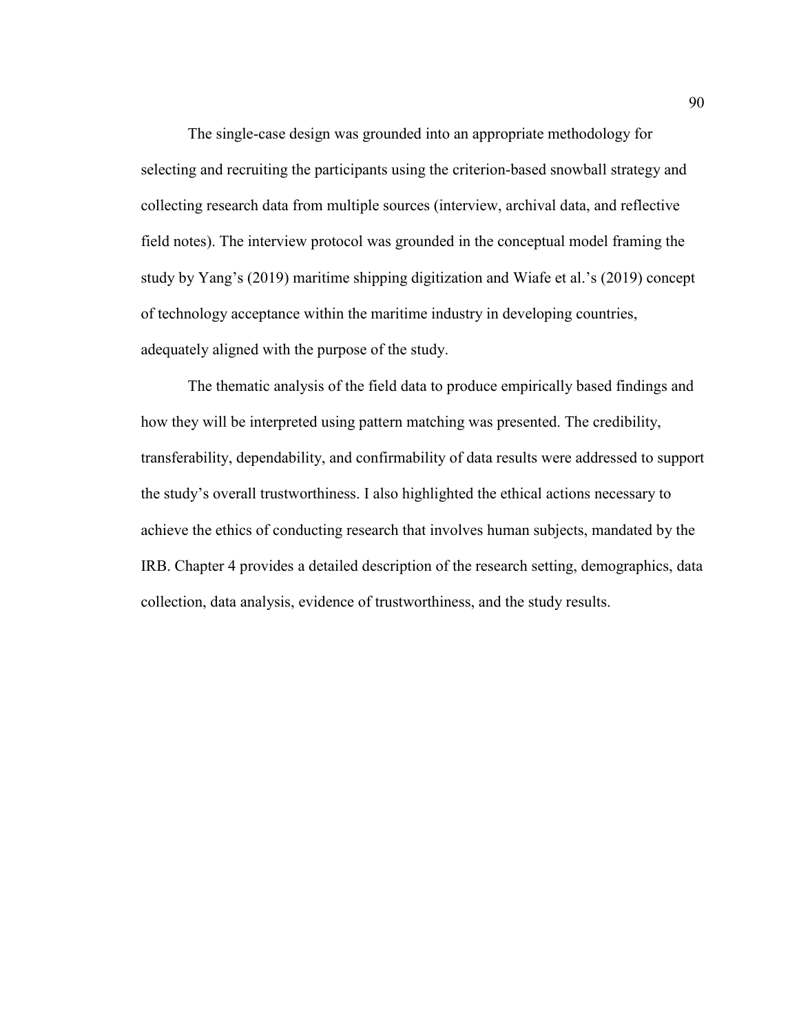The single-case design was grounded into an appropriate methodology for selecting and recruiting the participants using the criterion-based snowball strategy and collecting research data from multiple sources (interview, archival data, and reflective field notes). The interview protocol was grounded in the conceptual model framing the study by Yang's (2019) maritime shipping digitization and Wiafe et al.'s (2019) concept of technology acceptance within the maritime industry in developing countries, adequately aligned with the purpose of the study.

The thematic analysis of the field data to produce empirically based findings and how they will be interpreted using pattern matching was presented. The credibility, transferability, dependability, and confirmability of data results were addressed to support the study's overall trustworthiness. I also highlighted the ethical actions necessary to achieve the ethics of conducting research that involves human subjects, mandated by the IRB. Chapter 4 provides a detailed description of the research setting, demographics, data collection, data analysis, evidence of trustworthiness, and the study results.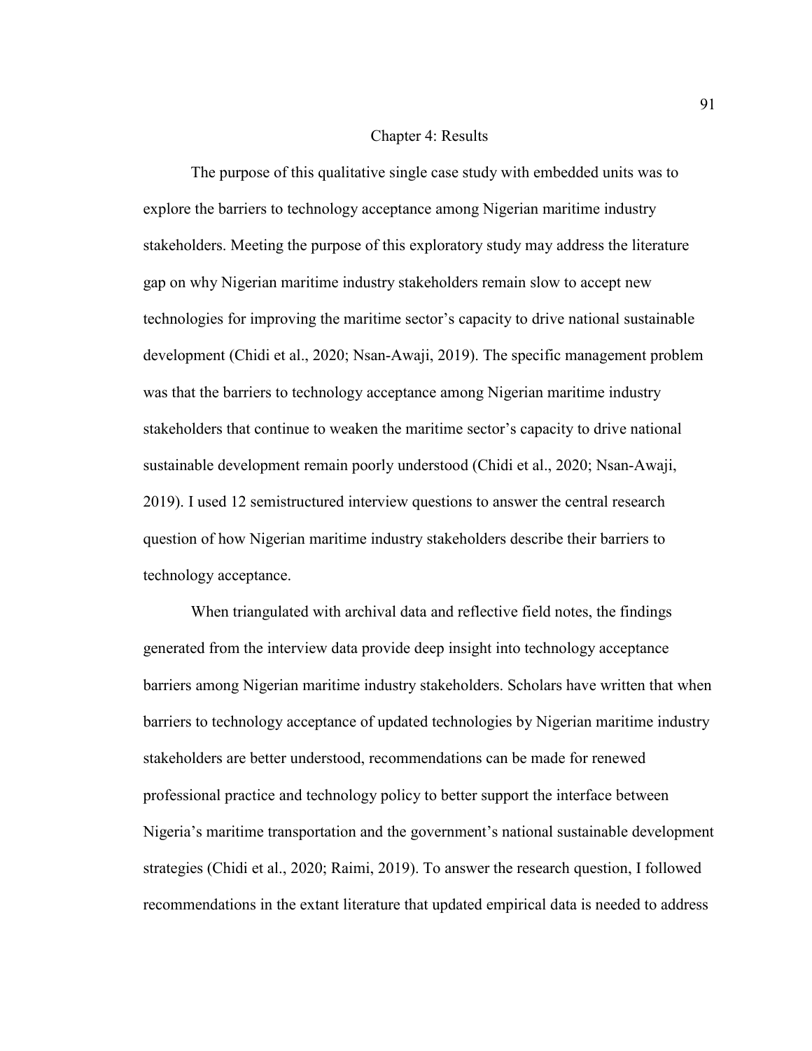# Chapter 4: Results

The purpose of this qualitative single case study with embedded units was to explore the barriers to technology acceptance among Nigerian maritime industry stakeholders. Meeting the purpose of this exploratory study may address the literature gap on why Nigerian maritime industry stakeholders remain slow to accept new technologies for improving the maritime sector's capacity to drive national sustainable development (Chidi et al., 2020; Nsan-Awaji, 2019). The specific management problem was that the barriers to technology acceptance among Nigerian maritime industry stakeholders that continue to weaken the maritime sector's capacity to drive national sustainable development remain poorly understood (Chidi et al., 2020; Nsan-Awaji, 2019). I used 12 semistructured interview questions to answer the central research question of how Nigerian maritime industry stakeholders describe their barriers to technology acceptance.

When triangulated with archival data and reflective field notes, the findings generated from the interview data provide deep insight into technology acceptance barriers among Nigerian maritime industry stakeholders. Scholars have written that when barriers to technology acceptance of updated technologies by Nigerian maritime industry stakeholders are better understood, recommendations can be made for renewed professional practice and technology policy to better support the interface between Nigeria's maritime transportation and the government's national sustainable development strategies (Chidi et al., 2020; Raimi, 2019). To answer the research question, I followed recommendations in the extant literature that updated empirical data is needed to address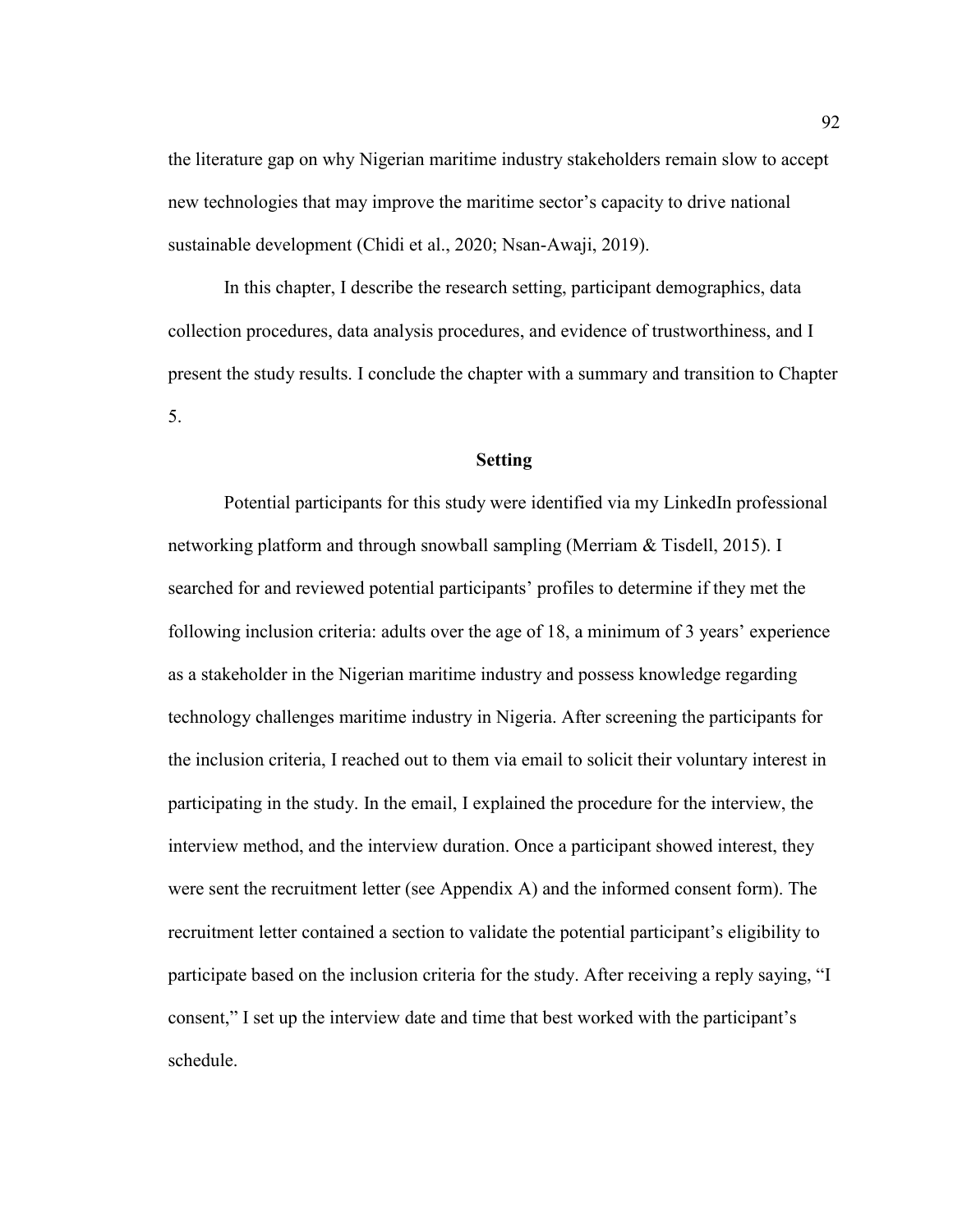the literature gap on why Nigerian maritime industry stakeholders remain slow to accept new technologies that may improve the maritime sector's capacity to drive national sustainable development (Chidi et al., 2020; Nsan-Awaji, 2019).

In this chapter, I describe the research setting, participant demographics, data collection procedures, data analysis procedures, and evidence of trustworthiness, and I present the study results. I conclude the chapter with a summary and transition to Chapter 5.

## Setting

Potential participants for this study were identified via my LinkedIn professional networking platform and through snowball sampling (Merriam & Tisdell, 2015). I searched for and reviewed potential participants' profiles to determine if they met the following inclusion criteria: adults over the age of 18, a minimum of 3 years' experience as a stakeholder in the Nigerian maritime industry and possess knowledge regarding technology challenges maritime industry in Nigeria. After screening the participants for the inclusion criteria, I reached out to them via email to solicit their voluntary interest in participating in the study. In the email, I explained the procedure for the interview, the interview method, and the interview duration. Once a participant showed interest, they were sent the recruitment letter (see Appendix A) and the informed consent form). The recruitment letter contained a section to validate the potential participant's eligibility to participate based on the inclusion criteria for the study. After receiving a reply saying, "I consent," I set up the interview date and time that best worked with the participant's schedule.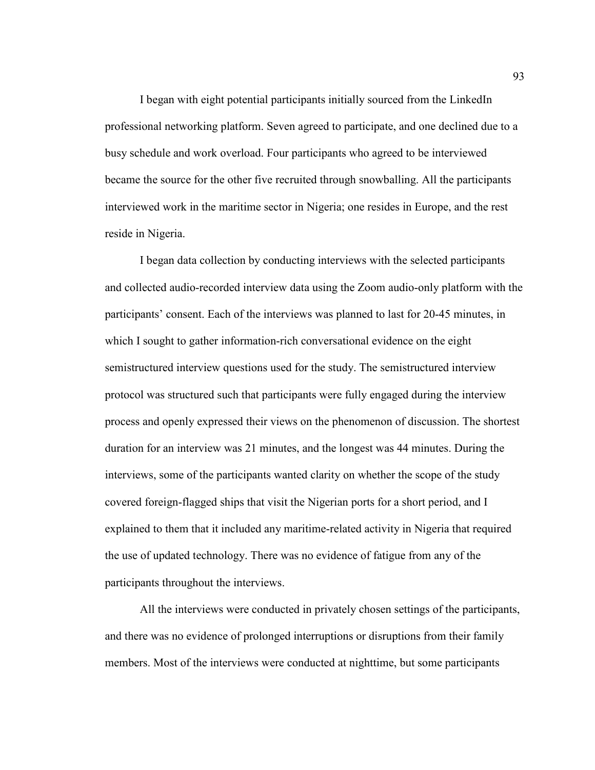I began with eight potential participants initially sourced from the LinkedIn professional networking platform. Seven agreed to participate, and one declined due to a busy schedule and work overload. Four participants who agreed to be interviewed became the source for the other five recruited through snowballing. All the participants interviewed work in the maritime sector in Nigeria; one resides in Europe, and the rest reside in Nigeria.

I began data collection by conducting interviews with the selected participants and collected audio-recorded interview data using the Zoom audio-only platform with the participants' consent. Each of the interviews was planned to last for 20-45 minutes, in which I sought to gather information-rich conversational evidence on the eight semistructured interview questions used for the study. The semistructured interview protocol was structured such that participants were fully engaged during the interview process and openly expressed their views on the phenomenon of discussion. The shortest duration for an interview was 21 minutes, and the longest was 44 minutes. During the interviews, some of the participants wanted clarity on whether the scope of the study covered foreign-flagged ships that visit the Nigerian ports for a short period, and I explained to them that it included any maritime-related activity in Nigeria that required the use of updated technology. There was no evidence of fatigue from any of the participants throughout the interviews.

All the interviews were conducted in privately chosen settings of the participants, and there was no evidence of prolonged interruptions or disruptions from their family members. Most of the interviews were conducted at nighttime, but some participants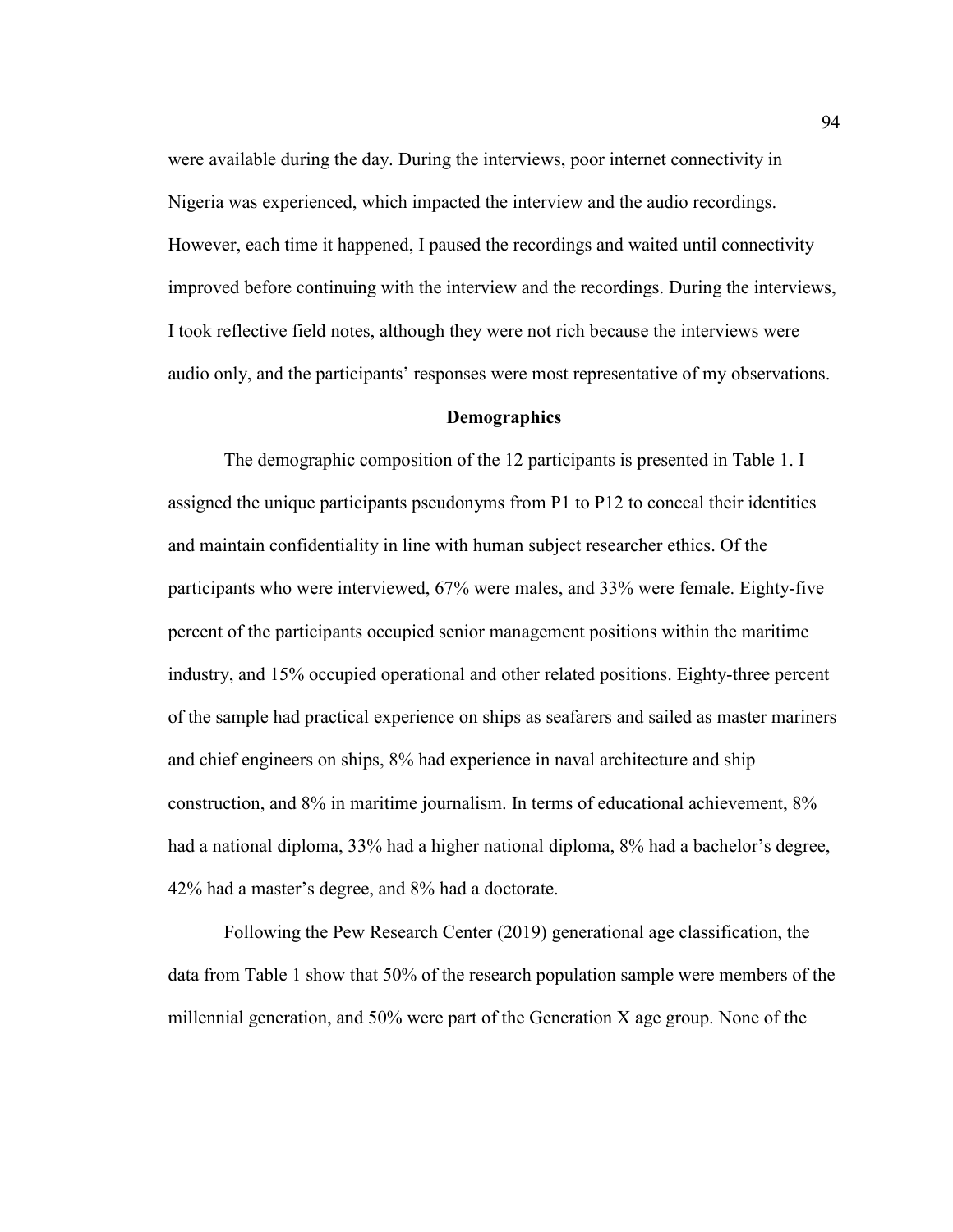were available during the day. During the interviews, poor internet connectivity in Nigeria was experienced, which impacted the interview and the audio recordings. However, each time it happened, I paused the recordings and waited until connectivity improved before continuing with the interview and the recordings. During the interviews, I took reflective field notes, although they were not rich because the interviews were audio only, and the participants' responses were most representative of my observations.

## Demographics

The demographic composition of the 12 participants is presented in Table 1. I assigned the unique participants pseudonyms from P1 to P12 to conceal their identities and maintain confidentiality in line with human subject researcher ethics. Of the participants who were interviewed, 67% were males, and 33% were female. Eighty-five percent of the participants occupied senior management positions within the maritime industry, and 15% occupied operational and other related positions. Eighty-three percent of the sample had practical experience on ships as seafarers and sailed as master mariners and chief engineers on ships, 8% had experience in naval architecture and ship construction, and 8% in maritime journalism. In terms of educational achievement, 8% had a national diploma, 33% had a higher national diploma, 8% had a bachelor's degree, 42% had a master's degree, and 8% had a doctorate.

Following the Pew Research Center (2019) generational age classification, the data from Table 1 show that 50% of the research population sample were members of the millennial generation, and 50% were part of the Generation X age group. None of the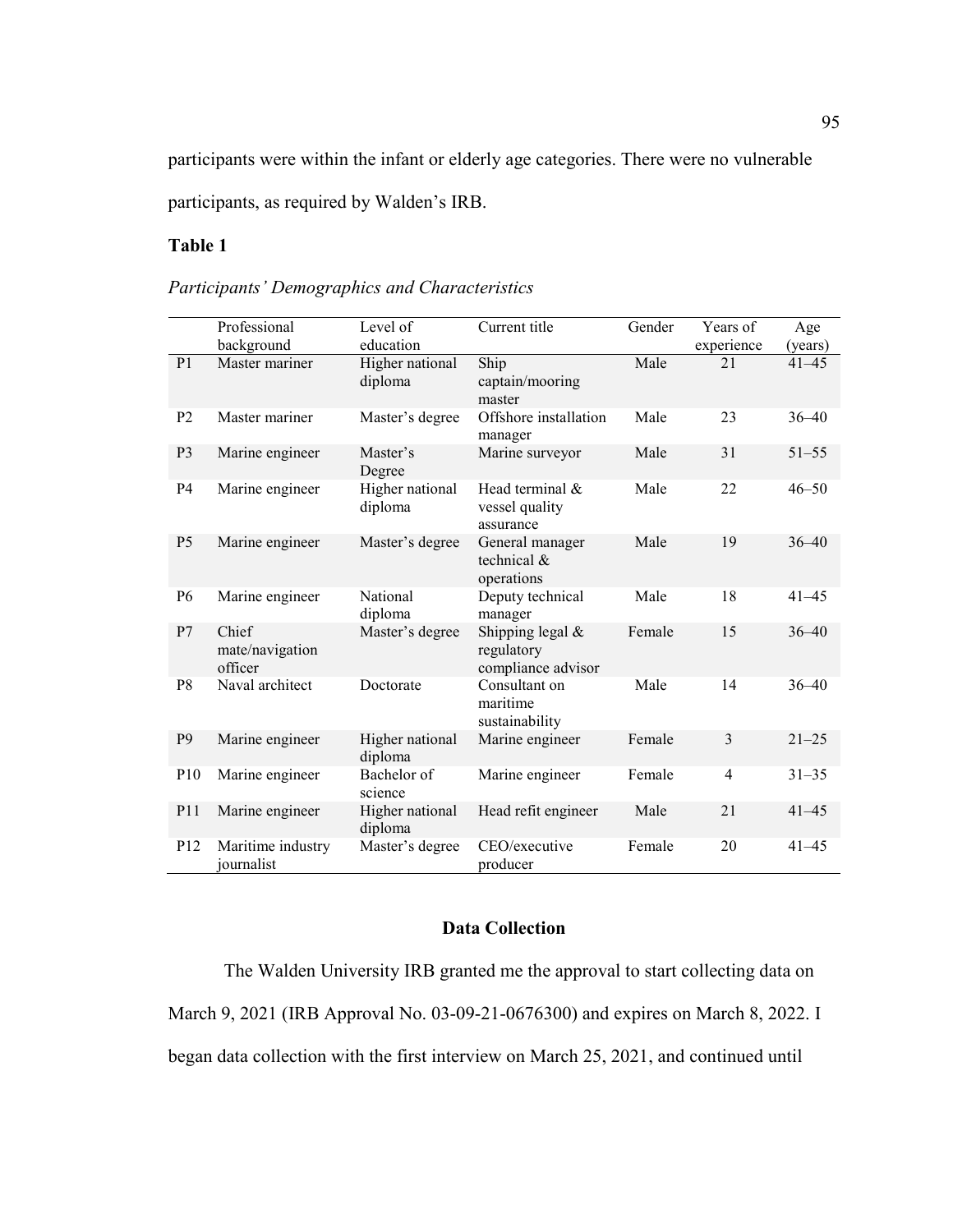participants were within the infant or elderly age categories. There were no vulnerable participants, as required by Walden's IRB.

**Table 1**

*Participants' Demographics and Characteristics*

| | Professional background | Level of education | Current title | Gender | Years of experience | Age (years) |
|---|---|---|---|---|---|---|
| P1 | Master mariner | Higher national diploma | Ship captain/mooring master | Male | 21 | 41–45 |
| P2 | Master mariner | Master's degree | Offshore installation manager | Male | 23 | 36–40 |
| P3 | Marine engineer | Master's Degree | Marine surveyor | Male | 31 | 51–55 |
| P4 | Marine engineer | Higher national diploma | Head terminal & vessel quality assurance | Male | 22 | 46–50 |
| P5 | Marine engineer | Master's degree | General manager technical & operations | Male | 19 | 36–40 |
| P6 | Marine engineer | National diploma | Deputy technical manager | Male | 18 | 41–45 |
| P7 | Chief mate/navigation officer | Master's degree | Shipping legal & regulatory compliance advisor | Female | 15 | 36–40 |
| P8 | Naval architect | Doctorate | Consultant on maritime sustainability | Male | 14 | 36–40 |
| P9 | Marine engineer | Higher national diploma | Marine engineer | Female | 3 | 21–25 |
| P10 | Marine engineer | Bachelor of science | Marine engineer | Female | 4 | 31–35 |
| P11 | Marine engineer | Higher national diploma | Head refit engineer | Male | 21 | 41–45 |
| P12 | Maritime industry journalist | Master's degree | CEO/executive producer | Female | 20 | 41–45 |

## Data Collection

The Walden University IRB granted me the approval to start collecting data on March 9, 2021 (IRB Approval No. 03-09-21-0676300) and expires on March 8, 2022. I began data collection with the first interview on March 25, 2021, and continued until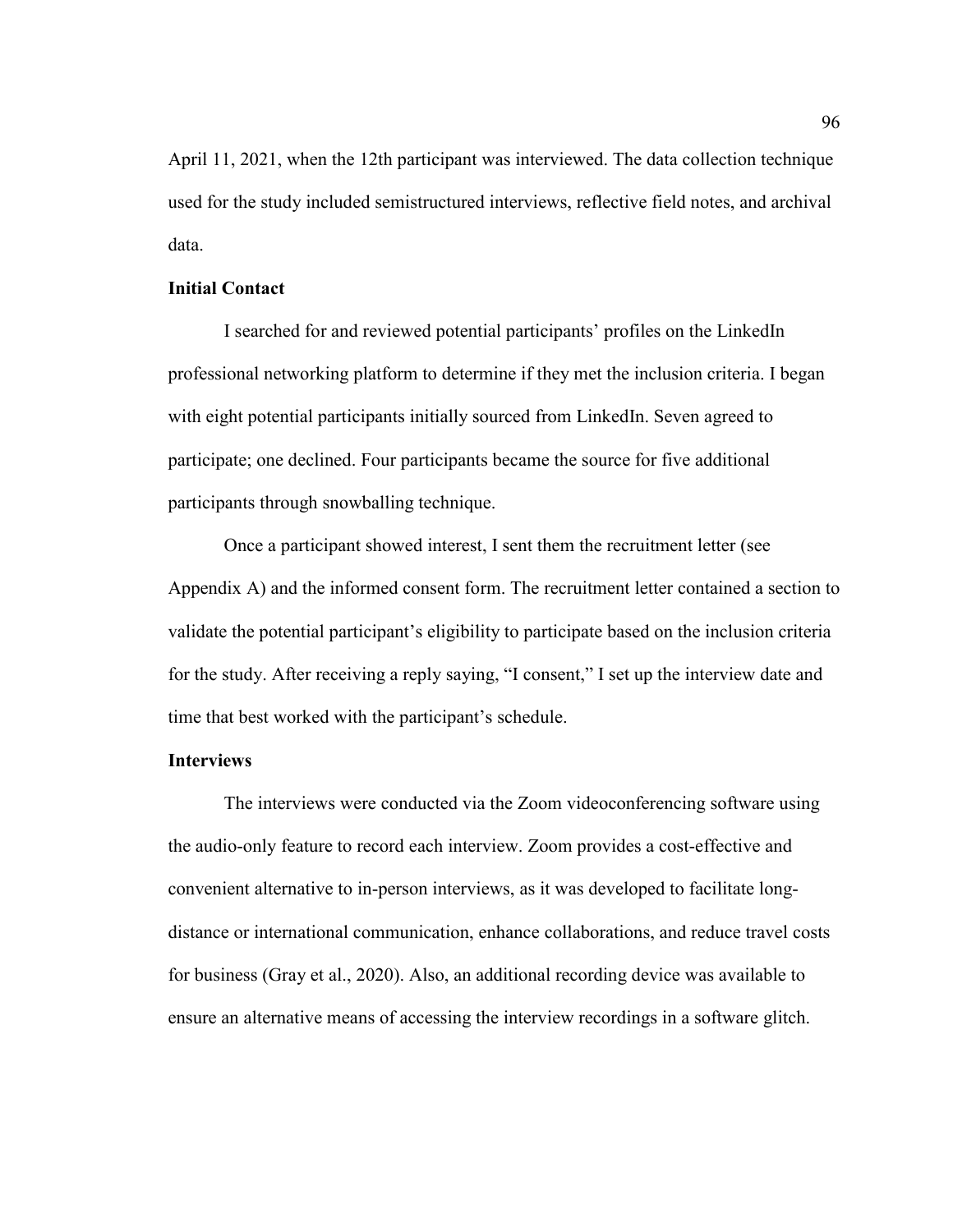April 11, 2021, when the 12th participant was interviewed. The data collection technique used for the study included semistructured interviews, reflective field notes, and archival data.

### Initial Contact

I searched for and reviewed potential participants' profiles on the LinkedIn professional networking platform to determine if they met the inclusion criteria. I began with eight potential participants initially sourced from LinkedIn. Seven agreed to participate; one declined. Four participants became the source for five additional participants through snowballing technique.

Once a participant showed interest, I sent them the recruitment letter (see Appendix A) and the informed consent form. The recruitment letter contained a section to validate the potential participant's eligibility to participate based on the inclusion criteria for the study. After receiving a reply saying, "I consent," I set up the interview date and time that best worked with the participant's schedule.

### Interviews

The interviews were conducted via the Zoom videoconferencing software using the audio-only feature to record each interview. Zoom provides a cost-effective and convenient alternative to in-person interviews, as it was developed to facilitate long-distance or international communication, enhance collaborations, and reduce travel costs for business (Gray et al., 2020). Also, an additional recording device was available to ensure an alternative means of accessing the interview recordings in a software glitch.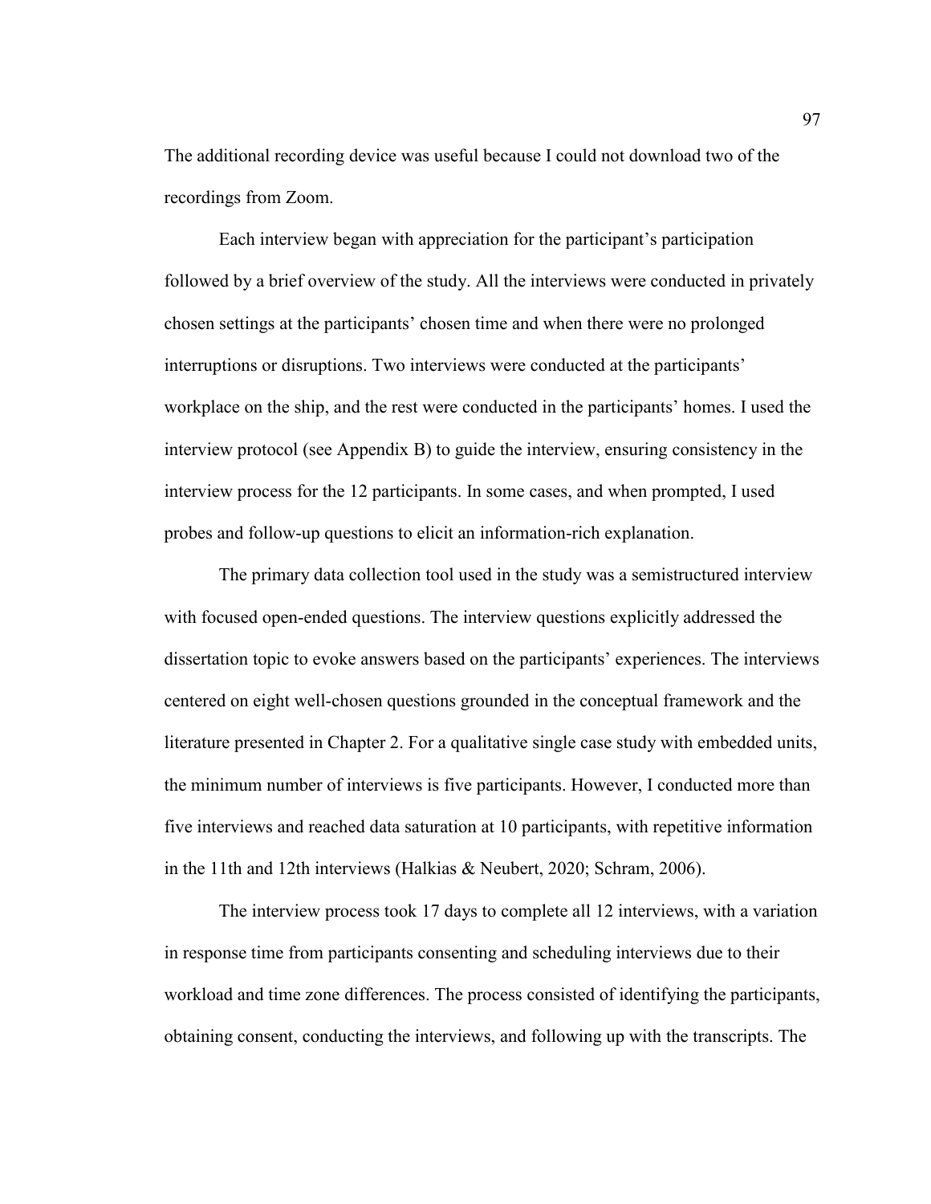The additional recording device was useful because I could not download two of the recordings from Zoom.

Each interview began with appreciation for the participant's participation followed by a brief overview of the study. All the interviews were conducted in privately chosen settings at the participants' chosen time and when there were no prolonged interruptions or disruptions. Two interviews were conducted at the participants' workplace on the ship, and the rest were conducted in the participants' homes. I used the interview protocol (see Appendix B) to guide the interview, ensuring consistency in the interview process for the 12 participants. In some cases, and when prompted, I used probes and follow-up questions to elicit an information-rich explanation.

The primary data collection tool used in the study was a semistructured interview with focused open-ended questions. The interview questions explicitly addressed the dissertation topic to evoke answers based on the participants' experiences. The interviews centered on eight well-chosen questions grounded in the conceptual framework and the literature presented in Chapter 2. For a qualitative single case study with embedded units, the minimum number of interviews is five participants. However, I conducted more than five interviews and reached data saturation at 10 participants, with repetitive information in the 11th and 12th interviews (Halkias & Neubert, 2020; Schram, 2006).

The interview process took 17 days to complete all 12 interviews, with a variation in response time from participants consenting and scheduling interviews due to their workload and time zone differences. The process consisted of identifying the participants, obtaining consent, conducting the interviews, and following up with the transcripts. The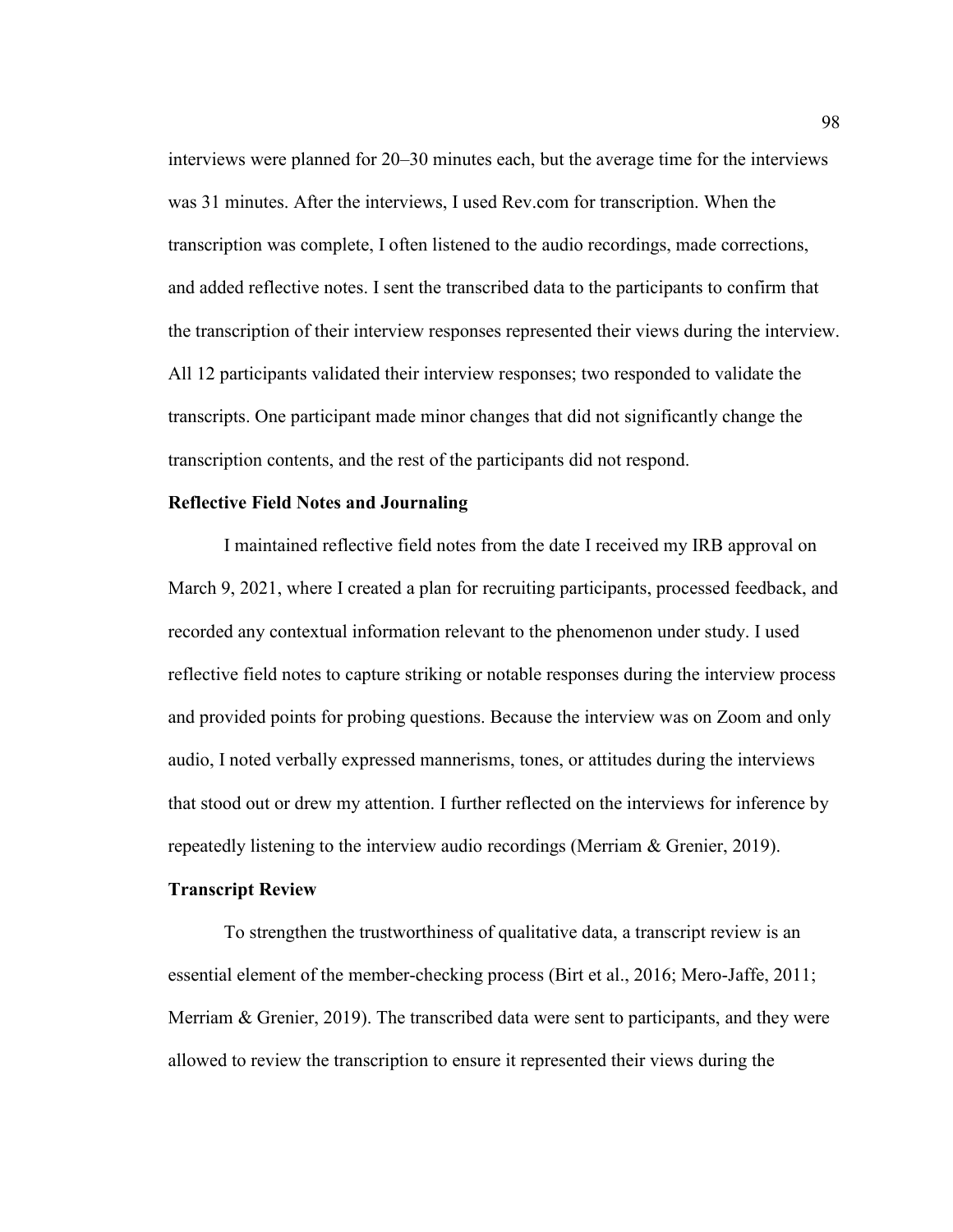interviews were planned for 20–30 minutes each, but the average time for the interviews was 31 minutes. After the interviews, I used Rev.com for transcription. When the transcription was complete, I often listened to the audio recordings, made corrections, and added reflective notes. I sent the transcribed data to the participants to confirm that the transcription of their interview responses represented their views during the interview. All 12 participants validated their interview responses; two responded to validate the transcripts. One participant made minor changes that did not significantly change the transcription contents, and the rest of the participants did not respond.

### Reflective Field Notes and Journaling

I maintained reflective field notes from the date I received my IRB approval on March 9, 2021, where I created a plan for recruiting participants, processed feedback, and recorded any contextual information relevant to the phenomenon under study. I used reflective field notes to capture striking or notable responses during the interview process and provided points for probing questions. Because the interview was on Zoom and only audio, I noted verbally expressed mannerisms, tones, or attitudes during the interviews that stood out or drew my attention. I further reflected on the interviews for inference by repeatedly listening to the interview audio recordings (Merriam & Grenier, 2019).

### Transcript Review

To strengthen the trustworthiness of qualitative data, a transcript review is an essential element of the member-checking process (Birt et al., 2016; Mero-Jaffe, 2011; Merriam & Grenier, 2019). The transcribed data were sent to participants, and they were allowed to review the transcription to ensure it represented their views during the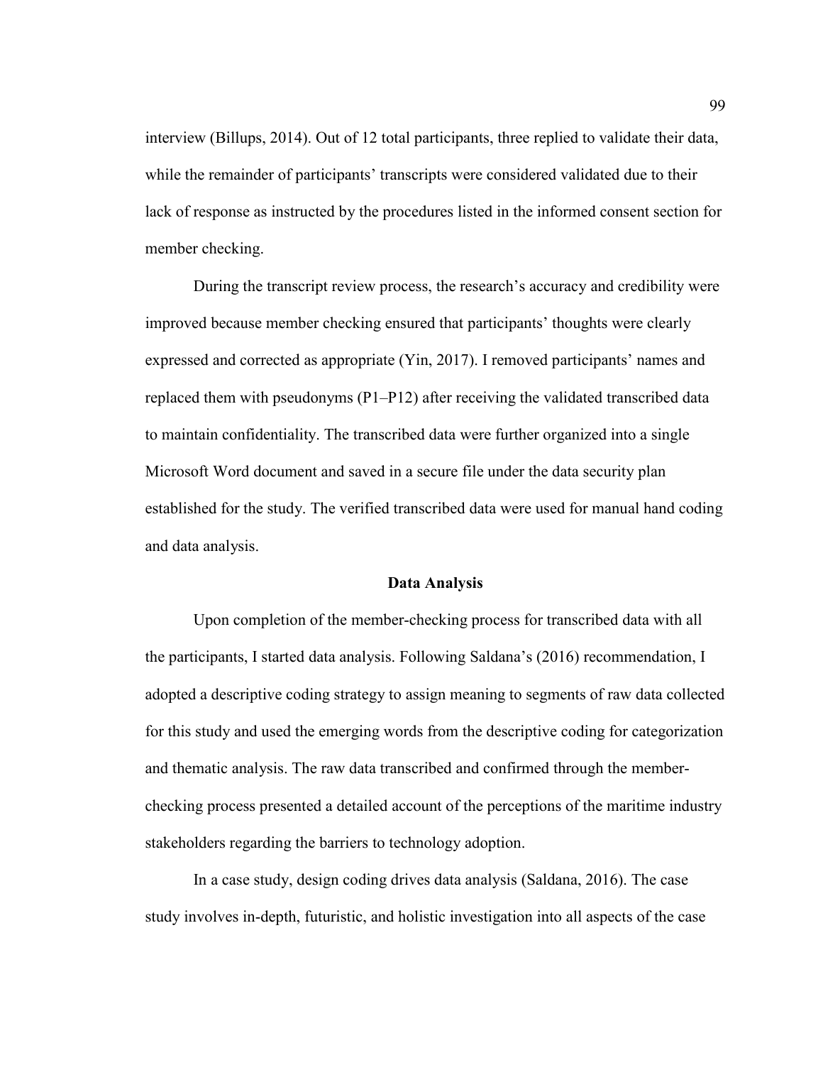interview (Billups, 2014). Out of 12 total participants, three replied to validate their data, while the remainder of participants' transcripts were considered validated due to their lack of response as instructed by the procedures listed in the informed consent section for member checking.

During the transcript review process, the research's accuracy and credibility were improved because member checking ensured that participants' thoughts were clearly expressed and corrected as appropriate (Yin, 2017). I removed participants' names and replaced them with pseudonyms (P1–P12) after receiving the validated transcribed data to maintain confidentiality. The transcribed data were further organized into a single Microsoft Word document and saved in a secure file under the data security plan established for the study. The verified transcribed data were used for manual hand coding and data analysis.

## Data Analysis

Upon completion of the member-checking process for transcribed data with all the participants, I started data analysis. Following Saldana's (2016) recommendation, I adopted a descriptive coding strategy to assign meaning to segments of raw data collected for this study and used the emerging words from the descriptive coding for categorization and thematic analysis. The raw data transcribed and confirmed through the member-checking process presented a detailed account of the perceptions of the maritime industry stakeholders regarding the barriers to technology adoption.

In a case study, design coding drives data analysis (Saldana, 2016). The case study involves in-depth, futuristic, and holistic investigation into all aspects of the case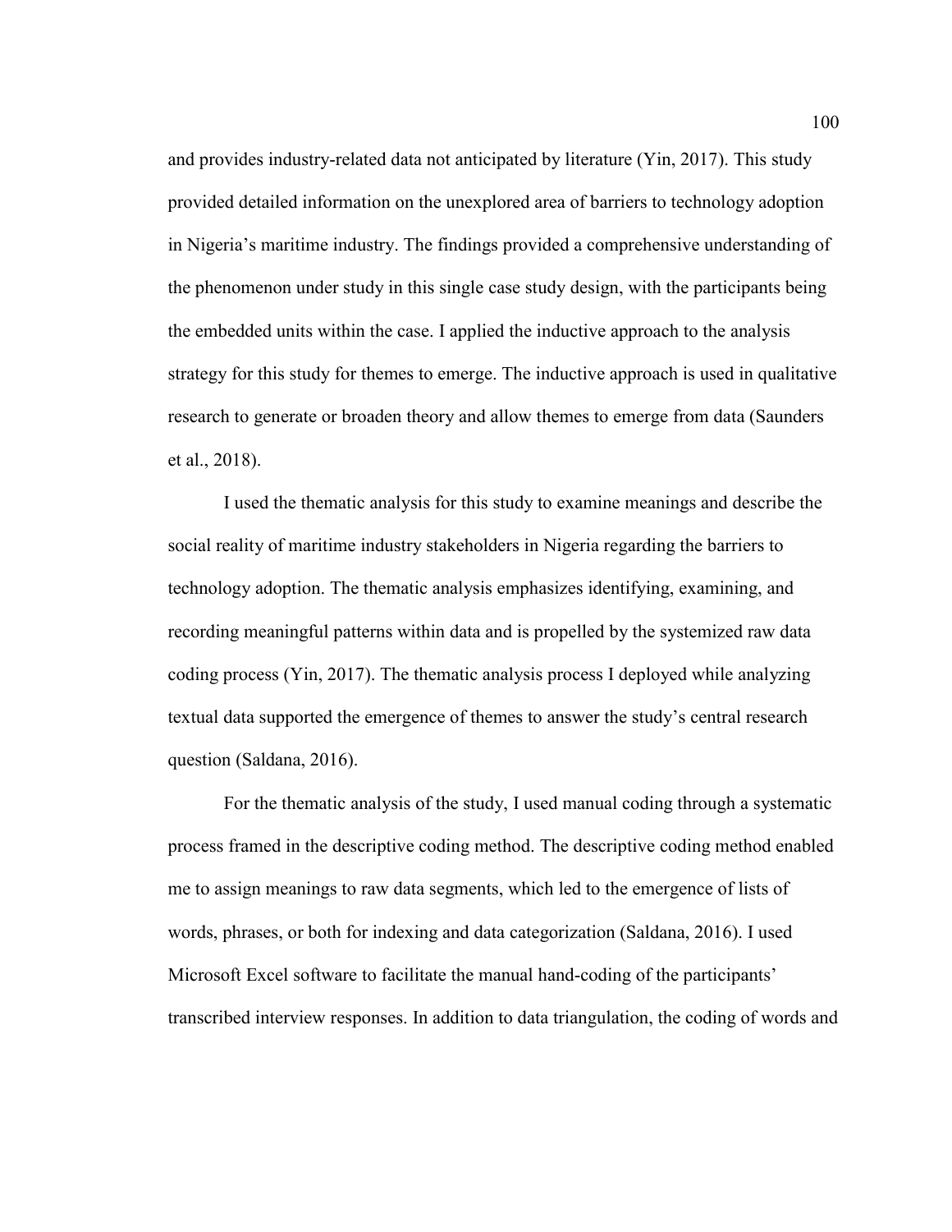and provides industry-related data not anticipated by literature (Yin, 2017). This study provided detailed information on the unexplored area of barriers to technology adoption in Nigeria's maritime industry. The findings provided a comprehensive understanding of the phenomenon under study in this single case study design, with the participants being the embedded units within the case. I applied the inductive approach to the analysis strategy for this study for themes to emerge. The inductive approach is used in qualitative research to generate or broaden theory and allow themes to emerge from data (Saunders et al., 2018).

I used the thematic analysis for this study to examine meanings and describe the social reality of maritime industry stakeholders in Nigeria regarding the barriers to technology adoption. The thematic analysis emphasizes identifying, examining, and recording meaningful patterns within data and is propelled by the systemized raw data coding process (Yin, 2017). The thematic analysis process I deployed while analyzing textual data supported the emergence of themes to answer the study's central research question (Saldana, 2016).

For the thematic analysis of the study, I used manual coding through a systematic process framed in the descriptive coding method. The descriptive coding method enabled me to assign meanings to raw data segments, which led to the emergence of lists of words, phrases, or both for indexing and data categorization (Saldana, 2016). I used Microsoft Excel software to facilitate the manual hand-coding of the participants' transcribed interview responses. In addition to data triangulation, the coding of words and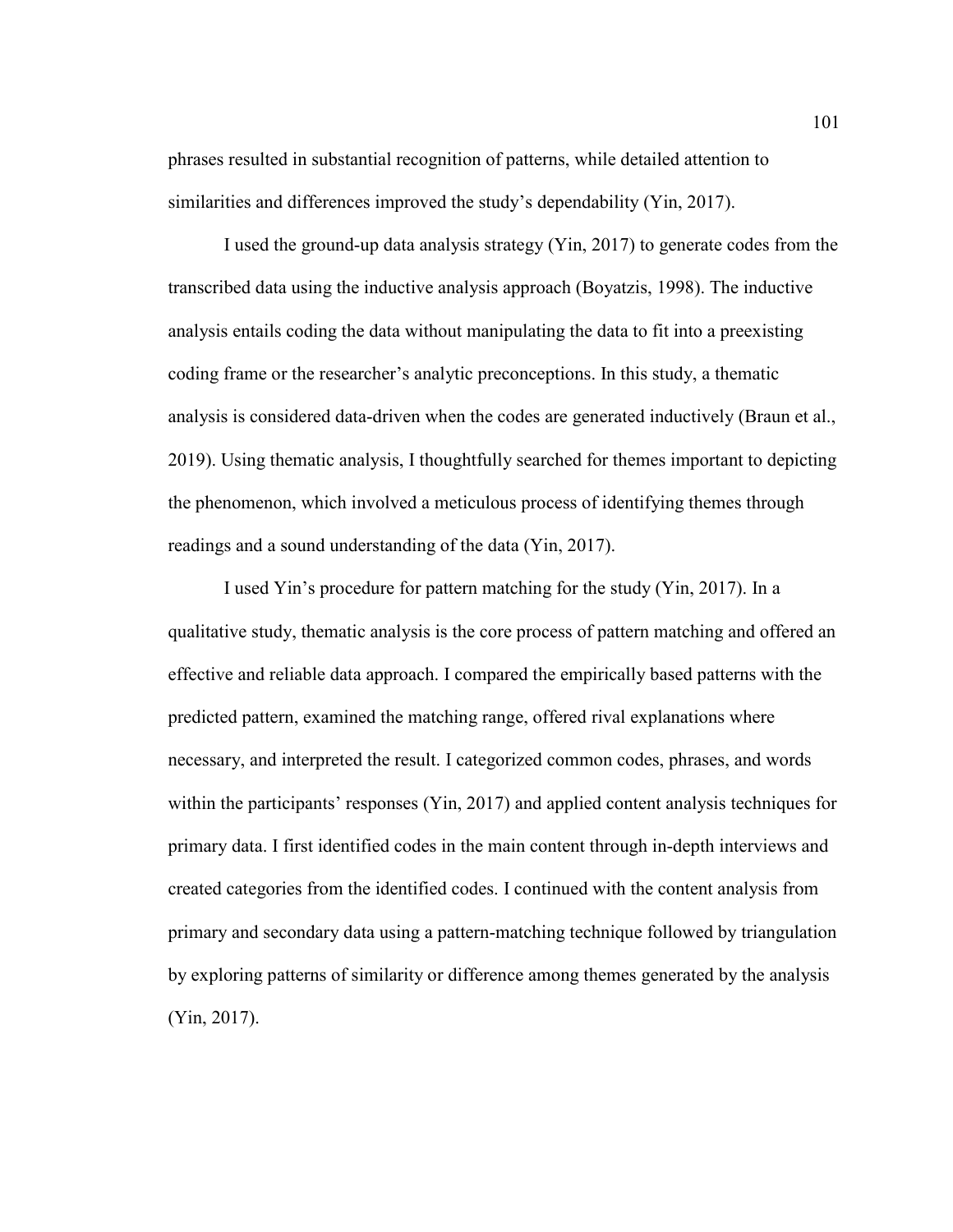phrases resulted in substantial recognition of patterns, while detailed attention to similarities and differences improved the study's dependability (Yin, 2017).

I used the ground-up data analysis strategy (Yin, 2017) to generate codes from the transcribed data using the inductive analysis approach (Boyatzis, 1998). The inductive analysis entails coding the data without manipulating the data to fit into a preexisting coding frame or the researcher's analytic preconceptions. In this study, a thematic analysis is considered data-driven when the codes are generated inductively (Braun et al., 2019). Using thematic analysis, I thoughtfully searched for themes important to depicting the phenomenon, which involved a meticulous process of identifying themes through readings and a sound understanding of the data (Yin, 2017).

I used Yin's procedure for pattern matching for the study (Yin, 2017). In a qualitative study, thematic analysis is the core process of pattern matching and offered an effective and reliable data approach. I compared the empirically based patterns with the predicted pattern, examined the matching range, offered rival explanations where necessary, and interpreted the result. I categorized common codes, phrases, and words within the participants' responses (Yin, 2017) and applied content analysis techniques for primary data. I first identified codes in the main content through in-depth interviews and created categories from the identified codes. I continued with the content analysis from primary and secondary data using a pattern-matching technique followed by triangulation by exploring patterns of similarity or difference among themes generated by the analysis (Yin, 2017).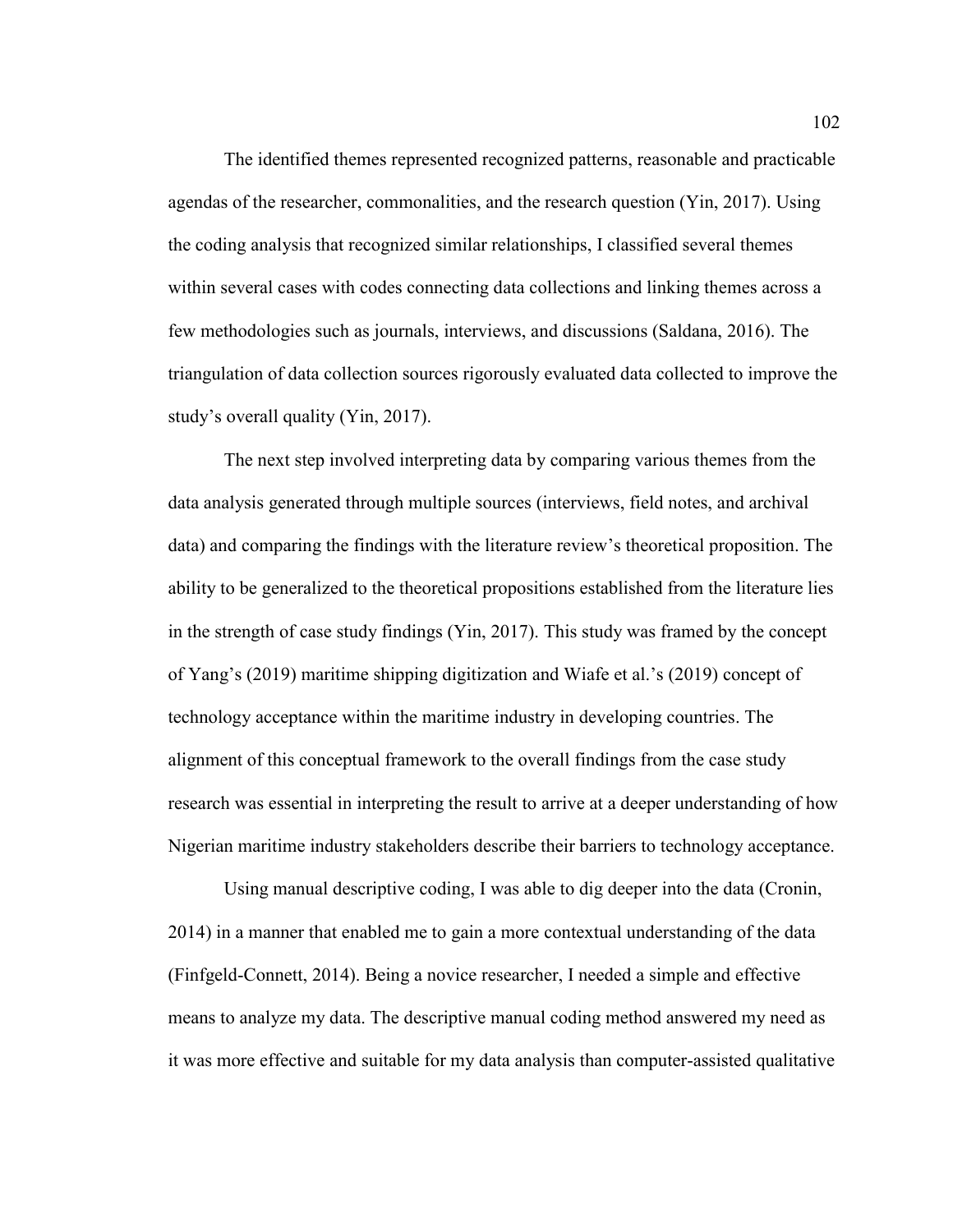The identified themes represented recognized patterns, reasonable and practicable agendas of the researcher, commonalities, and the research question (Yin, 2017). Using the coding analysis that recognized similar relationships, I classified several themes within several cases with codes connecting data collections and linking themes across a few methodologies such as journals, interviews, and discussions (Saldana, 2016). The triangulation of data collection sources rigorously evaluated data collected to improve the study's overall quality (Yin, 2017).

The next step involved interpreting data by comparing various themes from the data analysis generated through multiple sources (interviews, field notes, and archival data) and comparing the findings with the literature review's theoretical proposition. The ability to be generalized to the theoretical propositions established from the literature lies in the strength of case study findings (Yin, 2017). This study was framed by the concept of Yang's (2019) maritime shipping digitization and Wiafe et al.'s (2019) concept of technology acceptance within the maritime industry in developing countries. The alignment of this conceptual framework to the overall findings from the case study research was essential in interpreting the result to arrive at a deeper understanding of how Nigerian maritime industry stakeholders describe their barriers to technology acceptance.

Using manual descriptive coding, I was able to dig deeper into the data (Cronin, 2014) in a manner that enabled me to gain a more contextual understanding of the data (Finfgeld-Connett, 2014). Being a novice researcher, I needed a simple and effective means to analyze my data. The descriptive manual coding method answered my need as it was more effective and suitable for my data analysis than computer-assisted qualitative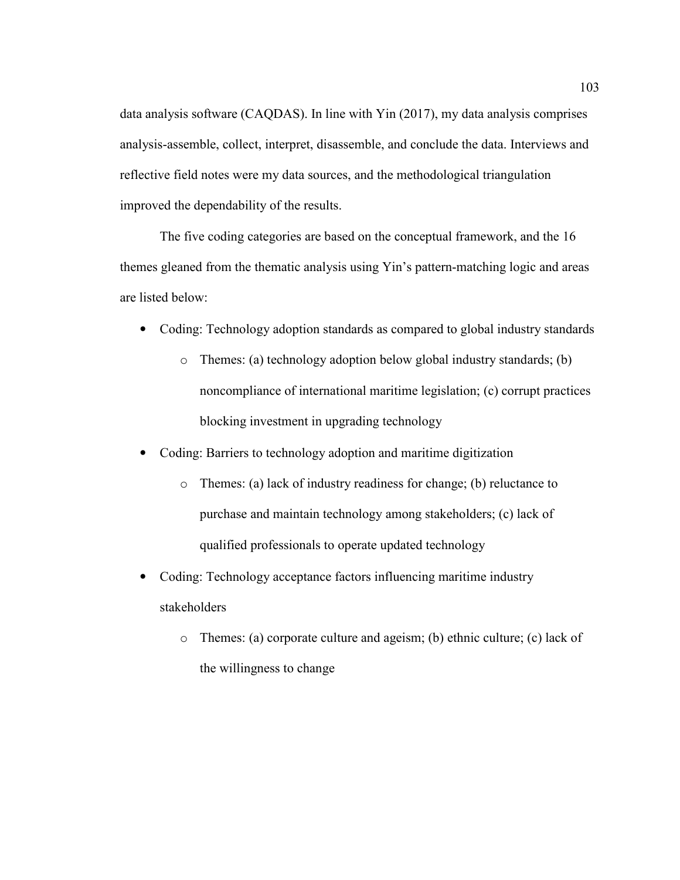data analysis software (CAQDAS). In line with Yin (2017), my data analysis comprises analysis-assemble, collect, interpret, disassemble, and conclude the data. Interviews and reflective field notes were my data sources, and the methodological triangulation improved the dependability of the results.

The five coding categories are based on the conceptual framework, and the 16 themes gleaned from the thematic analysis using Yin's pattern-matching logic and areas are listed below:

- Coding: Technology adoption standards as compared to global industry standards
  - Themes: (a) technology adoption below global industry standards; (b) noncompliance of international maritime legislation; (c) corrupt practices blocking investment in upgrading technology
- Coding: Barriers to technology adoption and maritime digitization
  - Themes: (a) lack of industry readiness for change; (b) reluctance to purchase and maintain technology among stakeholders; (c) lack of qualified professionals to operate updated technology
- Coding: Technology acceptance factors influencing maritime industry stakeholders
  - Themes: (a) corporate culture and ageism; (b) ethnic culture; (c) lack of the willingness to change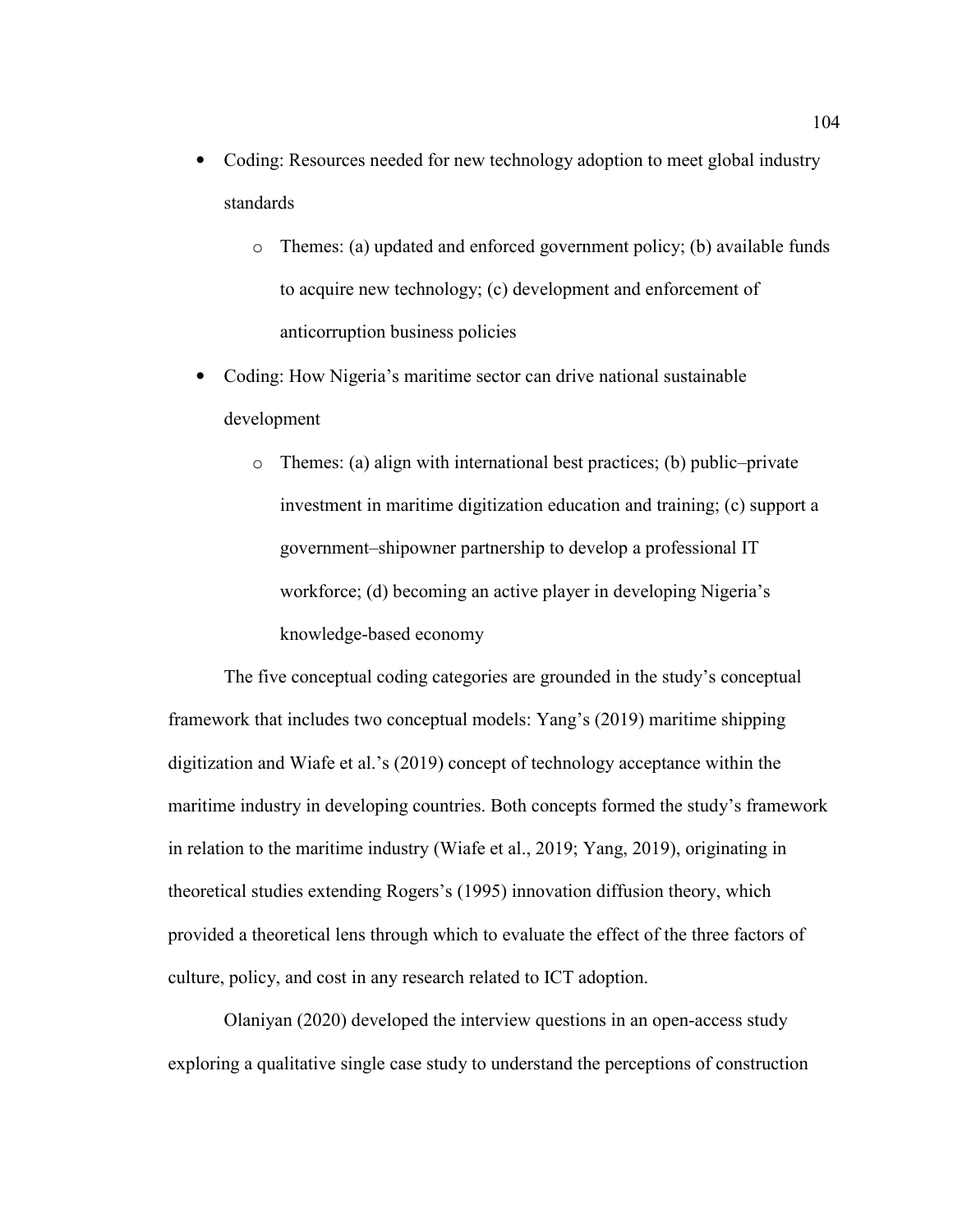- Coding: Resources needed for new technology adoption to meet global industry standards
    - Themes: (a) updated and enforced government policy; (b) available funds to acquire new technology; (c) development and enforcement of anticorruption business policies
- Coding: How Nigeria's maritime sector can drive national sustainable development
    - Themes: (a) align with international best practices; (b) public–private investment in maritime digitization education and training; (c) support a government–shipowner partnership to develop a professional IT workforce; (d) becoming an active player in developing Nigeria's knowledge-based economy

The five conceptual coding categories are grounded in the study's conceptual framework that includes two conceptual models: Yang's (2019) maritime shipping digitization and Wiafe et al.'s (2019) concept of technology acceptance within the maritime industry in developing countries. Both concepts formed the study's framework in relation to the maritime industry (Wiafe et al., 2019; Yang, 2019), originating in theoretical studies extending Rogers's (1995) innovation diffusion theory, which provided a theoretical lens through which to evaluate the effect of the three factors of culture, policy, and cost in any research related to ICT adoption.

Olaniyan (2020) developed the interview questions in an open-access study exploring a qualitative single case study to understand the perceptions of construction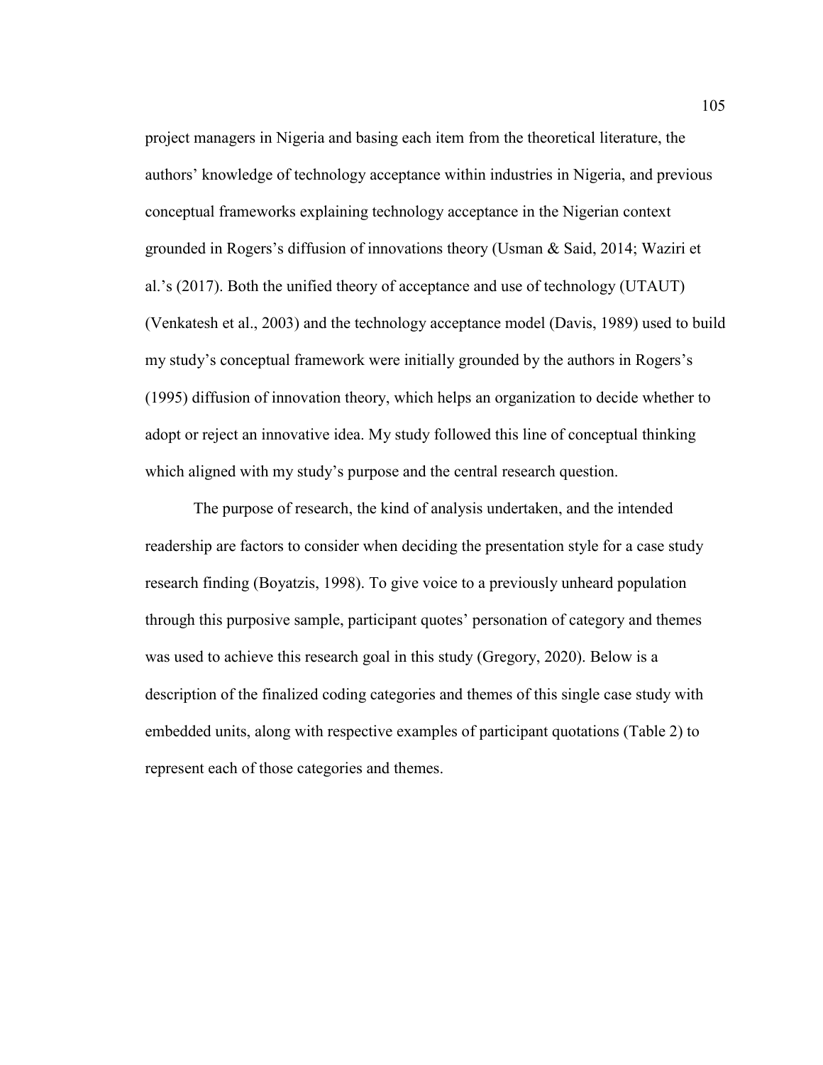project managers in Nigeria and basing each item from the theoretical literature, the authors' knowledge of technology acceptance within industries in Nigeria, and previous conceptual frameworks explaining technology acceptance in the Nigerian context grounded in Rogers's diffusion of innovations theory (Usman & Said, 2014; Waziri et al.'s (2017). Both the unified theory of acceptance and use of technology (UTAUT) (Venkatesh et al., 2003) and the technology acceptance model (Davis, 1989) used to build my study's conceptual framework were initially grounded by the authors in Rogers's (1995) diffusion of innovation theory, which helps an organization to decide whether to adopt or reject an innovative idea. My study followed this line of conceptual thinking which aligned with my study's purpose and the central research question.

The purpose of research, the kind of analysis undertaken, and the intended readership are factors to consider when deciding the presentation style for a case study research finding (Boyatzis, 1998). To give voice to a previously unheard population through this purposive sample, participant quotes' personation of category and themes was used to achieve this research goal in this study (Gregory, 2020). Below is a description of the finalized coding categories and themes of this single case study with embedded units, along with respective examples of participant quotations (Table 2) to represent each of those categories and themes.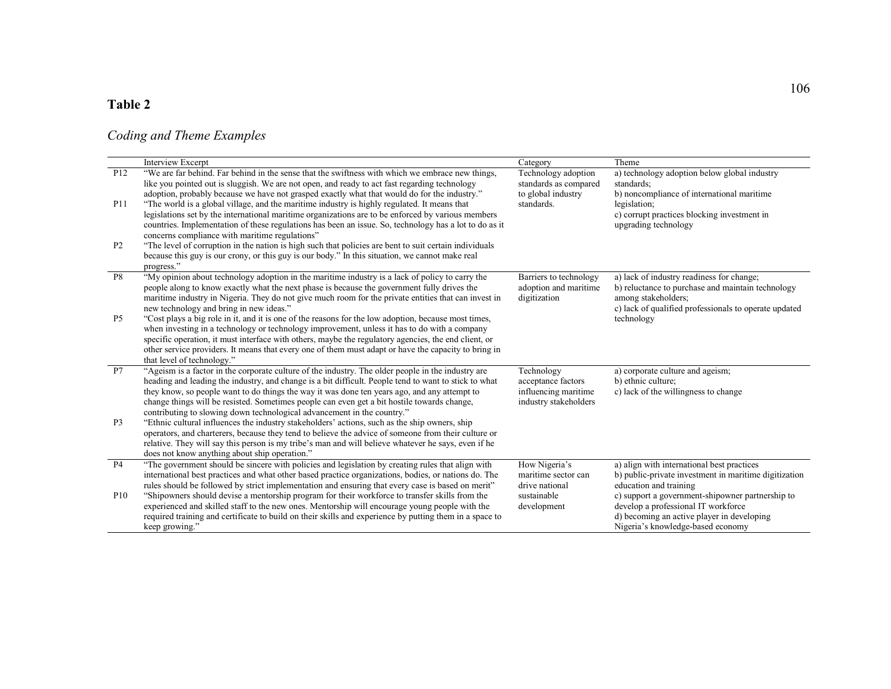**Table 2**

*Coding and Theme Examples*

| | Interview Excerpt | Category | Theme |
|---|---|---|---|
| P12 | "We are far behind. Far behind in the sense that the swiftness with which we embrace new things, like you pointed out is sluggish. We are not open, and ready to act fast regarding technology adoption, probably because we have not grasped exactly what that would do for the industry." | Technology adoption standards as compared to global industry standards. | a) technology adoption below global industry standards; b) noncompliance of international maritime legislation; c) corrupt practices blocking investment in upgrading technology |
| P11 | "The world is a global village, and the maritime industry is highly regulated. It means that legislations set by the international maritime organizations are to be enforced by various members countries. Implementation of these regulations has been an issue. So, technology has a lot to do as it concerns compliance with maritime regulations" | | |
| P2 | "The level of corruption in the nation is high such that policies are bent to suit certain individuals because this guy is our crony, or this guy is our body." In this situation, we cannot make real progress." | | |
| P8 | "My opinion about technology adoption in the maritime industry is a lack of policy to carry the people along to know exactly what the next phase is because the government fully drives the maritime industry in Nigeria. They do not give much room for the private entities that can invest in new technology and bring in new ideas." | Barriers to technology adoption and maritime digitization | a) lack of industry readiness for change; b) reluctance to purchase and maintain technology among stakeholders; c) lack of qualified professionals to operate updated technology |
| P5 | "Cost plays a big role in it, and it is one of the reasons for the low adoption, because most times, when investing in a technology or technology improvement, unless it has to do with a company specific operation, it must interface with others, maybe the regulatory agencies, the end client, or other service providers. It means that every one of them must adapt or have the capacity to bring in that level of technology." | | |
| P7 | "Ageism is a factor in the corporate culture of the industry. The older people in the industry are heading and leading the industry, and change is a bit difficult. People tend to want to stick to what they know, so people want to do things the way it was done ten years ago, and any attempt to change things will be resisted. Sometimes people can even get a bit hostile towards change, contributing to slowing down technological advancement in the country." | Technology acceptance factors influencing maritime industry stakeholders | a) corporate culture and ageism; b) ethnic culture; c) lack of the willingness to change |
| P3 | "Ethnic cultural influences the industry stakeholders' actions, such as the ship owners, ship operators, and charterers, because they tend to believe the advice of someone from their culture or relative. They will say this person is my tribe's man and will believe whatever he says, even if he does not know anything about ship operation." | | |
| P4 | "The government should be sincere with policies and legislation by creating rules that align with international best practices and what other based practice organizations, bodies, or nations do. The rules should be followed by strict implementation and ensuring that every case is based on merit" | How Nigeria's maritime sector can drive national sustainable development | a) align with international best practices b) public-private investment in maritime digitization education and training c) support a government-shipowner partnership to develop a professional IT workforce d) becoming an active player in developing Nigeria's knowledge-based economy |
| P10 | "Shipowners should devise a mentorship program for their workforce to transfer skills from the experienced and skilled staff to the new ones. Mentorship will encourage young people with the required training and certificate to build on their skills and experience by putting them in a space to keep growing." | | |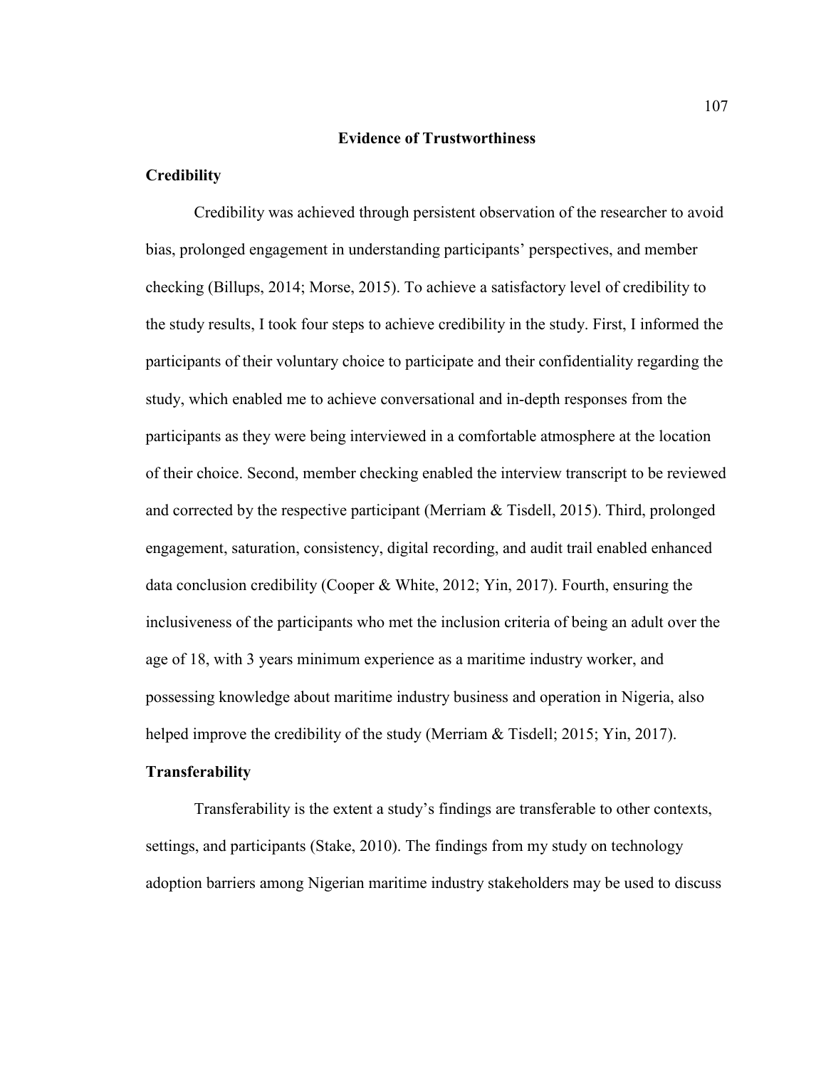## Evidence of Trustworthiness

### Credibility

Credibility was achieved through persistent observation of the researcher to avoid bias, prolonged engagement in understanding participants' perspectives, and member checking (Billups, 2014; Morse, 2015). To achieve a satisfactory level of credibility to the study results, I took four steps to achieve credibility in the study. First, I informed the participants of their voluntary choice to participate and their confidentiality regarding the study, which enabled me to achieve conversational and in-depth responses from the participants as they were being interviewed in a comfortable atmosphere at the location of their choice. Second, member checking enabled the interview transcript to be reviewed and corrected by the respective participant (Merriam & Tisdell, 2015). Third, prolonged engagement, saturation, consistency, digital recording, and audit trail enabled enhanced data conclusion credibility (Cooper & White, 2012; Yin, 2017). Fourth, ensuring the inclusiveness of the participants who met the inclusion criteria of being an adult over the age of 18, with 3 years minimum experience as a maritime industry worker, and possessing knowledge about maritime industry business and operation in Nigeria, also helped improve the credibility of the study (Merriam & Tisdell; 2015; Yin, 2017).

### Transferability

Transferability is the extent a study's findings are transferable to other contexts, settings, and participants (Stake, 2010). The findings from my study on technology adoption barriers among Nigerian maritime industry stakeholders may be used to discuss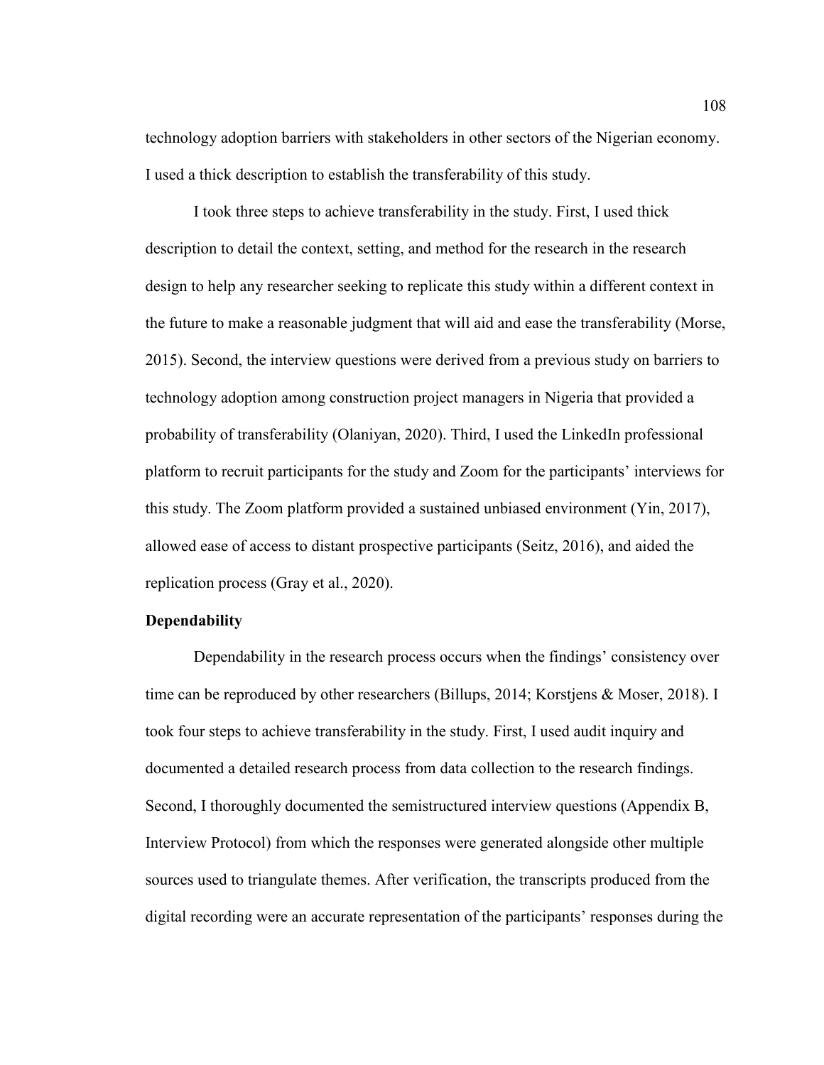technology adoption barriers with stakeholders in other sectors of the Nigerian economy. I used a thick description to establish the transferability of this study.

I took three steps to achieve transferability in the study. First, I used thick description to detail the context, setting, and method for the research in the research design to help any researcher seeking to replicate this study within a different context in the future to make a reasonable judgment that will aid and ease the transferability (Morse, 2015). Second, the interview questions were derived from a previous study on barriers to technology adoption among construction project managers in Nigeria that provided a probability of transferability (Olaniyan, 2020). Third, I used the LinkedIn professional platform to recruit participants for the study and Zoom for the participants' interviews for this study. The Zoom platform provided a sustained unbiased environment (Yin, 2017), allowed ease of access to distant prospective participants (Seitz, 2016), and aided the replication process (Gray et al., 2020).

### Dependability

Dependability in the research process occurs when the findings' consistency over time can be reproduced by other researchers (Billups, 2014; Korstjens & Moser, 2018). I took four steps to achieve transferability in the study. First, I used audit inquiry and documented a detailed research process from data collection to the research findings. Second, I thoroughly documented the semistructured interview questions (Appendix B, Interview Protocol) from which the responses were generated alongside other multiple sources used to triangulate themes. After verification, the transcripts produced from the digital recording were an accurate representation of the participants' responses during the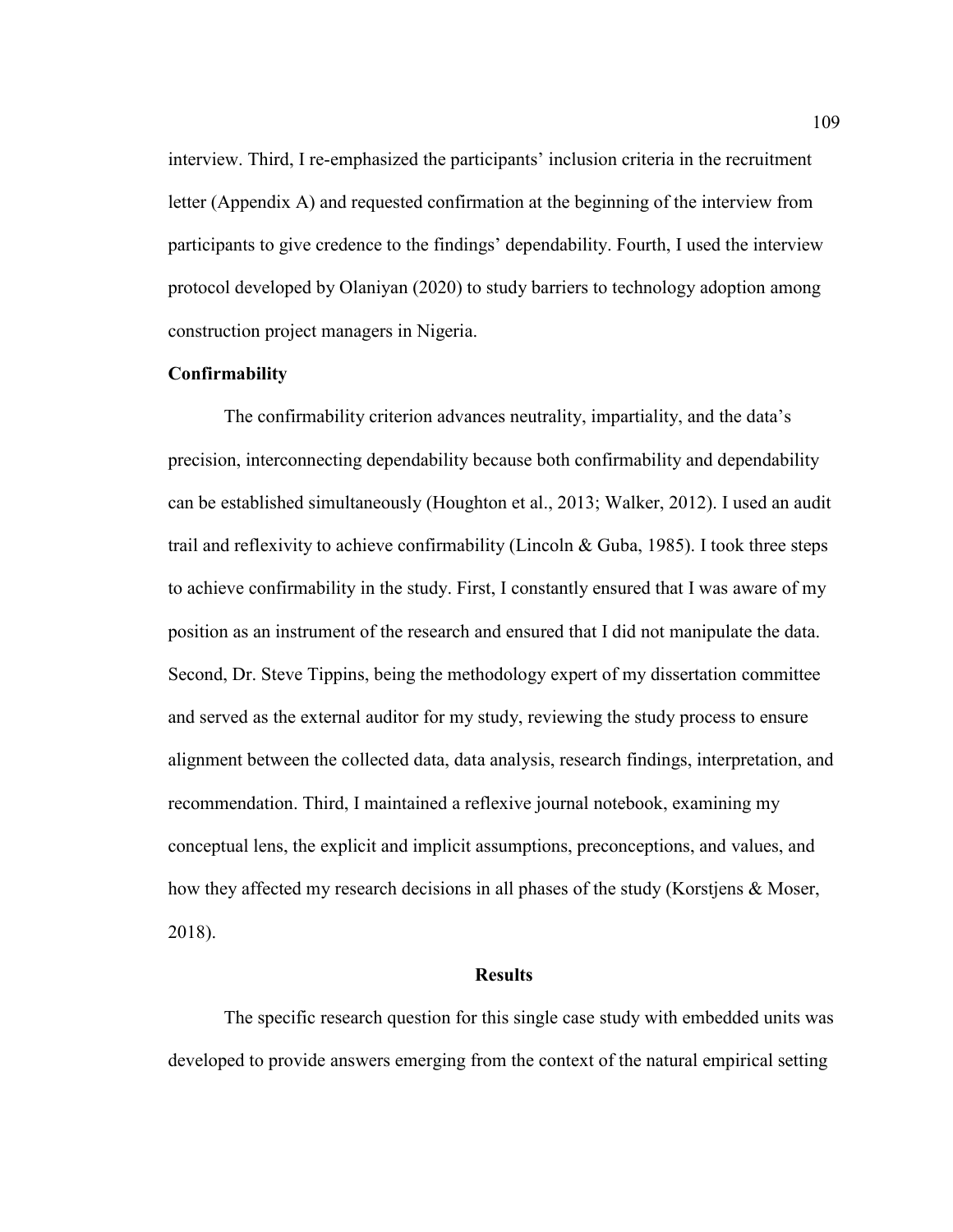interview. Third, I re-emphasized the participants' inclusion criteria in the recruitment letter (Appendix A) and requested confirmation at the beginning of the interview from participants to give credence to the findings' dependability. Fourth, I used the interview protocol developed by Olaniyan (2020) to study barriers to technology adoption among construction project managers in Nigeria.

### Confirmability

The confirmability criterion advances neutrality, impartiality, and the data's precision, interconnecting dependability because both confirmability and dependability can be established simultaneously (Houghton et al., 2013; Walker, 2012). I used an audit trail and reflexivity to achieve confirmability (Lincoln & Guba, 1985). I took three steps to achieve confirmability in the study. First, I constantly ensured that I was aware of my position as an instrument of the research and ensured that I did not manipulate the data. Second, Dr. Steve Tippins, being the methodology expert of my dissertation committee and served as the external auditor for my study, reviewing the study process to ensure alignment between the collected data, data analysis, research findings, interpretation, and recommendation. Third, I maintained a reflexive journal notebook, examining my conceptual lens, the explicit and implicit assumptions, preconceptions, and values, and how they affected my research decisions in all phases of the study (Korstjens & Moser, 2018).

## Results

The specific research question for this single case study with embedded units was developed to provide answers emerging from the context of the natural empirical setting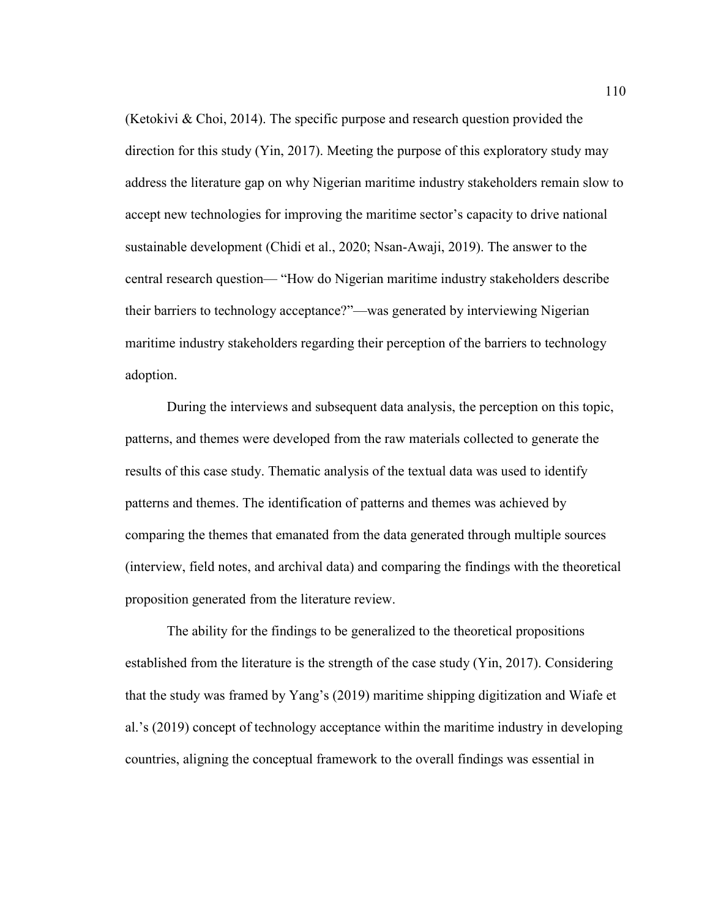(Ketokivi & Choi, 2014). The specific purpose and research question provided the direction for this study (Yin, 2017). Meeting the purpose of this exploratory study may address the literature gap on why Nigerian maritime industry stakeholders remain slow to accept new technologies for improving the maritime sector's capacity to drive national sustainable development (Chidi et al., 2020; Nsan-Awaji, 2019). The answer to the central research question— "How do Nigerian maritime industry stakeholders describe their barriers to technology acceptance?"—was generated by interviewing Nigerian maritime industry stakeholders regarding their perception of the barriers to technology adoption.

During the interviews and subsequent data analysis, the perception on this topic, patterns, and themes were developed from the raw materials collected to generate the results of this case study. Thematic analysis of the textual data was used to identify patterns and themes. The identification of patterns and themes was achieved by comparing the themes that emanated from the data generated through multiple sources (interview, field notes, and archival data) and comparing the findings with the theoretical proposition generated from the literature review.

The ability for the findings to be generalized to the theoretical propositions established from the literature is the strength of the case study (Yin, 2017). Considering that the study was framed by Yang's (2019) maritime shipping digitization and Wiafe et al.'s (2019) concept of technology acceptance within the maritime industry in developing countries, aligning the conceptual framework to the overall findings was essential in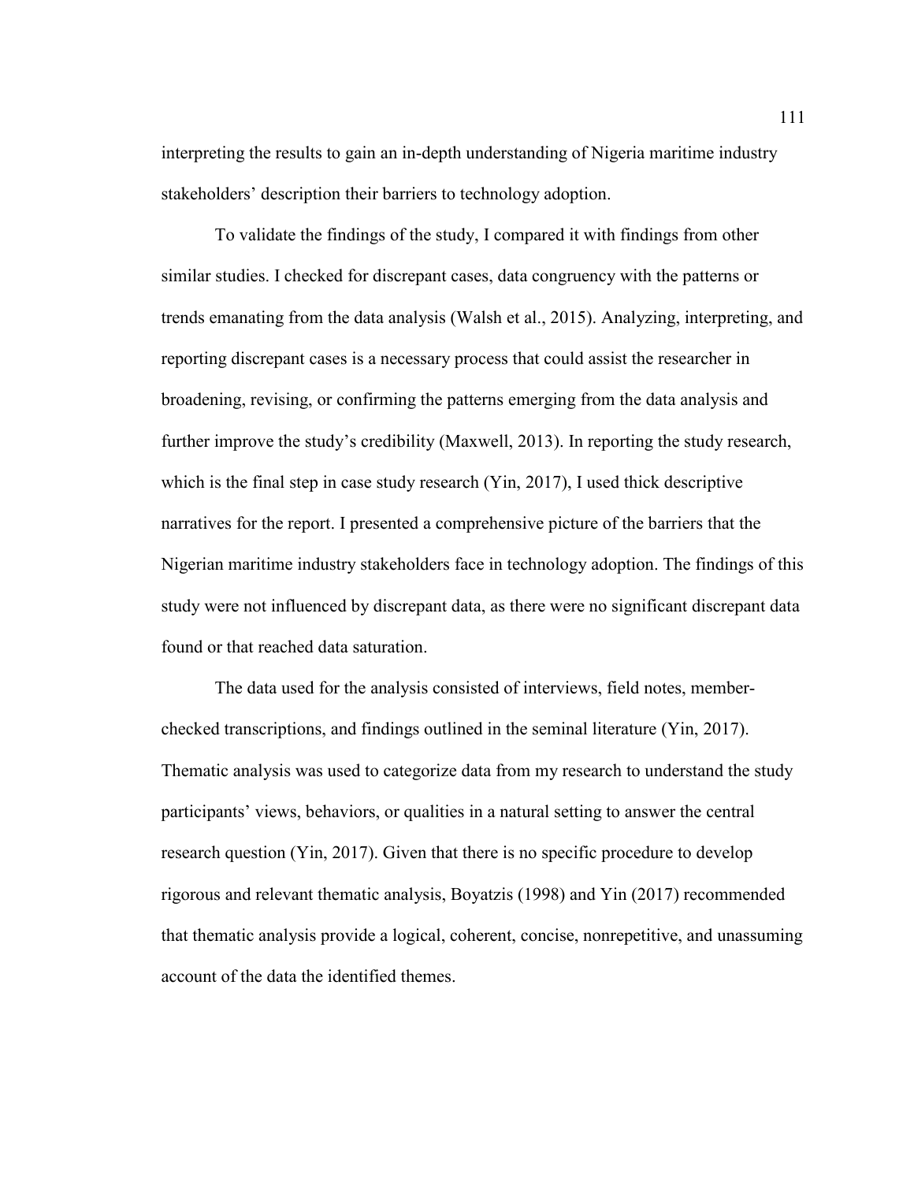interpreting the results to gain an in-depth understanding of Nigeria maritime industry stakeholders' description their barriers to technology adoption.

To validate the findings of the study, I compared it with findings from other similar studies. I checked for discrepant cases, data congruency with the patterns or trends emanating from the data analysis (Walsh et al., 2015). Analyzing, interpreting, and reporting discrepant cases is a necessary process that could assist the researcher in broadening, revising, or confirming the patterns emerging from the data analysis and further improve the study's credibility (Maxwell, 2013). In reporting the study research, which is the final step in case study research (Yin, 2017), I used thick descriptive narratives for the report. I presented a comprehensive picture of the barriers that the Nigerian maritime industry stakeholders face in technology adoption. The findings of this study were not influenced by discrepant data, as there were no significant discrepant data found or that reached data saturation.

The data used for the analysis consisted of interviews, field notes, member-checked transcriptions, and findings outlined in the seminal literature (Yin, 2017). Thematic analysis was used to categorize data from my research to understand the study participants' views, behaviors, or qualities in a natural setting to answer the central research question (Yin, 2017). Given that there is no specific procedure to develop rigorous and relevant thematic analysis, Boyatzis (1998) and Yin (2017) recommended that thematic analysis provide a logical, coherent, concise, nonrepetitive, and unassuming account of the data the identified themes.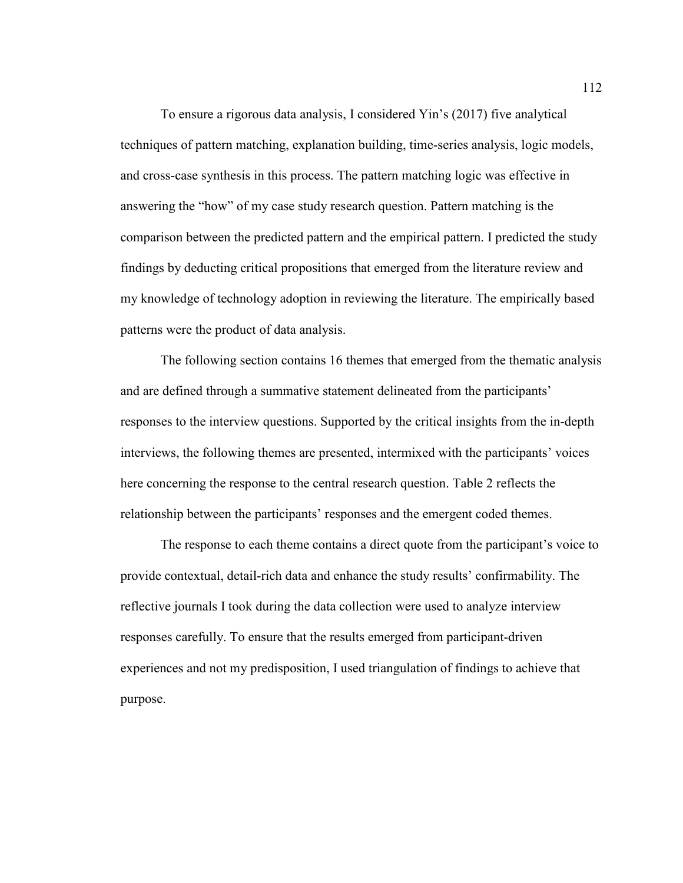To ensure a rigorous data analysis, I considered Yin’s (2017) five analytical techniques of pattern matching, explanation building, time-series analysis, logic models, and cross-case synthesis in this process. The pattern matching logic was effective in answering the “how” of my case study research question. Pattern matching is the comparison between the predicted pattern and the empirical pattern. I predicted the study findings by deducting critical propositions that emerged from the literature review and my knowledge of technology adoption in reviewing the literature. The empirically based patterns were the product of data analysis.

The following section contains 16 themes that emerged from the thematic analysis and are defined through a summative statement delineated from the participants’ responses to the interview questions. Supported by the critical insights from the in-depth interviews, the following themes are presented, intermixed with the participants’ voices here concerning the response to the central research question. Table 2 reflects the relationship between the participants’ responses and the emergent coded themes.

The response to each theme contains a direct quote from the participant’s voice to provide contextual, detail-rich data and enhance the study results’ confirmability. The reflective journals I took during the data collection were used to analyze interview responses carefully. To ensure that the results emerged from participant-driven experiences and not my predisposition, I used triangulation of findings to achieve that purpose.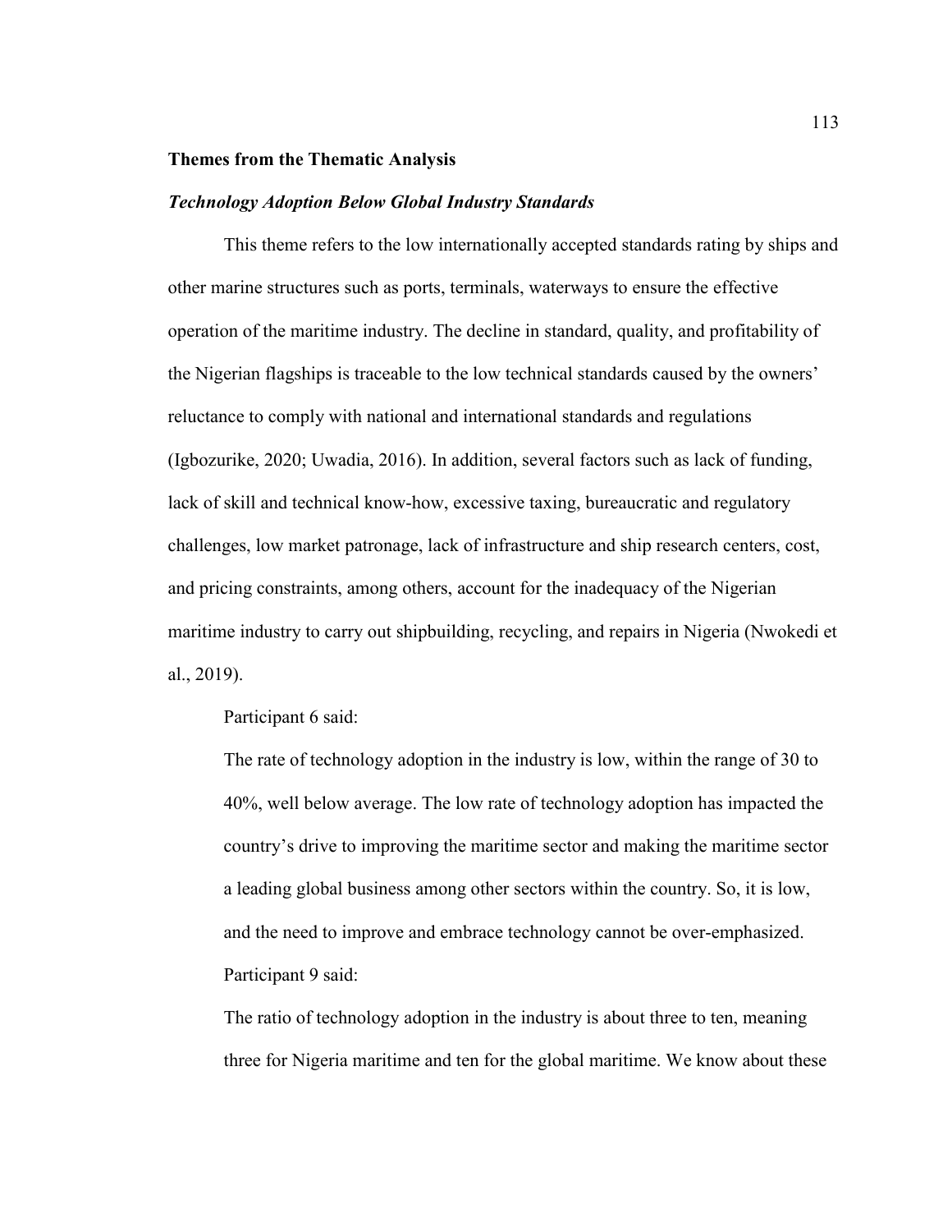## Themes from the Thematic Analysis

### *Technology Adoption Below Global Industry Standards*

This theme refers to the low internationally accepted standards rating by ships and other marine structures such as ports, terminals, waterways to ensure the effective operation of the maritime industry. The decline in standard, quality, and profitability of the Nigerian flagships is traceable to the low technical standards caused by the owners' reluctance to comply with national and international standards and regulations (Igbozurike, 2020; Uwadia, 2016). In addition, several factors such as lack of funding, lack of skill and technical know-how, excessive taxing, bureaucratic and regulatory challenges, low market patronage, lack of infrastructure and ship research centers, cost, and pricing constraints, among others, account for the inadequacy of the Nigerian maritime industry to carry out shipbuilding, recycling, and repairs in Nigeria (Nwokedi et al., 2019).

Participant 6 said:

> The rate of technology adoption in the industry is low, within the range of 30 to 40%, well below average. The low rate of technology adoption has impacted the country's drive to improving the maritime sector and making the maritime sector a leading global business among other sectors within the country. So, it is low, and the need to improve and embrace technology cannot be over-emphasized.

Participant 9 said:

> The ratio of technology adoption in the industry is about three to ten, meaning three for Nigeria maritime and ten for the global maritime. We know about these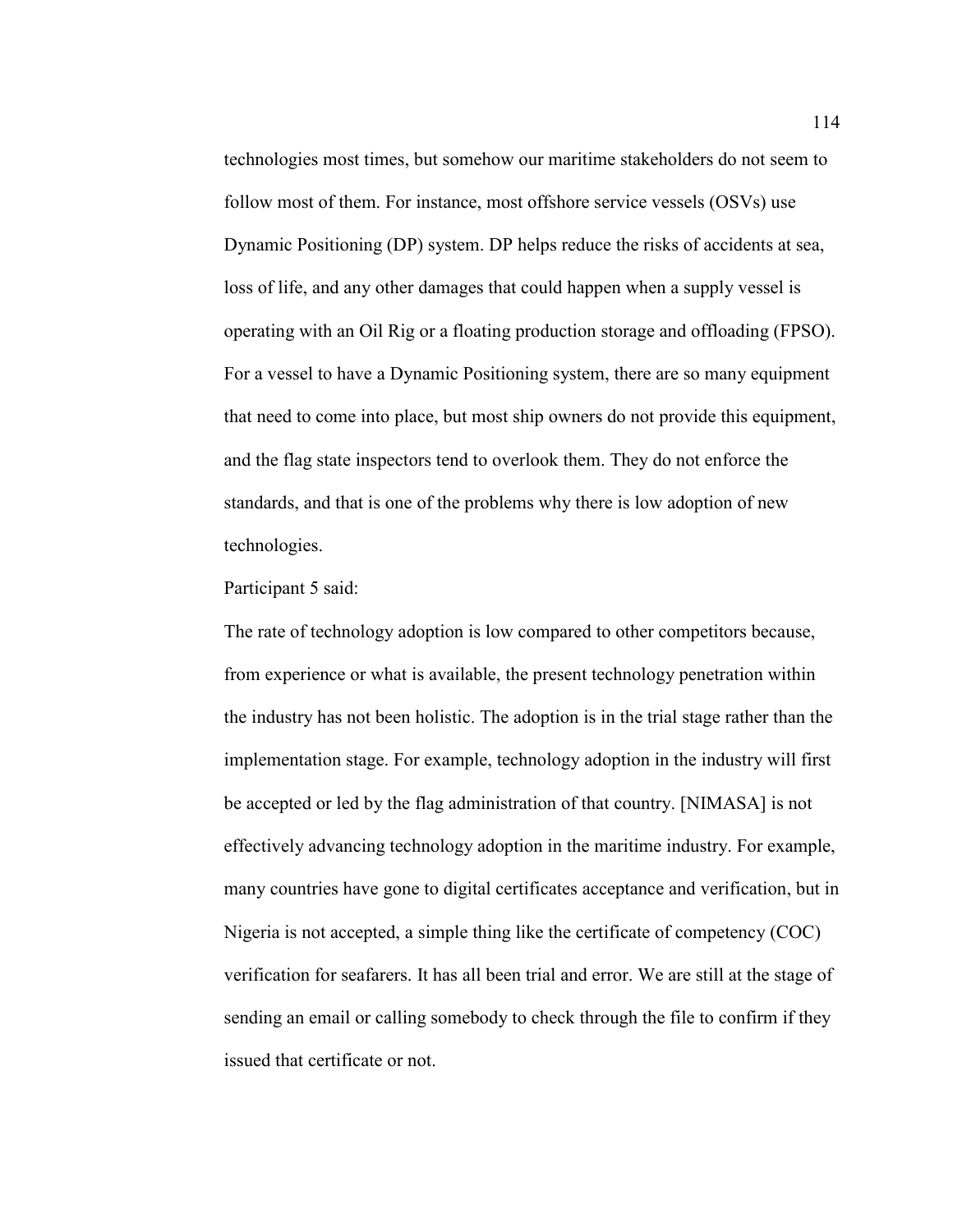technologies most times, but somehow our maritime stakeholders do not seem to follow most of them. For instance, most offshore service vessels (OSVs) use Dynamic Positioning (DP) system. DP helps reduce the risks of accidents at sea, loss of life, and any other damages that could happen when a supply vessel is operating with an Oil Rig or a floating production storage and offloading (FPSO). For a vessel to have a Dynamic Positioning system, there are so many equipment that need to come into place, but most ship owners do not provide this equipment, and the flag state inspectors tend to overlook them. They do not enforce the standards, and that is one of the problems why there is low adoption of new technologies.

Participant 5 said:

The rate of technology adoption is low compared to other competitors because, from experience or what is available, the present technology penetration within the industry has not been holistic. The adoption is in the trial stage rather than the implementation stage. For example, technology adoption in the industry will first be accepted or led by the flag administration of that country. [NIMASA] is not effectively advancing technology adoption in the maritime industry. For example, many countries have gone to digital certificates acceptance and verification, but in Nigeria is not accepted, a simple thing like the certificate of competency (COC) verification for seafarers. It has all been trial and error. We are still at the stage of sending an email or calling somebody to check through the file to confirm if they issued that certificate or not.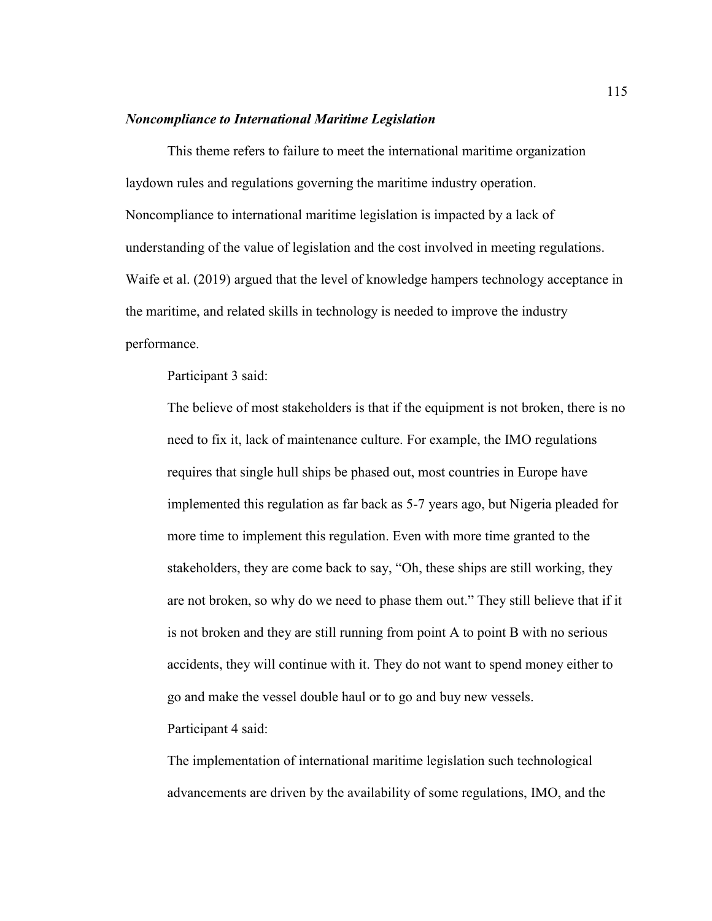### *Noncompliance to International Maritime Legislation*

This theme refers to failure to meet the international maritime organization laydown rules and regulations governing the maritime industry operation. Noncompliance to international maritime legislation is impacted by a lack of understanding of the value of legislation and the cost involved in meeting regulations. Waife et al. (2019) argued that the level of knowledge hampers technology acceptance in the maritime, and related skills in technology is needed to improve the industry performance.

Participant 3 said:

> The believe of most stakeholders is that if the equipment is not broken, there is no need to fix it, lack of maintenance culture. For example, the IMO regulations requires that single hull ships be phased out, most countries in Europe have implemented this regulation as far back as 5-7 years ago, but Nigeria pleaded for more time to implement this regulation. Even with more time granted to the stakeholders, they are come back to say, "Oh, these ships are still working, they are not broken, so why do we need to phase them out." They still believe that if it is not broken and they are still running from point A to point B with no serious accidents, they will continue with it. They do not want to spend money either to go and make the vessel double haul or to go and buy new vessels.

Participant 4 said:

> The implementation of international maritime legislation such technological advancements are driven by the availability of some regulations, IMO, and the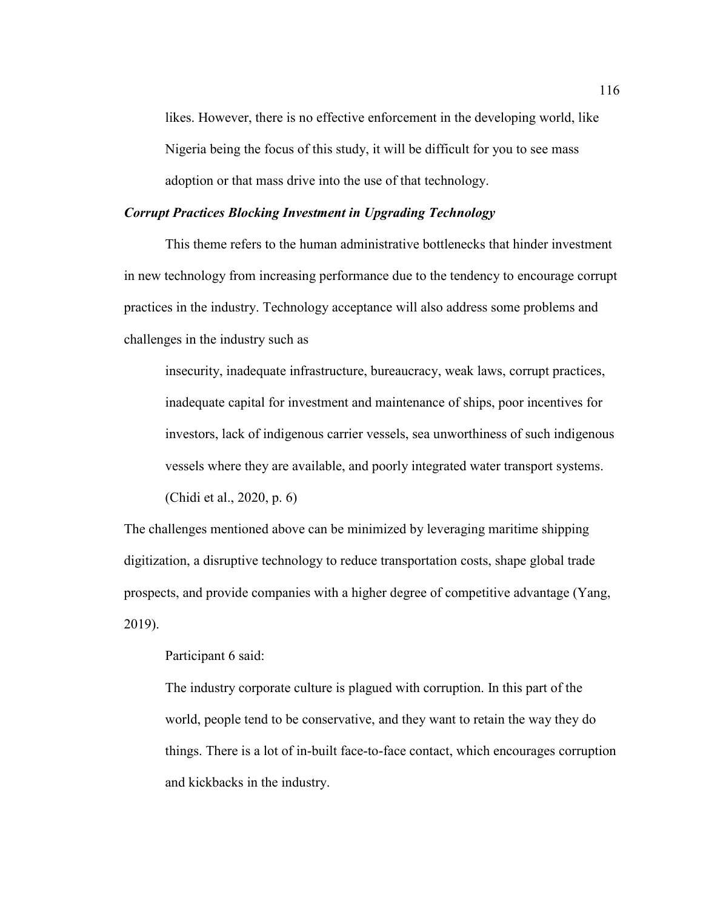likes. However, there is no effective enforcement in the developing world, like Nigeria being the focus of this study, it will be difficult for you to see mass adoption or that mass drive into the use of that technology.

### *Corrupt Practices Blocking Investment in Upgrading Technology*

This theme refers to the human administrative bottlenecks that hinder investment in new technology from increasing performance due to the tendency to encourage corrupt practices in the industry. Technology acceptance will also address some problems and challenges in the industry such as

> insecurity, inadequate infrastructure, bureaucracy, weak laws, corrupt practices, inadequate capital for investment and maintenance of ships, poor incentives for investors, lack of indigenous carrier vessels, sea unworthiness of such indigenous vessels where they are available, and poorly integrated water transport systems. (Chidi et al., 2020, p. 6)

The challenges mentioned above can be minimized by leveraging maritime shipping digitization, a disruptive technology to reduce transportation costs, shape global trade prospects, and provide companies with a higher degree of competitive advantage (Yang, 2019).

Participant 6 said:

> The industry corporate culture is plagued with corruption. In this part of the world, people tend to be conservative, and they want to retain the way they do things. There is a lot of in-built face-to-face contact, which encourages corruption and kickbacks in the industry.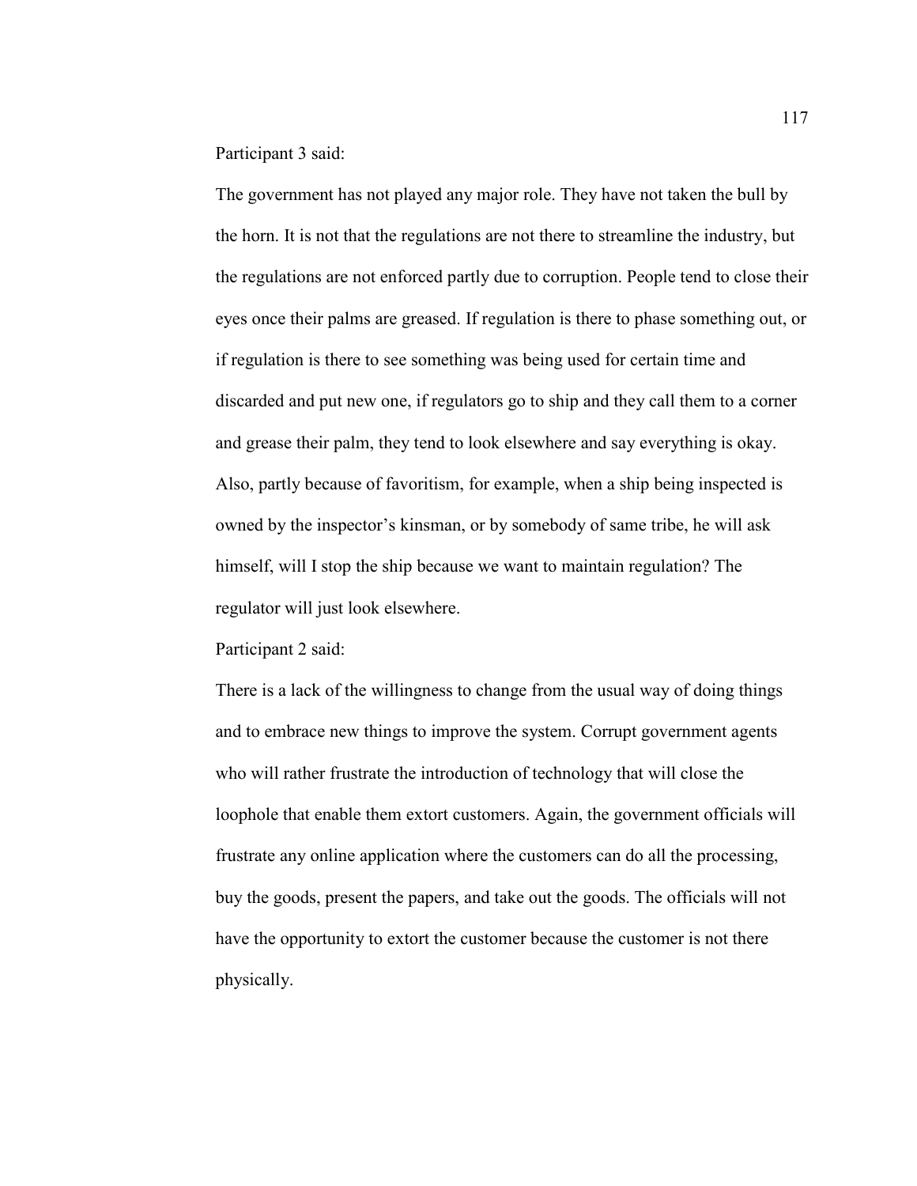Participant 3 said:

> The government has not played any major role. They have not taken the bull by the horn. It is not that the regulations are not there to streamline the industry, but the regulations are not enforced partly due to corruption. People tend to close their eyes once their palms are greased. If regulation is there to phase something out, or if regulation is there to see something was being used for certain time and discarded and put new one, if regulators go to ship and they call them to a corner and grease their palm, they tend to look elsewhere and say everything is okay. Also, partly because of favoritism, for example, when a ship being inspected is owned by the inspector's kinsman, or by somebody of same tribe, he will ask himself, will I stop the ship because we want to maintain regulation? The regulator will just look elsewhere.

Participant 2 said:

> There is a lack of the willingness to change from the usual way of doing things and to embrace new things to improve the system. Corrupt government agents who will rather frustrate the introduction of technology that will close the loophole that enable them extort customers. Again, the government officials will frustrate any online application where the customers can do all the processing, buy the goods, present the papers, and take out the goods. The officials will not have the opportunity to extort the customer because the customer is not there physically.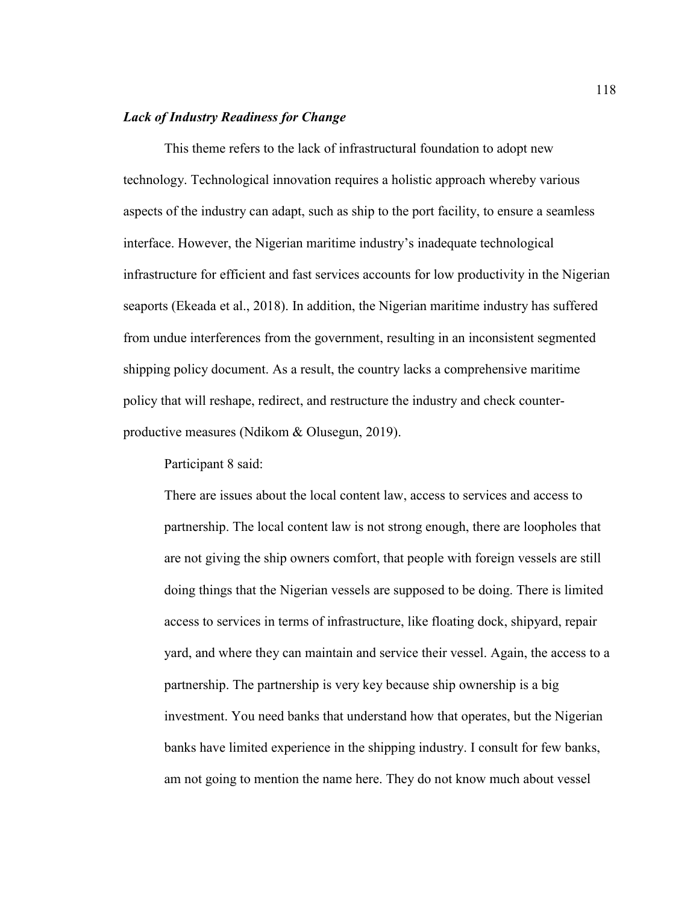***Lack of Industry Readiness for Change***

This theme refers to the lack of infrastructural foundation to adopt new technology. Technological innovation requires a holistic approach whereby various aspects of the industry can adapt, such as ship to the port facility, to ensure a seamless interface. However, the Nigerian maritime industry's inadequate technological infrastructure for efficient and fast services accounts for low productivity in the Nigerian seaports (Ekeada et al., 2018). In addition, the Nigerian maritime industry has suffered from undue interferences from the government, resulting in an inconsistent segmented shipping policy document. As a result, the country lacks a comprehensive maritime policy that will reshape, redirect, and restructure the industry and check counter-productive measures (Ndikom & Olusegun, 2019).

Participant 8 said:

> There are issues about the local content law, access to services and access to partnership. The local content law is not strong enough, there are loopholes that are not giving the ship owners comfort, that people with foreign vessels are still doing things that the Nigerian vessels are supposed to be doing. There is limited access to services in terms of infrastructure, like floating dock, shipyard, repair yard, and where they can maintain and service their vessel. Again, the access to a partnership. The partnership is very key because ship ownership is a big investment. You need banks that understand how that operates, but the Nigerian banks have limited experience in the shipping industry. I consult for few banks, am not going to mention the name here. They do not know much about vessel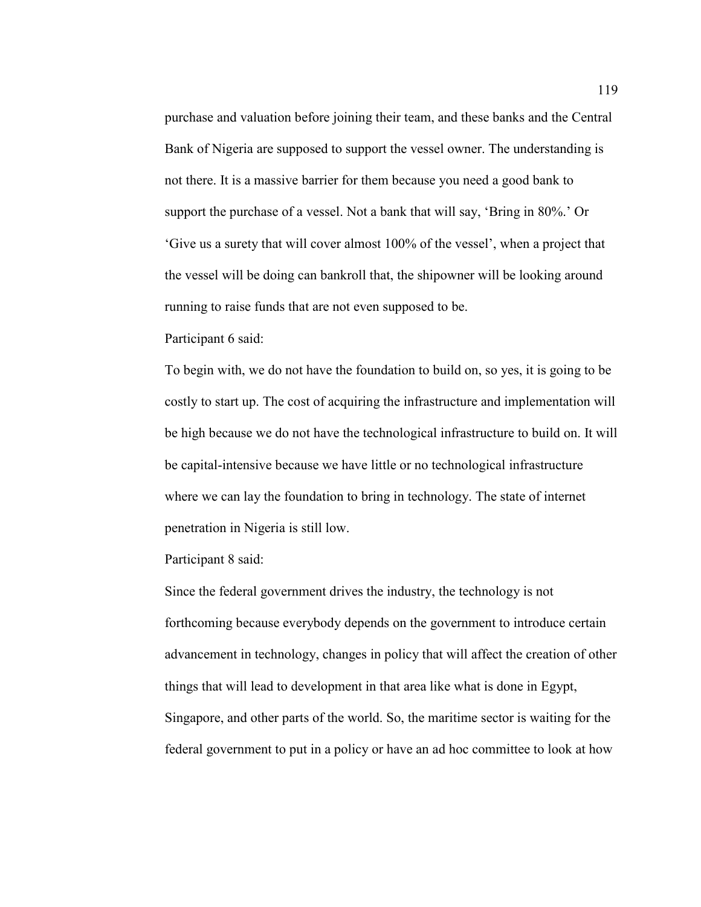purchase and valuation before joining their team, and these banks and the Central Bank of Nigeria are supposed to support the vessel owner. The understanding is not there. It is a massive barrier for them because you need a good bank to support the purchase of a vessel. Not a bank that will say, 'Bring in 80%.' Or 'Give us a surety that will cover almost 100% of the vessel', when a project that the vessel will be doing can bankroll that, the shipowner will be looking around running to raise funds that are not even supposed to be.

Participant 6 said:

To begin with, we do not have the foundation to build on, so yes, it is going to be costly to start up. The cost of acquiring the infrastructure and implementation will be high because we do not have the technological infrastructure to build on. It will be capital-intensive because we have little or no technological infrastructure where we can lay the foundation to bring in technology. The state of internet penetration in Nigeria is still low.

Participant 8 said:

Since the federal government drives the industry, the technology is not forthcoming because everybody depends on the government to introduce certain advancement in technology, changes in policy that will affect the creation of other things that will lead to development in that area like what is done in Egypt, Singapore, and other parts of the world. So, the maritime sector is waiting for the federal government to put in a policy or have an ad hoc committee to look at how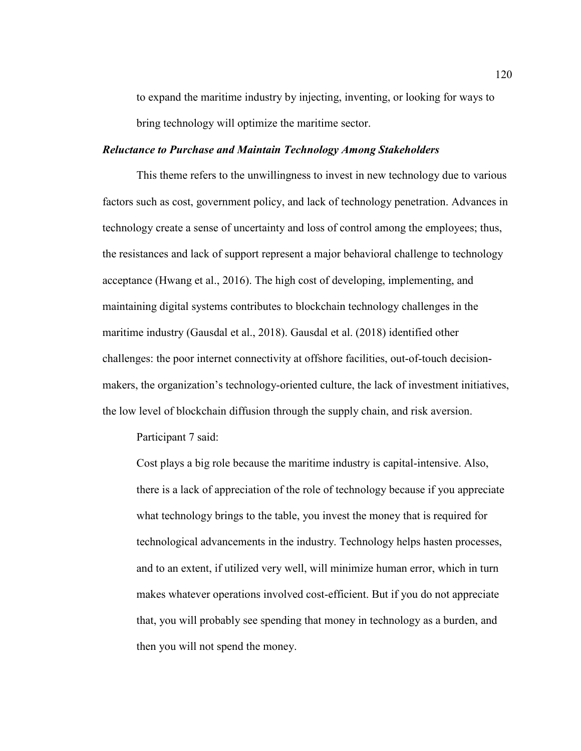to expand the maritime industry by injecting, inventing, or looking for ways to bring technology will optimize the maritime sector.

### ***Reluctance to Purchase and Maintain Technology Among Stakeholders***

This theme refers to the unwillingness to invest in new technology due to various factors such as cost, government policy, and lack of technology penetration. Advances in technology create a sense of uncertainty and loss of control among the employees; thus, the resistances and lack of support represent a major behavioral challenge to technology acceptance (Hwang et al., 2016). The high cost of developing, implementing, and maintaining digital systems contributes to blockchain technology challenges in the maritime industry (Gausdal et al., 2018). Gausdal et al. (2018) identified other challenges: the poor internet connectivity at offshore facilities, out-of-touch decision-makers, the organization's technology-oriented culture, the lack of investment initiatives, the low level of blockchain diffusion through the supply chain, and risk aversion.

Participant 7 said:

> Cost plays a big role because the maritime industry is capital-intensive. Also, there is a lack of appreciation of the role of technology because if you appreciate what technology brings to the table, you invest the money that is required for technological advancements in the industry. Technology helps hasten processes, and to an extent, if utilized very well, will minimize human error, which in turn makes whatever operations involved cost-efficient. But if you do not appreciate that, you will probably see spending that money in technology as a burden, and then you will not spend the money.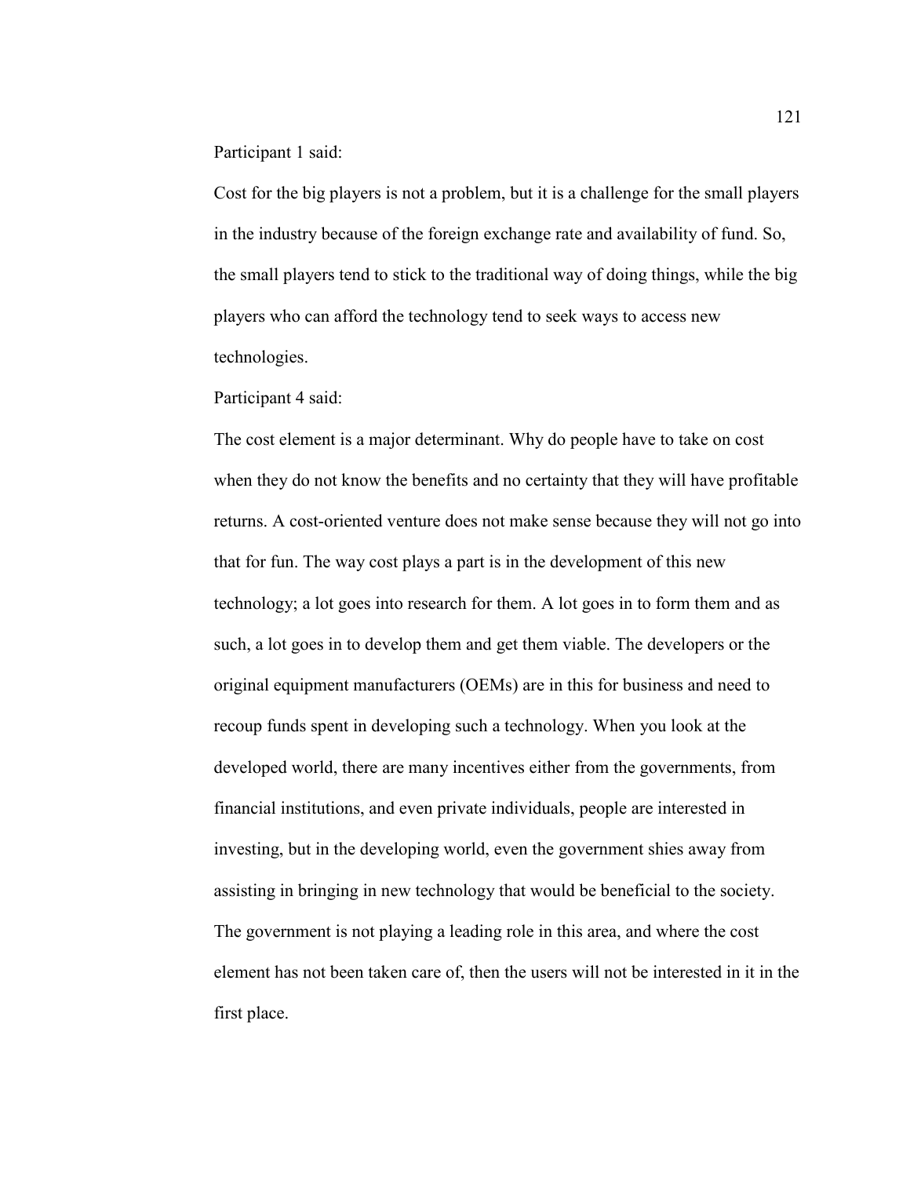Participant 1 said:

Cost for the big players is not a problem, but it is a challenge for the small players in the industry because of the foreign exchange rate and availability of fund. So, the small players tend to stick to the traditional way of doing things, while the big players who can afford the technology tend to seek ways to access new technologies.

Participant 4 said:

The cost element is a major determinant. Why do people have to take on cost when they do not know the benefits and no certainty that they will have profitable returns. A cost-oriented venture does not make sense because they will not go into that for fun. The way cost plays a part is in the development of this new technology; a lot goes into research for them. A lot goes in to form them and as such, a lot goes in to develop them and get them viable. The developers or the original equipment manufacturers (OEMs) are in this for business and need to recoup funds spent in developing such a technology. When you look at the developed world, there are many incentives either from the governments, from financial institutions, and even private individuals, people are interested in investing, but in the developing world, even the government shies away from assisting in bringing in new technology that would be beneficial to the society. The government is not playing a leading role in this area, and where the cost element has not been taken care of, then the users will not be interested in it in the first place.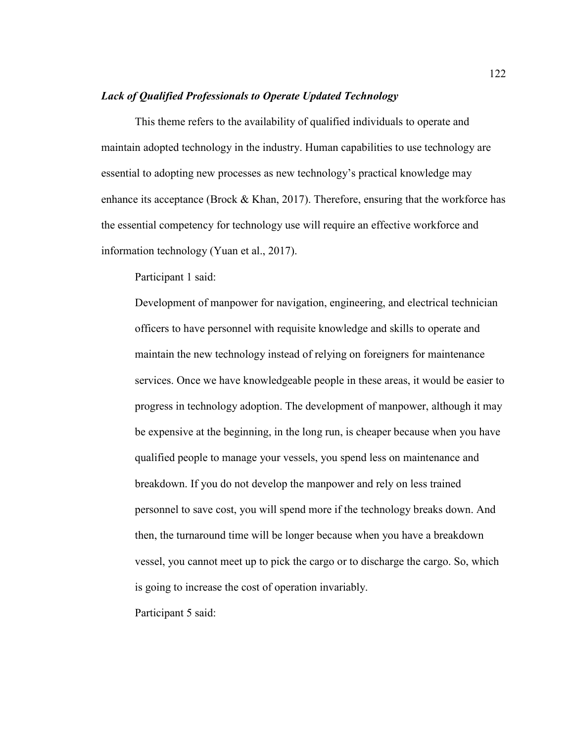### *Lack of Qualified Professionals to Operate Updated Technology*

This theme refers to the availability of qualified individuals to operate and maintain adopted technology in the industry. Human capabilities to use technology are essential to adopting new processes as new technology's practical knowledge may enhance its acceptance (Brock & Khan, 2017). Therefore, ensuring that the workforce has the essential competency for technology use will require an effective workforce and information technology (Yuan et al., 2017).

Participant 1 said:

> Development of manpower for navigation, engineering, and electrical technician officers to have personnel with requisite knowledge and skills to operate and maintain the new technology instead of relying on foreigners for maintenance services. Once we have knowledgeable people in these areas, it would be easier to progress in technology adoption. The development of manpower, although it may be expensive at the beginning, in the long run, is cheaper because when you have qualified people to manage your vessels, you spend less on maintenance and breakdown. If you do not develop the manpower and rely on less trained personnel to save cost, you will spend more if the technology breaks down. And then, the turnaround time will be longer because when you have a breakdown vessel, you cannot meet up to pick the cargo or to discharge the cargo. So, which is going to increase the cost of operation invariably.

Participant 5 said: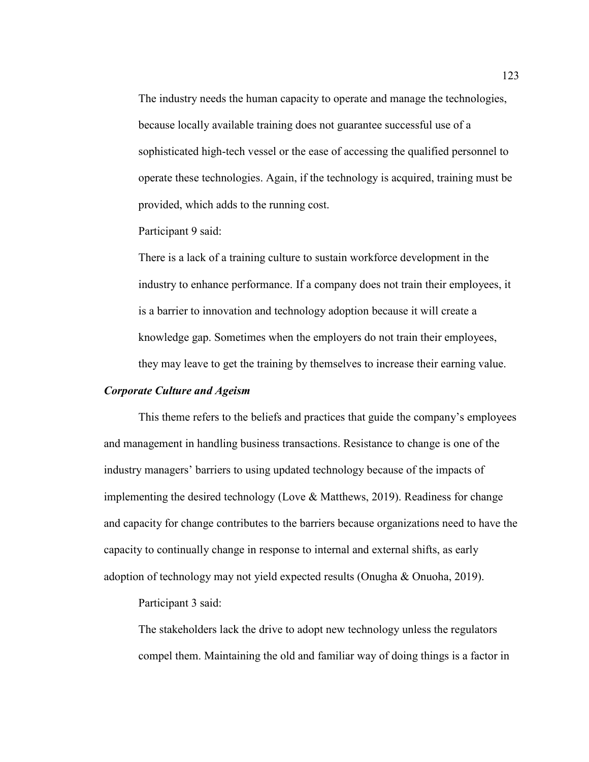> The industry needs the human capacity to operate and manage the technologies, because locally available training does not guarantee successful use of a sophisticated high-tech vessel or the ease of accessing the qualified personnel to operate these technologies. Again, if the technology is acquired, training must be provided, which adds to the running cost.

Participant 9 said:

> There is a lack of a training culture to sustain workforce development in the industry to enhance performance. If a company does not train their employees, it is a barrier to innovation and technology adoption because it will create a knowledge gap. Sometimes when the employers do not train their employees, they may leave to get the training by themselves to increase their earning value.

### *Corporate Culture and Ageism*

This theme refers to the beliefs and practices that guide the company's employees and management in handling business transactions. Resistance to change is one of the industry managers' barriers to using updated technology because of the impacts of implementing the desired technology (Love & Matthews, 2019). Readiness for change and capacity for change contributes to the barriers because organizations need to have the capacity to continually change in response to internal and external shifts, as early adoption of technology may not yield expected results (Onugha & Onuoha, 2019).

Participant 3 said:

> The stakeholders lack the drive to adopt new technology unless the regulators compel them. Maintaining the old and familiar way of doing things is a factor in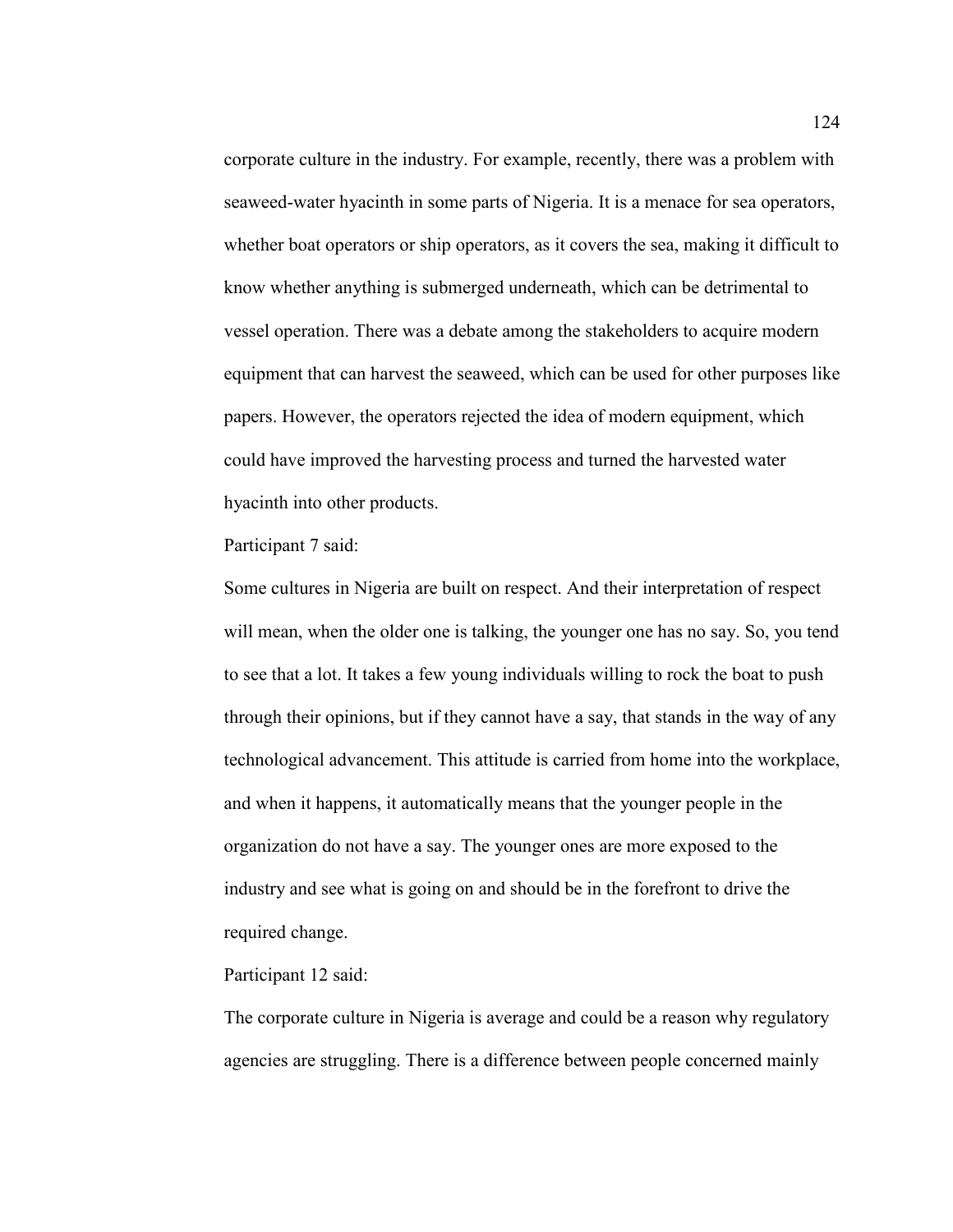corporate culture in the industry. For example, recently, there was a problem with seaweed-water hyacinth in some parts of Nigeria. It is a menace for sea operators, whether boat operators or ship operators, as it covers the sea, making it difficult to know whether anything is submerged underneath, which can be detrimental to vessel operation. There was a debate among the stakeholders to acquire modern equipment that can harvest the seaweed, which can be used for other purposes like papers. However, the operators rejected the idea of modern equipment, which could have improved the harvesting process and turned the harvested water hyacinth into other products.

Participant 7 said:

Some cultures in Nigeria are built on respect. And their interpretation of respect will mean, when the older one is talking, the younger one has no say. So, you tend to see that a lot. It takes a few young individuals willing to rock the boat to push through their opinions, but if they cannot have a say, that stands in the way of any technological advancement. This attitude is carried from home into the workplace, and when it happens, it automatically means that the younger people in the organization do not have a say. The younger ones are more exposed to the industry and see what is going on and should be in the forefront to drive the required change.

Participant 12 said:

The corporate culture in Nigeria is average and could be a reason why regulatory agencies are struggling. There is a difference between people concerned mainly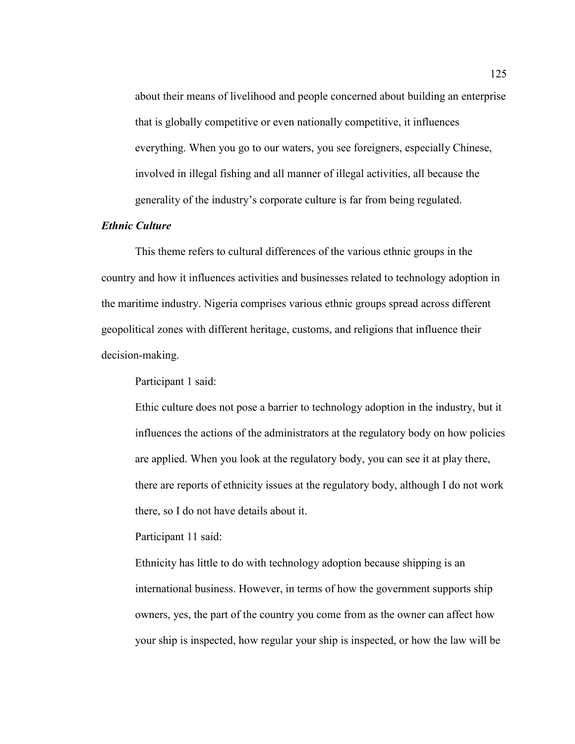about their means of livelihood and people concerned about building an enterprise that is globally competitive or even nationally competitive, it influences everything. When you go to our waters, you see foreigners, especially Chinese, involved in illegal fishing and all manner of illegal activities, all because the generality of the industry's corporate culture is far from being regulated.

***Ethnic Culture***

This theme refers to cultural differences of the various ethnic groups in the country and how it influences activities and businesses related to technology adoption in the maritime industry. Nigeria comprises various ethnic groups spread across different geopolitical zones with different heritage, customs, and religions that influence their decision-making.

Participant 1 said:

> Ethic culture does not pose a barrier to technology adoption in the industry, but it influences the actions of the administrators at the regulatory body on how policies are applied. When you look at the regulatory body, you can see it at play there, there are reports of ethnicity issues at the regulatory body, although I do not work there, so I do not have details about it.

Participant 11 said:

> Ethnicity has little to do with technology adoption because shipping is an international business. However, in terms of how the government supports ship owners, yes, the part of the country you come from as the owner can affect how your ship is inspected, how regular your ship is inspected, or how the law will be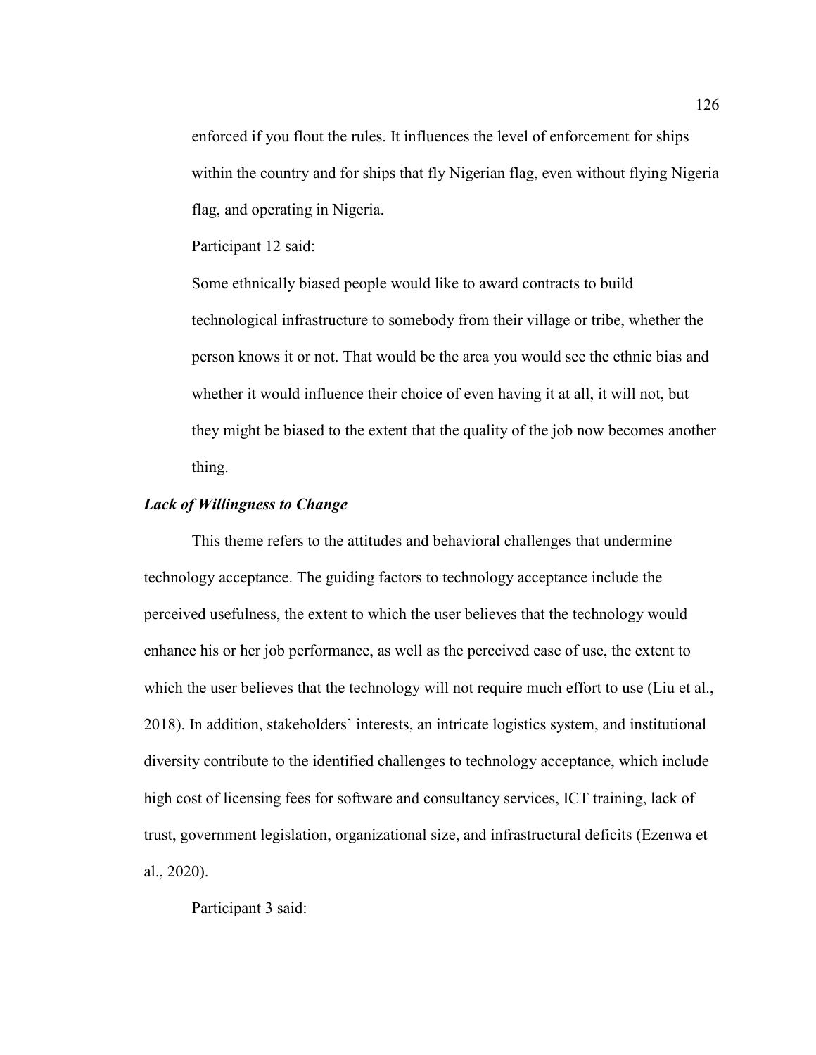> enforced if you flout the rules. It influences the level of enforcement for ships within the country and for ships that fly Nigerian flag, even without flying Nigeria flag, and operating in Nigeria.

Participant 12 said:

> Some ethnically biased people would like to award contracts to build technological infrastructure to somebody from their village or tribe, whether the person knows it or not. That would be the area you would see the ethnic bias and whether it would influence their choice of even having it at all, it will not, but they might be biased to the extent that the quality of the job now becomes another thing.

### *Lack of Willingness to Change*

This theme refers to the attitudes and behavioral challenges that undermine technology acceptance. The guiding factors to technology acceptance include the perceived usefulness, the extent to which the user believes that the technology would enhance his or her job performance, as well as the perceived ease of use, the extent to which the user believes that the technology will not require much effort to use (Liu et al., 2018). In addition, stakeholders' interests, an intricate logistics system, and institutional diversity contribute to the identified challenges to technology acceptance, which include high cost of licensing fees for software and consultancy services, ICT training, lack of trust, government legislation, organizational size, and infrastructural deficits (Ezenwa et al., 2020).

Participant 3 said: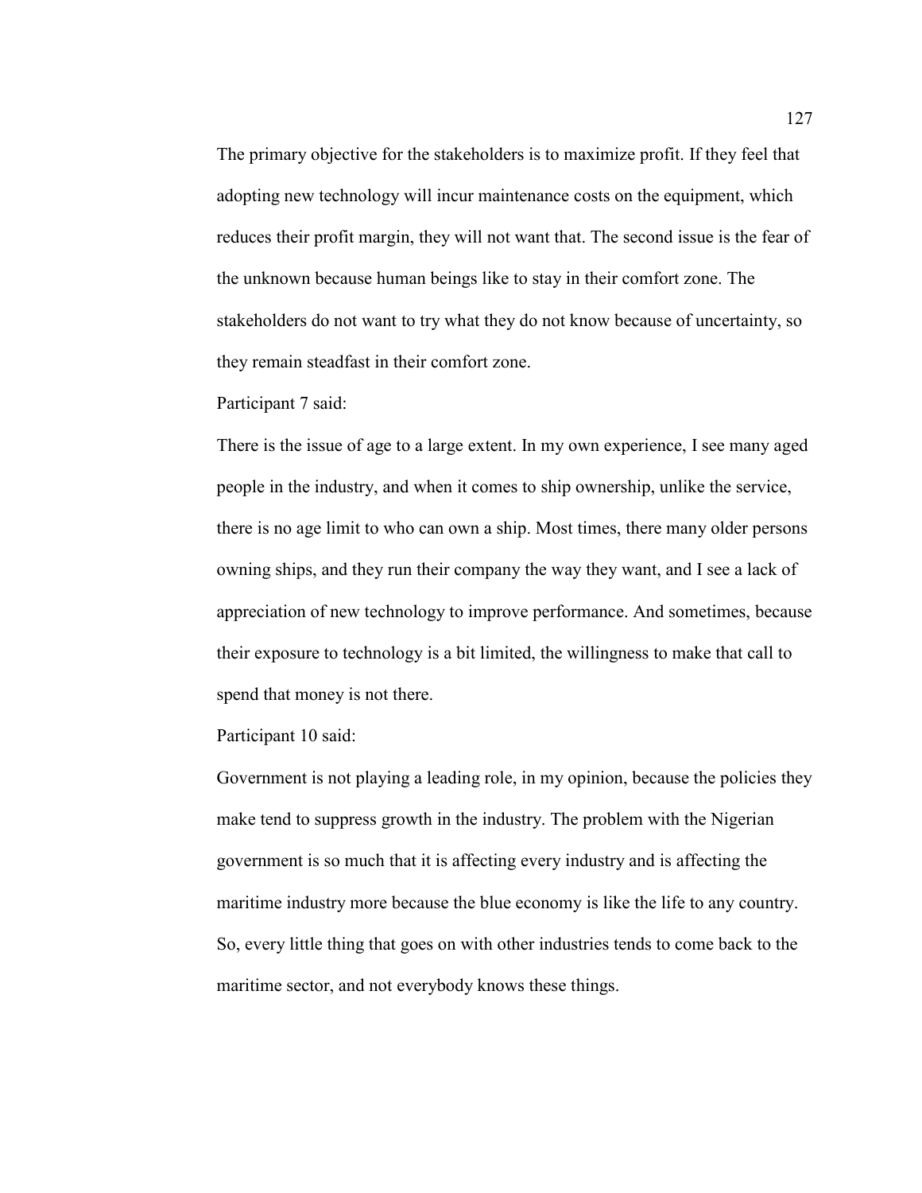The primary objective for the stakeholders is to maximize profit. If they feel that adopting new technology will incur maintenance costs on the equipment, which reduces their profit margin, they will not want that. The second issue is the fear of the unknown because human beings like to stay in their comfort zone. The stakeholders do not want to try what they do not know because of uncertainty, so they remain steadfast in their comfort zone.

Participant 7 said:

There is the issue of age to a large extent. In my own experience, I see many aged people in the industry, and when it comes to ship ownership, unlike the service, there is no age limit to who can own a ship. Most times, there many older persons owning ships, and they run their company the way they want, and I see a lack of appreciation of new technology to improve performance. And sometimes, because their exposure to technology is a bit limited, the willingness to make that call to spend that money is not there.

Participant 10 said:

Government is not playing a leading role, in my opinion, because the policies they make tend to suppress growth in the industry. The problem with the Nigerian government is so much that it is affecting every industry and is affecting the maritime industry more because the blue economy is like the life to any country. So, every little thing that goes on with other industries tends to come back to the maritime sector, and not everybody knows these things.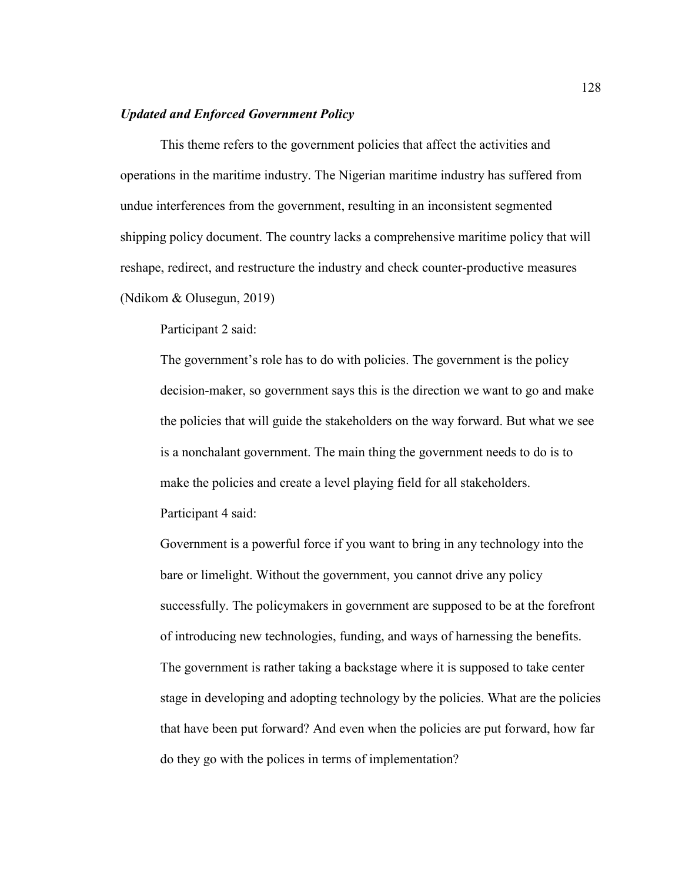### ***Updated and Enforced Government Policy***

This theme refers to the government policies that affect the activities and operations in the maritime industry. The Nigerian maritime industry has suffered from undue interferences from the government, resulting in an inconsistent segmented shipping policy document. The country lacks a comprehensive maritime policy that will reshape, redirect, and restructure the industry and check counter-productive measures (Ndikom & Olusegun, 2019)

Participant 2 said:

> The government's role has to do with policies. The government is the policy decision-maker, so government says this is the direction we want to go and make the policies that will guide the stakeholders on the way forward. But what we see is a nonchalant government. The main thing the government needs to do is to make the policies and create a level playing field for all stakeholders.

Participant 4 said:

> Government is a powerful force if you want to bring in any technology into the bare or limelight. Without the government, you cannot drive any policy successfully. The policymakers in government are supposed to be at the forefront of introducing new technologies, funding, and ways of harnessing the benefits. The government is rather taking a backstage where it is supposed to take center stage in developing and adopting technology by the policies. What are the policies that have been put forward? And even when the policies are put forward, how far do they go with the polices in terms of implementation?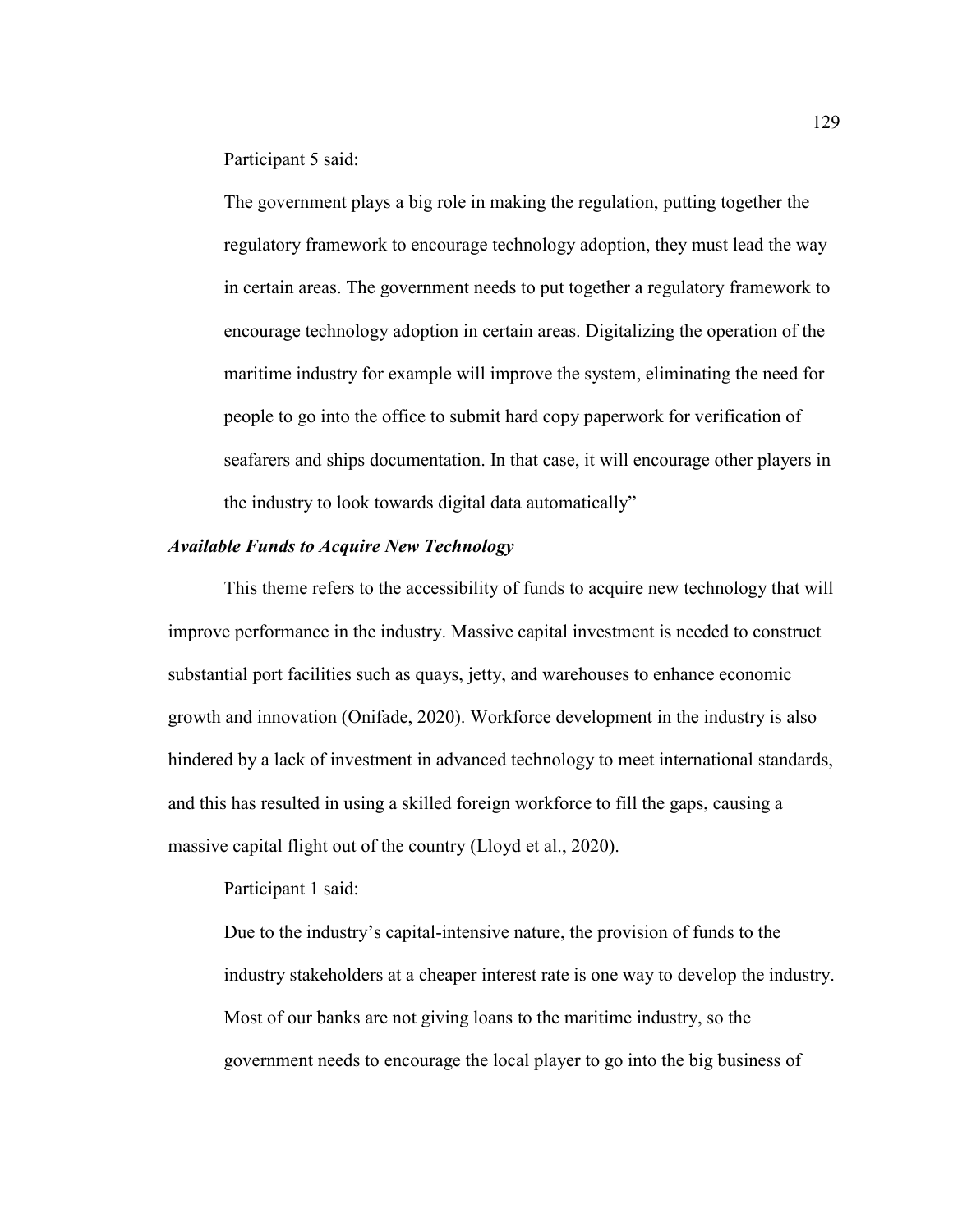Participant 5 said:

> The government plays a big role in making the regulation, putting together the regulatory framework to encourage technology adoption, they must lead the way in certain areas. The government needs to put together a regulatory framework to encourage technology adoption in certain areas. Digitalizing the operation of the maritime industry for example will improve the system, eliminating the need for people to go into the office to submit hard copy paperwork for verification of seafarers and ships documentation. In that case, it will encourage other players in the industry to look towards digital data automatically"

### *Available Funds to Acquire New Technology*

This theme refers to the accessibility of funds to acquire new technology that will improve performance in the industry. Massive capital investment is needed to construct substantial port facilities such as quays, jetty, and warehouses to enhance economic growth and innovation (Onifade, 2020). Workforce development in the industry is also hindered by a lack of investment in advanced technology to meet international standards, and this has resulted in using a skilled foreign workforce to fill the gaps, causing a massive capital flight out of the country (Lloyd et al., 2020).

Participant 1 said:

> Due to the industry's capital-intensive nature, the provision of funds to the industry stakeholders at a cheaper interest rate is one way to develop the industry. Most of our banks are not giving loans to the maritime industry, so the government needs to encourage the local player to go into the big business of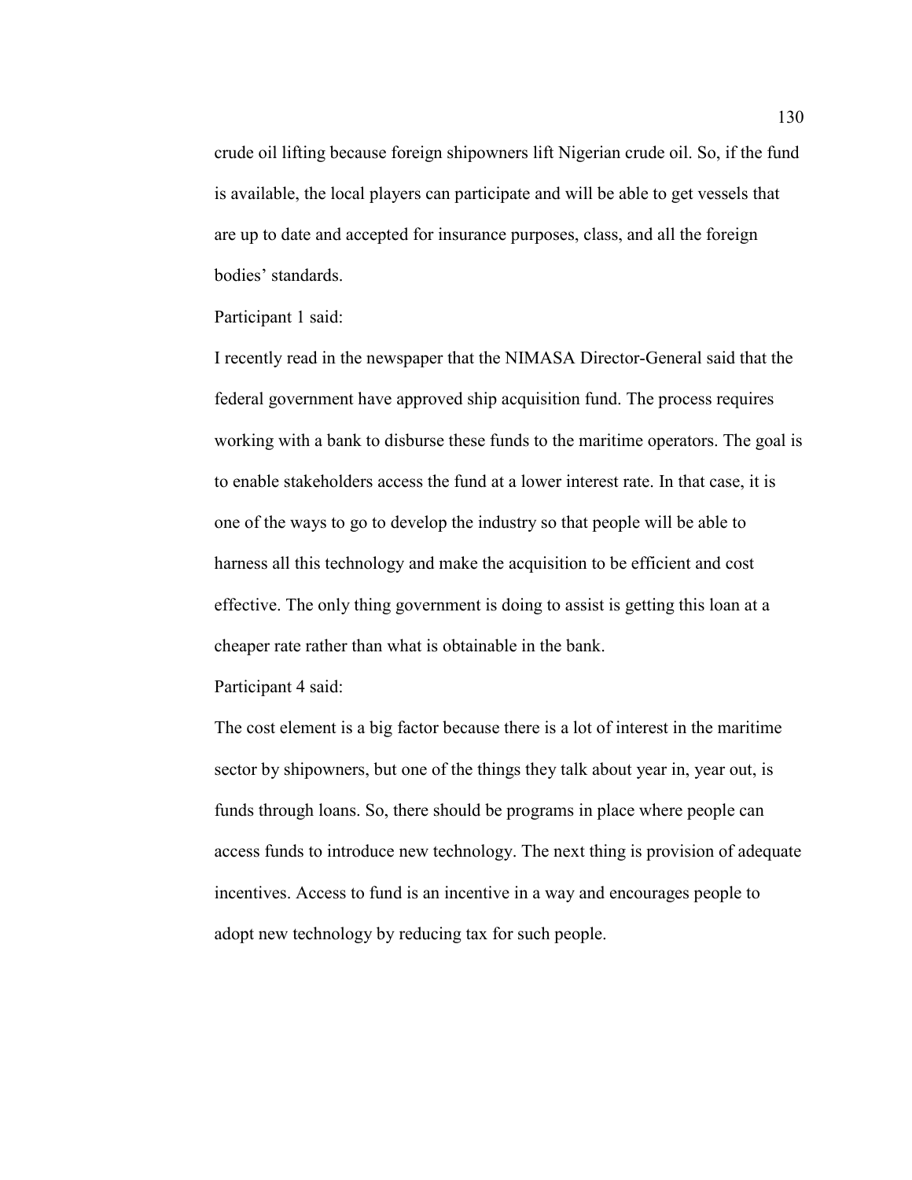crude oil lifting because foreign shipowners lift Nigerian crude oil. So, if the fund is available, the local players can participate and will be able to get vessels that are up to date and accepted for insurance purposes, class, and all the foreign bodies' standards.

Participant 1 said:

I recently read in the newspaper that the NIMASA Director-General said that the federal government have approved ship acquisition fund. The process requires working with a bank to disburse these funds to the maritime operators. The goal is to enable stakeholders access the fund at a lower interest rate. In that case, it is one of the ways to go to develop the industry so that people will be able to harness all this technology and make the acquisition to be efficient and cost effective. The only thing government is doing to assist is getting this loan at a cheaper rate rather than what is obtainable in the bank.

Participant 4 said:

The cost element is a big factor because there is a lot of interest in the maritime sector by shipowners, but one of the things they talk about year in, year out, is funds through loans. So, there should be programs in place where people can access funds to introduce new technology. The next thing is provision of adequate incentives. Access to fund is an incentive in a way and encourages people to adopt new technology by reducing tax for such people.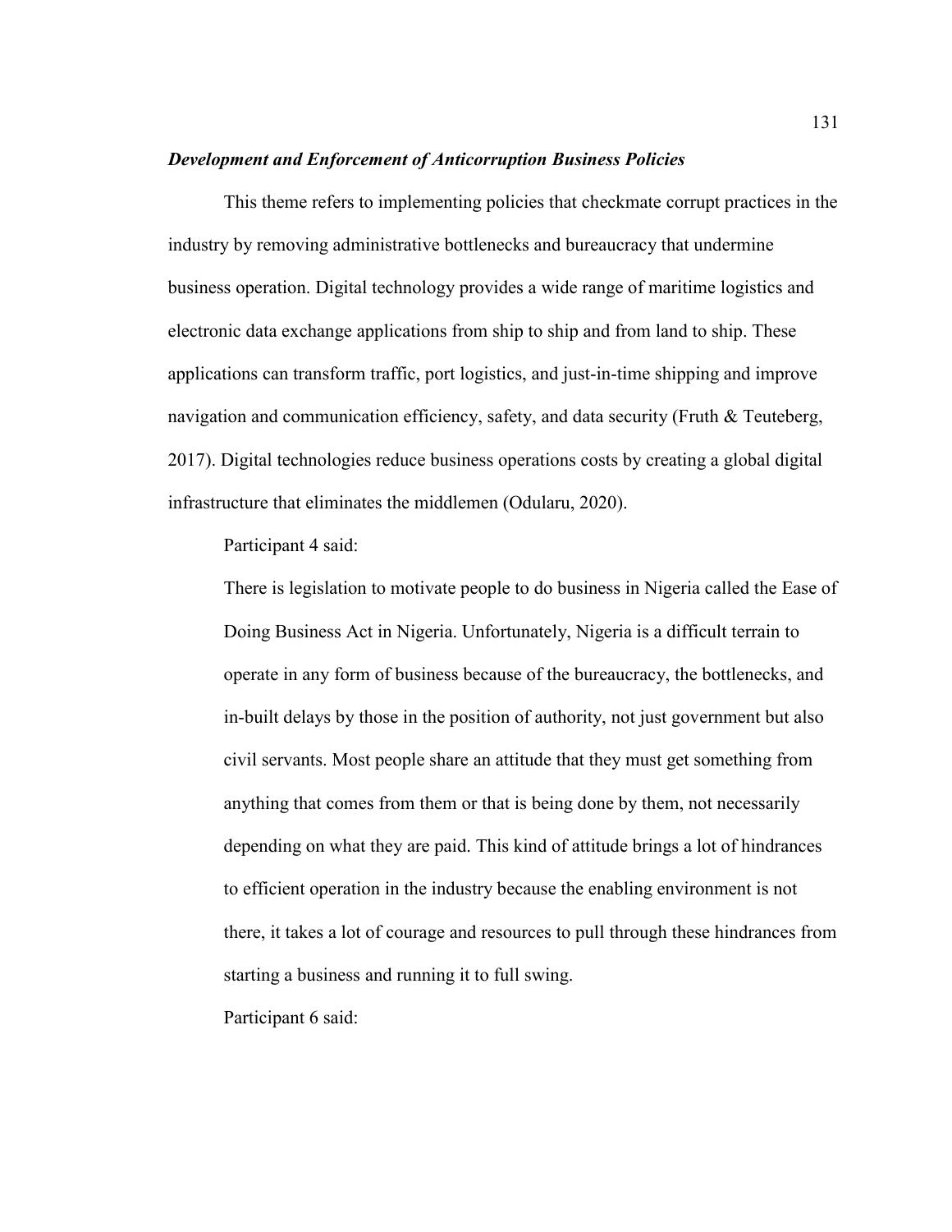### ***Development and Enforcement of Anticorruption Business Policies***

This theme refers to implementing policies that checkmate corrupt practices in the industry by removing administrative bottlenecks and bureaucracy that undermine business operation. Digital technology provides a wide range of maritime logistics and electronic data exchange applications from ship to ship and from land to ship. These applications can transform traffic, port logistics, and just-in-time shipping and improve navigation and communication efficiency, safety, and data security (Fruth & Teuteberg, 2017). Digital technologies reduce business operations costs by creating a global digital infrastructure that eliminates the middlemen (Odularu, 2020).

Participant 4 said:

> There is legislation to motivate people to do business in Nigeria called the Ease of Doing Business Act in Nigeria. Unfortunately, Nigeria is a difficult terrain to operate in any form of business because of the bureaucracy, the bottlenecks, and in-built delays by those in the position of authority, not just government but also civil servants. Most people share an attitude that they must get something from anything that comes from them or that is being done by them, not necessarily depending on what they are paid. This kind of attitude brings a lot of hindrances to efficient operation in the industry because the enabling environment is not there, it takes a lot of courage and resources to pull through these hindrances from starting a business and running it to full swing.

Participant 6 said: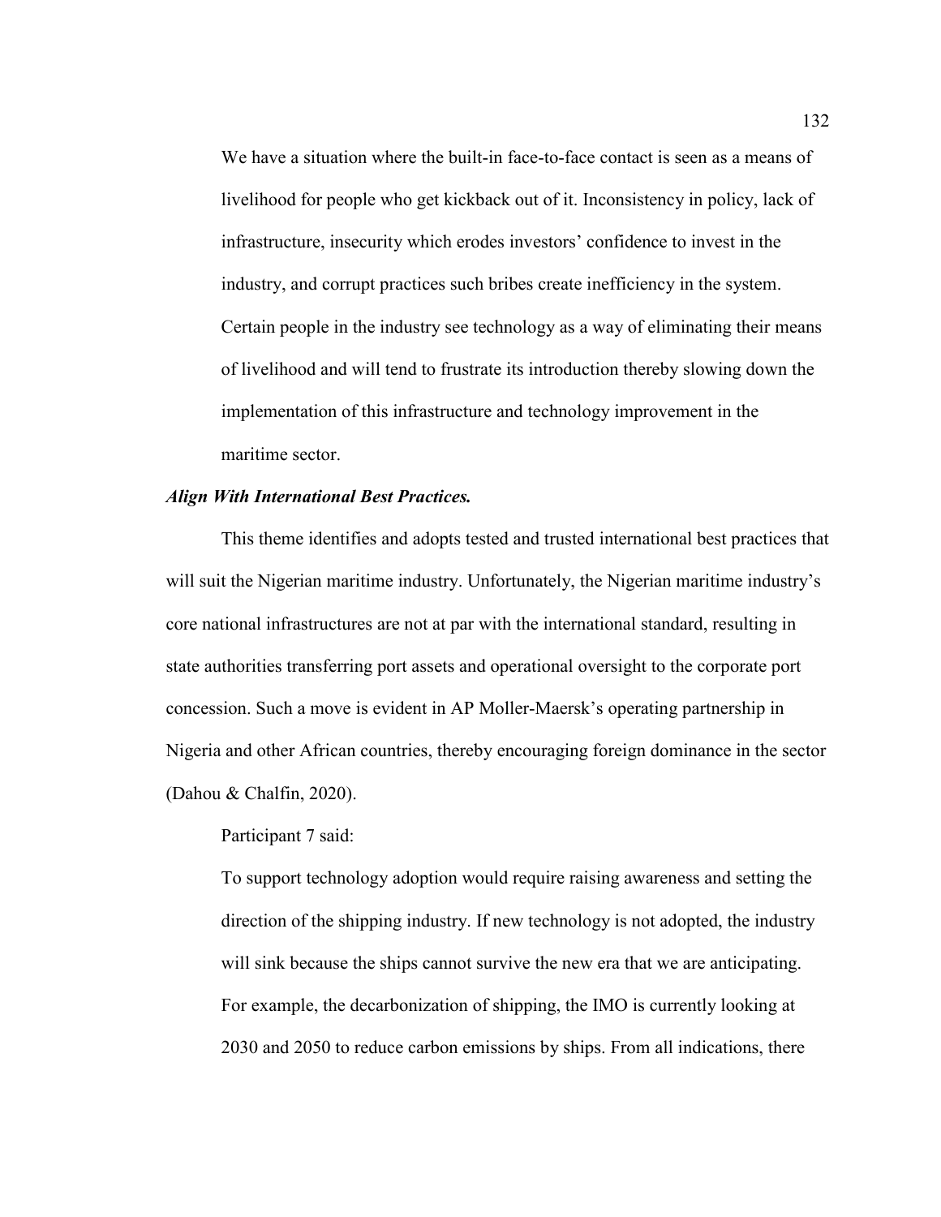> We have a situation where the built-in face-to-face contact is seen as a means of livelihood for people who get kickback out of it. Inconsistency in policy, lack of infrastructure, insecurity which erodes investors' confidence to invest in the industry, and corrupt practices such bribes create inefficiency in the system. Certain people in the industry see technology as a way of eliminating their means of livelihood and will tend to frustrate its introduction thereby slowing down the implementation of this infrastructure and technology improvement in the maritime sector.

***Align With International Best Practices.***

This theme identifies and adopts tested and trusted international best practices that will suit the Nigerian maritime industry. Unfortunately, the Nigerian maritime industry's core national infrastructures are not at par with the international standard, resulting in state authorities transferring port assets and operational oversight to the corporate port concession. Such a move is evident in AP Moller-Maersk's operating partnership in Nigeria and other African countries, thereby encouraging foreign dominance in the sector (Dahou & Chalfin, 2020).

Participant 7 said:

> To support technology adoption would require raising awareness and setting the direction of the shipping industry. If new technology is not adopted, the industry will sink because the ships cannot survive the new era that we are anticipating. For example, the decarbonization of shipping, the IMO is currently looking at 2030 and 2050 to reduce carbon emissions by ships. From all indications, there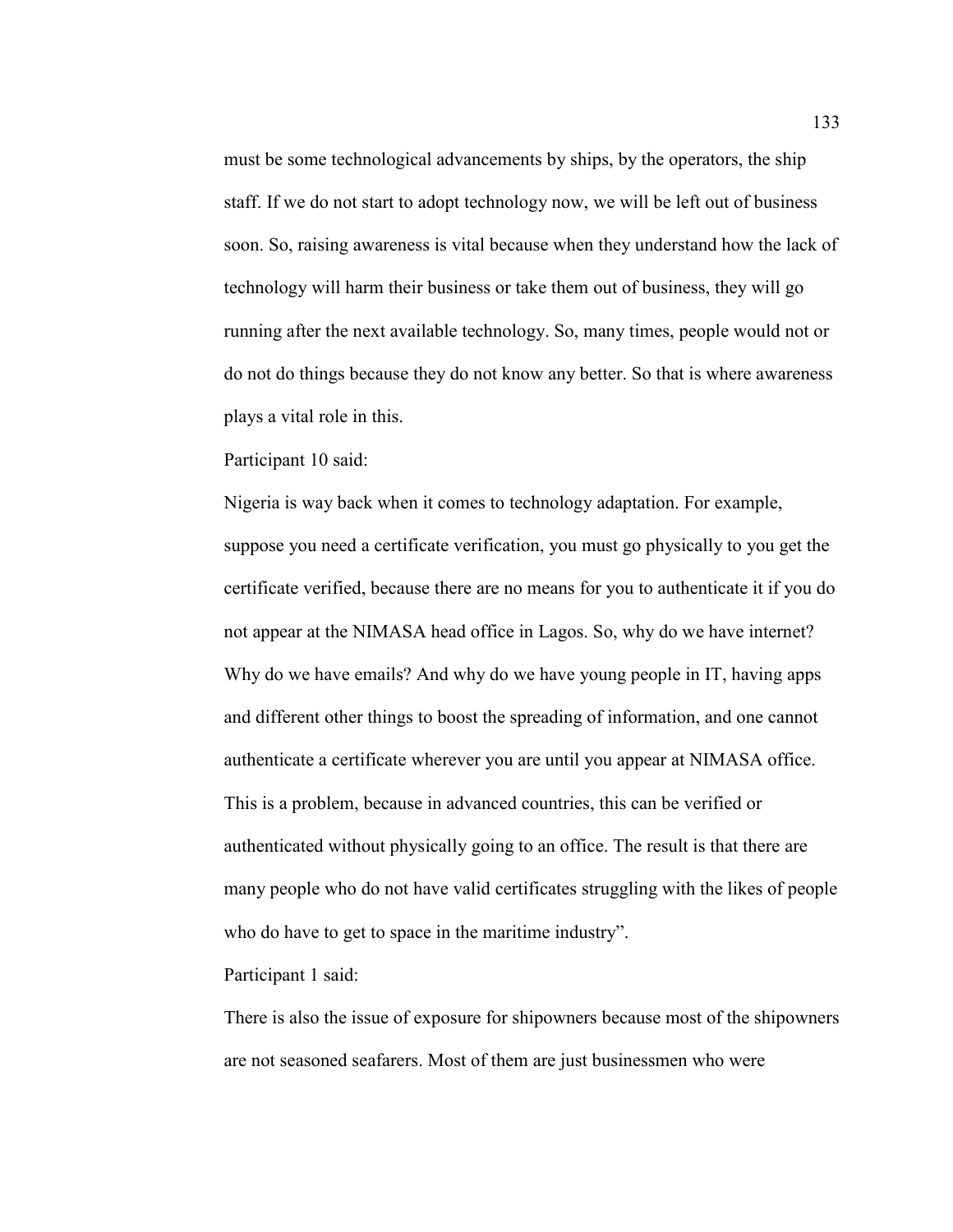must be some technological advancements by ships, by the operators, the ship staff. If we do not start to adopt technology now, we will be left out of business soon. So, raising awareness is vital because when they understand how the lack of technology will harm their business or take them out of business, they will go running after the next available technology. So, many times, people would not or do not do things because they do not know any better. So that is where awareness plays a vital role in this.

Participant 10 said:

Nigeria is way back when it comes to technology adaptation. For example, suppose you need a certificate verification, you must go physically to you get the certificate verified, because there are no means for you to authenticate it if you do not appear at the NIMASA head office in Lagos. So, why do we have internet? Why do we have emails? And why do we have young people in IT, having apps and different other things to boost the spreading of information, and one cannot authenticate a certificate wherever you are until you appear at NIMASA office. This is a problem, because in advanced countries, this can be verified or authenticated without physically going to an office. The result is that there are many people who do not have valid certificates struggling with the likes of people who do have to get to space in the maritime industry".

Participant 1 said:

There is also the issue of exposure for shipowners because most of the shipowners are not seasoned seafarers. Most of them are just businessmen who were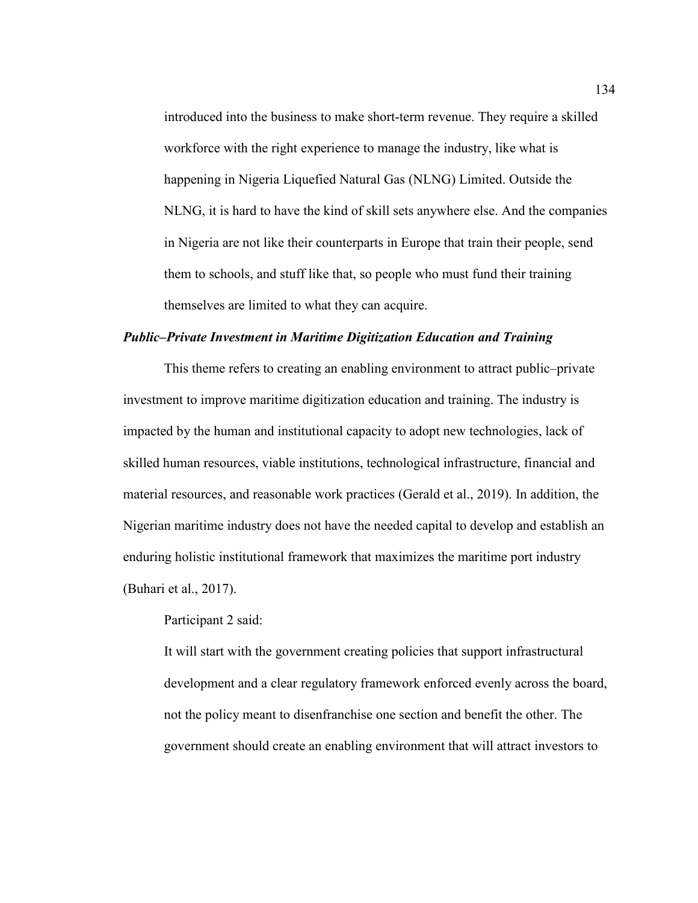> introduced into the business to make short-term revenue. They require a skilled workforce with the right experience to manage the industry, like what is happening in Nigeria Liquefied Natural Gas (NLNG) Limited. Outside the NLNG, it is hard to have the kind of skill sets anywhere else. And the companies in Nigeria are not like their counterparts in Europe that train their people, send them to schools, and stuff like that, so people who must fund their training themselves are limited to what they can acquire.

### *Public–Private Investment in Maritime Digitization Education and Training*

This theme refers to creating an enabling environment to attract public–private investment to improve maritime digitization education and training. The industry is impacted by the human and institutional capacity to adopt new technologies, lack of skilled human resources, viable institutions, technological infrastructure, financial and material resources, and reasonable work practices (Gerald et al., 2019). In addition, the Nigerian maritime industry does not have the needed capital to develop and establish an enduring holistic institutional framework that maximizes the maritime port industry (Buhari et al., 2017).

Participant 2 said:

> It will start with the government creating policies that support infrastructural development and a clear regulatory framework enforced evenly across the board, not the policy meant to disenfranchise one section and benefit the other. The government should create an enabling environment that will attract investors to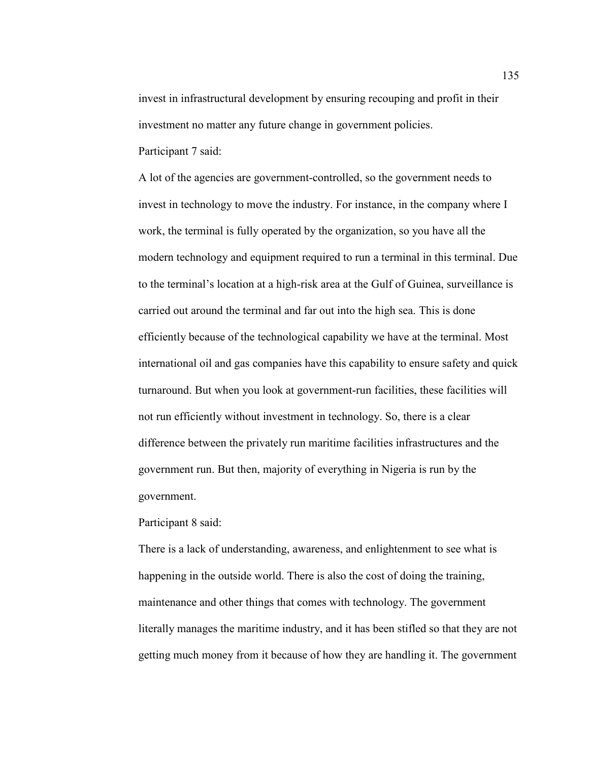invest in infrastructural development by ensuring recouping and profit in their investment no matter any future change in government policies.

Participant 7 said:

A lot of the agencies are government-controlled, so the government needs to invest in technology to move the industry. For instance, in the company where I work, the terminal is fully operated by the organization, so you have all the modern technology and equipment required to run a terminal in this terminal. Due to the terminal's location at a high-risk area at the Gulf of Guinea, surveillance is carried out around the terminal and far out into the high sea. This is done efficiently because of the technological capability we have at the terminal. Most international oil and gas companies have this capability to ensure safety and quick turnaround. But when you look at government-run facilities, these facilities will not run efficiently without investment in technology. So, there is a clear difference between the privately run maritime facilities infrastructures and the government run. But then, majority of everything in Nigeria is run by the government.

Participant 8 said:

There is a lack of understanding, awareness, and enlightenment to see what is happening in the outside world. There is also the cost of doing the training, maintenance and other things that comes with technology. The government literally manages the maritime industry, and it has been stifled so that they are not getting much money from it because of how they are handling it. The government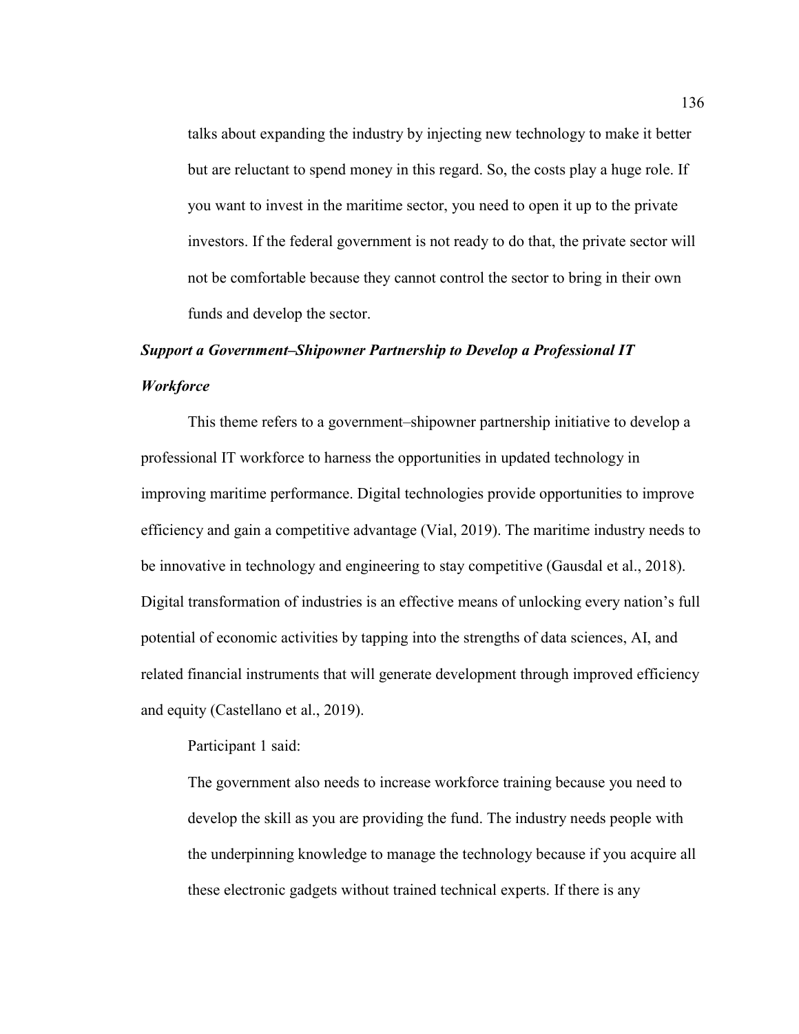> talks about expanding the industry by injecting new technology to make it better but are reluctant to spend money in this regard. So, the costs play a huge role. If you want to invest in the maritime sector, you need to open it up to the private investors. If the federal government is not ready to do that, the private sector will not be comfortable because they cannot control the sector to bring in their own funds and develop the sector.

### *Support a Government–Shipowner Partnership to Develop a Professional IT Workforce*

This theme refers to a government–shipowner partnership initiative to develop a professional IT workforce to harness the opportunities in updated technology in improving maritime performance. Digital technologies provide opportunities to improve efficiency and gain a competitive advantage (Vial, 2019). The maritime industry needs to be innovative in technology and engineering to stay competitive (Gausdal et al., 2018). Digital transformation of industries is an effective means of unlocking every nation's full potential of economic activities by tapping into the strengths of data sciences, AI, and related financial instruments that will generate development through improved efficiency and equity (Castellano et al., 2019).

Participant 1 said:

> The government also needs to increase workforce training because you need to develop the skill as you are providing the fund. The industry needs people with the underpinning knowledge to manage the technology because if you acquire all these electronic gadgets without trained technical experts. If there is any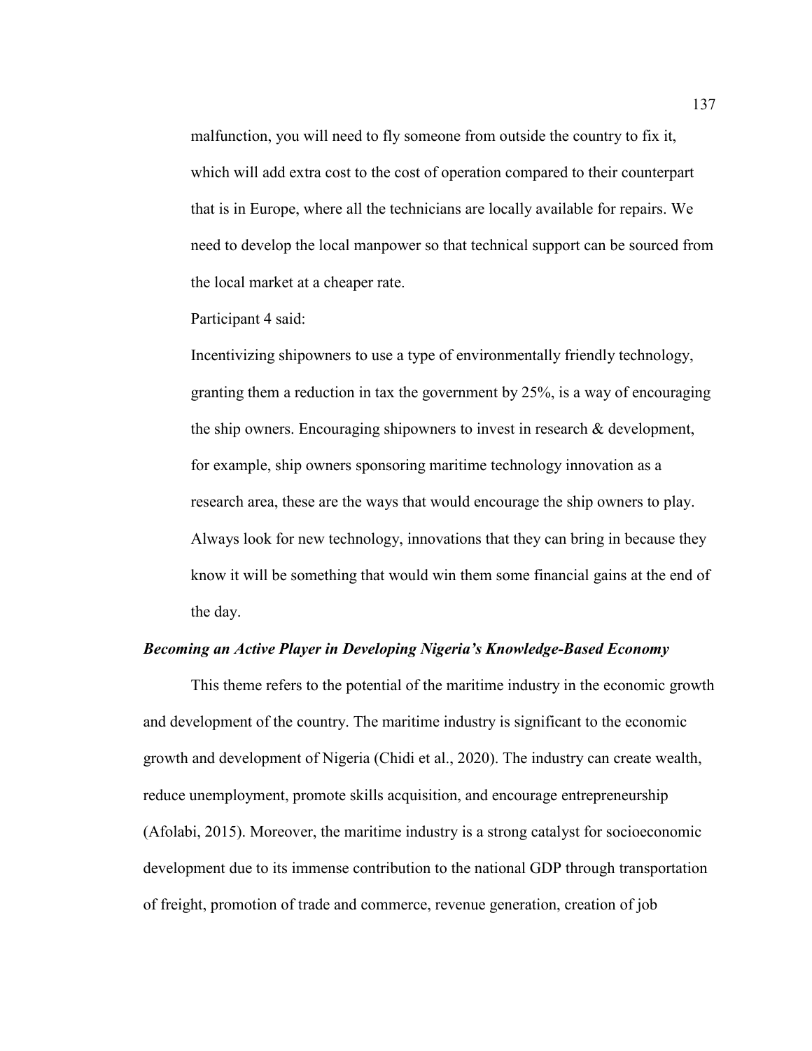malfunction, you will need to fly someone from outside the country to fix it, which will add extra cost to the cost of operation compared to their counterpart that is in Europe, where all the technicians are locally available for repairs. We need to develop the local manpower so that technical support can be sourced from the local market at a cheaper rate.

Participant 4 said:

> Incentivizing shipowners to use a type of environmentally friendly technology, granting them a reduction in tax the government by 25%, is a way of encouraging the ship owners. Encouraging shipowners to invest in research & development, for example, ship owners sponsoring maritime technology innovation as a research area, these are the ways that would encourage the ship owners to play. Always look for new technology, innovations that they can bring in because they know it will be something that would win them some financial gains at the end of the day.

### ***Becoming an Active Player in Developing Nigeria's Knowledge-Based Economy***

This theme refers to the potential of the maritime industry in the economic growth and development of the country. The maritime industry is significant to the economic growth and development of Nigeria (Chidi et al., 2020). The industry can create wealth, reduce unemployment, promote skills acquisition, and encourage entrepreneurship (Afolabi, 2015). Moreover, the maritime industry is a strong catalyst for socioeconomic development due to its immense contribution to the national GDP through transportation of freight, promotion of trade and commerce, revenue generation, creation of job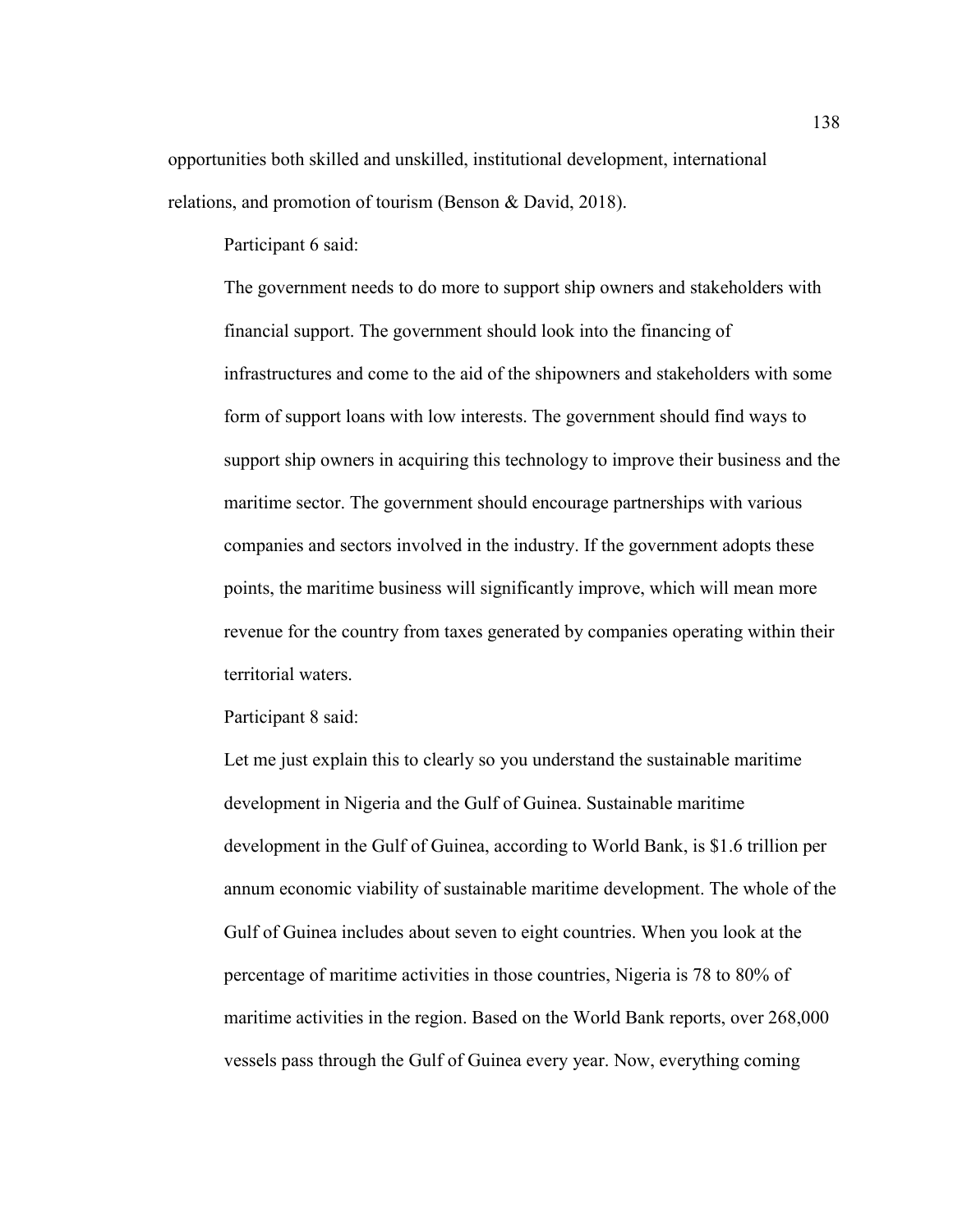opportunities both skilled and unskilled, institutional development, international relations, and promotion of tourism (Benson & David, 2018).

Participant 6 said:

> The government needs to do more to support ship owners and stakeholders with financial support. The government should look into the financing of infrastructures and come to the aid of the shipowners and stakeholders with some form of support loans with low interests. The government should find ways to support ship owners in acquiring this technology to improve their business and the maritime sector. The government should encourage partnerships with various companies and sectors involved in the industry. If the government adopts these points, the maritime business will significantly improve, which will mean more revenue for the country from taxes generated by companies operating within their territorial waters.

Participant 8 said:

> Let me just explain this to clearly so you understand the sustainable maritime development in Nigeria and the Gulf of Guinea. Sustainable maritime development in the Gulf of Guinea, according to World Bank, is $1.6 trillion per annum economic viability of sustainable maritime development. The whole of the Gulf of Guinea includes about seven to eight countries. When you look at the percentage of maritime activities in those countries, Nigeria is 78 to 80% of maritime activities in the region. Based on the World Bank reports, over 268,000 vessels pass through the Gulf of Guinea every year. Now, everything coming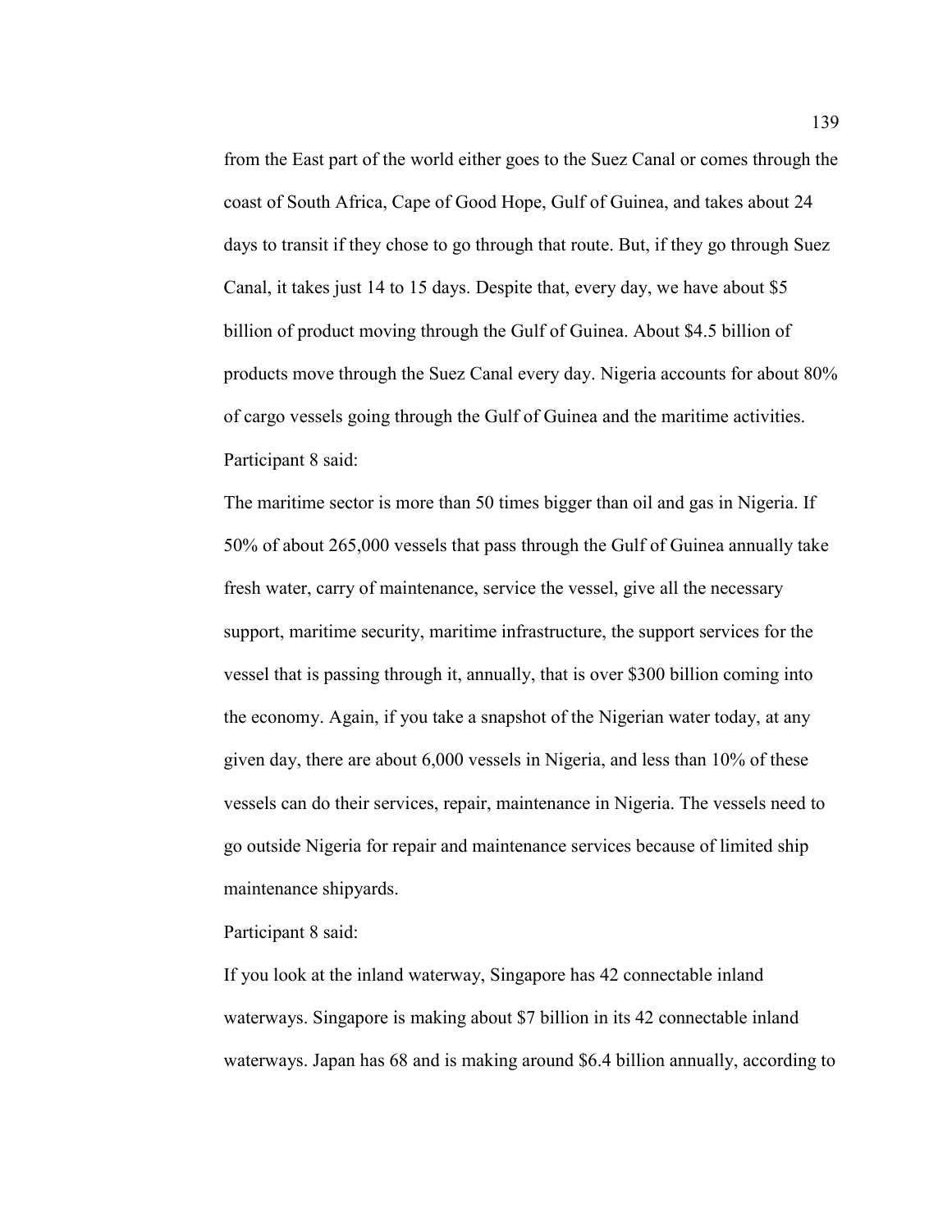from the East part of the world either goes to the Suez Canal or comes through the coast of South Africa, Cape of Good Hope, Gulf of Guinea, and takes about 24 days to transit if they chose to go through that route. But, if they go through Suez Canal, it takes just 14 to 15 days. Despite that, every day, we have about $5 billion of product moving through the Gulf of Guinea. About $4.5 billion of products move through the Suez Canal every day. Nigeria accounts for about 80% of cargo vessels going through the Gulf of Guinea and the maritime activities.

Participant 8 said:

The maritime sector is more than 50 times bigger than oil and gas in Nigeria. If 50% of about 265,000 vessels that pass through the Gulf of Guinea annually take fresh water, carry of maintenance, service the vessel, give all the necessary support, maritime security, maritime infrastructure, the support services for the vessel that is passing through it, annually, that is over $300 billion coming into the economy. Again, if you take a snapshot of the Nigerian water today, at any given day, there are about 6,000 vessels in Nigeria, and less than 10% of these vessels can do their services, repair, maintenance in Nigeria. The vessels need to go outside Nigeria for repair and maintenance services because of limited ship maintenance shipyards.

Participant 8 said:

If you look at the inland waterway, Singapore has 42 connectable inland waterways. Singapore is making about $7 billion in its 42 connectable inland waterways. Japan has 68 and is making around $6.4 billion annually, according to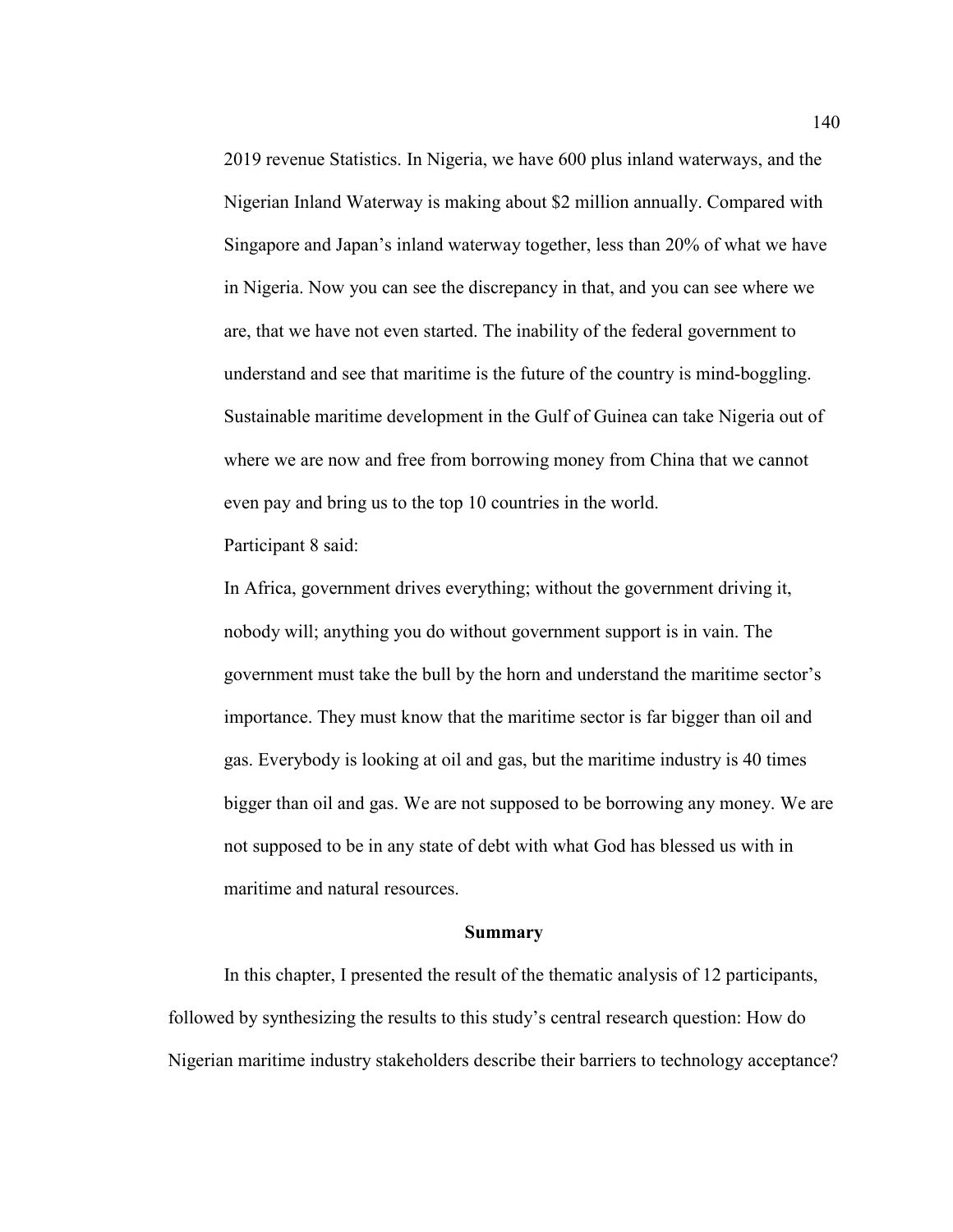> 2019 revenue Statistics. In Nigeria, we have 600 plus inland waterways, and the Nigerian Inland Waterway is making about $2 million annually. Compared with Singapore and Japan's inland waterway together, less than 20% of what we have in Nigeria. Now you can see the discrepancy in that, and you can see where we are, that we have not even started. The inability of the federal government to understand and see that maritime is the future of the country is mind-boggling. Sustainable maritime development in the Gulf of Guinea can take Nigeria out of where we are now and free from borrowing money from China that we cannot even pay and bring us to the top 10 countries in the world.

Participant 8 said:

> In Africa, government drives everything; without the government driving it, nobody will; anything you do without government support is in vain. The government must take the bull by the horn and understand the maritime sector's importance. They must know that the maritime sector is far bigger than oil and gas. Everybody is looking at oil and gas, but the maritime industry is 40 times bigger than oil and gas. We are not supposed to be borrowing any money. We are not supposed to be in any state of debt with what God has blessed us with in maritime and natural resources.

## Summary

In this chapter, I presented the result of the thematic analysis of 12 participants, followed by synthesizing the results to this study's central research question: How do Nigerian maritime industry stakeholders describe their barriers to technology acceptance?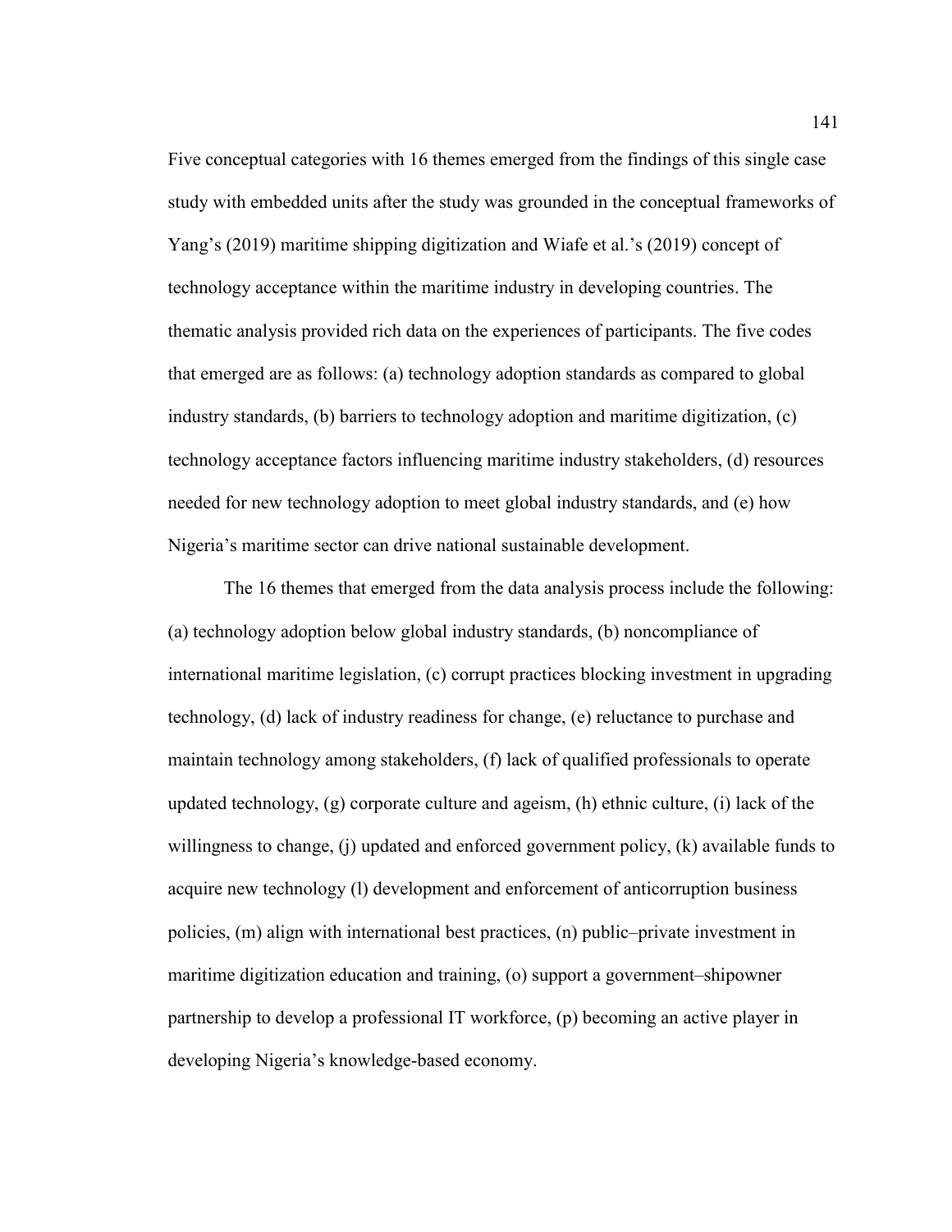Five conceptual categories with 16 themes emerged from the findings of this single case study with embedded units after the study was grounded in the conceptual frameworks of Yang's (2019) maritime shipping digitization and Wiafe et al.'s (2019) concept of technology acceptance within the maritime industry in developing countries. The thematic analysis provided rich data on the experiences of participants. The five codes that emerged are as follows: (a) technology adoption standards as compared to global industry standards, (b) barriers to technology adoption and maritime digitization, (c) technology acceptance factors influencing maritime industry stakeholders, (d) resources needed for new technology adoption to meet global industry standards, and (e) how Nigeria's maritime sector can drive national sustainable development.

The 16 themes that emerged from the data analysis process include the following: (a) technology adoption below global industry standards, (b) noncompliance of international maritime legislation, (c) corrupt practices blocking investment in upgrading technology, (d) lack of industry readiness for change, (e) reluctance to purchase and maintain technology among stakeholders, (f) lack of qualified professionals to operate updated technology, (g) corporate culture and ageism, (h) ethnic culture, (i) lack of the willingness to change, (j) updated and enforced government policy, (k) available funds to acquire new technology (l) development and enforcement of anticorruption business policies, (m) align with international best practices, (n) public–private investment in maritime digitization education and training, (o) support a government–shipowner partnership to develop a professional IT workforce, (p) becoming an active player in developing Nigeria's knowledge-based economy.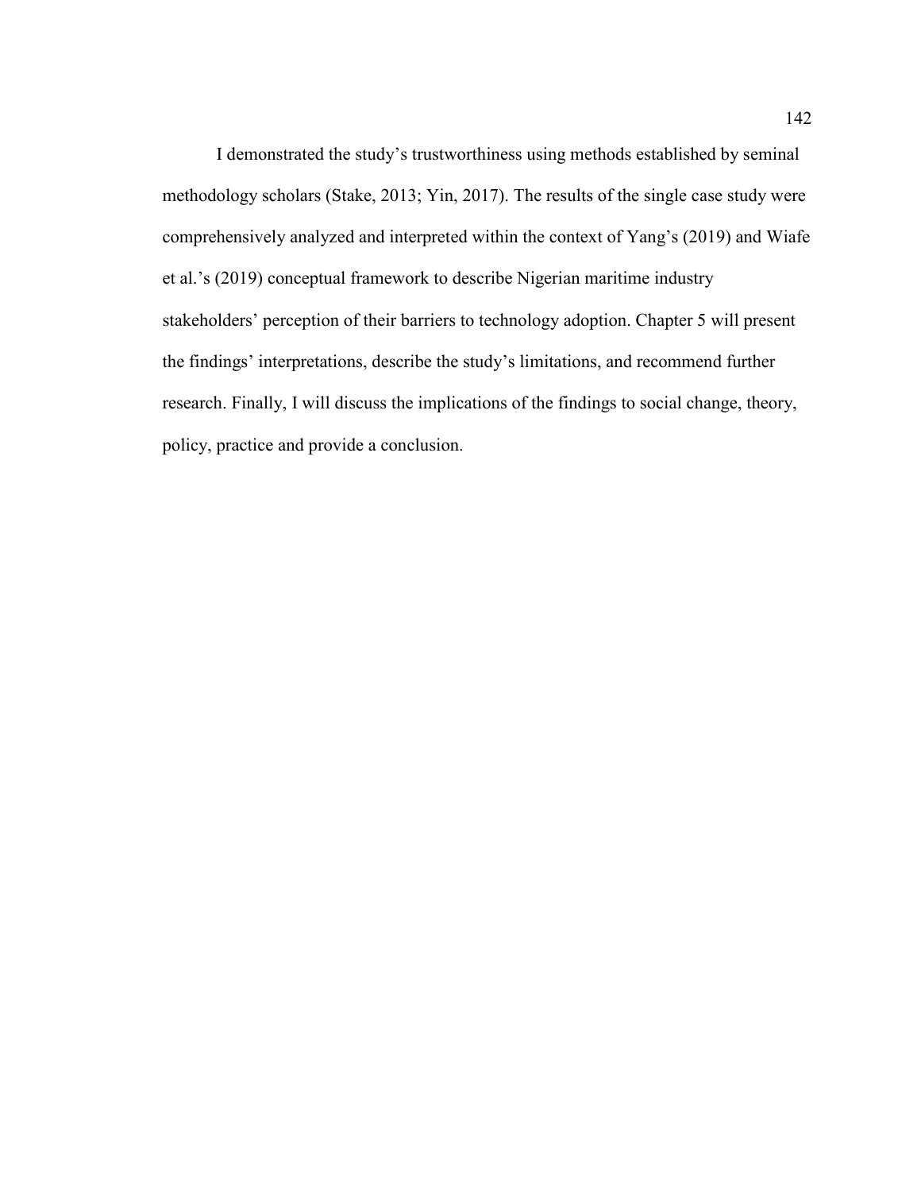I demonstrated the study’s trustworthiness using methods established by seminal methodology scholars (Stake, 2013; Yin, 2017). The results of the single case study were comprehensively analyzed and interpreted within the context of Yang’s (2019) and Wiafe et al.’s (2019) conceptual framework to describe Nigerian maritime industry stakeholders’ perception of their barriers to technology adoption. Chapter 5 will present the findings’ interpretations, describe the study’s limitations, and recommend further research. Finally, I will discuss the implications of the findings to social change, theory, policy, practice and provide a conclusion.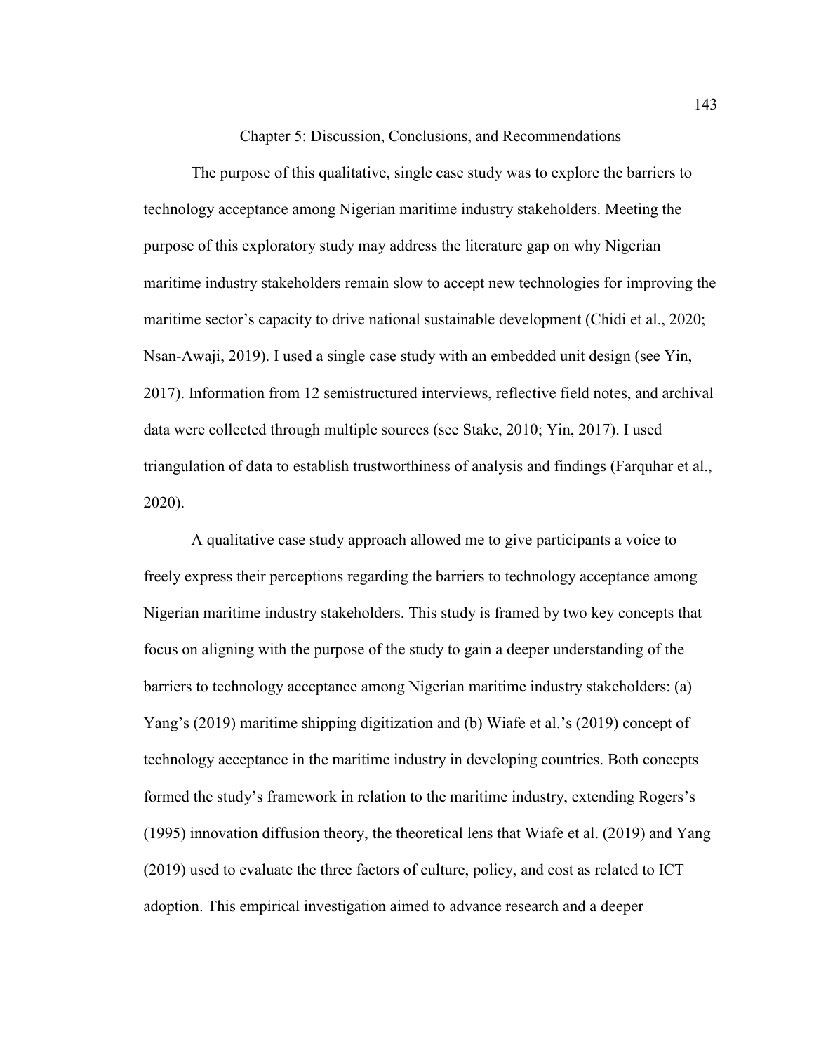# Chapter 5: Discussion, Conclusions, and Recommendations

The purpose of this qualitative, single case study was to explore the barriers to technology acceptance among Nigerian maritime industry stakeholders. Meeting the purpose of this exploratory study may address the literature gap on why Nigerian maritime industry stakeholders remain slow to accept new technologies for improving the maritime sector's capacity to drive national sustainable development (Chidi et al., 2020; Nsan-Awaji, 2019). I used a single case study with an embedded unit design (see Yin, 2017). Information from 12 semistructured interviews, reflective field notes, and archival data were collected through multiple sources (see Stake, 2010; Yin, 2017). I used triangulation of data to establish trustworthiness of analysis and findings (Farquhar et al., 2020).

A qualitative case study approach allowed me to give participants a voice to freely express their perceptions regarding the barriers to technology acceptance among Nigerian maritime industry stakeholders. This study is framed by two key concepts that focus on aligning with the purpose of the study to gain a deeper understanding of the barriers to technology acceptance among Nigerian maritime industry stakeholders: (a) Yang's (2019) maritime shipping digitization and (b) Wiafe et al.'s (2019) concept of technology acceptance in the maritime industry in developing countries. Both concepts formed the study's framework in relation to the maritime industry, extending Rogers's (1995) innovation diffusion theory, the theoretical lens that Wiafe et al. (2019) and Yang (2019) used to evaluate the three factors of culture, policy, and cost as related to ICT adoption. This empirical investigation aimed to advance research and a deeper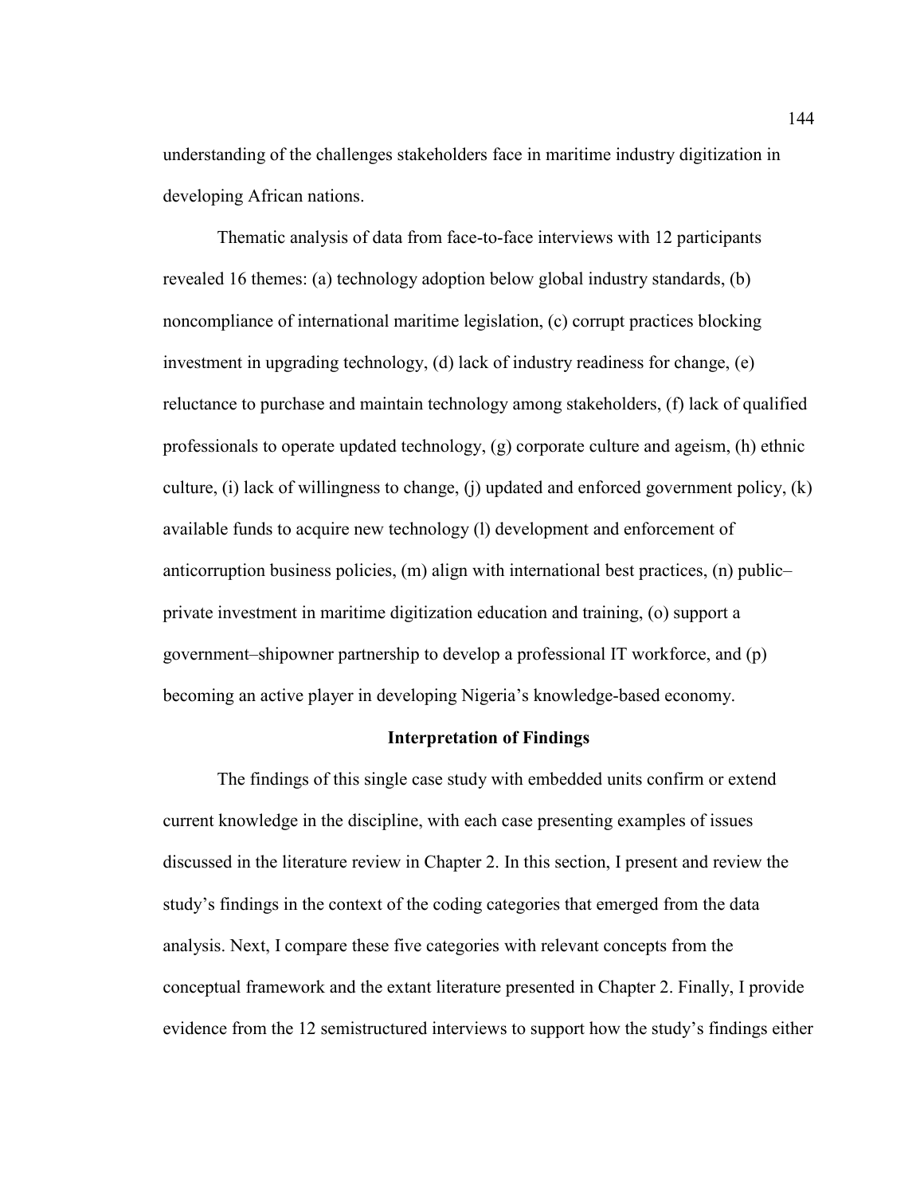understanding of the challenges stakeholders face in maritime industry digitization in developing African nations.

Thematic analysis of data from face-to-face interviews with 12 participants revealed 16 themes: (a) technology adoption below global industry standards, (b) noncompliance of international maritime legislation, (c) corrupt practices blocking investment in upgrading technology, (d) lack of industry readiness for change, (e) reluctance to purchase and maintain technology among stakeholders, (f) lack of qualified professionals to operate updated technology, (g) corporate culture and ageism, (h) ethnic culture, (i) lack of willingness to change, (j) updated and enforced government policy, (k) available funds to acquire new technology (l) development and enforcement of anticorruption business policies, (m) align with international best practices, (n) public–private investment in maritime digitization education and training, (o) support a government–shipowner partnership to develop a professional IT workforce, and (p) becoming an active player in developing Nigeria's knowledge-based economy.

## Interpretation of Findings

The findings of this single case study with embedded units confirm or extend current knowledge in the discipline, with each case presenting examples of issues discussed in the literature review in Chapter 2. In this section, I present and review the study's findings in the context of the coding categories that emerged from the data analysis. Next, I compare these five categories with relevant concepts from the conceptual framework and the extant literature presented in Chapter 2. Finally, I provide evidence from the 12 semistructured interviews to support how the study's findings either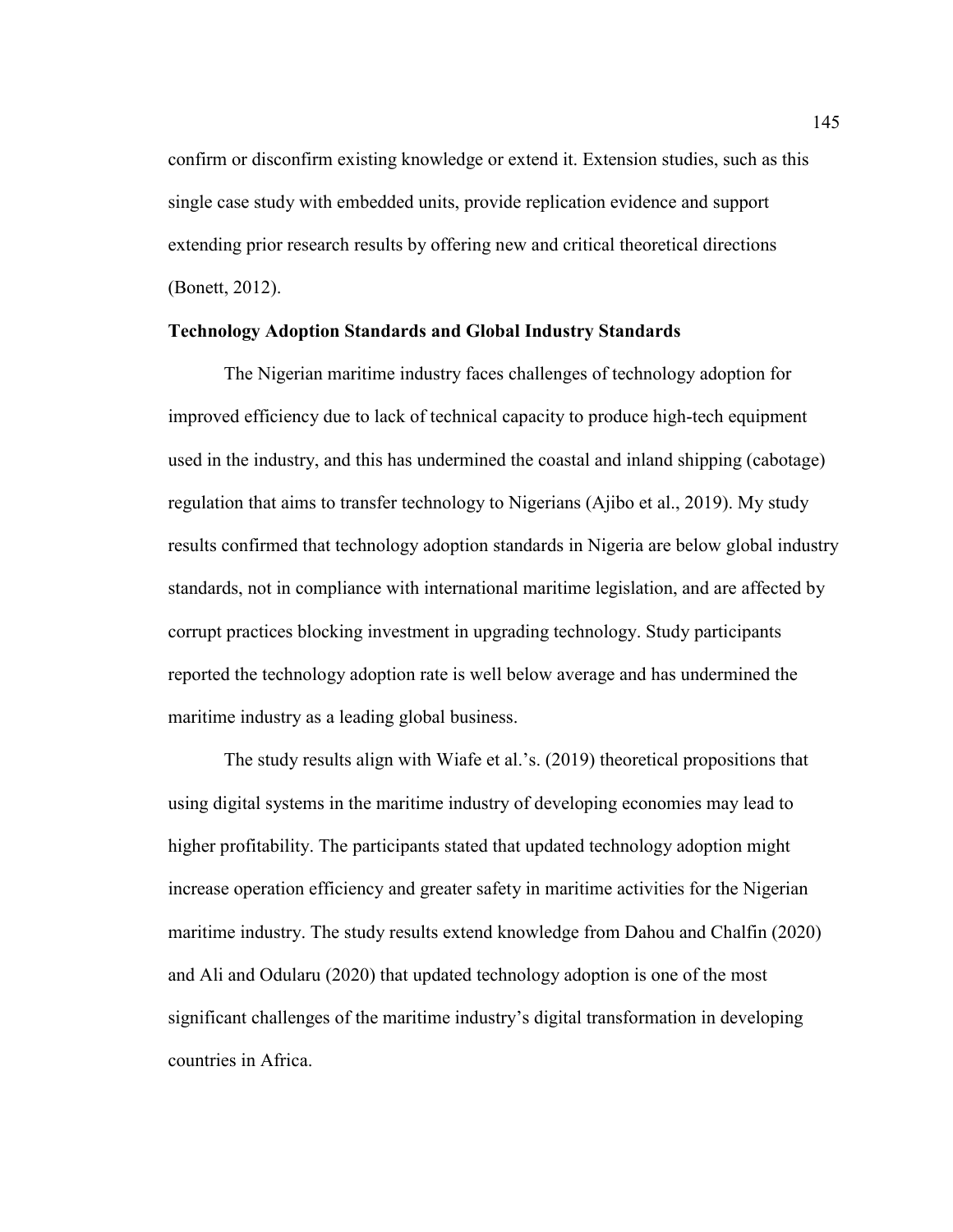confirm or disconfirm existing knowledge or extend it. Extension studies, such as this single case study with embedded units, provide replication evidence and support extending prior research results by offering new and critical theoretical directions (Bonett, 2012).

### Technology Adoption Standards and Global Industry Standards

The Nigerian maritime industry faces challenges of technology adoption for improved efficiency due to lack of technical capacity to produce high-tech equipment used in the industry, and this has undermined the coastal and inland shipping (cabotage) regulation that aims to transfer technology to Nigerians (Ajibo et al., 2019). My study results confirmed that technology adoption standards in Nigeria are below global industry standards, not in compliance with international maritime legislation, and are affected by corrupt practices blocking investment in upgrading technology. Study participants reported the technology adoption rate is well below average and has undermined the maritime industry as a leading global business.

The study results align with Wiafe et al.'s. (2019) theoretical propositions that using digital systems in the maritime industry of developing economies may lead to higher profitability. The participants stated that updated technology adoption might increase operation efficiency and greater safety in maritime activities for the Nigerian maritime industry. The study results extend knowledge from Dahou and Chalfin (2020) and Ali and Odularu (2020) that updated technology adoption is one of the most significant challenges of the maritime industry's digital transformation in developing countries in Africa.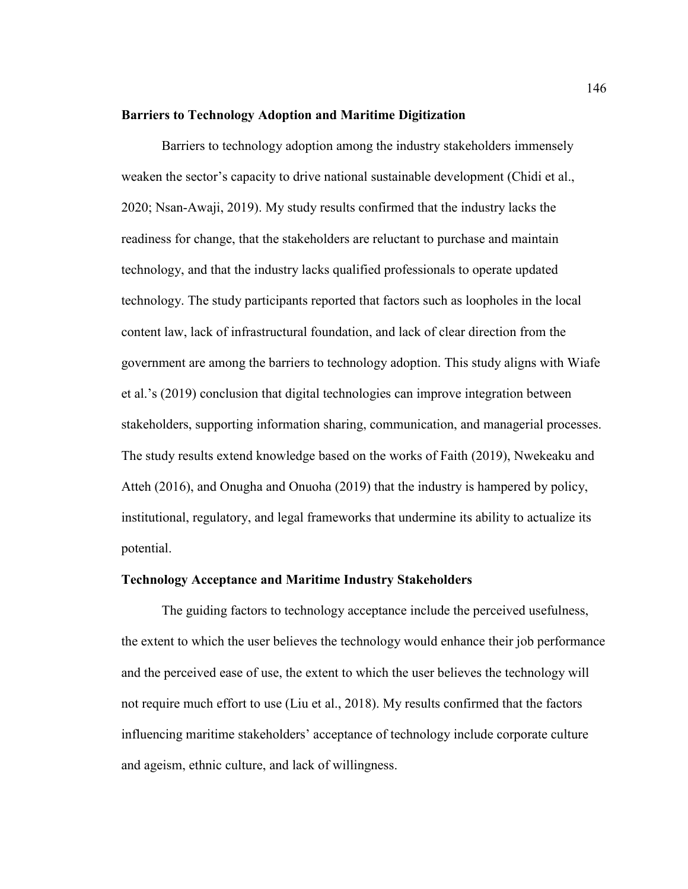### Barriers to Technology Adoption and Maritime Digitization

Barriers to technology adoption among the industry stakeholders immensely weaken the sector's capacity to drive national sustainable development (Chidi et al., 2020; Nsan-Awaji, 2019). My study results confirmed that the industry lacks the readiness for change, that the stakeholders are reluctant to purchase and maintain technology, and that the industry lacks qualified professionals to operate updated technology. The study participants reported that factors such as loopholes in the local content law, lack of infrastructural foundation, and lack of clear direction from the government are among the barriers to technology adoption. This study aligns with Wiafe et al.'s (2019) conclusion that digital technologies can improve integration between stakeholders, supporting information sharing, communication, and managerial processes. The study results extend knowledge based on the works of Faith (2019), Nwekeaku and Atteh (2016), and Onugha and Onuoha (2019) that the industry is hampered by policy, institutional, regulatory, and legal frameworks that undermine its ability to actualize its potential.

### Technology Acceptance and Maritime Industry Stakeholders

The guiding factors to technology acceptance include the perceived usefulness, the extent to which the user believes the technology would enhance their job performance and the perceived ease of use, the extent to which the user believes the technology will not require much effort to use (Liu et al., 2018). My results confirmed that the factors influencing maritime stakeholders' acceptance of technology include corporate culture and ageism, ethnic culture, and lack of willingness.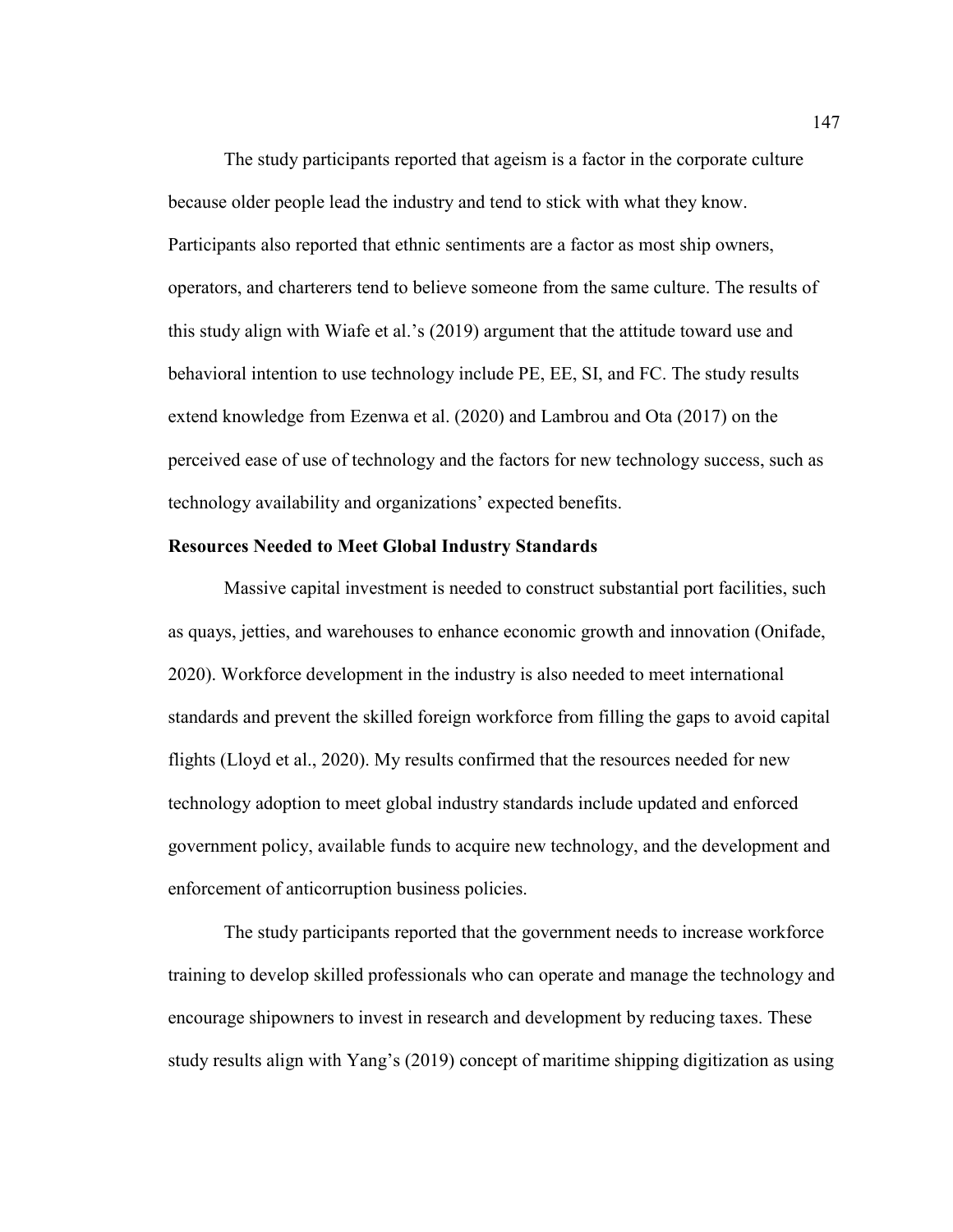The study participants reported that ageism is a factor in the corporate culture because older people lead the industry and tend to stick with what they know. Participants also reported that ethnic sentiments are a factor as most ship owners, operators, and charterers tend to believe someone from the same culture. The results of this study align with Wiafe et al.'s (2019) argument that the attitude toward use and behavioral intention to use technology include PE, EE, SI, and FC. The study results extend knowledge from Ezenwa et al. (2020) and Lambrou and Ota (2017) on the perceived ease of use of technology and the factors for new technology success, such as technology availability and organizations' expected benefits.

**Resources Needed to Meet Global Industry Standards**

Massive capital investment is needed to construct substantial port facilities, such as quays, jetties, and warehouses to enhance economic growth and innovation (Onifade, 2020). Workforce development in the industry is also needed to meet international standards and prevent the skilled foreign workforce from filling the gaps to avoid capital flights (Lloyd et al., 2020). My results confirmed that the resources needed for new technology adoption to meet global industry standards include updated and enforced government policy, available funds to acquire new technology, and the development and enforcement of anticorruption business policies.

The study participants reported that the government needs to increase workforce training to develop skilled professionals who can operate and manage the technology and encourage shipowners to invest in research and development by reducing taxes. These study results align with Yang's (2019) concept of maritime shipping digitization as using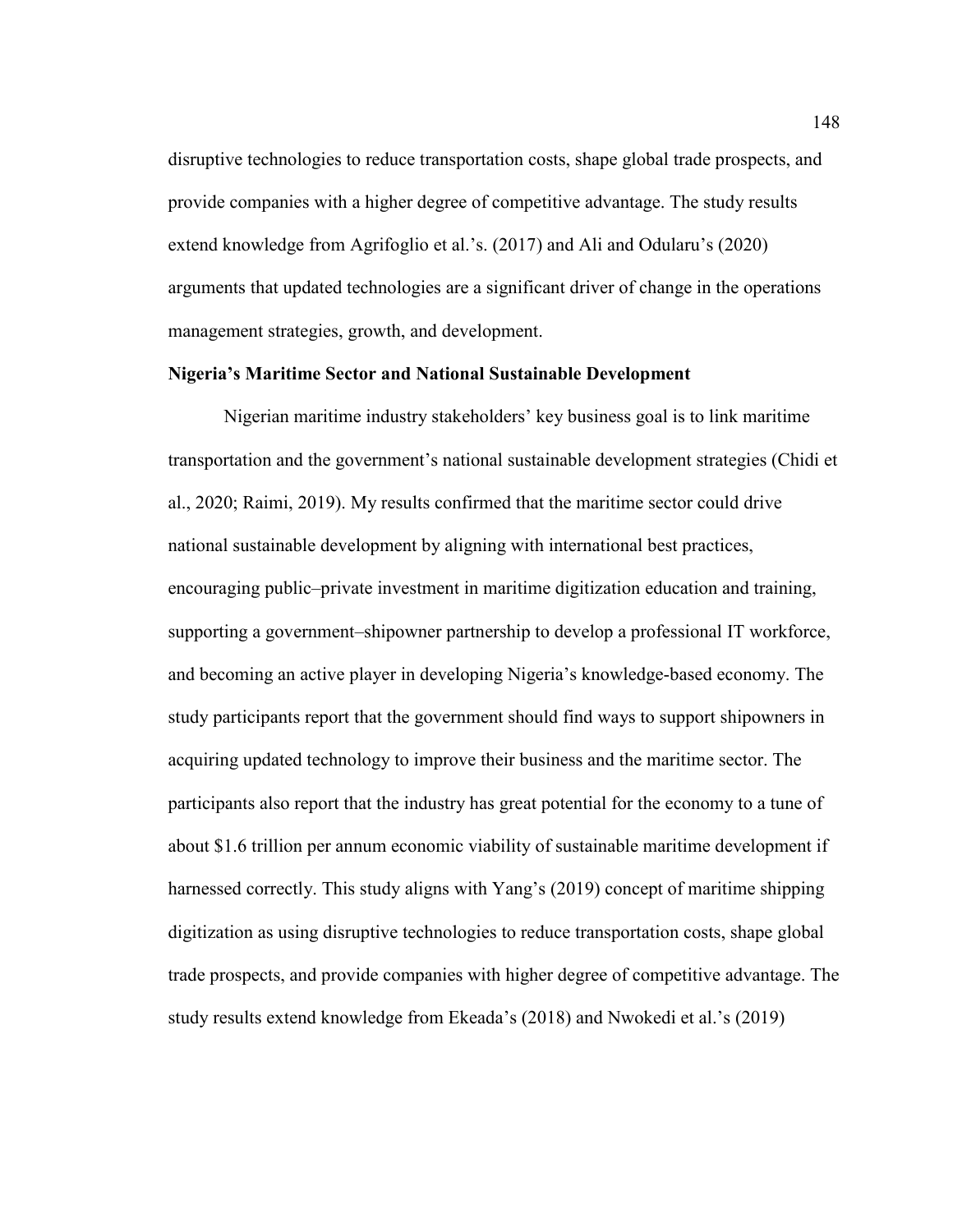disruptive technologies to reduce transportation costs, shape global trade prospects, and provide companies with a higher degree of competitive advantage. The study results extend knowledge from Agrifoglio et al.'s. (2017) and Ali and Odularu's (2020) arguments that updated technologies are a significant driver of change in the operations management strategies, growth, and development.

**Nigeria's Maritime Sector and National Sustainable Development**

Nigerian maritime industry stakeholders' key business goal is to link maritime transportation and the government's national sustainable development strategies (Chidi et al., 2020; Raimi, 2019). My results confirmed that the maritime sector could drive national sustainable development by aligning with international best practices, encouraging public–private investment in maritime digitization education and training, supporting a government–shipowner partnership to develop a professional IT workforce, and becoming an active player in developing Nigeria's knowledge-based economy. The study participants report that the government should find ways to support shipowners in acquiring updated technology to improve their business and the maritime sector. The participants also report that the industry has great potential for the economy to a tune of about $1.6 trillion per annum economic viability of sustainable maritime development if harnessed correctly. This study aligns with Yang's (2019) concept of maritime shipping digitization as using disruptive technologies to reduce transportation costs, shape global trade prospects, and provide companies with higher degree of competitive advantage. The study results extend knowledge from Ekeada's (2018) and Nwokedi et al.'s (2019)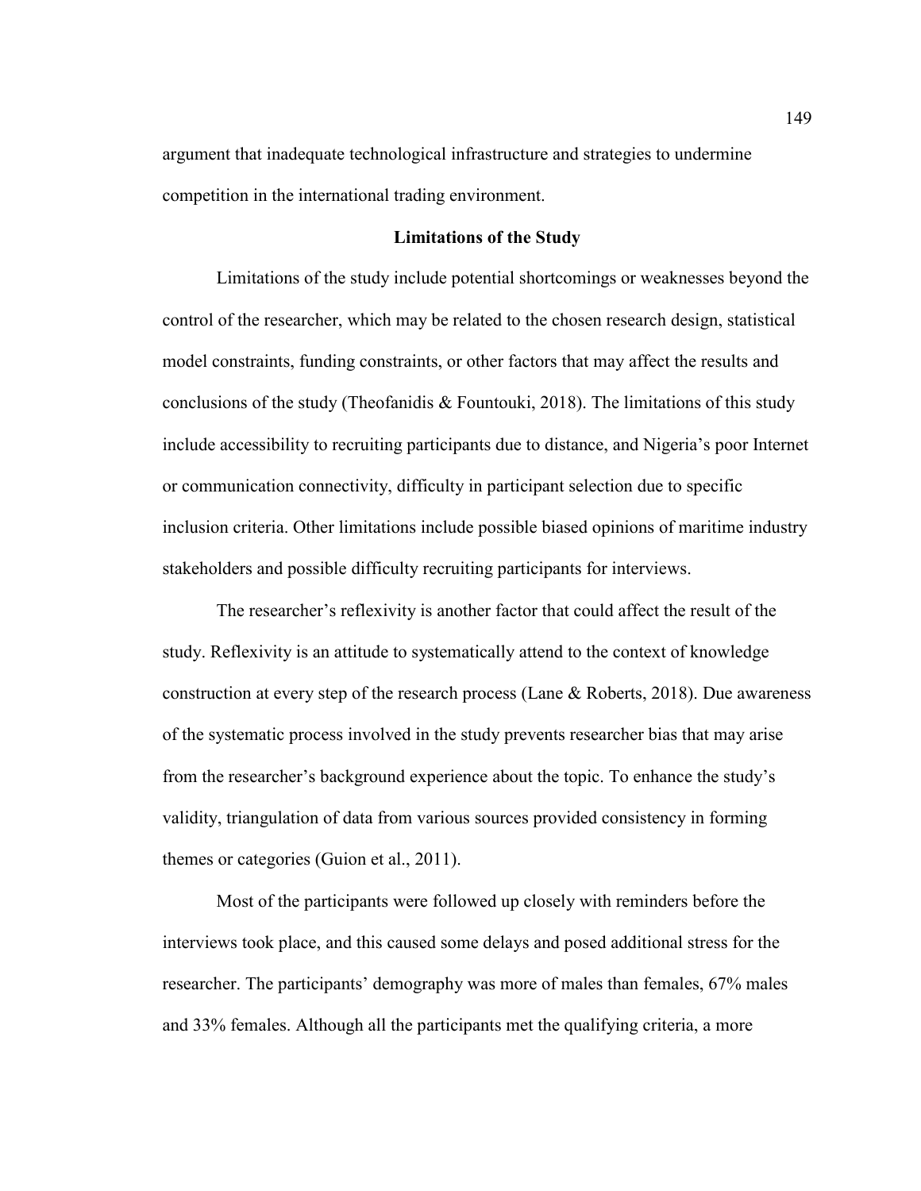argument that inadequate technological infrastructure and strategies to undermine competition in the international trading environment.

## Limitations of the Study

Limitations of the study include potential shortcomings or weaknesses beyond the control of the researcher, which may be related to the chosen research design, statistical model constraints, funding constraints, or other factors that may affect the results and conclusions of the study (Theofanidis & Fountouki, 2018). The limitations of this study include accessibility to recruiting participants due to distance, and Nigeria's poor Internet or communication connectivity, difficulty in participant selection due to specific inclusion criteria. Other limitations include possible biased opinions of maritime industry stakeholders and possible difficulty recruiting participants for interviews.

The researcher's reflexivity is another factor that could affect the result of the study. Reflexivity is an attitude to systematically attend to the context of knowledge construction at every step of the research process (Lane & Roberts, 2018). Due awareness of the systematic process involved in the study prevents researcher bias that may arise from the researcher's background experience about the topic. To enhance the study's validity, triangulation of data from various sources provided consistency in forming themes or categories (Guion et al., 2011).

Most of the participants were followed up closely with reminders before the interviews took place, and this caused some delays and posed additional stress for the researcher. The participants' demography was more of males than females, 67% males and 33% females. Although all the participants met the qualifying criteria, a more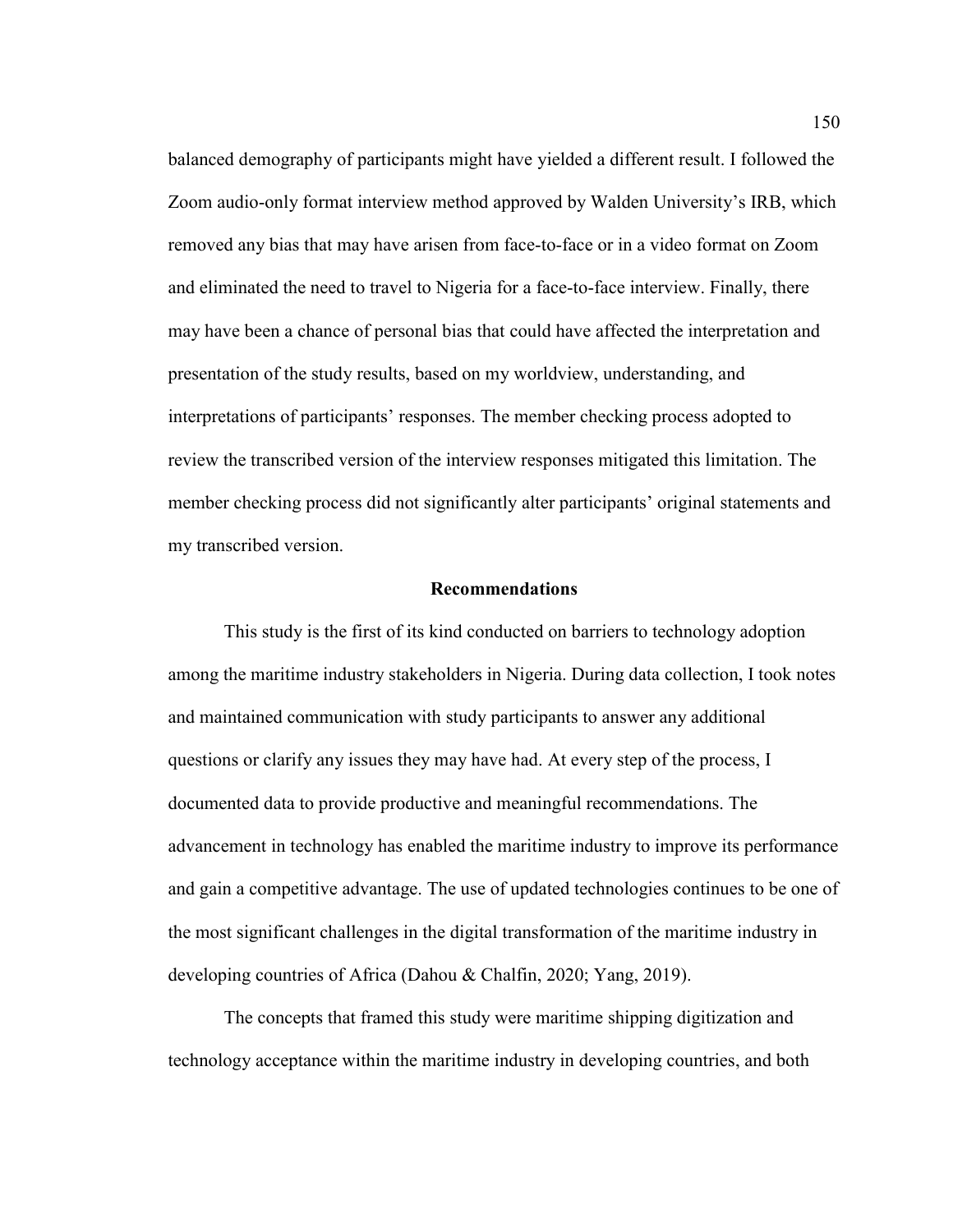balanced demography of participants might have yielded a different result. I followed the Zoom audio-only format interview method approved by Walden University's IRB, which removed any bias that may have arisen from face-to-face or in a video format on Zoom and eliminated the need to travel to Nigeria for a face-to-face interview. Finally, there may have been a chance of personal bias that could have affected the interpretation and presentation of the study results, based on my worldview, understanding, and interpretations of participants' responses. The member checking process adopted to review the transcribed version of the interview responses mitigated this limitation. The member checking process did not significantly alter participants' original statements and my transcribed version.

## Recommendations

This study is the first of its kind conducted on barriers to technology adoption among the maritime industry stakeholders in Nigeria. During data collection, I took notes and maintained communication with study participants to answer any additional questions or clarify any issues they may have had. At every step of the process, I documented data to provide productive and meaningful recommendations. The advancement in technology has enabled the maritime industry to improve its performance and gain a competitive advantage. The use of updated technologies continues to be one of the most significant challenges in the digital transformation of the maritime industry in developing countries of Africa (Dahou & Chalfin, 2020; Yang, 2019).

The concepts that framed this study were maritime shipping digitization and technology acceptance within the maritime industry in developing countries, and both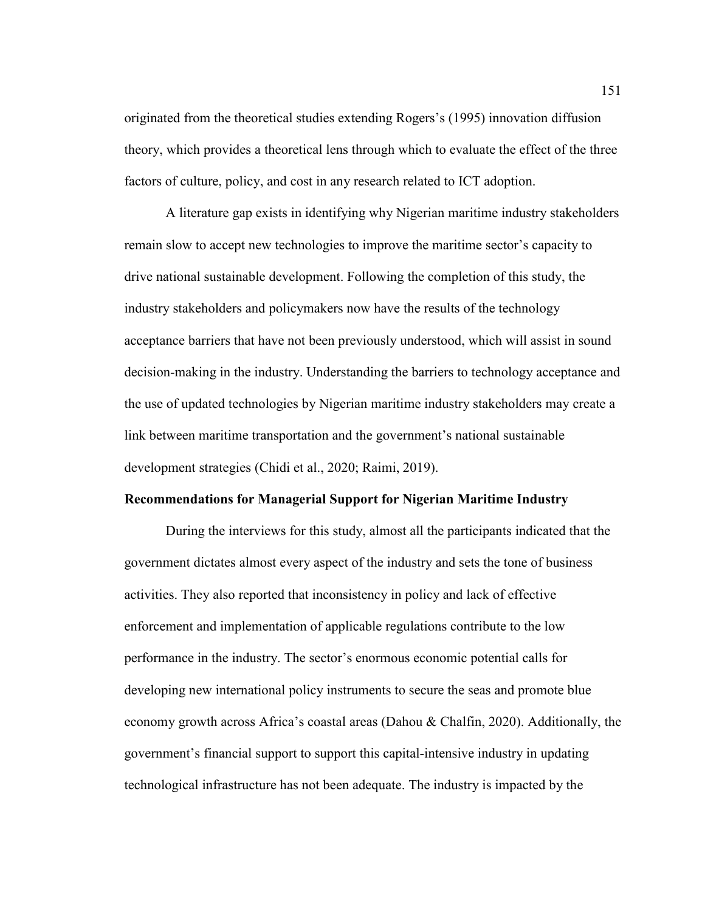originated from the theoretical studies extending Rogers's (1995) innovation diffusion theory, which provides a theoretical lens through which to evaluate the effect of the three factors of culture, policy, and cost in any research related to ICT adoption.

A literature gap exists in identifying why Nigerian maritime industry stakeholders remain slow to accept new technologies to improve the maritime sector's capacity to drive national sustainable development. Following the completion of this study, the industry stakeholders and policymakers now have the results of the technology acceptance barriers that have not been previously understood, which will assist in sound decision-making in the industry. Understanding the barriers to technology acceptance and the use of updated technologies by Nigerian maritime industry stakeholders may create a link between maritime transportation and the government's national sustainable development strategies (Chidi et al., 2020; Raimi, 2019).

**Recommendations for Managerial Support for Nigerian Maritime Industry**

During the interviews for this study, almost all the participants indicated that the government dictates almost every aspect of the industry and sets the tone of business activities. They also reported that inconsistency in policy and lack of effective enforcement and implementation of applicable regulations contribute to the low performance in the industry. The sector's enormous economic potential calls for developing new international policy instruments to secure the seas and promote blue economy growth across Africa's coastal areas (Dahou & Chalfin, 2020). Additionally, the government's financial support to support this capital-intensive industry in updating technological infrastructure has not been adequate. The industry is impacted by the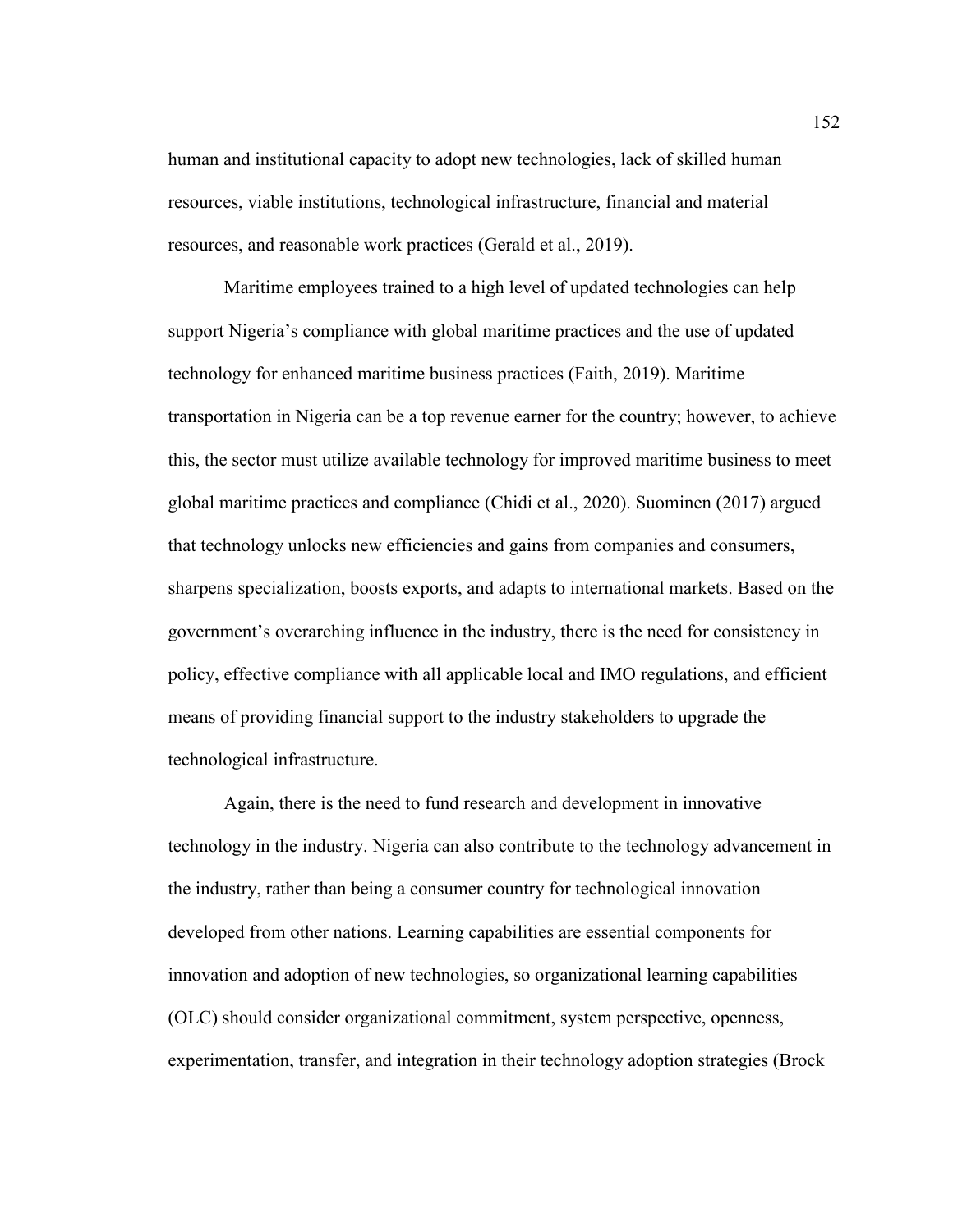human and institutional capacity to adopt new technologies, lack of skilled human resources, viable institutions, technological infrastructure, financial and material resources, and reasonable work practices (Gerald et al., 2019).

Maritime employees trained to a high level of updated technologies can help support Nigeria's compliance with global maritime practices and the use of updated technology for enhanced maritime business practices (Faith, 2019). Maritime transportation in Nigeria can be a top revenue earner for the country; however, to achieve this, the sector must utilize available technology for improved maritime business to meet global maritime practices and compliance (Chidi et al., 2020). Suominen (2017) argued that technology unlocks new efficiencies and gains from companies and consumers, sharpens specialization, boosts exports, and adapts to international markets. Based on the government's overarching influence in the industry, there is the need for consistency in policy, effective compliance with all applicable local and IMO regulations, and efficient means of providing financial support to the industry stakeholders to upgrade the technological infrastructure.

Again, there is the need to fund research and development in innovative technology in the industry. Nigeria can also contribute to the technology advancement in the industry, rather than being a consumer country for technological innovation developed from other nations. Learning capabilities are essential components for innovation and adoption of new technologies, so organizational learning capabilities (OLC) should consider organizational commitment, system perspective, openness, experimentation, transfer, and integration in their technology adoption strategies (Brock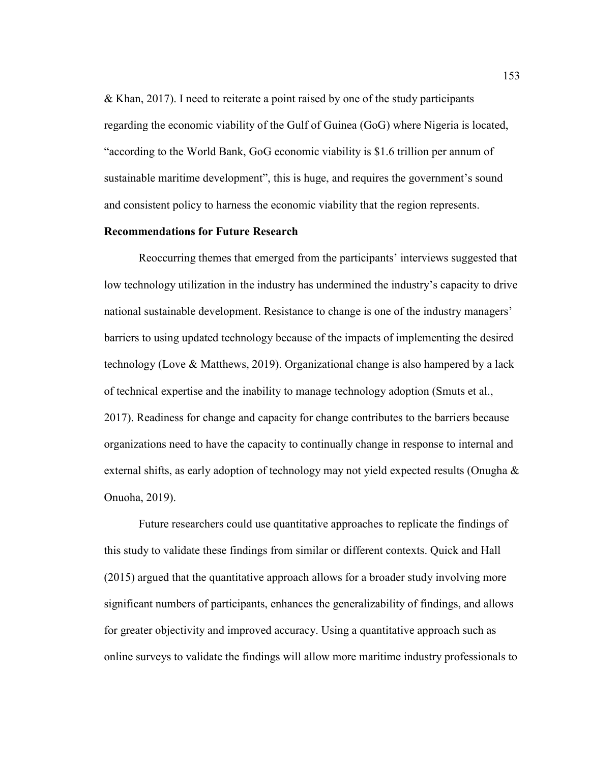& Khan, 2017). I need to reiterate a point raised by one of the study participants regarding the economic viability of the Gulf of Guinea (GoG) where Nigeria is located, "according to the World Bank, GoG economic viability is $1.6 trillion per annum of sustainable maritime development", this is huge, and requires the government's sound and consistent policy to harness the economic viability that the region represents.

**Recommendations for Future Research**

Reoccurring themes that emerged from the participants' interviews suggested that low technology utilization in the industry has undermined the industry's capacity to drive national sustainable development. Resistance to change is one of the industry managers' barriers to using updated technology because of the impacts of implementing the desired technology (Love & Matthews, 2019). Organizational change is also hampered by a lack of technical expertise and the inability to manage technology adoption (Smuts et al., 2017). Readiness for change and capacity for change contributes to the barriers because organizations need to have the capacity to continually change in response to internal and external shifts, as early adoption of technology may not yield expected results (Onugha & Onuoha, 2019).

Future researchers could use quantitative approaches to replicate the findings of this study to validate these findings from similar or different contexts. Quick and Hall (2015) argued that the quantitative approach allows for a broader study involving more significant numbers of participants, enhances the generalizability of findings, and allows for greater objectivity and improved accuracy. Using a quantitative approach such as online surveys to validate the findings will allow more maritime industry professionals to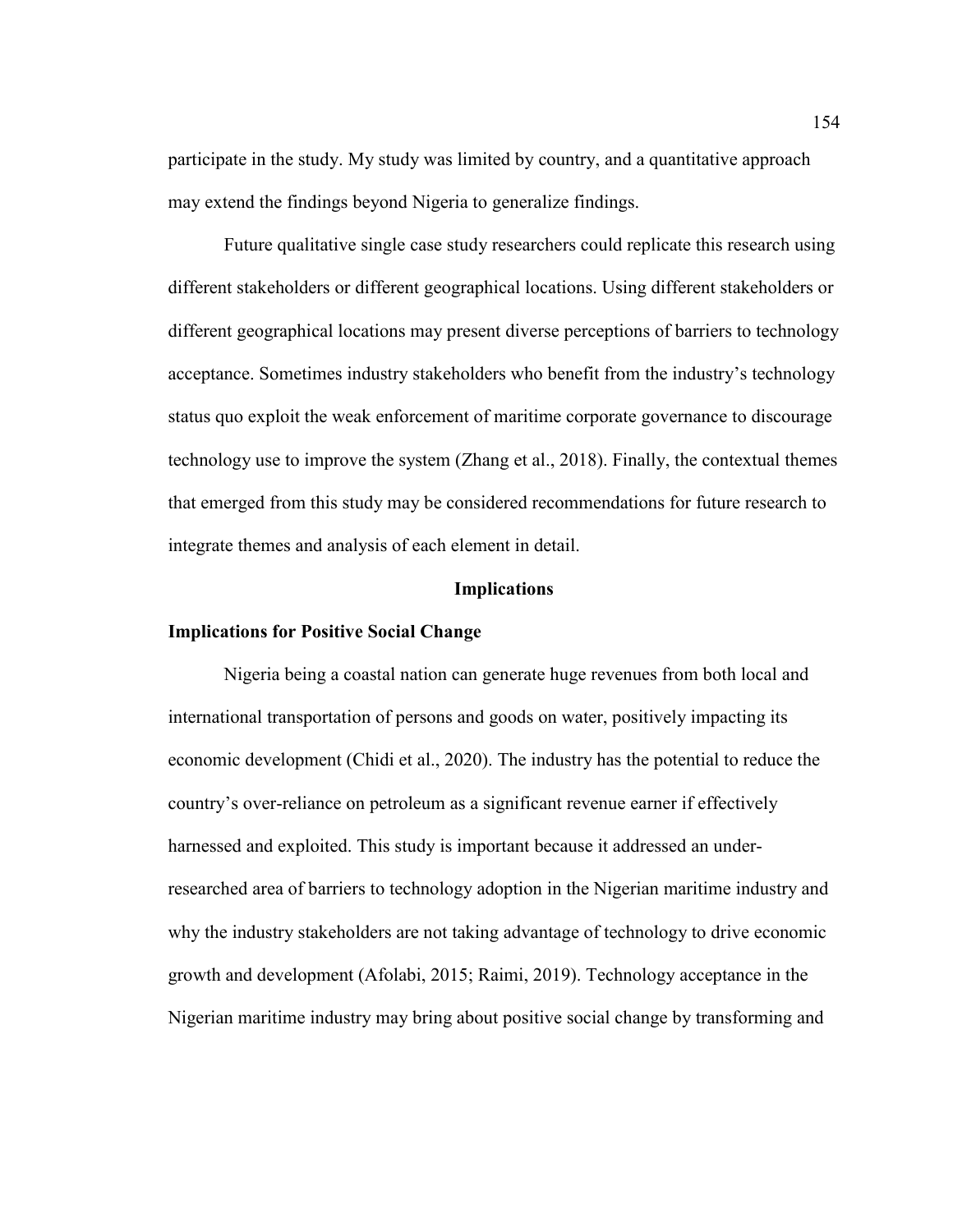participate in the study. My study was limited by country, and a quantitative approach may extend the findings beyond Nigeria to generalize findings.

Future qualitative single case study researchers could replicate this research using different stakeholders or different geographical locations. Using different stakeholders or different geographical locations may present diverse perceptions of barriers to technology acceptance. Sometimes industry stakeholders who benefit from the industry's technology status quo exploit the weak enforcement of maritime corporate governance to discourage technology use to improve the system (Zhang et al., 2018). Finally, the contextual themes that emerged from this study may be considered recommendations for future research to integrate themes and analysis of each element in detail.

## Implications

### Implications for Positive Social Change

Nigeria being a coastal nation can generate huge revenues from both local and international transportation of persons and goods on water, positively impacting its economic development (Chidi et al., 2020). The industry has the potential to reduce the country's over-reliance on petroleum as a significant revenue earner if effectively harnessed and exploited. This study is important because it addressed an under-researched area of barriers to technology adoption in the Nigerian maritime industry and why the industry stakeholders are not taking advantage of technology to drive economic growth and development (Afolabi, 2015; Raimi, 2019). Technology acceptance in the Nigerian maritime industry may bring about positive social change by transforming and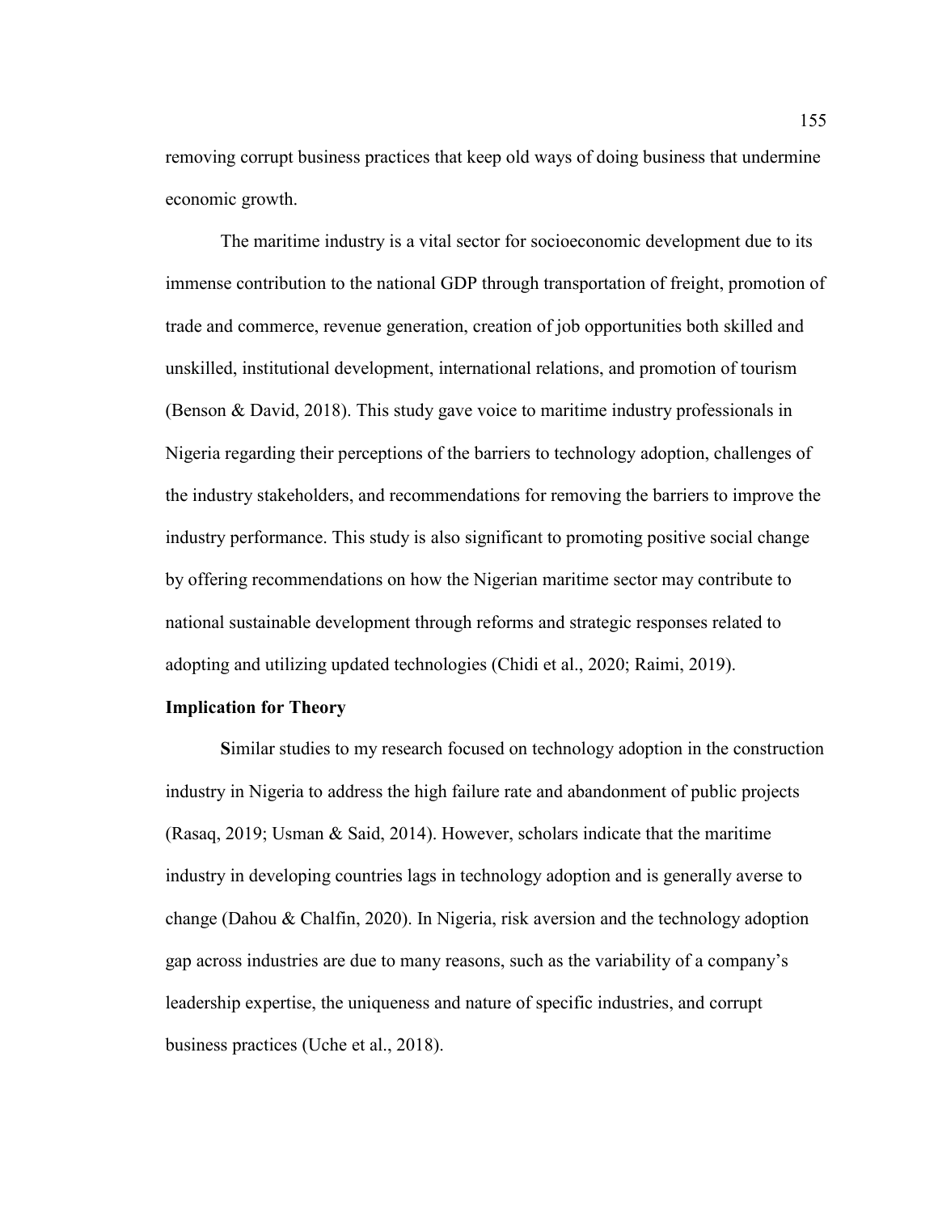removing corrupt business practices that keep old ways of doing business that undermine economic growth.

The maritime industry is a vital sector for socioeconomic development due to its immense contribution to the national GDP through transportation of freight, promotion of trade and commerce, revenue generation, creation of job opportunities both skilled and unskilled, institutional development, international relations, and promotion of tourism (Benson & David, 2018). This study gave voice to maritime industry professionals in Nigeria regarding their perceptions of the barriers to technology adoption, challenges of the industry stakeholders, and recommendations for removing the barriers to improve the industry performance. This study is also significant to promoting positive social change by offering recommendations on how the Nigerian maritime sector may contribute to national sustainable development through reforms and strategic responses related to adopting and utilizing updated technologies (Chidi et al., 2020; Raimi, 2019).

### Implication for Theory

**S**imilar studies to my research focused on technology adoption in the construction industry in Nigeria to address the high failure rate and abandonment of public projects (Rasaq, 2019; Usman & Said, 2014). However, scholars indicate that the maritime industry in developing countries lags in technology adoption and is generally averse to change (Dahou & Chalfin, 2020). In Nigeria, risk aversion and the technology adoption gap across industries are due to many reasons, such as the variability of a company's leadership expertise, the uniqueness and nature of specific industries, and corrupt business practices (Uche et al., 2018).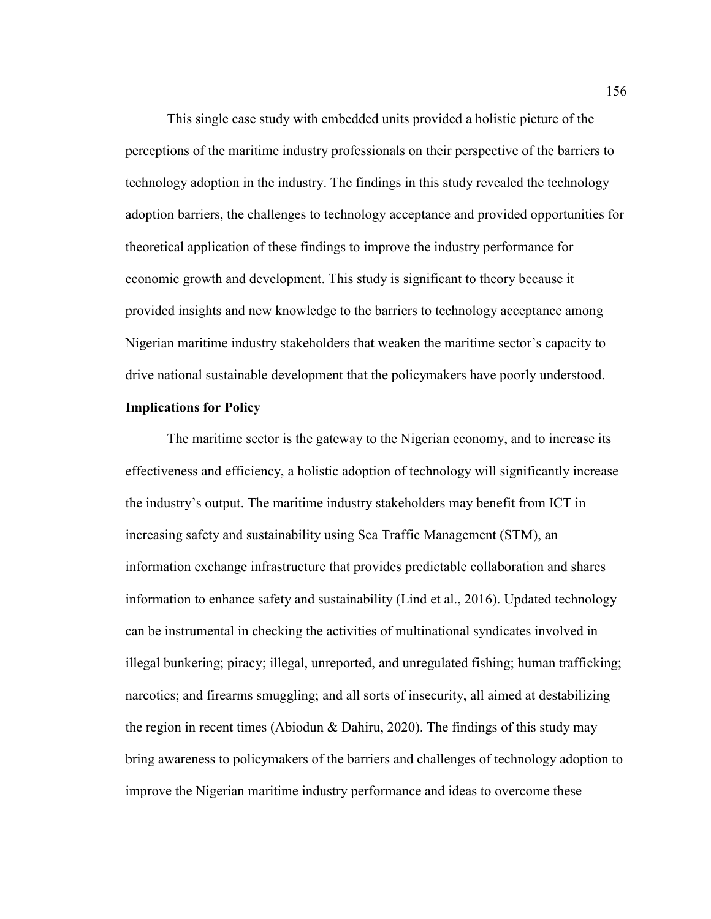This single case study with embedded units provided a holistic picture of the perceptions of the maritime industry professionals on their perspective of the barriers to technology adoption in the industry. The findings in this study revealed the technology adoption barriers, the challenges to technology acceptance and provided opportunities for theoretical application of these findings to improve the industry performance for economic growth and development. This study is significant to theory because it provided insights and new knowledge to the barriers to technology acceptance among Nigerian maritime industry stakeholders that weaken the maritime sector's capacity to drive national sustainable development that the policymakers have poorly understood.

**Implications for Policy**

The maritime sector is the gateway to the Nigerian economy, and to increase its effectiveness and efficiency, a holistic adoption of technology will significantly increase the industry's output. The maritime industry stakeholders may benefit from ICT in increasing safety and sustainability using Sea Traffic Management (STM), an information exchange infrastructure that provides predictable collaboration and shares information to enhance safety and sustainability (Lind et al., 2016). Updated technology can be instrumental in checking the activities of multinational syndicates involved in illegal bunkering; piracy; illegal, unreported, and unregulated fishing; human trafficking; narcotics; and firearms smuggling; and all sorts of insecurity, all aimed at destabilizing the region in recent times (Abiodun & Dahiru, 2020). The findings of this study may bring awareness to policymakers of the barriers and challenges of technology adoption to improve the Nigerian maritime industry performance and ideas to overcome these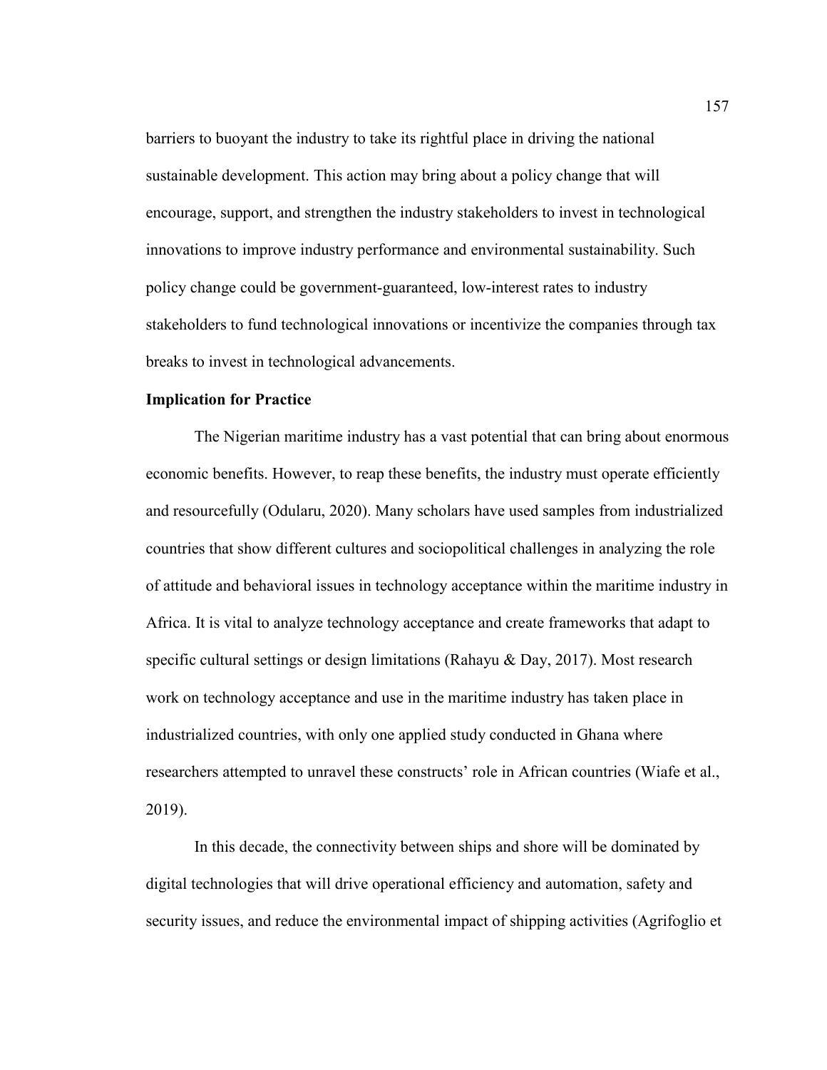barriers to buoyant the industry to take its rightful place in driving the national sustainable development. This action may bring about a policy change that will encourage, support, and strengthen the industry stakeholders to invest in technological innovations to improve industry performance and environmental sustainability. Such policy change could be government-guaranteed, low-interest rates to industry stakeholders to fund technological innovations or incentivize the companies through tax breaks to invest in technological advancements.

### Implication for Practice

The Nigerian maritime industry has a vast potential that can bring about enormous economic benefits. However, to reap these benefits, the industry must operate efficiently and resourcefully (Odularu, 2020). Many scholars have used samples from industrialized countries that show different cultures and sociopolitical challenges in analyzing the role of attitude and behavioral issues in technology acceptance within the maritime industry in Africa. It is vital to analyze technology acceptance and create frameworks that adapt to specific cultural settings or design limitations (Rahayu & Day, 2017). Most research work on technology acceptance and use in the maritime industry has taken place in industrialized countries, with only one applied study conducted in Ghana where researchers attempted to unravel these constructs' role in African countries (Wiafe et al., 2019).

In this decade, the connectivity between ships and shore will be dominated by digital technologies that will drive operational efficiency and automation, safety and security issues, and reduce the environmental impact of shipping activities (Agrifoglio et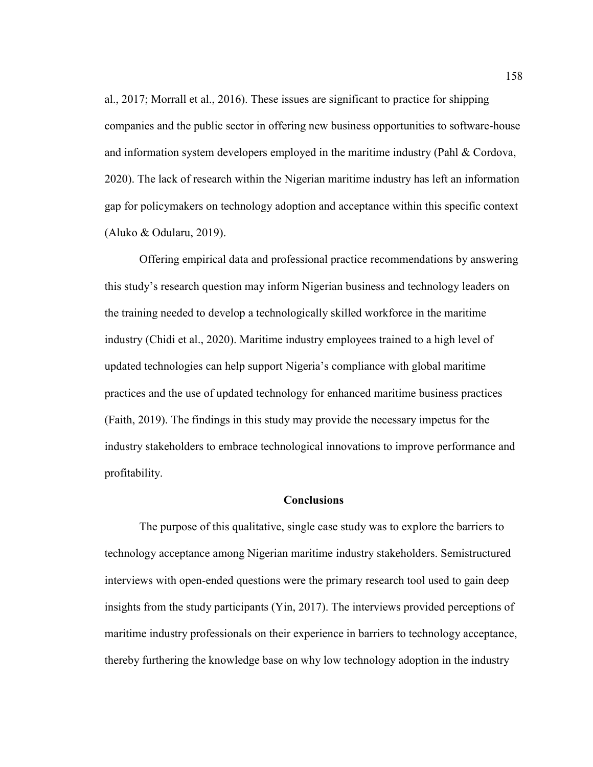al., 2017; Morrall et al., 2016). These issues are significant to practice for shipping companies and the public sector in offering new business opportunities to software-house and information system developers employed in the maritime industry (Pahl & Cordova, 2020). The lack of research within the Nigerian maritime industry has left an information gap for policymakers on technology adoption and acceptance within this specific context (Aluko & Odularu, 2019).

Offering empirical data and professional practice recommendations by answering this study's research question may inform Nigerian business and technology leaders on the training needed to develop a technologically skilled workforce in the maritime industry (Chidi et al., 2020). Maritime industry employees trained to a high level of updated technologies can help support Nigeria's compliance with global maritime practices and the use of updated technology for enhanced maritime business practices (Faith, 2019). The findings in this study may provide the necessary impetus for the industry stakeholders to embrace technological innovations to improve performance and profitability.

## Conclusions

The purpose of this qualitative, single case study was to explore the barriers to technology acceptance among Nigerian maritime industry stakeholders. Semistructured interviews with open-ended questions were the primary research tool used to gain deep insights from the study participants (Yin, 2017). The interviews provided perceptions of maritime industry professionals on their experience in barriers to technology acceptance, thereby furthering the knowledge base on why low technology adoption in the industry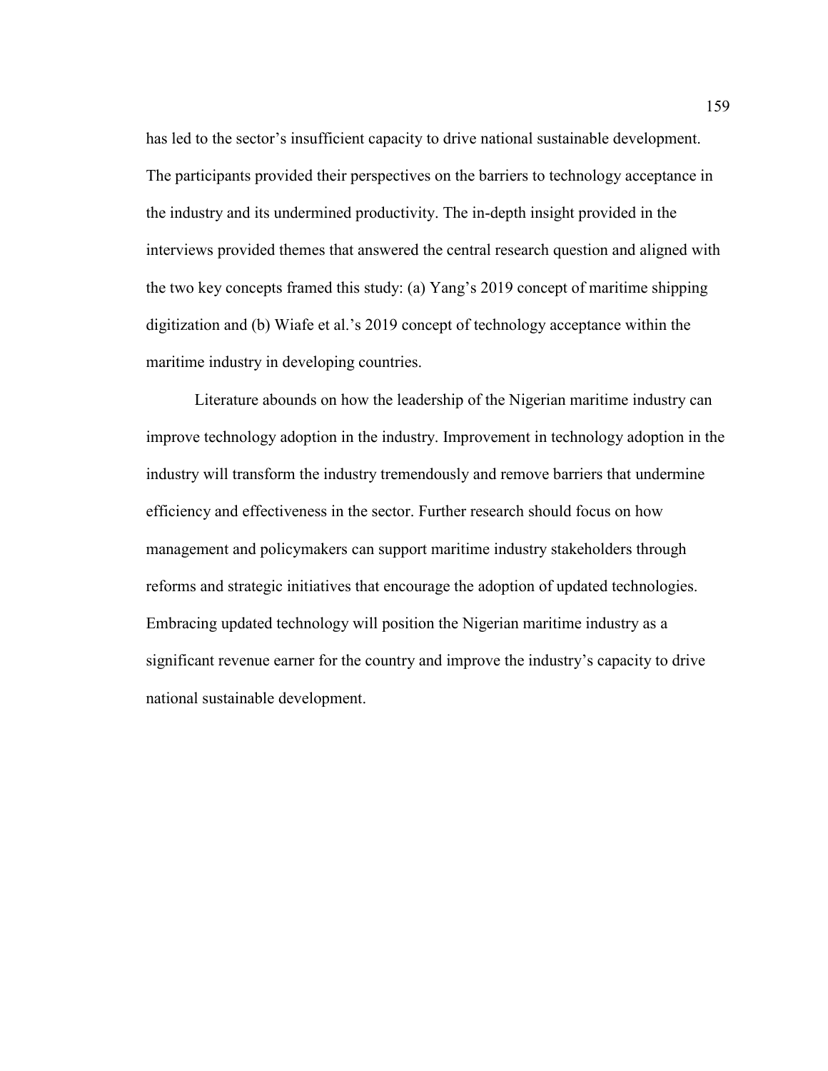has led to the sector's insufficient capacity to drive national sustainable development. The participants provided their perspectives on the barriers to technology acceptance in the industry and its undermined productivity. The in-depth insight provided in the interviews provided themes that answered the central research question and aligned with the two key concepts framed this study: (a) Yang's 2019 concept of maritime shipping digitization and (b) Wiafe et al.'s 2019 concept of technology acceptance within the maritime industry in developing countries.

Literature abounds on how the leadership of the Nigerian maritime industry can improve technology adoption in the industry. Improvement in technology adoption in the industry will transform the industry tremendously and remove barriers that undermine efficiency and effectiveness in the sector. Further research should focus on how management and policymakers can support maritime industry stakeholders through reforms and strategic initiatives that encourage the adoption of updated technologies. Embracing updated technology will position the Nigerian maritime industry as a significant revenue earner for the country and improve the industry's capacity to drive national sustainable development.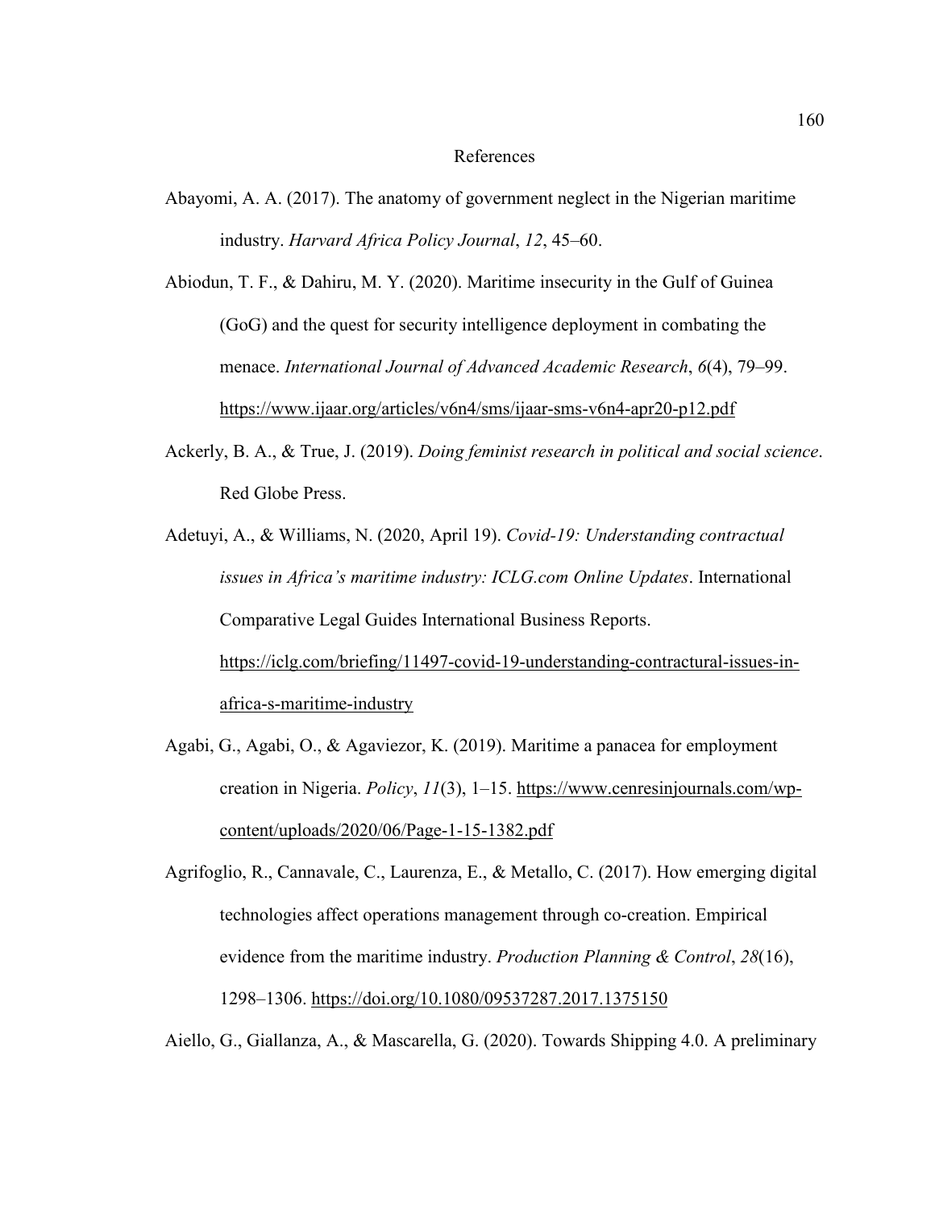# References

Abayomi, A. A. (2017). The anatomy of government neglect in the Nigerian maritime industry. *Harvard Africa Policy Journal*, *12*, 45–60.

Abiodun, T. F., & Dahiru, M. Y. (2020). Maritime insecurity in the Gulf of Guinea (GoG) and the quest for security intelligence deployment in combating the menace. *International Journal of Advanced Academic Research*, *6*(4), 79–99. https://www.ijaar.org/articles/v6n4/sms/ijaar-sms-v6n4-apr20-p12.pdf

Ackerly, B. A., & True, J. (2019). *Doing feminist research in political and social science*. Red Globe Press.

Adetuyi, A., & Williams, N. (2020, April 19). *Covid-19: Understanding contractual issues in Africa's maritime industry: ICLG.com Online Updates*. International Comparative Legal Guides International Business Reports. https://iclg.com/briefing/11497-covid-19-understanding-contractual-issues-in-africa-s-maritime-industry

Agabi, G., Agabi, O., & Agaviezor, K. (2019). Maritime a panacea for employment creation in Nigeria. *Policy*, *11*(3), 1–15. https://www.cenresinjournals.com/wp-content/uploads/2020/06/Page-1-15-1382.pdf

Agrifoglio, R., Cannavale, C., Laurenza, E., & Metallo, C. (2017). How emerging digital technologies affect operations management through co-creation. Empirical evidence from the maritime industry. *Production Planning & Control*, *28*(16), 1298–1306. https://doi.org/10.1080/09537287.2017.1375150

Aiello, G., Giallanza, A., & Mascarella, G. (2020). Towards Shipping 4.0. A preliminary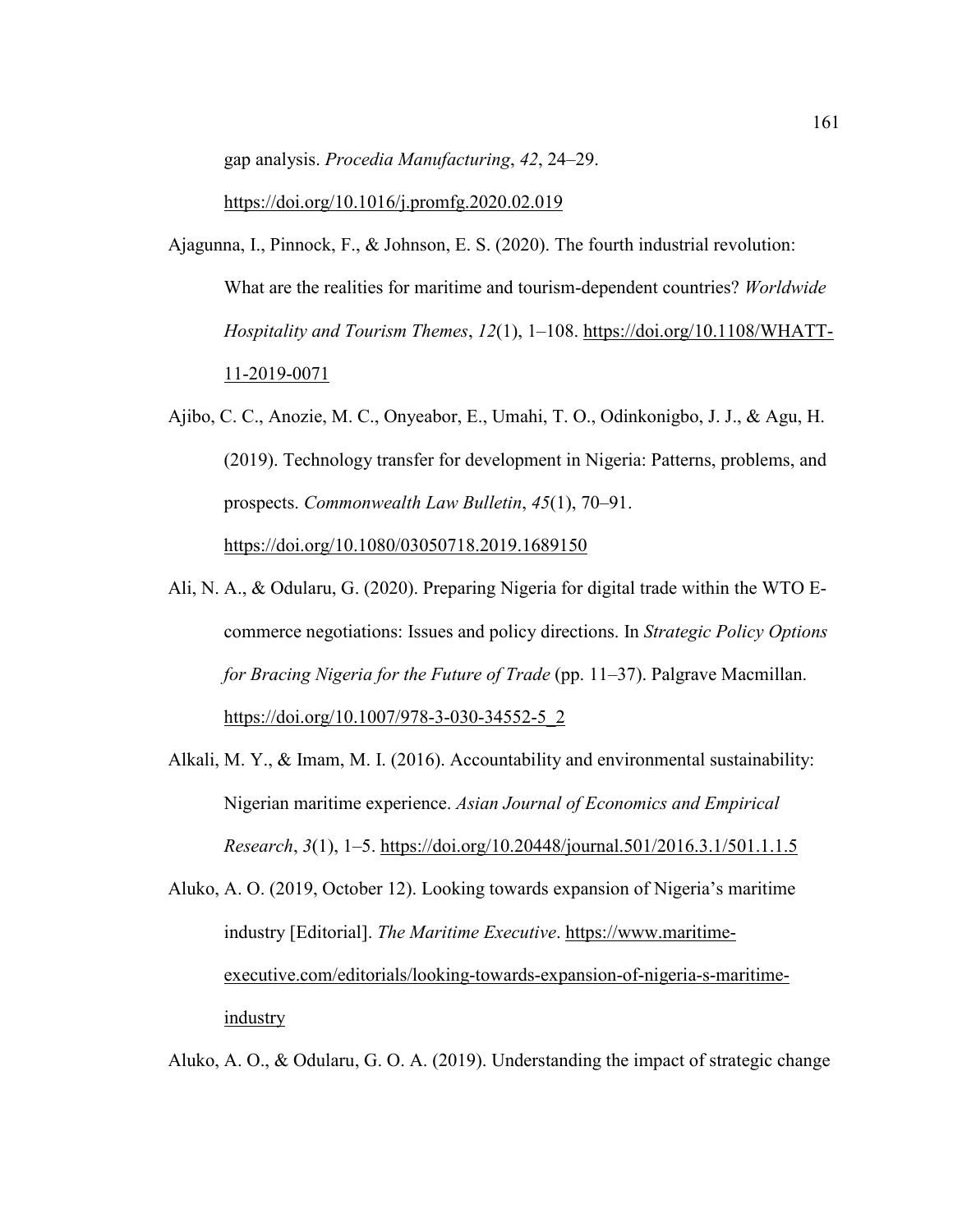gap analysis. *Procedia Manufacturing*, *42*, 24–29. https://doi.org/10.1016/j.promfg.2020.02.019

Ajagunna, I., Pinnock, F., & Johnson, E. S. (2020). The fourth industrial revolution: What are the realities for maritime and tourism-dependent countries? *Worldwide Hospitality and Tourism Themes*, *12*(1), 1–108. https://doi.org/10.1108/WHATT-11-2019-0071

Ajibo, C. C., Anozie, M. C., Onyeabor, E., Umahi, T. O., Odinkonigbo, J. J., & Agu, H. (2019). Technology transfer for development in Nigeria: Patterns, problems, and prospects. *Commonwealth Law Bulletin*, *45*(1), 70–91. https://doi.org/10.1080/03050718.2019.1689150

Ali, N. A., & Odularu, G. (2020). Preparing Nigeria for digital trade within the WTO E-commerce negotiations: Issues and policy directions. In *Strategic Policy Options for Bracing Nigeria for the Future of Trade* (pp. 11–37). Palgrave Macmillan. https://doi.org/10.1007/978-3-030-34552-5_2

Alkali, M. Y., & Imam, M. I. (2016). Accountability and environmental sustainability: Nigerian maritime experience. *Asian Journal of Economics and Empirical Research*, *3*(1), 1–5. https://doi.org/10.20448/journal.501/2016.3.1/501.1.1.5

Aluko, A. O. (2019, October 12). Looking towards expansion of Nigeria's maritime industry [Editorial]. *The Maritime Executive*. https://www.maritime-executive.com/editorials/looking-towards-expansion-of-nigeria-s-maritime-industry

Aluko, A. O., & Odularu, G. O. A. (2019). Understanding the impact of strategic change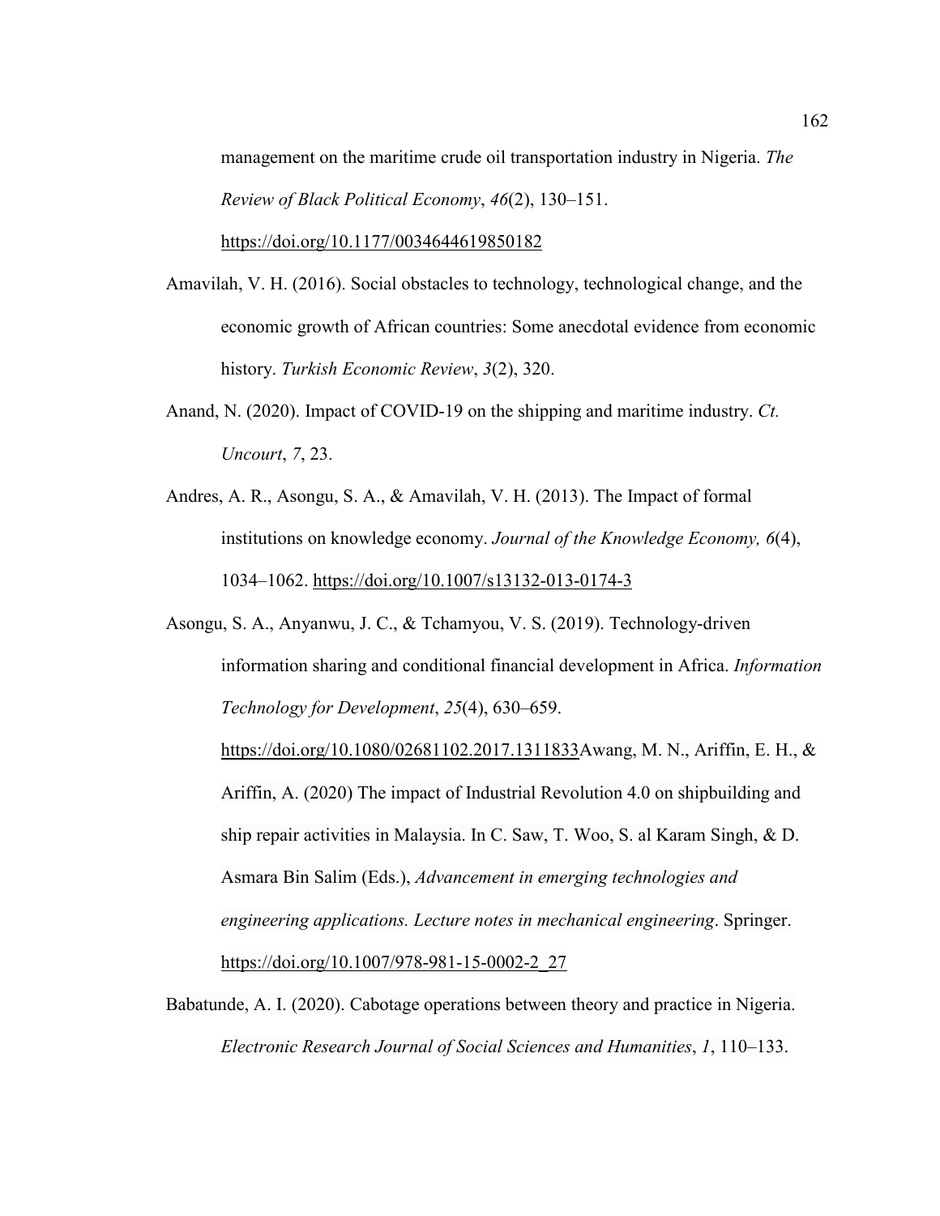management on the maritime crude oil transportation industry in Nigeria. *The Review of Black Political Economy*, *46*(2), 130–151. https://doi.org/10.1177/0034644619850182

Amavilah, V. H. (2016). Social obstacles to technology, technological change, and the economic growth of African countries: Some anecdotal evidence from economic history. *Turkish Economic Review*, *3*(2), 320.

Anand, N. (2020). Impact of COVID-19 on the shipping and maritime industry. *Ct. Uncourt*, *7*, 23.

Andres, A. R., Asongu, S. A., & Amavilah, V. H. (2013). The Impact of formal institutions on knowledge economy. *Journal of the Knowledge Economy, 6*(4), 1034–1062. https://doi.org/10.1007/s13132-013-0174-3

Asongu, S. A., Anyanwu, J. C., & Tchamyou, V. S. (2019). Technology-driven information sharing and conditional financial development in Africa. *Information Technology for Development*, *25*(4), 630–659. https://doi.org/10.1080/02681102.2017.1311833Awang, M. N., Ariffin, E. H., & Ariffin, A. (2020) The impact of Industrial Revolution 4.0 on shipbuilding and ship repair activities in Malaysia. In C. Saw, T. Woo, S. al Karam Singh, & D. Asmara Bin Salim (Eds.), *Advancement in emerging technologies and engineering applications. Lecture notes in mechanical engineering*. Springer. https://doi.org/10.1007/978-981-15-0002-2_27

Babatunde, A. I. (2020). Cabotage operations between theory and practice in Nigeria. *Electronic Research Journal of Social Sciences and Humanities*, *1*, 110–133.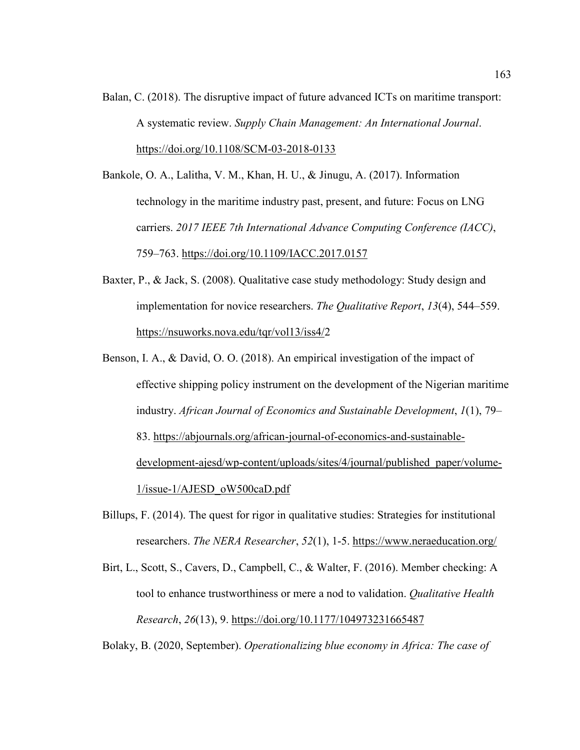Balan, C. (2018). The disruptive impact of future advanced ICTs on maritime transport: A systematic review. *Supply Chain Management: An International Journal*. https://doi.org/10.1108/SCM-03-2018-0133

Bankole, O. A., Lalitha, V. M., Khan, H. U., & Jinugu, A. (2017). Information technology in the maritime industry past, present, and future: Focus on LNG carriers. *2017 IEEE 7th International Advance Computing Conference (IACC)*, 759–763. https://doi.org/10.1109/IACC.2017.0157

Baxter, P., & Jack, S. (2008). Qualitative case study methodology: Study design and implementation for novice researchers. *The Qualitative Report*, *13*(4), 544–559. https://nsuworks.nova.edu/tqr/vol13/iss4/2

Benson, I. A., & David, O. O. (2018). An empirical investigation of the impact of effective shipping policy instrument on the development of the Nigerian maritime industry. *African Journal of Economics and Sustainable Development*, *1*(1), 79–83. https://abjournals.org/african-journal-of-economics-and-sustainable-development-ajesd/wp-content/uploads/sites/4/journal/published_paper/volume-1/issue-1/AJESD_oW500caD.pdf

Billups, F. (2014). The quest for rigor in qualitative studies: Strategies for institutional researchers. *The NERA Researcher*, *52*(1), 1-5. https://www.neraeducation.org/

Birt, L., Scott, S., Cavers, D., Campbell, C., & Walter, F. (2016). Member checking: A tool to enhance trustworthiness or mere a nod to validation. *Qualitative Health Research*, *26*(13), 9. https://doi.org/10.1177/104973231665487

Bolaky, B. (2020, September). *Operationalizing blue economy in Africa: The case of*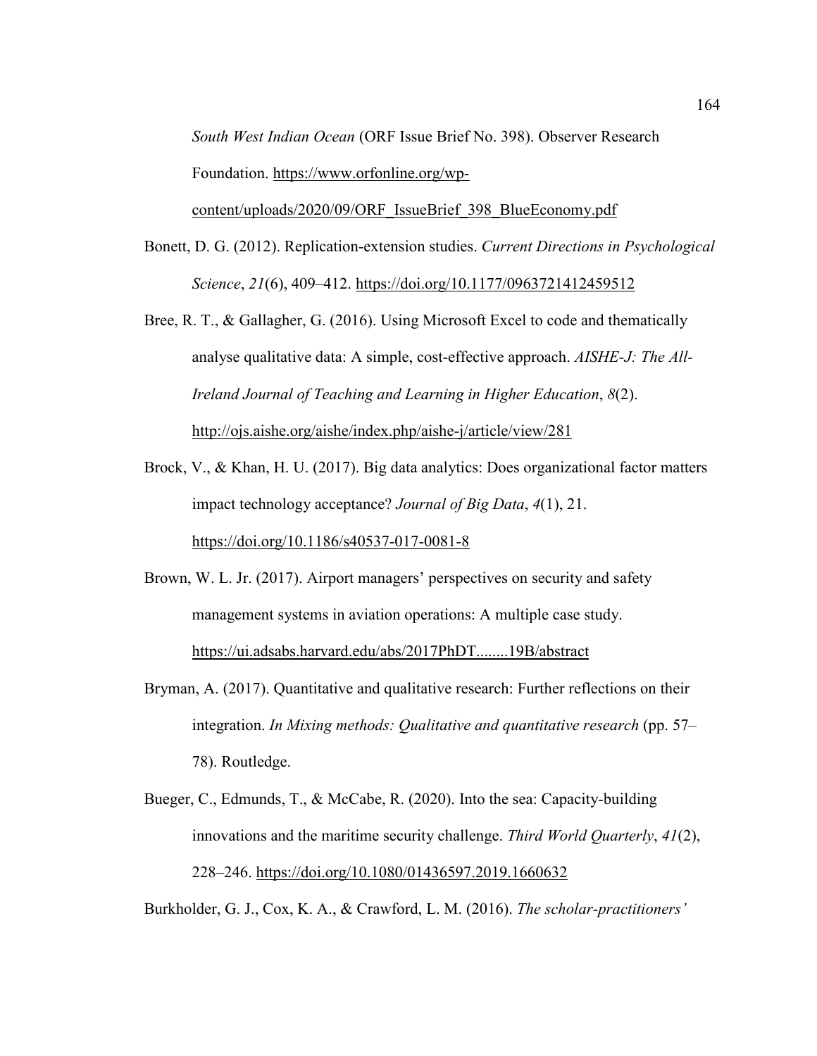*South West Indian Ocean* (ORF Issue Brief No. 398). Observer Research Foundation. https://www.orfonline.org/wp-content/uploads/2020/09/ORF_IssueBrief_398_BlueEconomy.pdf

Bonett, D. G. (2012). Replication-extension studies. *Current Directions in Psychological Science*, *21*(6), 409–412. https://doi.org/10.1177/0963721412459512

Bree, R. T., & Gallagher, G. (2016). Using Microsoft Excel to code and thematically analyse qualitative data: A simple, cost-effective approach. *AISHE-J: The All-Ireland Journal of Teaching and Learning in Higher Education*, *8*(2). http://ojs.aishe.org/aishe/index.php/aishe-j/article/view/281

Brock, V., & Khan, H. U. (2017). Big data analytics: Does organizational factor matters impact technology acceptance? *Journal of Big Data*, *4*(1), 21. https://doi.org/10.1186/s40537-017-0081-8

Brown, W. L. Jr. (2017). Airport managers' perspectives on security and safety management systems in aviation operations: A multiple case study. https://ui.adsabs.harvard.edu/abs/2017PhDT........19B/abstract

Bryman, A. (2017). Quantitative and qualitative research: Further reflections on their integration. *In Mixing methods: Qualitative and quantitative research* (pp. 57–78). Routledge.

Bueger, C., Edmunds, T., & McCabe, R. (2020). Into the sea: Capacity-building innovations and the maritime security challenge. *Third World Quarterly*, *41*(2), 228–246. https://doi.org/10.1080/01436597.2019.1660632

Burkholder, G. J., Cox, K. A., & Crawford, L. M. (2016). *The scholar-practitioners'*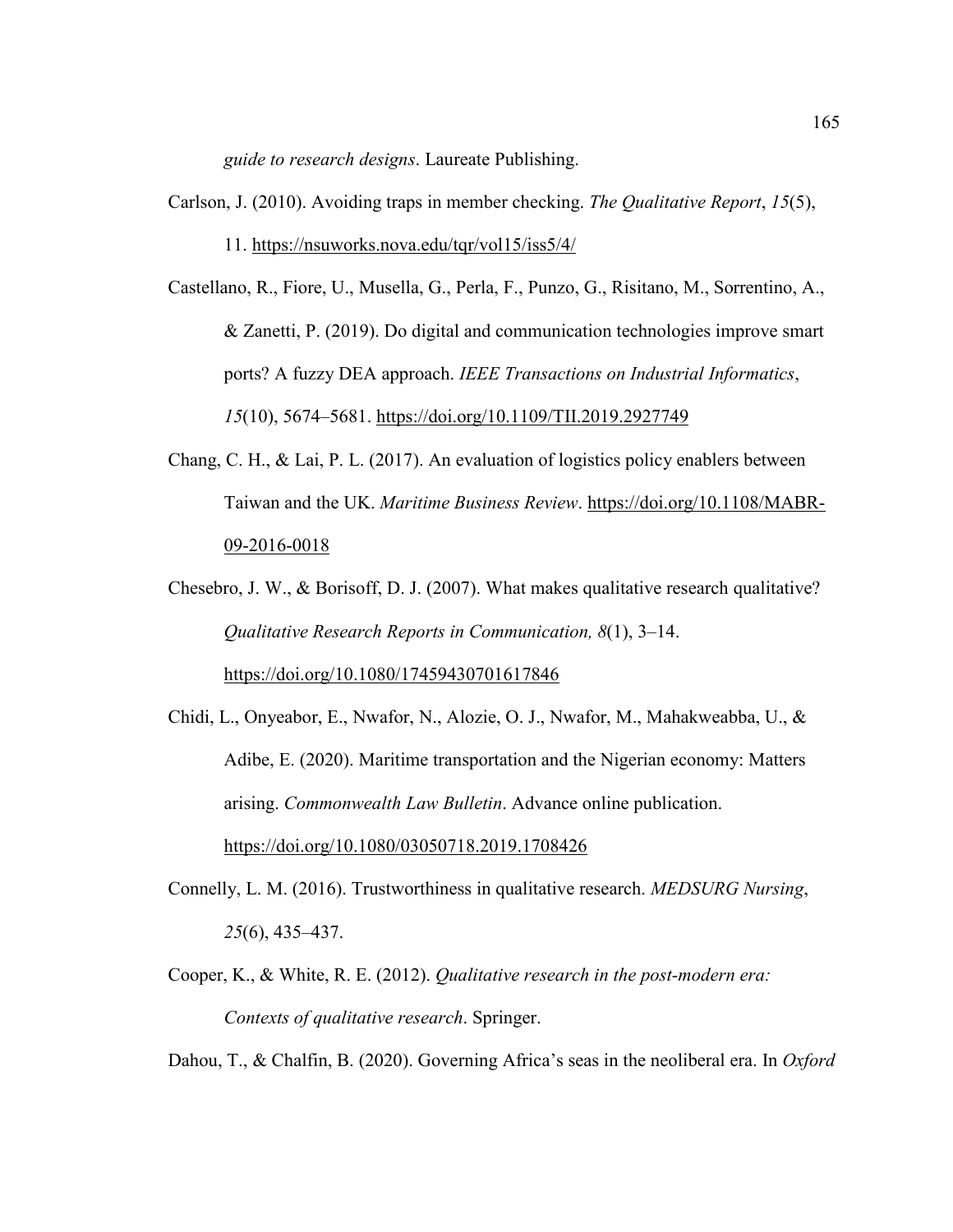*guide to research designs*. Laureate Publishing.

Carlson, J. (2010). Avoiding traps in member checking. *The Qualitative Report*, *15*(5), 11. https://nsuworks.nova.edu/tqr/vol15/iss5/4/

Castellano, R., Fiore, U., Musella, G., Perla, F., Punzo, G., Risitano, M., Sorrentino, A., & Zanetti, P. (2019). Do digital and communication technologies improve smart ports? A fuzzy DEA approach. *IEEE Transactions on Industrial Informatics*, *15*(10), 5674–5681. https://doi.org/10.1109/TII.2019.2927749

Chang, C. H., & Lai, P. L. (2017). An evaluation of logistics policy enablers between Taiwan and the UK. *Maritime Business Review*. https://doi.org/10.1108/MABR-09-2016-0018

Chesebro, J. W., & Borisoff, D. J. (2007). What makes qualitative research qualitative? *Qualitative Research Reports in Communication, 8*(1), 3–14. https://doi.org/10.1080/17459430701617846

Chidi, L., Onyeabor, E., Nwafor, N., Alozie, O. J., Nwafor, M., Mahakweabba, U., & Adibe, E. (2020). Maritime transportation and the Nigerian economy: Matters arising. *Commonwealth Law Bulletin*. Advance online publication. https://doi.org/10.1080/03050718.2019.1708426

Connelly, L. M. (2016). Trustworthiness in qualitative research. *MEDSURG Nursing*, *25*(6), 435–437.

Cooper, K., & White, R. E. (2012). *Qualitative research in the post-modern era: Contexts of qualitative research*. Springer.

Dahou, T., & Chalfin, B. (2020). Governing Africa's seas in the neoliberal era. In *Oxford*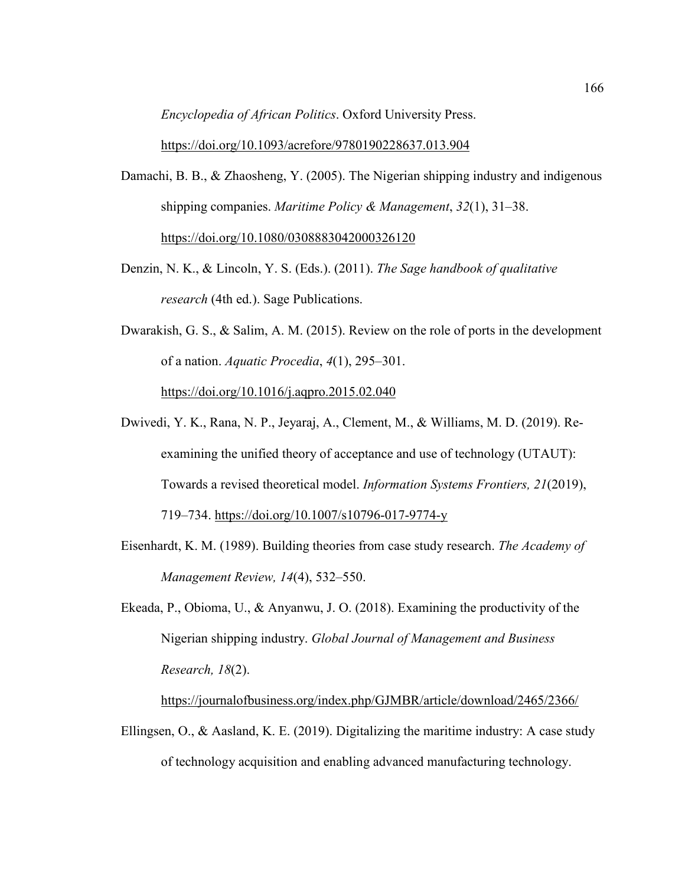*Encyclopedia of African Politics*. Oxford University Press. https://doi.org/10.1093/acrefore/9780190228637.013.904

Damachi, B. B., & Zhaosheng, Y. (2005). The Nigerian shipping industry and indigenous shipping companies. *Maritime Policy & Management*, *32*(1), 31–38. https://doi.org/10.1080/0308883042000326120

Denzin, N. K., & Lincoln, Y. S. (Eds.). (2011). *The Sage handbook of qualitative research* (4th ed.). Sage Publications.

Dwarakish, G. S., & Salim, A. M. (2015). Review on the role of ports in the development of a nation. *Aquatic Procedia*, *4*(1), 295–301. https://doi.org/10.1016/j.aqpro.2015.02.040

Dwivedi, Y. K., Rana, N. P., Jeyaraj, A., Clement, M., & Williams, M. D. (2019). Re-examining the unified theory of acceptance and use of technology (UTAUT): Towards a revised theoretical model. *Information Systems Frontiers, 21*(2019), 719–734. https://doi.org/10.1007/s10796-017-9774-y

Eisenhardt, K. M. (1989). Building theories from case study research. *The Academy of Management Review, 14*(4), 532–550.

Ekeada, P., Obioma, U., & Anyanwu, J. O. (2018). Examining the productivity of the Nigerian shipping industry. *Global Journal of Management and Business Research, 18*(2). https://journalofbusiness.org/index.php/GJMBR/article/download/2465/2366/

Ellingsen, O., & Aasland, K. E. (2019). Digitalizing the maritime industry: A case study of technology acquisition and enabling advanced manufacturing technology.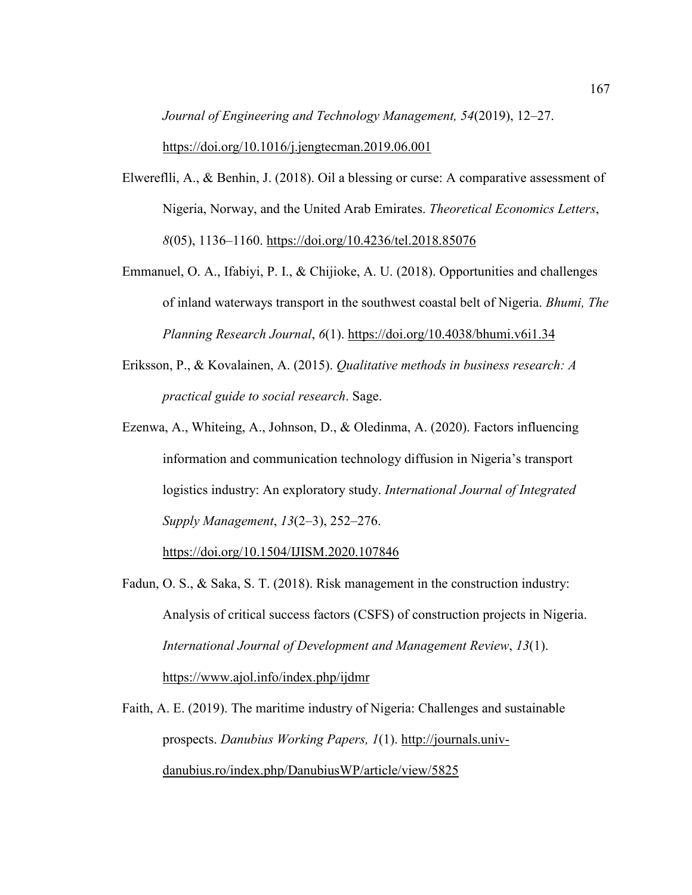*Journal of Engineering and Technology Management, 54*(2019), 12–27. https://doi.org/10.1016/j.jengtecman.2019.06.001

Elwereflli, A., & Benhin, J. (2018). Oil a blessing or curse: A comparative assessment of Nigeria, Norway, and the United Arab Emirates. *Theoretical Economics Letters*, *8*(05), 1136–1160. https://doi.org/10.4236/tel.2018.85076

Emmanuel, O. A., Ifabiyi, P. I., & Chijioke, A. U. (2018). Opportunities and challenges of inland waterways transport in the southwest coastal belt of Nigeria. *Bhumi, The Planning Research Journal*, *6*(1). https://doi.org/10.4038/bhumi.v6i1.34

Eriksson, P., & Kovalainen, A. (2015). *Qualitative methods in business research: A practical guide to social research*. Sage.

Ezenwa, A., Whiteing, A., Johnson, D., & Oledinma, A. (2020). Factors influencing information and communication technology diffusion in Nigeria's transport logistics industry: An exploratory study. *International Journal of Integrated Supply Management*, *13*(2–3), 252–276. https://doi.org/10.1504/IJISM.2020.107846

Fadun, O. S., & Saka, S. T. (2018). Risk management in the construction industry: Analysis of critical success factors (CSFS) of construction projects in Nigeria. *International Journal of Development and Management Review*, *13*(1). https://www.ajol.info/index.php/ijdmr

Faith, A. E. (2019). The maritime industry of Nigeria: Challenges and sustainable prospects. *Danubius Working Papers, 1*(1). http://journals.univ-danubius.ro/index.php/DanubiusWP/article/view/5825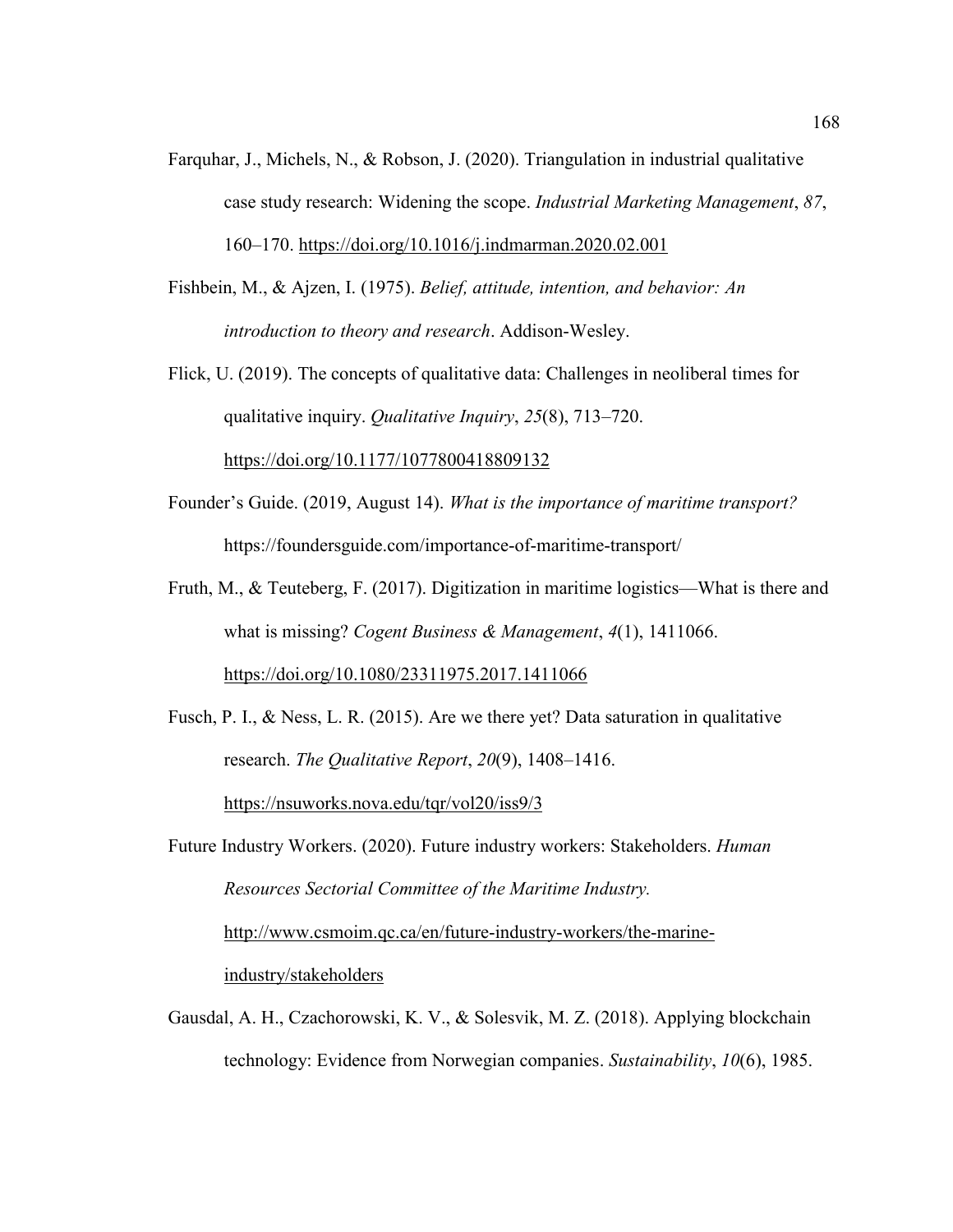Farquhar, J., Michels, N., & Robson, J. (2020). Triangulation in industrial qualitative case study research: Widening the scope. *Industrial Marketing Management*, *87*, 160–170. https://doi.org/10.1016/j.indmarman.2020.02.001

Fishbein, M., & Ajzen, I. (1975). *Belief, attitude, intention, and behavior: An introduction to theory and research*. Addison-Wesley.

Flick, U. (2019). The concepts of qualitative data: Challenges in neoliberal times for qualitative inquiry. *Qualitative Inquiry*, *25*(8), 713–720. https://doi.org/10.1177/1077800418809132

Founder's Guide. (2019, August 14). *What is the importance of maritime transport?* https://foundersguide.com/importance-of-maritime-transport/

Fruth, M., & Teuteberg, F. (2017). Digitization in maritime logistics—What is there and what is missing? *Cogent Business & Management*, *4*(1), 1411066. https://doi.org/10.1080/23311975.2017.1411066

Fusch, P. I., & Ness, L. R. (2015). Are we there yet? Data saturation in qualitative research. *The Qualitative Report*, *20*(9), 1408–1416. https://nsuworks.nova.edu/tqr/vol20/iss9/3

Future Industry Workers. (2020). Future industry workers: Stakeholders. *Human Resources Sectorial Committee of the Maritime Industry.* http://www.csmoim.qc.ca/en/future-industry-workers/the-marine-industry/stakeholders

Gausdal, A. H., Czachorowski, K. V., & Solesvik, M. Z. (2018). Applying blockchain technology: Evidence from Norwegian companies. *Sustainability*, *10*(6), 1985.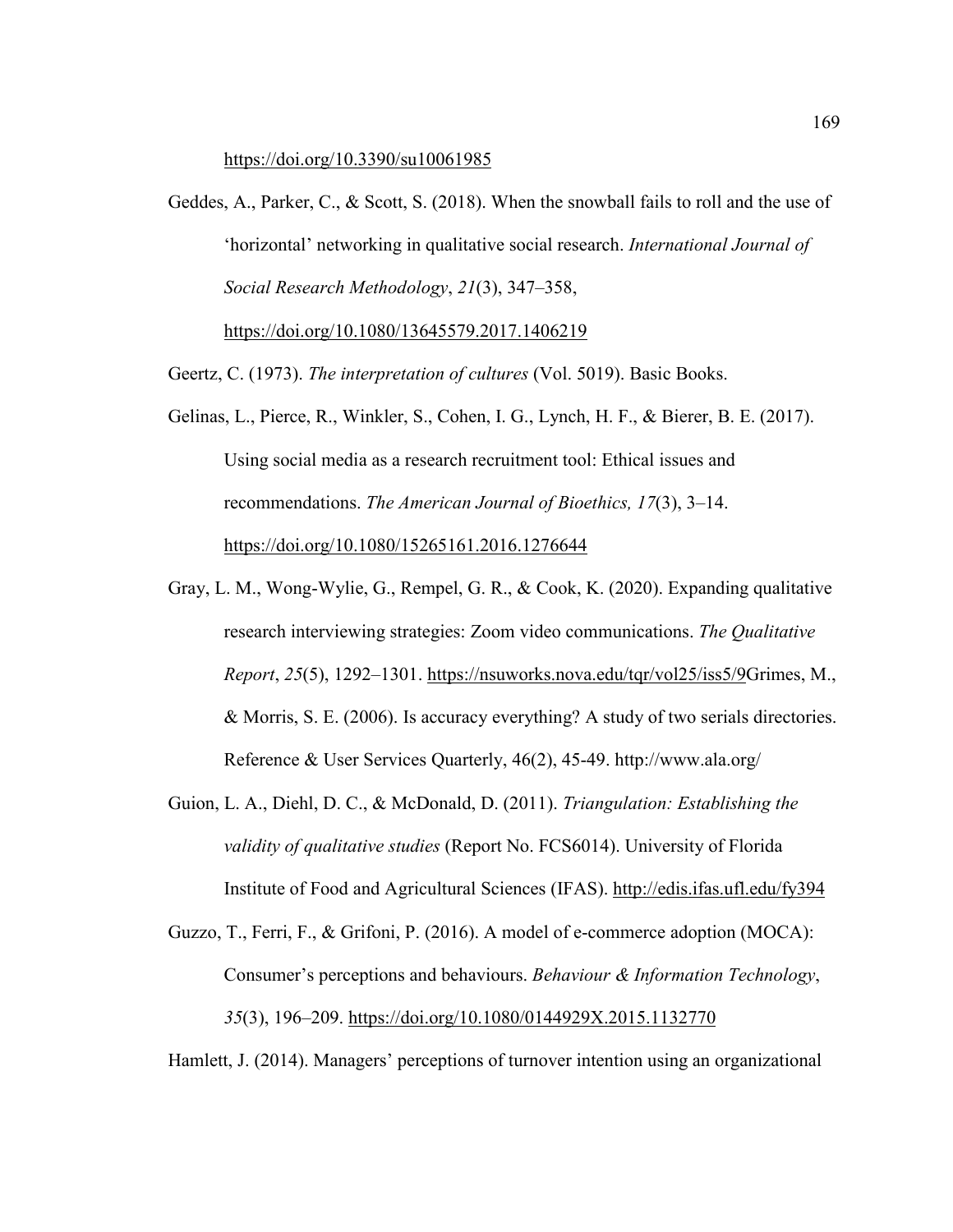https://doi.org/10.3390/su10061985

Geddes, A., Parker, C., & Scott, S. (2018). When the snowball fails to roll and the use of 'horizontal' networking in qualitative social research. *International Journal of Social Research Methodology*, *21*(3), 347–358, https://doi.org/10.1080/13645579.2017.1406219

Geertz, C. (1973). *The interpretation of cultures* (Vol. 5019). Basic Books.

Gelinas, L., Pierce, R., Winkler, S., Cohen, I. G., Lynch, H. F., & Bierer, B. E. (2017). Using social media as a research recruitment tool: Ethical issues and recommendations. *The American Journal of Bioethics, 17*(3), 3–14. https://doi.org/10.1080/15265161.2016.1276644

Gray, L. M., Wong-Wylie, G., Rempel, G. R., & Cook, K. (2020). Expanding qualitative research interviewing strategies: Zoom video communications. *The Qualitative Report*, *25*(5), 1292–1301. https://nsuworks.nova.edu/tqr/vol25/iss5/9Grimes, M., & Morris, S. E. (2006). Is accuracy everything? A study of two serials directories. Reference & User Services Quarterly, 46(2), 45-49. http://www.ala.org/

Guion, L. A., Diehl, D. C., & McDonald, D. (2011). *Triangulation: Establishing the validity of qualitative studies* (Report No. FCS6014). University of Florida Institute of Food and Agricultural Sciences (IFAS). http://edis.ifas.ufl.edu/fy394

Guzzo, T., Ferri, F., & Grifoni, P. (2016). A model of e-commerce adoption (MOCA): Consumer's perceptions and behaviours. *Behaviour & Information Technology*, *35*(3), 196–209. https://doi.org/10.1080/0144929X.2015.1132770

Hamlett, J. (2014). Managers' perceptions of turnover intention using an organizational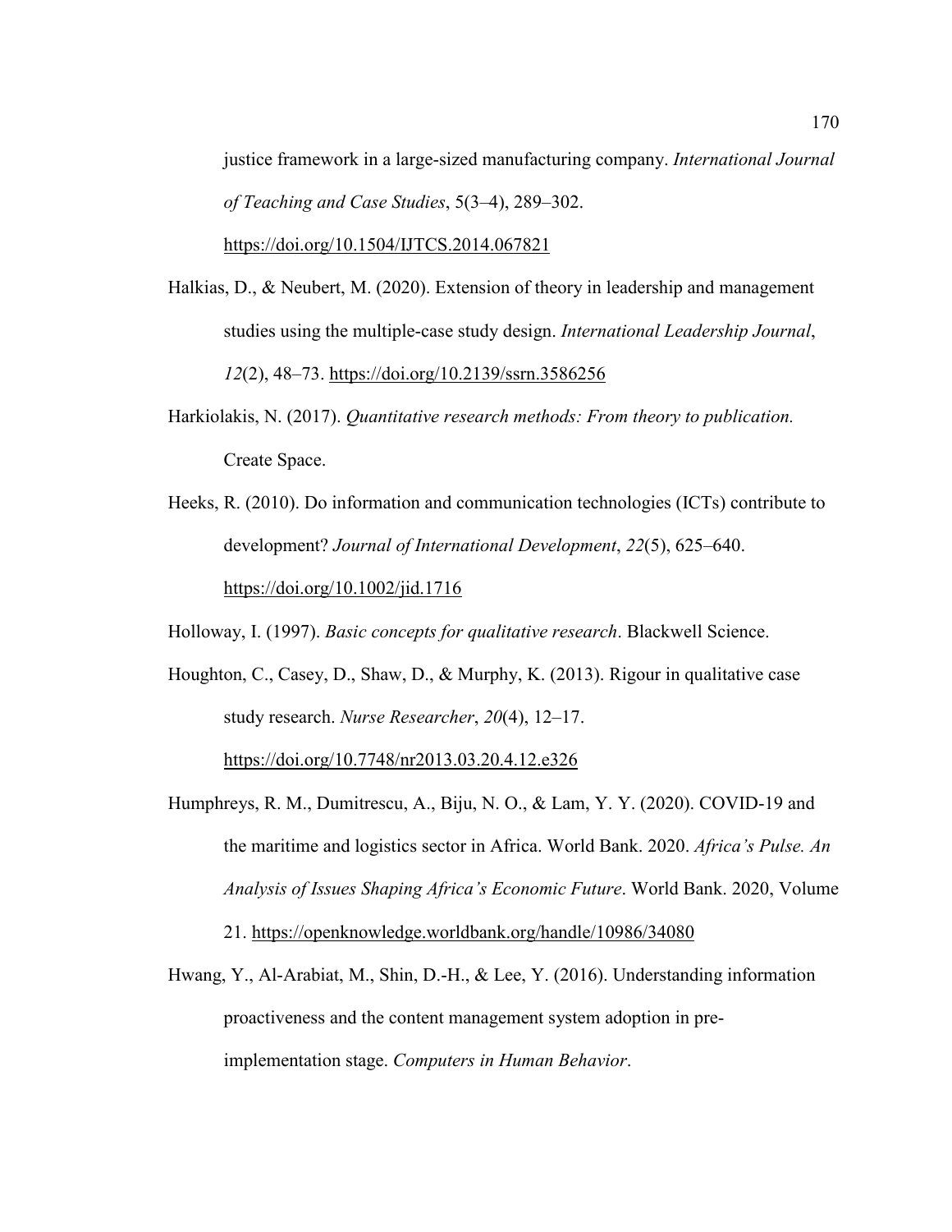justice framework in a large-sized manufacturing company. *International Journal of Teaching and Case Studies*, 5(3–4), 289–302. https://doi.org/10.1504/IJTCS.2014.067821

Halkias, D., & Neubert, M. (2020). Extension of theory in leadership and management studies using the multiple-case study design. *International Leadership Journal*, *12*(2), 48–73. https://doi.org/10.2139/ssrn.3586256

Harkiolakis, N. (2017). *Quantitative research methods: From theory to publication.* Create Space.

Heeks, R. (2010). Do information and communication technologies (ICTs) contribute to development? *Journal of International Development*, *22*(5), 625–640. https://doi.org/10.1002/jid.1716

Holloway, I. (1997). *Basic concepts for qualitative research*. Blackwell Science.

Houghton, C., Casey, D., Shaw, D., & Murphy, K. (2013). Rigour in qualitative case study research. *Nurse Researcher*, *20*(4), 12–17. https://doi.org/10.7748/nr2013.03.20.4.12.e326

Humphreys, R. M., Dumitrescu, A., Biju, N. O., & Lam, Y. Y. (2020). COVID-19 and the maritime and logistics sector in Africa. World Bank. 2020. *Africa's Pulse. An Analysis of Issues Shaping Africa's Economic Future*. World Bank. 2020, Volume 21. https://openknowledge.worldbank.org/handle/10986/34080

Hwang, Y., Al-Arabiat, M., Shin, D.-H., & Lee, Y. (2016). Understanding information proactiveness and the content management system adoption in pre-implementation stage. *Computers in Human Behavior*.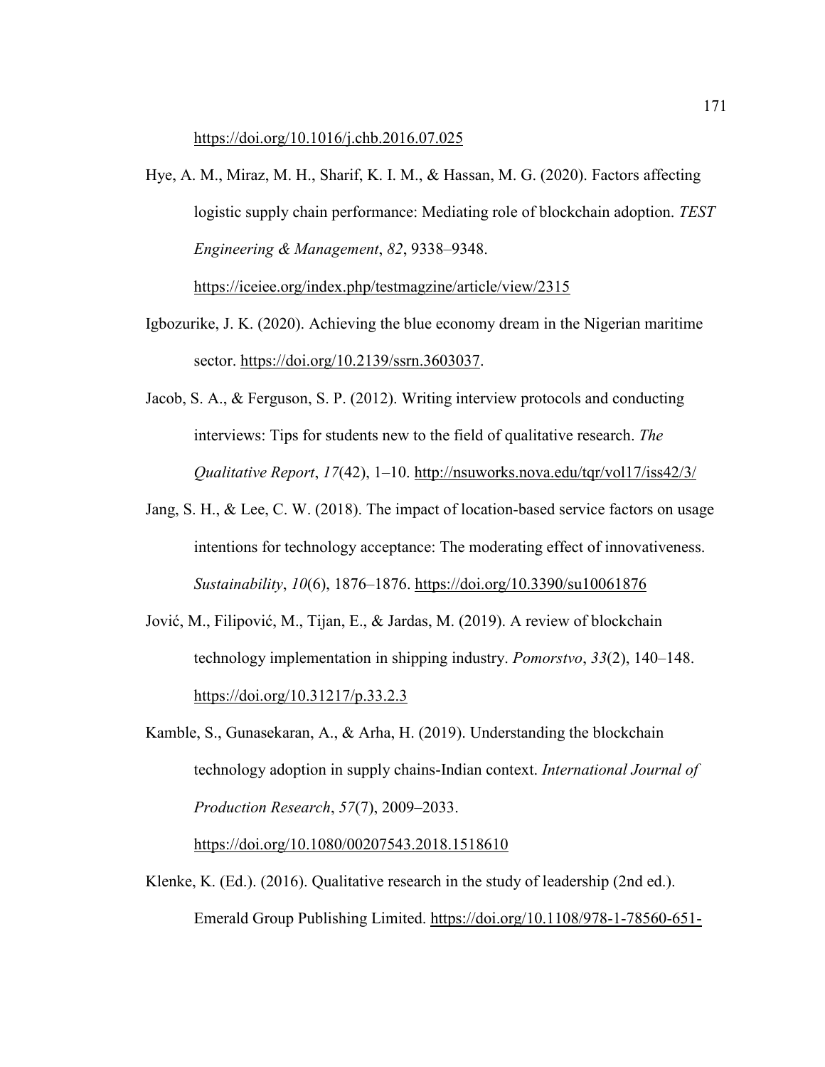https://doi.org/10.1016/j.chb.2016.07.025

Hye, A. M., Miraz, M. H., Sharif, K. I. M., & Hassan, M. G. (2020). Factors affecting logistic supply chain performance: Mediating role of blockchain adoption. *TEST Engineering & Management*, *82*, 9338–9348. https://iceiee.org/index.php/testmagzine/article/view/2315

Igbozurike, J. K. (2020). Achieving the blue economy dream in the Nigerian maritime sector. https://doi.org/10.2139/ssrn.3603037.

Jacob, S. A., & Ferguson, S. P. (2012). Writing interview protocols and conducting interviews: Tips for students new to the field of qualitative research. *The Qualitative Report*, *17*(42), 1–10. http://nsuworks.nova.edu/tqr/vol17/iss42/3/

Jang, S. H., & Lee, C. W. (2018). The impact of location-based service factors on usage intentions for technology acceptance: The moderating effect of innovativeness. *Sustainability*, *10*(6), 1876–1876. https://doi.org/10.3390/su10061876

Jović, M., Filipović, M., Tijan, E., & Jardas, M. (2019). A review of blockchain technology implementation in shipping industry. *Pomorstvo*, *33*(2), 140–148. https://doi.org/10.31217/p.33.2.3

Kamble, S., Gunasekaran, A., & Arha, H. (2019). Understanding the blockchain technology adoption in supply chains-Indian context. *International Journal of Production Research*, *57*(7), 2009–2033. https://doi.org/10.1080/00207543.2018.1518610

Klenke, K. (Ed.). (2016). Qualitative research in the study of leadership (2nd ed.). Emerald Group Publishing Limited. https://doi.org/10.1108/978-1-78560-651-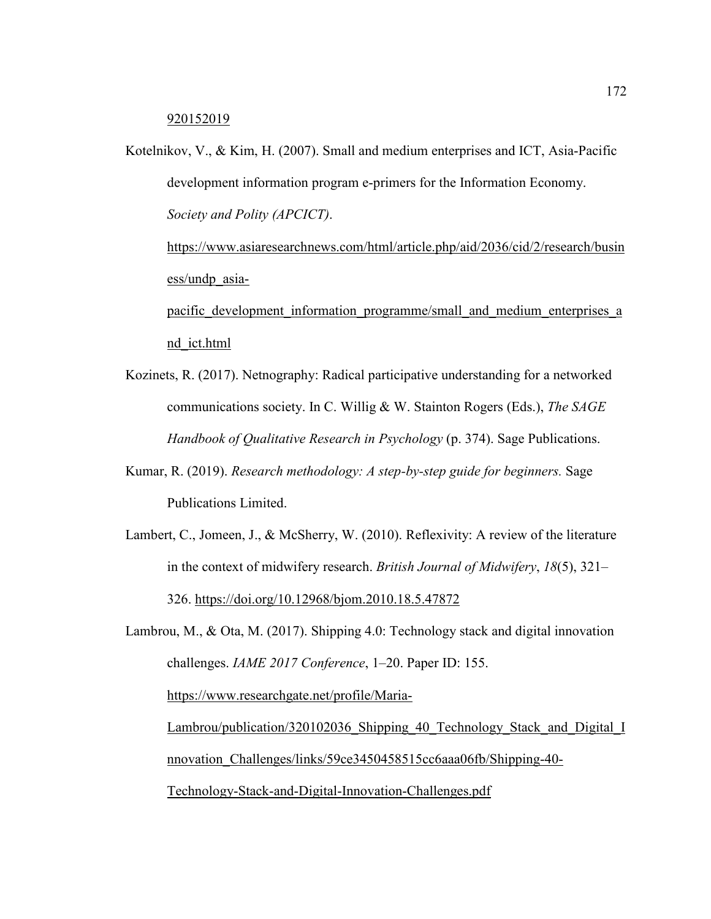920152019

Kotelnikov, V., & Kim, H. (2007). Small and medium enterprises and ICT, Asia-Pacific development information program e-primers for the Information Economy. *Society and Polity (APCICT)*. https://www.asiaresearchnews.com/html/article.php/aid/2036/cid/2/research/business/undp_asia-pacific_development_information_programme/small_and_medium_enterprises_and_ict.html

Kozinets, R. (2017). Netnography: Radical participative understanding for a networked communications society. In C. Willig & W. Stainton Rogers (Eds.), *The SAGE Handbook of Qualitative Research in Psychology* (p. 374). Sage Publications.

Kumar, R. (2019). *Research methodology: A step-by-step guide for beginners.* Sage Publications Limited.

Lambert, C., Jomeen, J., & McSherry, W. (2010). Reflexivity: A review of the literature in the context of midwifery research. *British Journal of Midwifery*, *18*(5), 321–326. https://doi.org/10.12968/bjom.2010.18.5.47872

Lambrou, M., & Ota, M. (2017). Shipping 4.0: Technology stack and digital innovation challenges. *IAME 2017 Conference*, 1–20. Paper ID: 155. https://www.researchgate.net/profile/Maria-Lambrou/publication/320102036_Shipping_40_Technology_Stack_and_Digital_Innovation_Challenges/links/59ce3450458515cc6aaa06fb/Shipping-40-Technology-Stack-and-Digital-Innovation-Challenges.pdf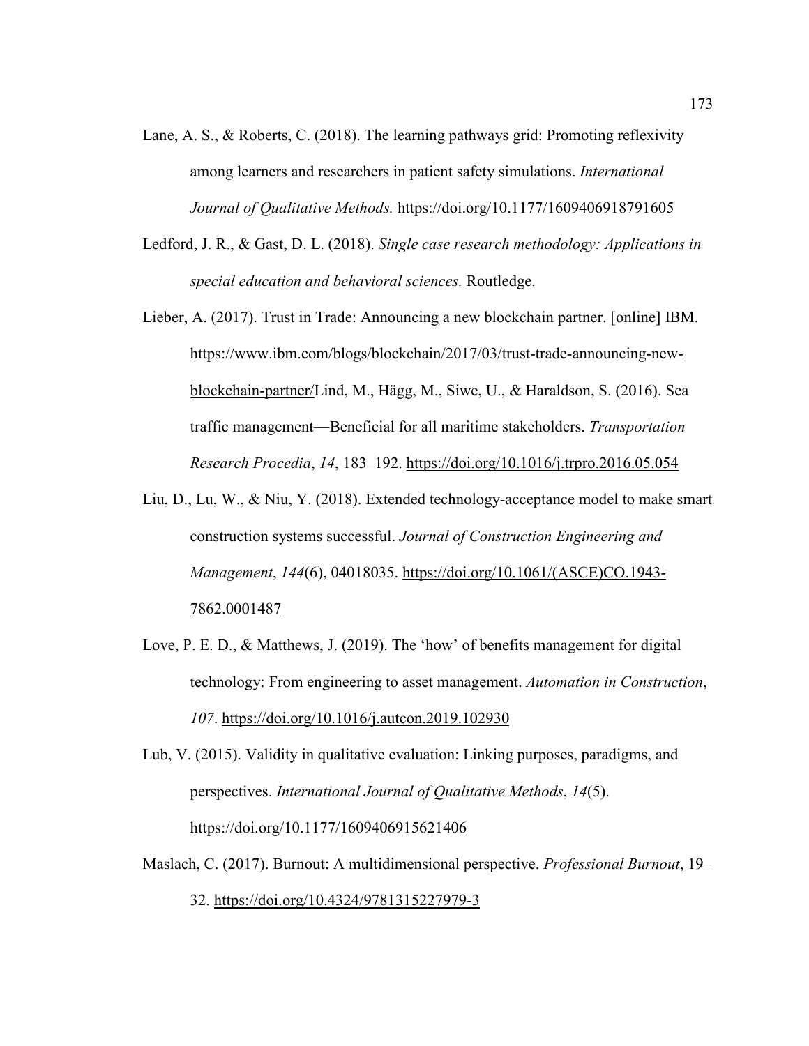Lane, A. S., & Roberts, C. (2018). The learning pathways grid: Promoting reflexivity among learners and researchers in patient safety simulations. *International Journal of Qualitative Methods.* https://doi.org/10.1177/1609406918791605

Ledford, J. R., & Gast, D. L. (2018). *Single case research methodology: Applications in special education and behavioral sciences.* Routledge.

Lieber, A. (2017). Trust in Trade: Announcing a new blockchain partner. [online] IBM. https://www.ibm.com/blogs/blockchain/2017/03/trust-trade-announcing-new-blockchain-partner/Lind, M., Hägg, M., Siwe, U., & Haraldson, S. (2016). Sea traffic management—Beneficial for all maritime stakeholders. *Transportation Research Procedia*, *14*, 183–192. https://doi.org/10.1016/j.trpro.2016.05.054

Liu, D., Lu, W., & Niu, Y. (2018). Extended technology-acceptance model to make smart construction systems successful. *Journal of Construction Engineering and Management*, *144*(6), 04018035. https://doi.org/10.1061/(ASCE)CO.1943-7862.0001487

Love, P. E. D., & Matthews, J. (2019). The 'how' of benefits management for digital technology: From engineering to asset management. *Automation in Construction*, *107*. https://doi.org/10.1016/j.autcon.2019.102930

Lub, V. (2015). Validity in qualitative evaluation: Linking purposes, paradigms, and perspectives. *International Journal of Qualitative Methods*, *14*(5). https://doi.org/10.1177/1609406915621406

Maslach, C. (2017). Burnout: A multidimensional perspective. *Professional Burnout*, 19–32. https://doi.org/10.4324/9781315227979-3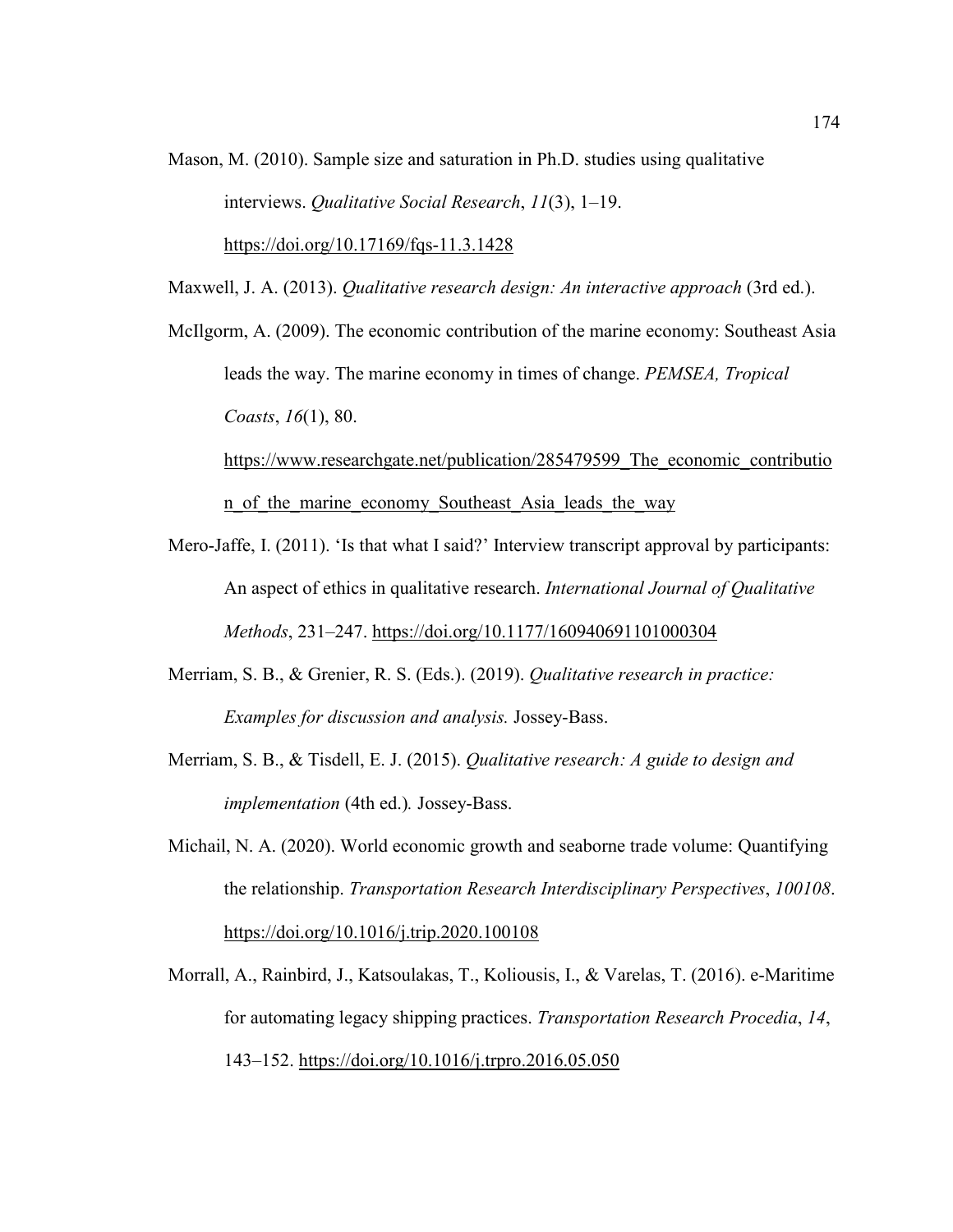Mason, M. (2010). Sample size and saturation in Ph.D. studies using qualitative interviews. *Qualitative Social Research*, *11*(3), 1–19. https://doi.org/10.17169/fqs-11.3.1428

Maxwell, J. A. (2013). *Qualitative research design: An interactive approach* (3rd ed.).

McIlgorm, A. (2009). The economic contribution of the marine economy: Southeast Asia leads the way. The marine economy in times of change. *PEMSEA, Tropical Coasts*, *16*(1), 80. https://www.researchgate.net/publication/285479599_The_economic_contribution_of_the_marine_economy_Southeast_Asia_leads_the_way

Mero-Jaffe, I. (2011). 'Is that what I said?' Interview transcript approval by participants: An aspect of ethics in qualitative research. *International Journal of Qualitative Methods*, 231–247. https://doi.org/10.1177/160940691101000304

Merriam, S. B., & Grenier, R. S. (Eds.). (2019). *Qualitative research in practice: Examples for discussion and analysis.* Jossey-Bass.

Merriam, S. B., & Tisdell, E. J. (2015). *Qualitative research: A guide to design and implementation* (4th ed.)*.* Jossey-Bass.

Michail, N. A. (2020). World economic growth and seaborne trade volume: Quantifying the relationship. *Transportation Research Interdisciplinary Perspectives*, *100108*. https://doi.org/10.1016/j.trip.2020.100108

Morrall, A., Rainbird, J., Katsoulakas, T., Koliousis, I., & Varelas, T. (2016). e-Maritime for automating legacy shipping practices. *Transportation Research Procedia*, *14*, 143–152. https://doi.org/10.1016/j.trpro.2016.05.050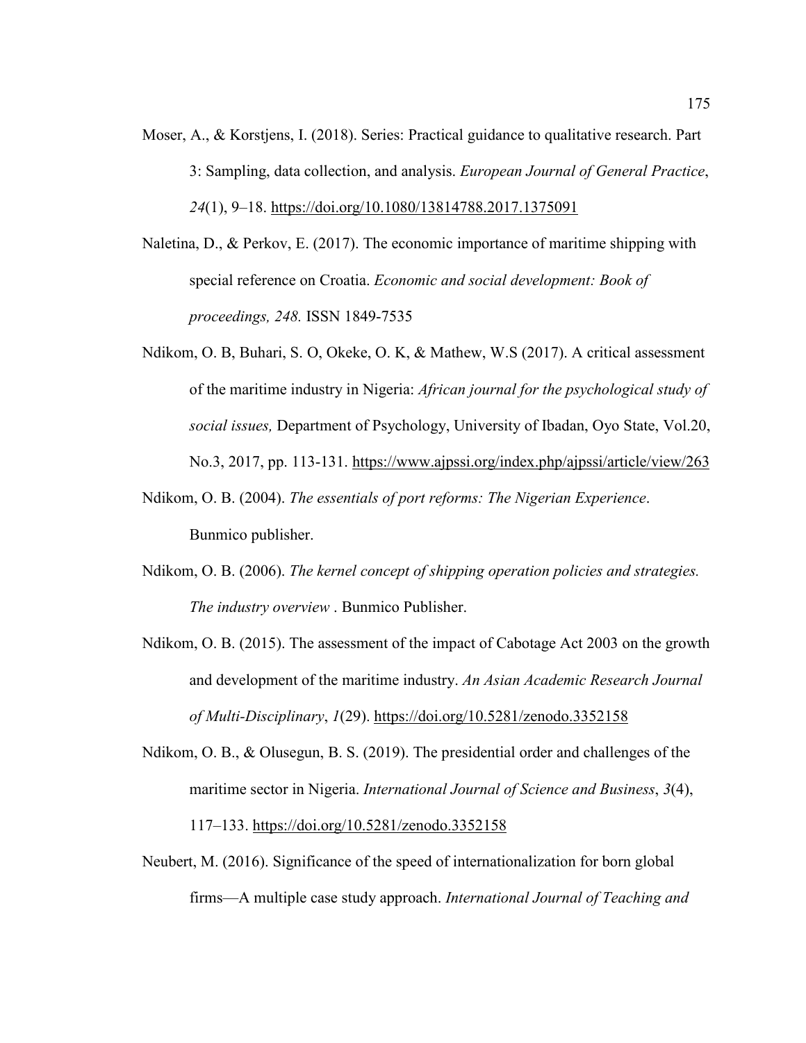Moser, A., & Korstjens, I. (2018). Series: Practical guidance to qualitative research. Part 3: Sampling, data collection, and analysis. *European Journal of General Practice*, *24*(1), 9–18. https://doi.org/10.1080/13814788.2017.1375091

Naletina, D., & Perkov, E. (2017). The economic importance of maritime shipping with special reference on Croatia. *Economic and social development: Book of proceedings, 248.* ISSN 1849-7535

Ndikom, O. B, Buhari, S. O, Okeke, O. K, & Mathew, W.S (2017). A critical assessment of the maritime industry in Nigeria: *African journal for the psychological study of social issues,* Department of Psychology, University of Ibadan, Oyo State, Vol.20, No.3, 2017, pp. 113-131. https://www.ajpssi.org/index.php/ajpssi/article/view/263

Ndikom, O. B. (2004). *The essentials of port reforms: The Nigerian Experience*. Bunmico publisher.

Ndikom, O. B. (2006). *The kernel concept of shipping operation policies and strategies. The industry overview* . Bunmico Publisher.

Ndikom, O. B. (2015). The assessment of the impact of Cabotage Act 2003 on the growth and development of the maritime industry. *An Asian Academic Research Journal of Multi-Disciplinary*, *1*(29). https://doi.org/10.5281/zenodo.3352158

Ndikom, O. B., & Olusegun, B. S. (2019). The presidential order and challenges of the maritime sector in Nigeria. *International Journal of Science and Business*, *3*(4), 117–133. https://doi.org/10.5281/zenodo.3352158

Neubert, M. (2016). Significance of the speed of internationalization for born global firms—A multiple case study approach. *International Journal of Teaching and*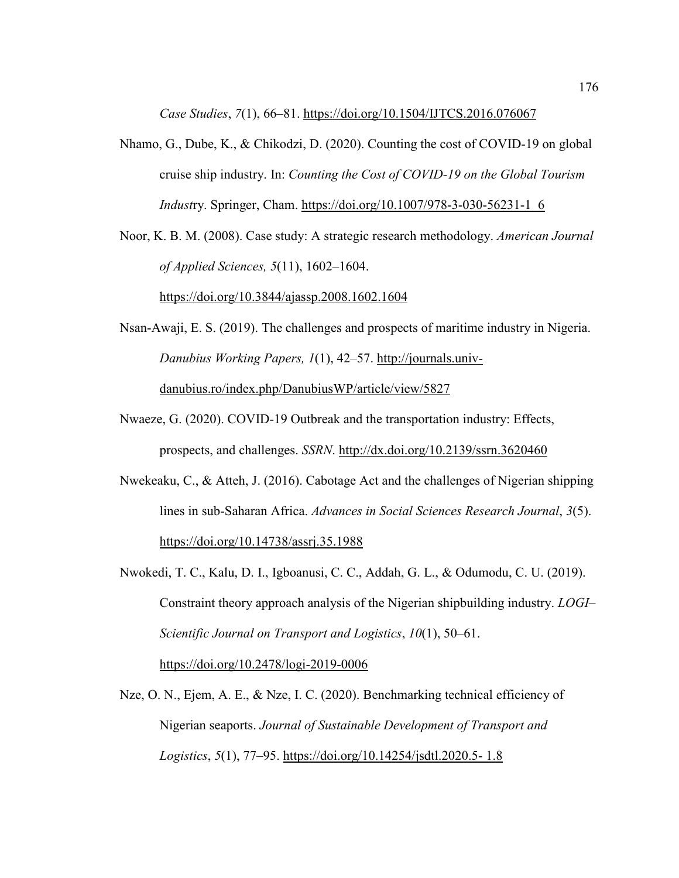*Case Studies*, *7*(1), 66–81. https://doi.org/10.1504/IJTCS.2016.076067

Nhamo, G., Dube, K., & Chikodzi, D. (2020). Counting the cost of COVID-19 on global cruise ship industry. In: *Counting the Cost of COVID-19 on the Global Tourism Indust*ry. Springer, Cham. https://doi.org/10.1007/978-3-030-56231-1_6

Noor, K. B. M. (2008). Case study: A strategic research methodology. *American Journal of Applied Sciences, 5*(11), 1602–1604. https://doi.org/10.3844/ajassp.2008.1602.1604

Nsan-Awaji, E. S. (2019). The challenges and prospects of maritime industry in Nigeria. *Danubius Working Papers, 1*(1), 42–57. http://journals.univ-danubius.ro/index.php/DanubiusWP/article/view/5827

Nwaeze, G. (2020). COVID-19 Outbreak and the transportation industry: Effects, prospects, and challenges. *SSRN*. http://dx.doi.org/10.2139/ssrn.3620460

Nwekeaku, C., & Atteh, J. (2016). Cabotage Act and the challenges of Nigerian shipping lines in sub-Saharan Africa. *Advances in Social Sciences Research Journal*, *3*(5). https://doi.org/10.14738/assrj.35.1988

Nwokedi, T. C., Kalu, D. I., Igboanusi, C. C., Addah, G. L., & Odumodu, C. U. (2019). Constraint theory approach analysis of the Nigerian shipbuilding industry. *LOGI–Scientific Journal on Transport and Logistics*, *10*(1), 50–61. https://doi.org/10.2478/logi-2019-0006

Nze, O. N., Ejem, A. E., & Nze, I. C. (2020). Benchmarking technical efficiency of Nigerian seaports. *Journal of Sustainable Development of Transport and Logistics*, *5*(1), 77–95. https://doi.org/10.14254/jsdtl.2020.5- 1.8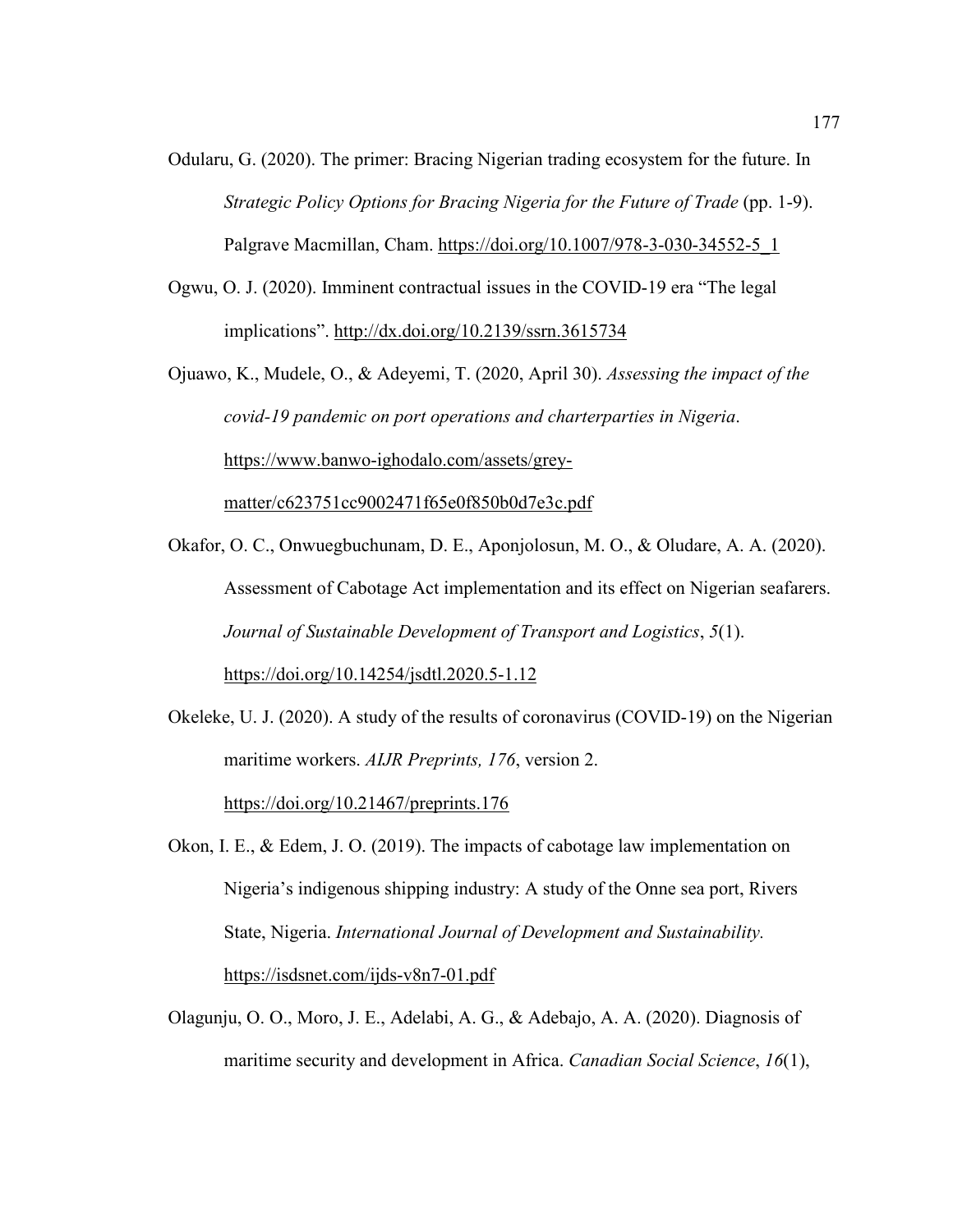Odularu, G. (2020). The primer: Bracing Nigerian trading ecosystem for the future. In *Strategic Policy Options for Bracing Nigeria for the Future of Trade* (pp. 1-9). Palgrave Macmillan, Cham. https://doi.org/10.1007/978-3-030-34552-5_1

Ogwu, O. J. (2020). Imminent contractual issues in the COVID-19 era "The legal implications". http://dx.doi.org/10.2139/ssrn.3615734

Ojuawo, K., Mudele, O., & Adeyemi, T. (2020, April 30). *Assessing the impact of the covid-19 pandemic on port operations and charterparties in Nigeria*. https://www.banwo-ighodalo.com/assets/grey-matter/c623751cc9002471f65e0f850b0d7e3c.pdf

Okafor, O. C., Onwuegbuchunam, D. E., Aponjolosun, M. O., & Oludare, A. A. (2020). Assessment of Cabotage Act implementation and its effect on Nigerian seafarers. *Journal of Sustainable Development of Transport and Logistics*, *5*(1). https://doi.org/10.14254/jsdtl.2020.5-1.12

Okeleke, U. J. (2020). A study of the results of coronavirus (COVID-19) on the Nigerian maritime workers. *AIJR Preprints, 176*, version 2. https://doi.org/10.21467/preprints.176

Okon, I. E., & Edem, J. O. (2019). The impacts of cabotage law implementation on Nigeria's indigenous shipping industry: A study of the Onne sea port, Rivers State, Nigeria. *International Journal of Development and Sustainability.* https://isdsnet.com/ijds-v8n7-01.pdf

Olagunju, O. O., Moro, J. E., Adelabi, A. G., & Adebajo, A. A. (2020). Diagnosis of maritime security and development in Africa. *Canadian Social Science*, *16*(1),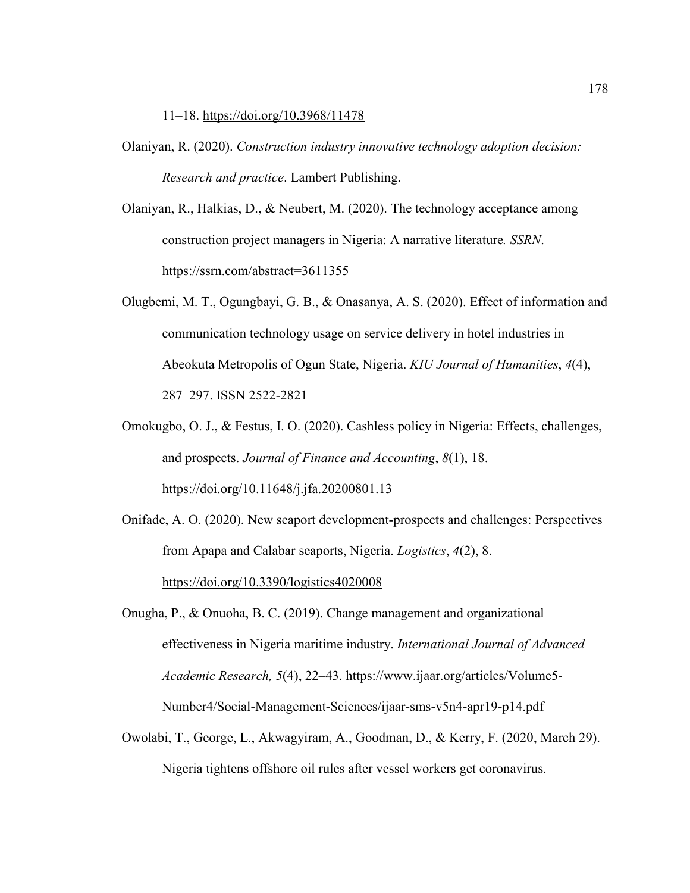11–18. https://doi.org/10.3968/11478

Olaniyan, R. (2020). *Construction industry innovative technology adoption decision: Research and practice*. Lambert Publishing.

Olaniyan, R., Halkias, D., & Neubert, M. (2020). The technology acceptance among construction project managers in Nigeria: A narrative literature*. SSRN*. https://ssrn.com/abstract=3611355

Olugbemi, M. T., Ogungbayi, G. B., & Onasanya, A. S. (2020). Effect of information and communication technology usage on service delivery in hotel industries in Abeokuta Metropolis of Ogun State, Nigeria. *KIU Journal of Humanities*, *4*(4), 287–297. ISSN 2522-2821

Omokugbo, O. J., & Festus, I. O. (2020). Cashless policy in Nigeria: Effects, challenges, and prospects. *Journal of Finance and Accounting*, *8*(1), 18. https://doi.org/10.11648/j.jfa.20200801.13

Onifade, A. O. (2020). New seaport development-prospects and challenges: Perspectives from Apapa and Calabar seaports, Nigeria. *Logistics*, *4*(2), 8. https://doi.org/10.3390/logistics4020008

Onugha, P., & Onuoha, B. C. (2019). Change management and organizational effectiveness in Nigeria maritime industry. *International Journal of Advanced Academic Research, 5*(4), 22–43. https://www.ijaar.org/articles/Volume5-Number4/Social-Management-Sciences/ijaar-sms-v5n4-apr19-p14.pdf

Owolabi, T., George, L., Akwagyiram, A., Goodman, D., & Kerry, F. (2020, March 29). Nigeria tightens offshore oil rules after vessel workers get coronavirus.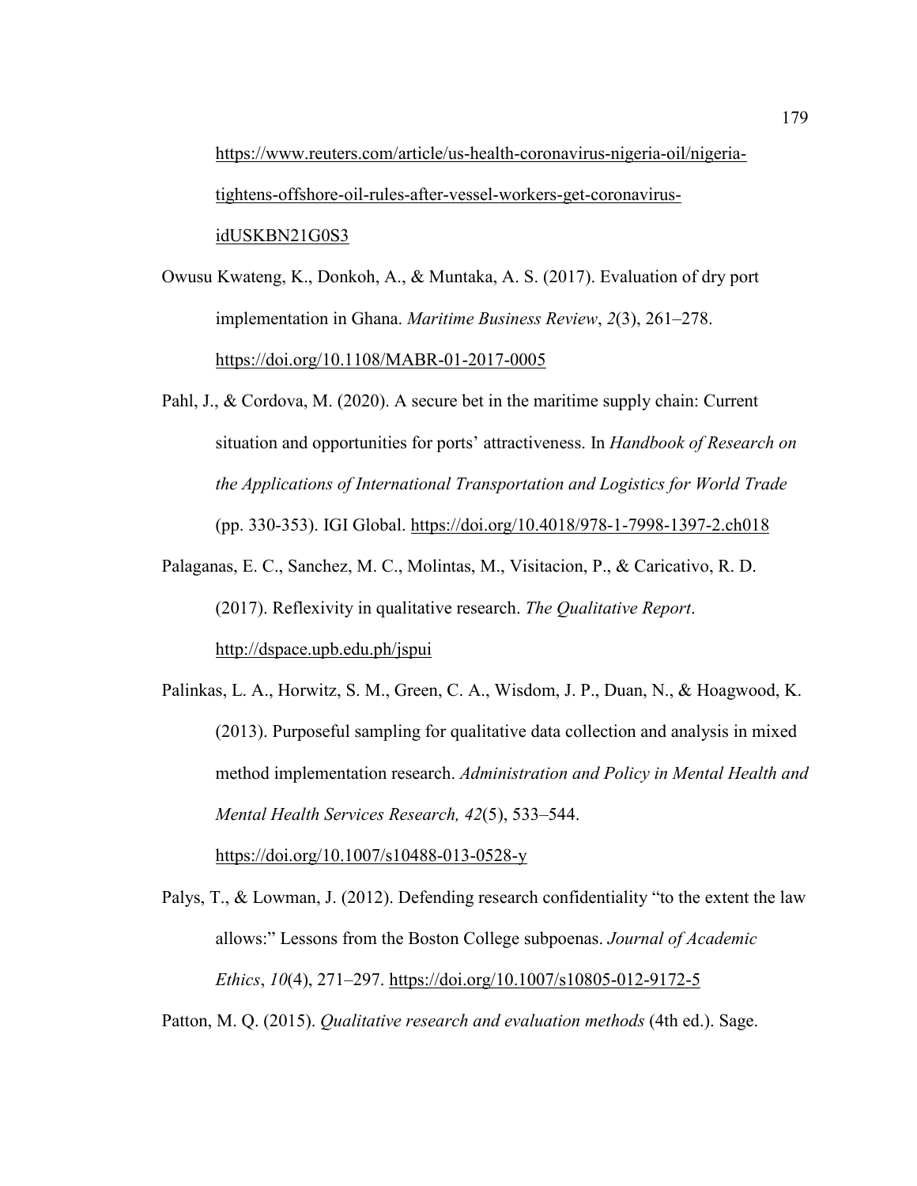https://www.reuters.com/article/us-health-coronavirus-nigeria-oil/nigeria-tightens-offshore-oil-rules-after-vessel-workers-get-coronavirus-idUSKBN21G0S3

Owusu Kwateng, K., Donkoh, A., & Muntaka, A. S. (2017). Evaluation of dry port implementation in Ghana. *Maritime Business Review*, *2*(3), 261–278. https://doi.org/10.1108/MABR-01-2017-0005

Pahl, J., & Cordova, M. (2020). A secure bet in the maritime supply chain: Current situation and opportunities for ports' attractiveness. In *Handbook of Research on the Applications of International Transportation and Logistics for World Trade* (pp. 330-353). IGI Global. https://doi.org/10.4018/978-1-7998-1397-2.ch018

Palaganas, E. C., Sanchez, M. C., Molintas, M., Visitacion, P., & Caricativo, R. D. (2017). Reflexivity in qualitative research. *The Qualitative Report*. http://dspace.upb.edu.ph/jspui

Palinkas, L. A., Horwitz, S. M., Green, C. A., Wisdom, J. P., Duan, N., & Hoagwood, K. (2013). Purposeful sampling for qualitative data collection and analysis in mixed method implementation research. *Administration and Policy in Mental Health and Mental Health Services Research, 42*(5), 533–544. https://doi.org/10.1007/s10488-013-0528-y

Palys, T., & Lowman, J. (2012). Defending research confidentiality "to the extent the law allows:" Lessons from the Boston College subpoenas. *Journal of Academic Ethics*, *10*(4), 271–297. https://doi.org/10.1007/s10805-012-9172-5

Patton, M. Q. (2015). *Qualitative research and evaluation methods* (4th ed.). Sage.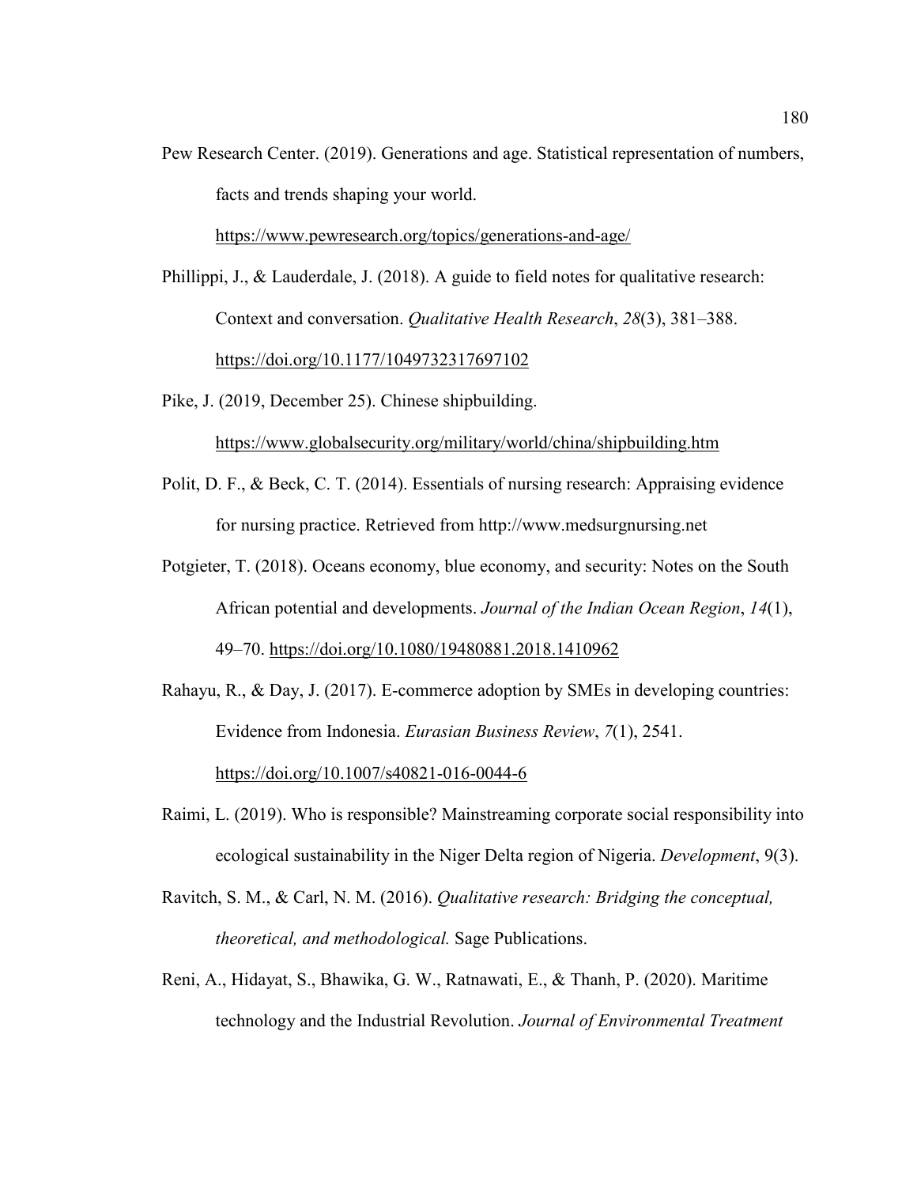Pew Research Center. (2019). Generations and age. Statistical representation of numbers, facts and trends shaping your world. https://www.pewresearch.org/topics/generations-and-age/

Phillippi, J., & Lauderdale, J. (2018). A guide to field notes for qualitative research: Context and conversation. *Qualitative Health Research*, *28*(3), 381–388. https://doi.org/10.1177/1049732317697102

Pike, J. (2019, December 25). Chinese shipbuilding. https://www.globalsecurity.org/military/world/china/shipbuilding.htm

Polit, D. F., & Beck, C. T. (2014). Essentials of nursing research: Appraising evidence for nursing practice. Retrieved from http://www.medsurgnursing.net

Potgieter, T. (2018). Oceans economy, blue economy, and security: Notes on the South African potential and developments. *Journal of the Indian Ocean Region*, *14*(1), 49–70. https://doi.org/10.1080/19480881.2018.1410962

Rahayu, R., & Day, J. (2017). E-commerce adoption by SMEs in developing countries: Evidence from Indonesia. *Eurasian Business Review*, *7*(1), 2541. https://doi.org/10.1007/s40821-016-0044-6

Raimi, L. (2019). Who is responsible? Mainstreaming corporate social responsibility into ecological sustainability in the Niger Delta region of Nigeria. *Development*, 9(3).

Ravitch, S. M., & Carl, N. M. (2016). *Qualitative research: Bridging the conceptual, theoretical, and methodological.* Sage Publications.

Reni, A., Hidayat, S., Bhawika, G. W., Ratnawati, E., & Thanh, P. (2020). Maritime technology and the Industrial Revolution. *Journal of Environmental Treatment*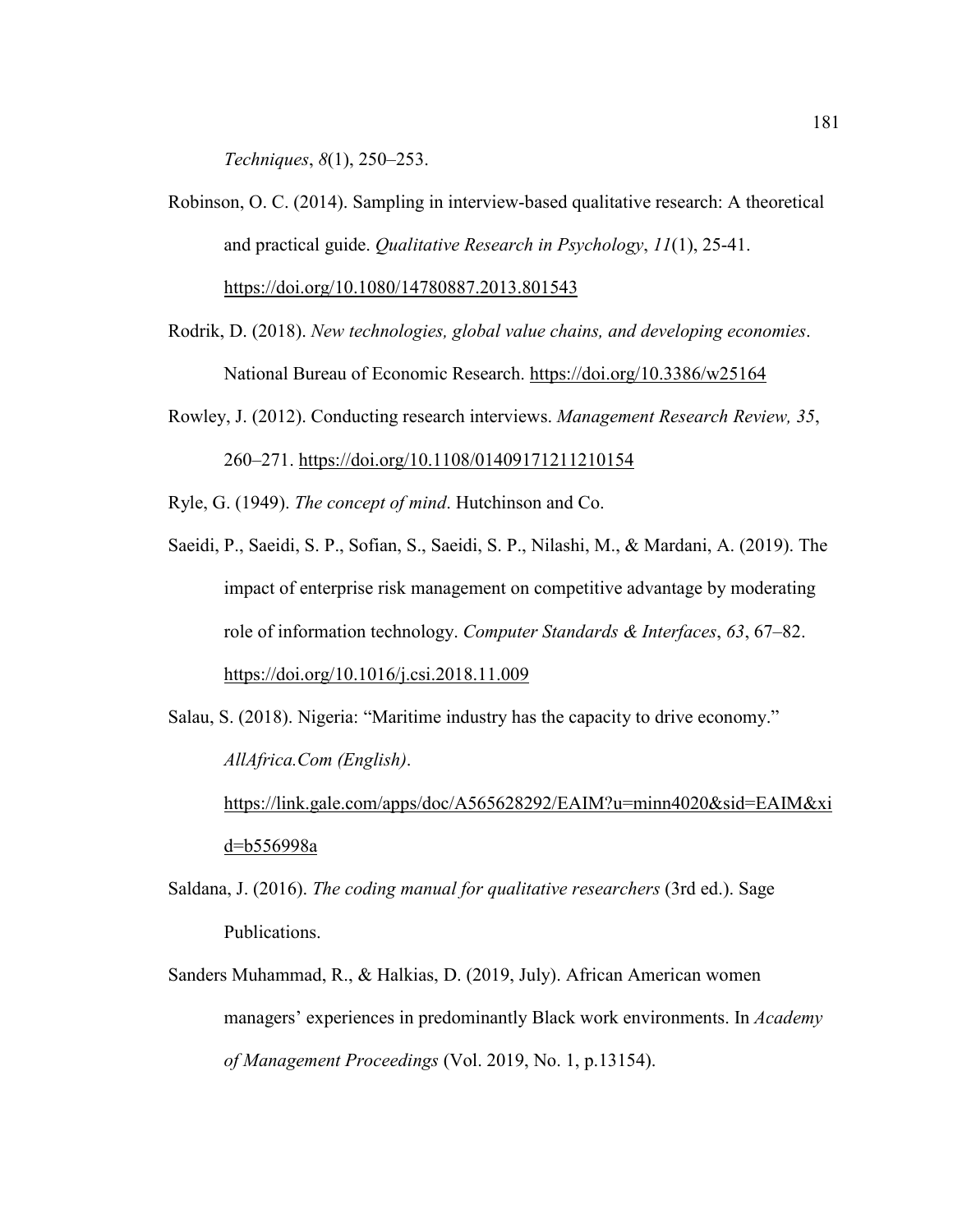*Techniques*, *8*(1), 250–253.

Robinson, O. C. (2014). Sampling in interview-based qualitative research: A theoretical and practical guide. *Qualitative Research in Psychology*, *11*(1), 25-41. https://doi.org/10.1080/14780887.2013.801543

Rodrik, D. (2018). *New technologies, global value chains, and developing economies*. National Bureau of Economic Research. https://doi.org/10.3386/w25164

Rowley, J. (2012). Conducting research interviews. *Management Research Review, 35*, 260–271. https://doi.org/10.1108/01409171211210154

Ryle, G. (1949). *The concept of mind*. Hutchinson and Co.

Saeidi, P., Saeidi, S. P., Sofian, S., Saeidi, S. P., Nilashi, M., & Mardani, A. (2019). The impact of enterprise risk management on competitive advantage by moderating role of information technology. *Computer Standards & Interfaces*, *63*, 67–82. https://doi.org/10.1016/j.csi.2018.11.009

Salau, S. (2018). Nigeria: "Maritime industry has the capacity to drive economy." *AllAfrica.Com (English)*. https://link.gale.com/apps/doc/A565628292/EAIM?u=minn4020&sid=EAIM&xid=b556998a

Saldana, J. (2016). *The coding manual for qualitative researchers* (3rd ed.). Sage Publications.

Sanders Muhammad, R., & Halkias, D. (2019, July). African American women managers' experiences in predominantly Black work environments. In *Academy of Management Proceedings* (Vol. 2019, No. 1, p.13154).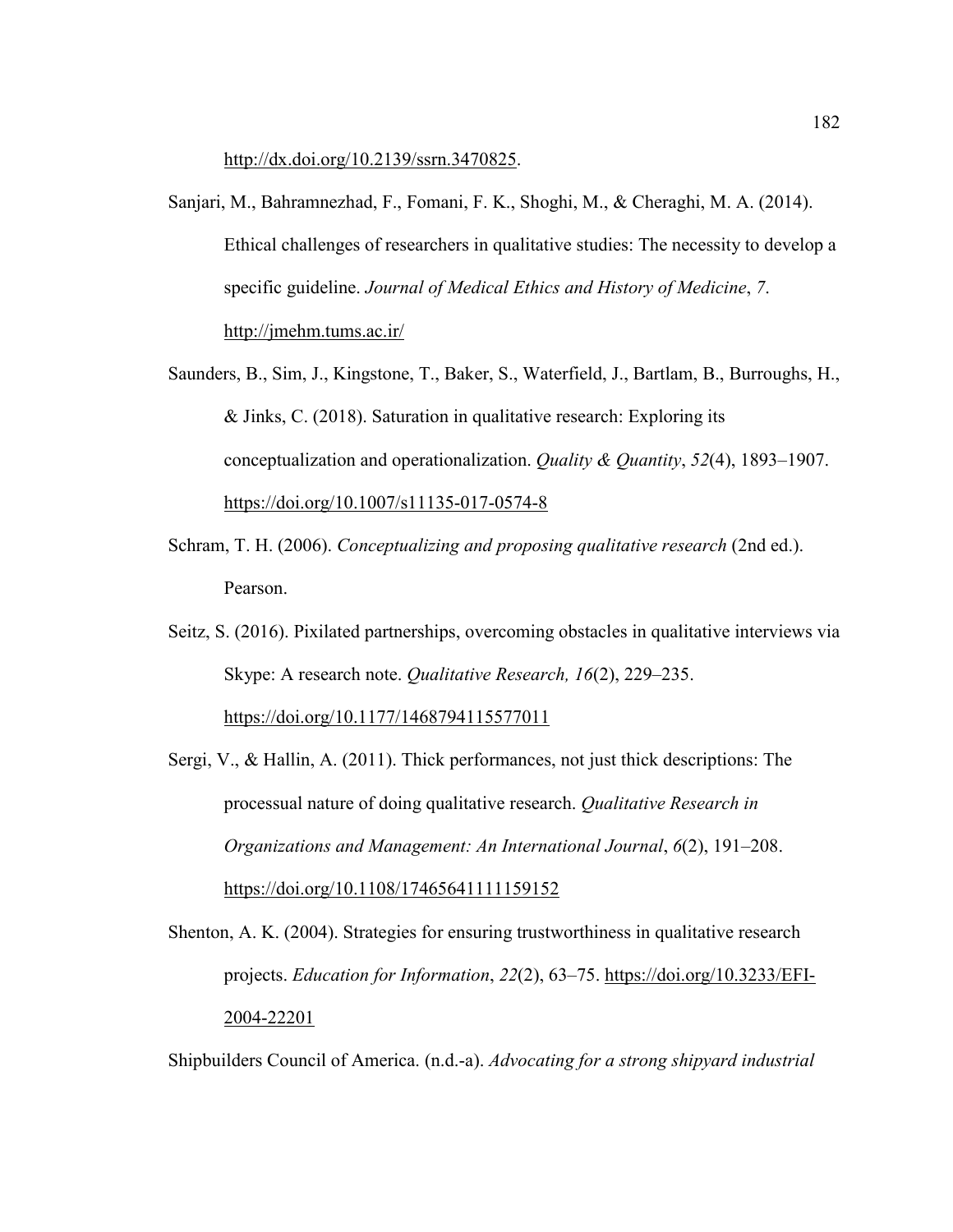http://dx.doi.org/10.2139/ssrn.3470825.

Sanjari, M., Bahramnezhad, F., Fomani, F. K., Shoghi, M., & Cheraghi, M. A. (2014). Ethical challenges of researchers in qualitative studies: The necessity to develop a specific guideline. *Journal of Medical Ethics and History of Medicine*, *7*. http://jmehm.tums.ac.ir/

Saunders, B., Sim, J., Kingstone, T., Baker, S., Waterfield, J., Bartlam, B., Burroughs, H., & Jinks, C. (2018). Saturation in qualitative research: Exploring its conceptualization and operationalization. *Quality & Quantity*, *52*(4), 1893–1907. https://doi.org/10.1007/s11135-017-0574-8

Schram, T. H. (2006). *Conceptualizing and proposing qualitative research* (2nd ed.). Pearson.

Seitz, S. (2016). Pixilated partnerships, overcoming obstacles in qualitative interviews via Skype: A research note. *Qualitative Research, 16*(2), 229–235. https://doi.org/10.1177/1468794115577011

Sergi, V., & Hallin, A. (2011). Thick performances, not just thick descriptions: The processual nature of doing qualitative research. *Qualitative Research in Organizations and Management: An International Journal*, *6*(2), 191–208. https://doi.org/10.1108/17465641111159152

Shenton, A. K. (2004). Strategies for ensuring trustworthiness in qualitative research projects. *Education for Information*, *22*(2), 63–75. https://doi.org/10.3233/EFI-2004-22201

Shipbuilders Council of America. (n.d.-a). *Advocating for a strong shipyard industrial*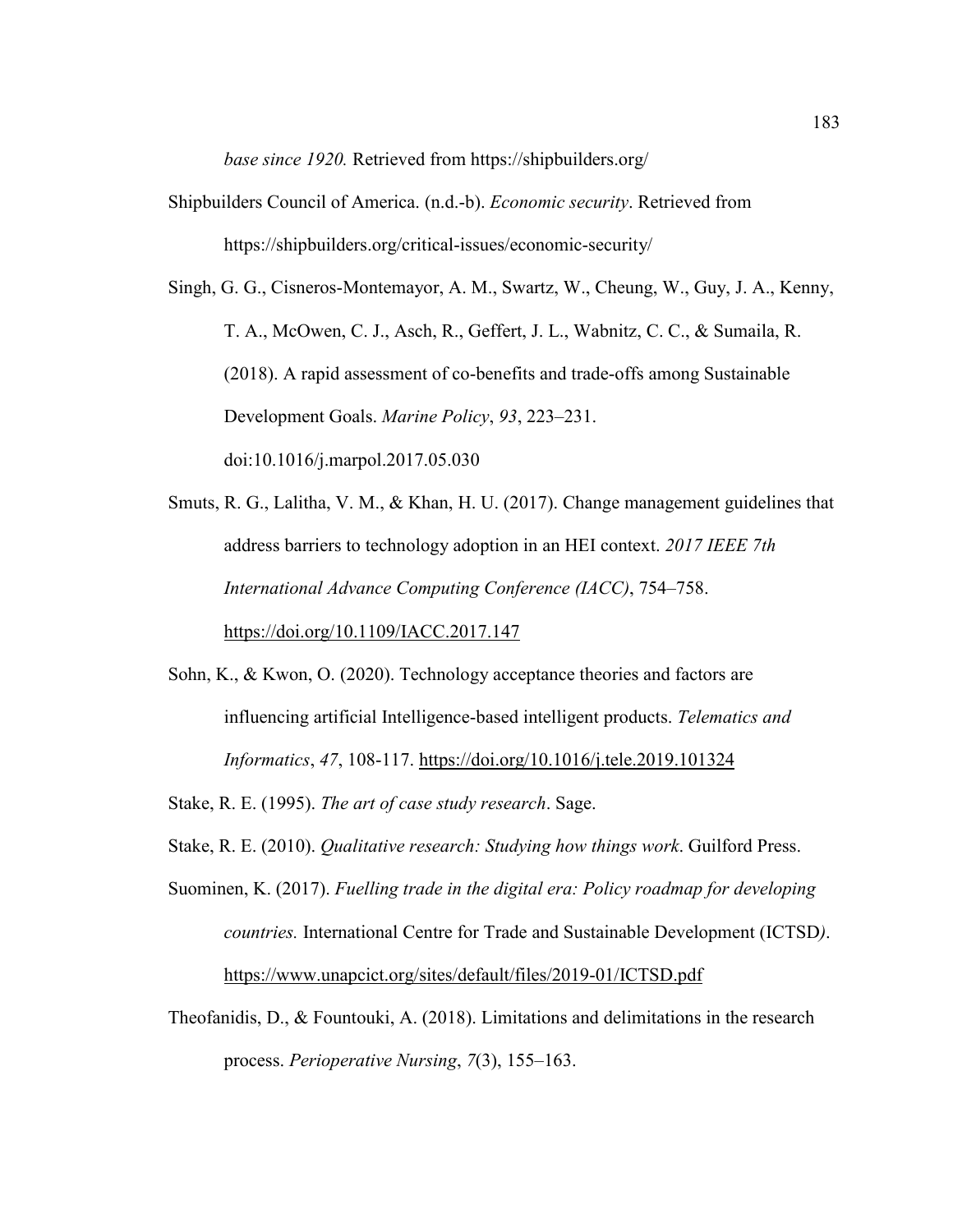*base since 1920.* Retrieved from https://shipbuilders.org/

Shipbuilders Council of America. (n.d.-b). *Economic security*. Retrieved from https://shipbuilders.org/critical-issues/economic-security/

Singh, G. G., Cisneros-Montemayor, A. M., Swartz, W., Cheung, W., Guy, J. A., Kenny, T. A., McOwen, C. J., Asch, R., Geffert, J. L., Wabnitz, C. C., & Sumaila, R. (2018). A rapid assessment of co-benefits and trade-offs among Sustainable Development Goals. *Marine Policy*, *93*, 223–231. doi:10.1016/j.marpol.2017.05.030

Smuts, R. G., Lalitha, V. M., & Khan, H. U. (2017). Change management guidelines that address barriers to technology adoption in an HEI context. *2017 IEEE 7th International Advance Computing Conference (IACC)*, 754–758. https://doi.org/10.1109/IACC.2017.147

Sohn, K., & Kwon, O. (2020). Technology acceptance theories and factors are influencing artificial Intelligence-based intelligent products. *Telematics and Informatics*, *47*, 108-117. https://doi.org/10.1016/j.tele.2019.101324

Stake, R. E. (1995). *The art of case study research*. Sage.

Stake, R. E. (2010). *Qualitative research: Studying how things work*. Guilford Press.

Suominen, K. (2017). *Fuelling trade in the digital era: Policy roadmap for developing countries.* International Centre for Trade and Sustainable Development (ICTSD). https://www.unapcict.org/sites/default/files/2019-01/ICTSD.pdf

Theofanidis, D., & Fountouki, A. (2018). Limitations and delimitations in the research process. *Perioperative Nursing*, *7*(3), 155–163.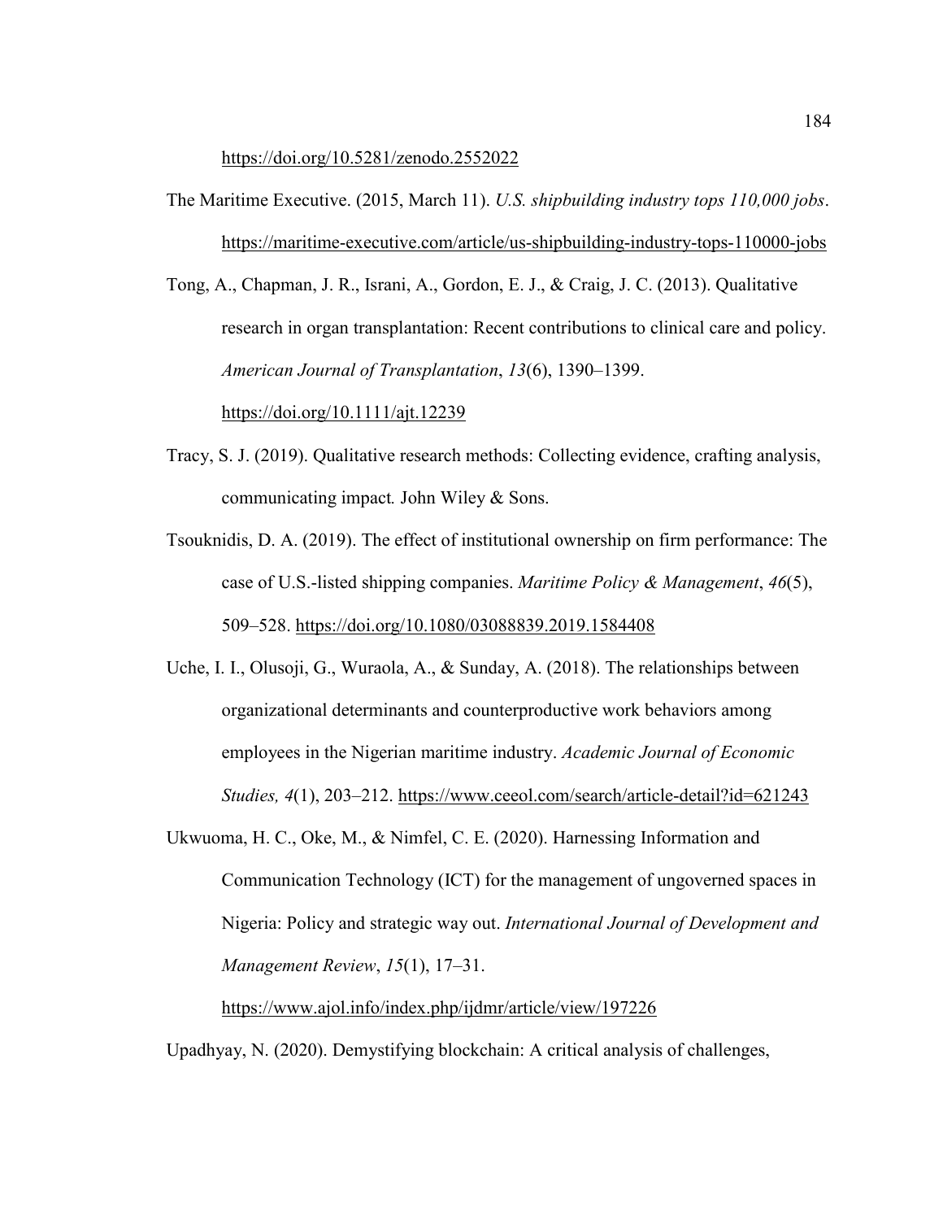https://doi.org/10.5281/zenodo.2552022

The Maritime Executive. (2015, March 11). *U.S. shipbuilding industry tops 110,000 jobs*. https://maritime-executive.com/article/us-shipbuilding-industry-tops-110000-jobs

Tong, A., Chapman, J. R., Israni, A., Gordon, E. J., & Craig, J. C. (2013). Qualitative research in organ transplantation: Recent contributions to clinical care and policy. *American Journal of Transplantation*, *13*(6), 1390–1399. https://doi.org/10.1111/ajt.12239

Tracy, S. J. (2019). Qualitative research methods: Collecting evidence, crafting analysis, communicating impact*.* John Wiley & Sons.

Tsouknidis, D. A. (2019). The effect of institutional ownership on firm performance: The case of U.S.-listed shipping companies. *Maritime Policy & Management*, *46*(5), 509–528. https://doi.org/10.1080/03088839.2019.1584408

Uche, I. I., Olusoji, G., Wuraola, A., & Sunday, A. (2018). The relationships between organizational determinants and counterproductive work behaviors among employees in the Nigerian maritime industry. *Academic Journal of Economic Studies, 4*(1), 203–212. https://www.ceeol.com/search/article-detail?id=621243

Ukwuoma, H. C., Oke, M., & Nimfel, C. E. (2020). Harnessing Information and Communication Technology (ICT) for the management of ungoverned spaces in Nigeria: Policy and strategic way out. *International Journal of Development and Management Review*, *15*(1), 17–31. https://www.ajol.info/index.php/ijdmr/article/view/197226

Upadhyay, N. (2020). Demystifying blockchain: A critical analysis of challenges,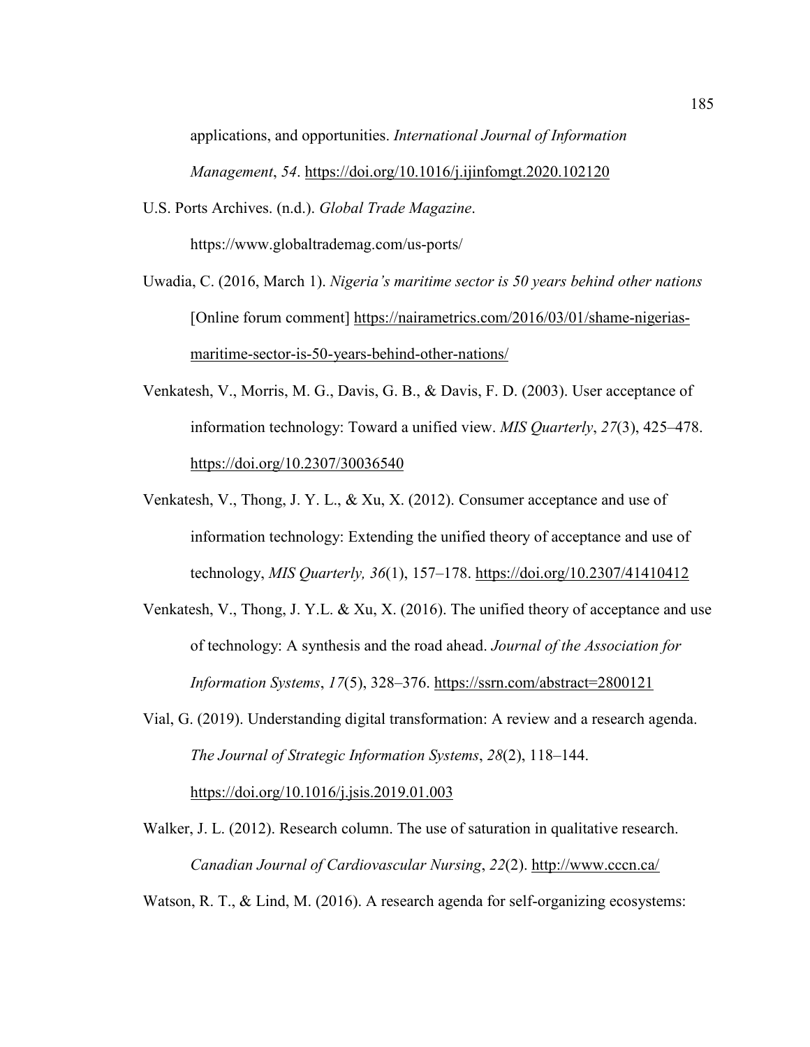applications, and opportunities. *International Journal of Information Management*, *54*. https://doi.org/10.1016/j.ijinfomgt.2020.102120

U.S. Ports Archives. (n.d.). *Global Trade Magazine*. https://www.globaltrademag.com/us-ports/

Uwadia, C. (2016, March 1). *Nigeria's maritime sector is 50 years behind other nations* [Online forum comment] https://nairametrics.com/2016/03/01/shame-nigerias-maritime-sector-is-50-years-behind-other-nations/

Venkatesh, V., Morris, M. G., Davis, G. B., & Davis, F. D. (2003). User acceptance of information technology: Toward a unified view. *MIS Quarterly*, *27*(3), 425–478. https://doi.org/10.2307/30036540

Venkatesh, V., Thong, J. Y. L., & Xu, X. (2012). Consumer acceptance and use of information technology: Extending the unified theory of acceptance and use of technology, *MIS Quarterly, 36*(1), 157–178. https://doi.org/10.2307/41410412

Venkatesh, V., Thong, J. Y.L. & Xu, X. (2016). The unified theory of acceptance and use of technology: A synthesis and the road ahead. *Journal of the Association for Information Systems*, *17*(5), 328–376. https://ssrn.com/abstract=2800121

Vial, G. (2019). Understanding digital transformation: A review and a research agenda. *The Journal of Strategic Information Systems*, *28*(2), 118–144. https://doi.org/10.1016/j.jsis.2019.01.003

Walker, J. L. (2012). Research column. The use of saturation in qualitative research. *Canadian Journal of Cardiovascular Nursing*, *22*(2). http://www.cccn.ca/

Watson, R. T., & Lind, M. (2016). A research agenda for self-organizing ecosystems: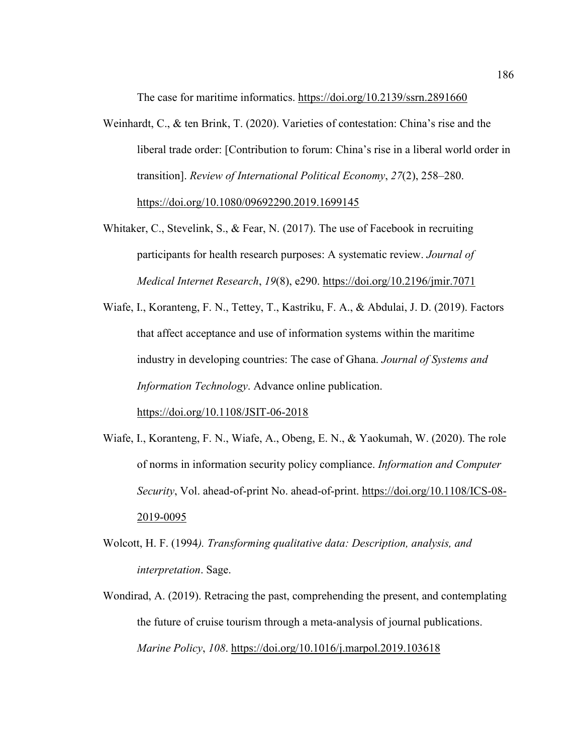The case for maritime informatics. https://doi.org/10.2139/ssrn.2891660

Weinhardt, C., & ten Brink, T. (2020). Varieties of contestation: China's rise and the liberal trade order: [Contribution to forum: China's rise in a liberal world order in transition]. *Review of International Political Economy*, *27*(2), 258–280. https://doi.org/10.1080/09692290.2019.1699145

Whitaker, C., Stevelink, S., & Fear, N. (2017). The use of Facebook in recruiting participants for health research purposes: A systematic review. *Journal of Medical Internet Research*, *19*(8), e290. https://doi.org/10.2196/jmir.7071

Wiafe, I., Koranteng, F. N., Tettey, T., Kastriku, F. A., & Abdulai, J. D. (2019). Factors that affect acceptance and use of information systems within the maritime industry in developing countries: The case of Ghana. *Journal of Systems and Information Technology*. Advance online publication. https://doi.org/10.1108/JSIT-06-2018

Wiafe, I., Koranteng, F. N., Wiafe, A., Obeng, E. N., & Yaokumah, W. (2020). The role of norms in information security policy compliance. *Information and Computer Security*, Vol. ahead-of-print No. ahead-of-print. https://doi.org/10.1108/ICS-08-2019-0095

Wolcott, H. F. (1994*). Transforming qualitative data: Description, analysis, and interpretation*. Sage.

Wondirad, A. (2019). Retracing the past, comprehending the present, and contemplating the future of cruise tourism through a meta-analysis of journal publications. *Marine Policy*, *108*. https://doi.org/10.1016/j.marpol.2019.103618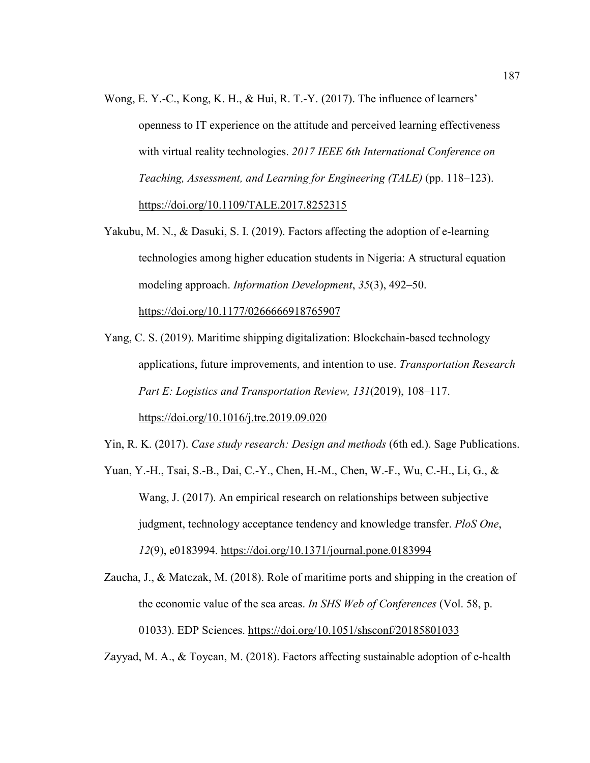Wong, E. Y.-C., Kong, K. H., & Hui, R. T.-Y. (2017). The influence of learners' openness to IT experience on the attitude and perceived learning effectiveness with virtual reality technologies. *2017 IEEE 6th International Conference on Teaching, Assessment, and Learning for Engineering (TALE)* (pp. 118–123). https://doi.org/10.1109/TALE.2017.8252315

Yakubu, M. N., & Dasuki, S. I. (2019). Factors affecting the adoption of e-learning technologies among higher education students in Nigeria: A structural equation modeling approach. *Information Development*, *35*(3), 492–50. https://doi.org/10.1177/0266666918765907

Yang, C. S. (2019). Maritime shipping digitalization: Blockchain-based technology applications, future improvements, and intention to use. *Transportation Research Part E: Logistics and Transportation Review, 131*(2019), 108–117. https://doi.org/10.1016/j.tre.2019.09.020

Yin, R. K. (2017). *Case study research: Design and methods* (6th ed.). Sage Publications.

Yuan, Y.-H., Tsai, S.-B., Dai, C.-Y., Chen, H.-M., Chen, W.-F., Wu, C.-H., Li, G., & Wang, J. (2017). An empirical research on relationships between subjective judgment, technology acceptance tendency and knowledge transfer. *PloS One*, *12*(9), e0183994. https://doi.org/10.1371/journal.pone.0183994

Zaucha, J., & Matczak, M. (2018). Role of maritime ports and shipping in the creation of the economic value of the sea areas. *In SHS Web of Conferences* (Vol. 58, p. 01033). EDP Sciences. https://doi.org/10.1051/shsconf/20185801033

Zayyad, M. A., & Toycan, M. (2018). Factors affecting sustainable adoption of e-health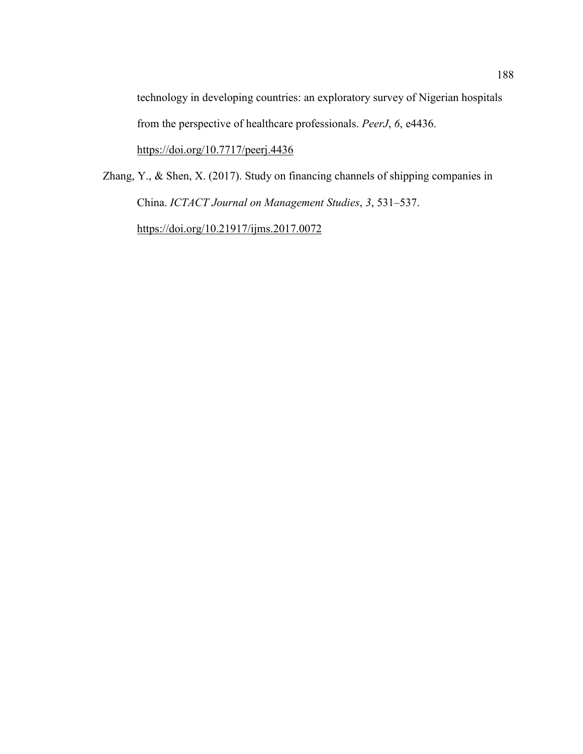technology in developing countries: an exploratory survey of Nigerian hospitals from the perspective of healthcare professionals. *PeerJ*, *6*, e4436. https://doi.org/10.7717/peerj.4436

Zhang, Y., & Shen, X. (2017). Study on financing channels of shipping companies in China. *ICTACT Journal on Management Studies*, *3*, 531–537. https://doi.org/10.21917/ijms.2017.0072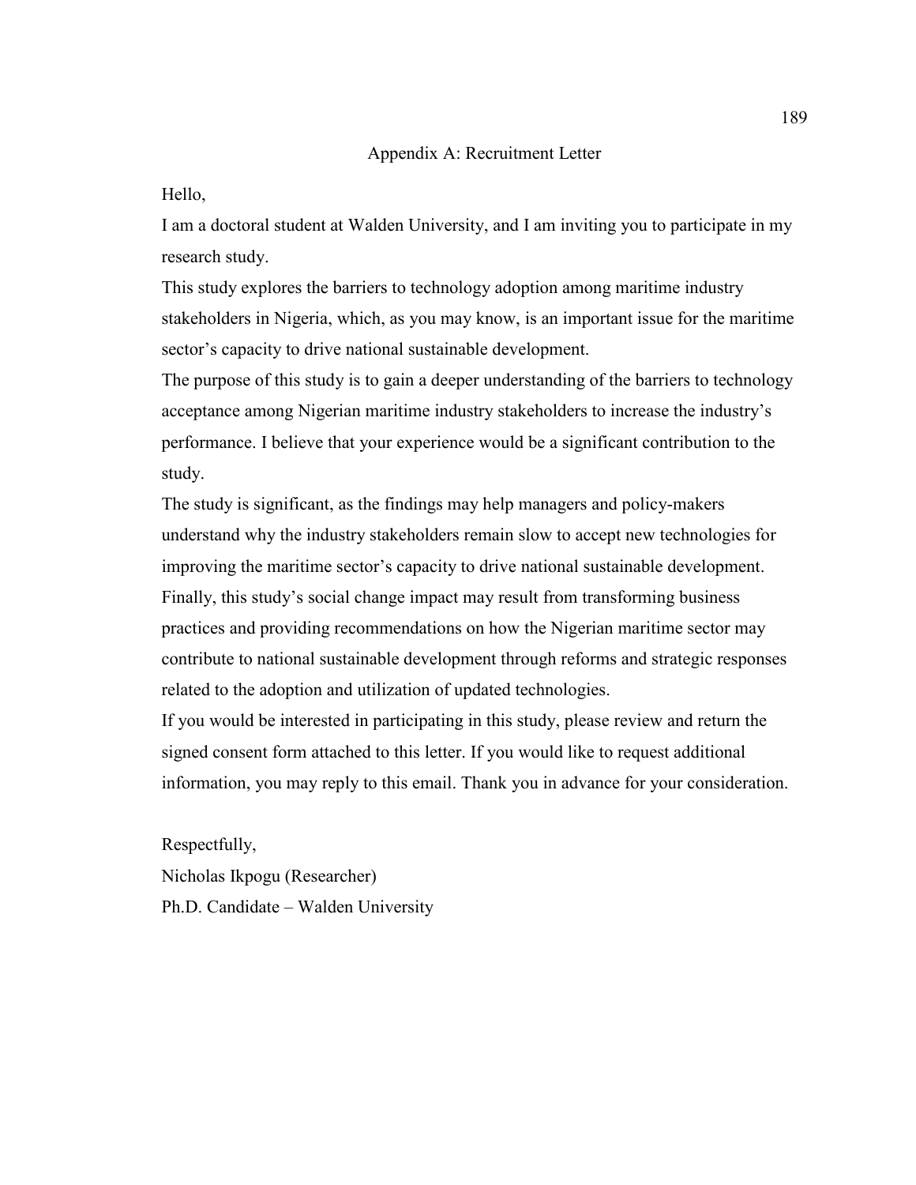# Appendix A: Recruitment Letter

Hello,

I am a doctoral student at Walden University, and I am inviting you to participate in my research study.

This study explores the barriers to technology adoption among maritime industry stakeholders in Nigeria, which, as you may know, is an important issue for the maritime sector's capacity to drive national sustainable development.

The purpose of this study is to gain a deeper understanding of the barriers to technology acceptance among Nigerian maritime industry stakeholders to increase the industry's performance. I believe that your experience would be a significant contribution to the study.

The study is significant, as the findings may help managers and policy-makers understand why the industry stakeholders remain slow to accept new technologies for improving the maritime sector's capacity to drive national sustainable development.

Finally, this study's social change impact may result from transforming business practices and providing recommendations on how the Nigerian maritime sector may contribute to national sustainable development through reforms and strategic responses related to the adoption and utilization of updated technologies.

If you would be interested in participating in this study, please review and return the signed consent form attached to this letter. If you would like to request additional information, you may reply to this email. Thank you in advance for your consideration.

Respectfully,

Nicholas Ikpogu (Researcher)

Ph.D. Candidate – Walden University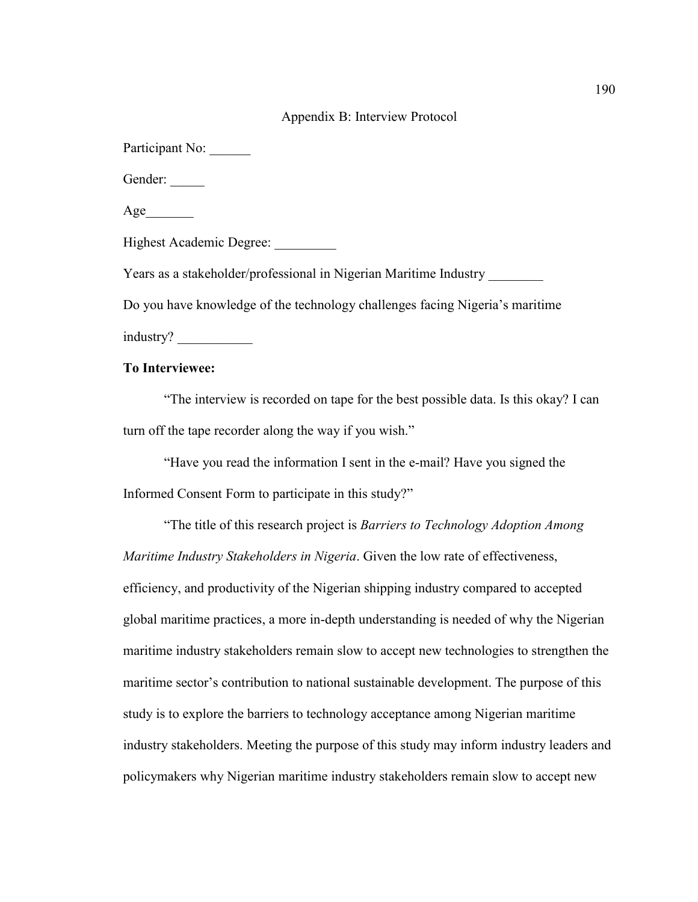## Appendix B: Interview Protocol

Participant No: ______

Gender: _____

Age_______

Highest Academic Degree: _________

Years as a stakeholder/professional in Nigerian Maritime Industry ________

Do you have knowledge of the technology challenges facing Nigeria's maritime industry? ___________

**To Interviewee:**

"The interview is recorded on tape for the best possible data. Is this okay? I can turn off the tape recorder along the way if you wish."

"Have you read the information I sent in the e-mail? Have you signed the Informed Consent Form to participate in this study?"

"The title of this research project is *Barriers to Technology Adoption Among Maritime Industry Stakeholders in Nigeria*. Given the low rate of effectiveness, efficiency, and productivity of the Nigerian shipping industry compared to accepted global maritime practices, a more in-depth understanding is needed of why the Nigerian maritime industry stakeholders remain slow to accept new technologies to strengthen the maritime sector's contribution to national sustainable development. The purpose of this study is to explore the barriers to technology acceptance among Nigerian maritime industry stakeholders. Meeting the purpose of this study may inform industry leaders and policymakers why Nigerian maritime industry stakeholders remain slow to accept new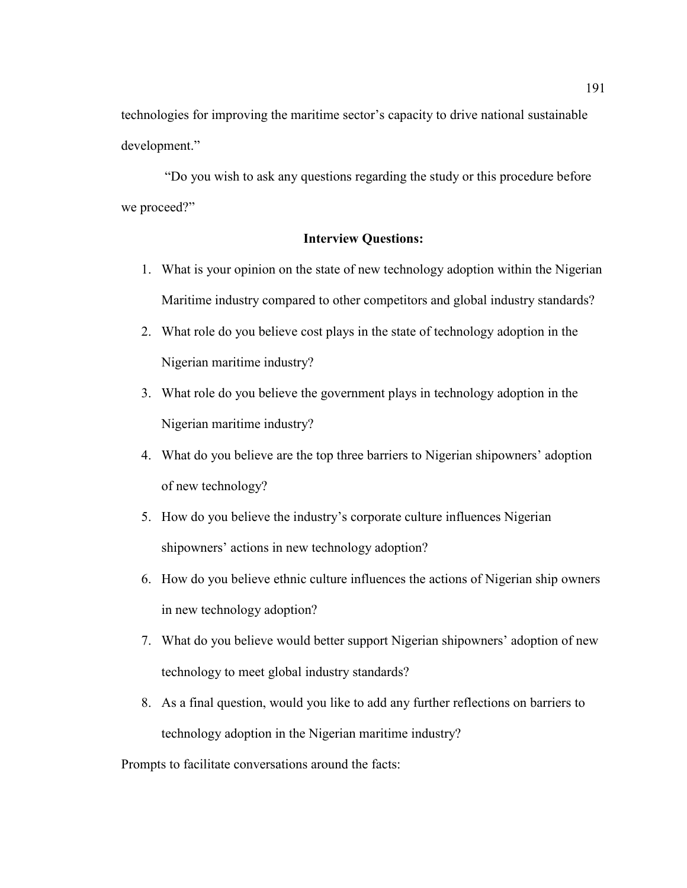technologies for improving the maritime sector's capacity to drive national sustainable development."

"Do you wish to ask any questions regarding the study or this procedure before we proceed?"

**Interview Questions:**

1. What is your opinion on the state of new technology adoption within the Nigerian Maritime industry compared to other competitors and global industry standards?
2. What role do you believe cost plays in the state of technology adoption in the Nigerian maritime industry?
3. What role do you believe the government plays in technology adoption in the Nigerian maritime industry?
4. What do you believe are the top three barriers to Nigerian shipowners' adoption of new technology?
5. How do you believe the industry's corporate culture influences Nigerian shipowners' actions in new technology adoption?
6. How do you believe ethnic culture influences the actions of Nigerian ship owners in new technology adoption?
7. What do you believe would better support Nigerian shipowners' adoption of new technology to meet global industry standards?
8. As a final question, would you like to add any further reflections on barriers to technology adoption in the Nigerian maritime industry?

Prompts to facilitate conversations around the facts: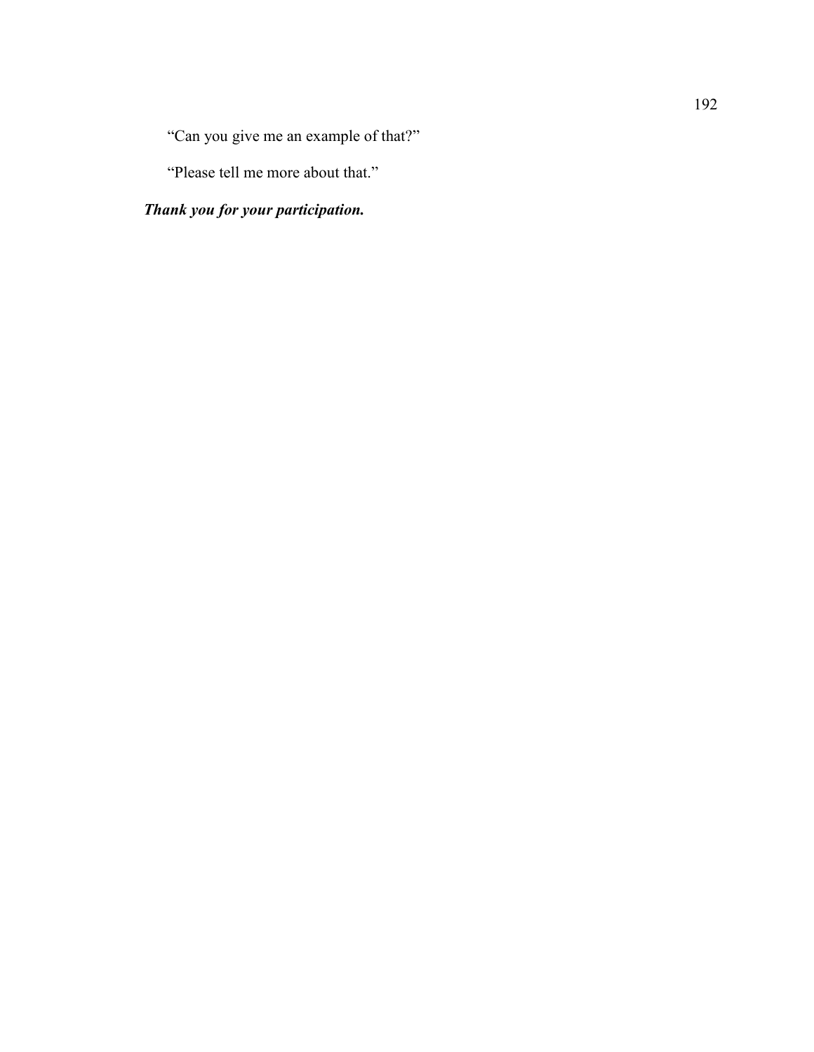“Can you give me an example of that?”

“Please tell me more about that.”

***Thank you for your participation.***